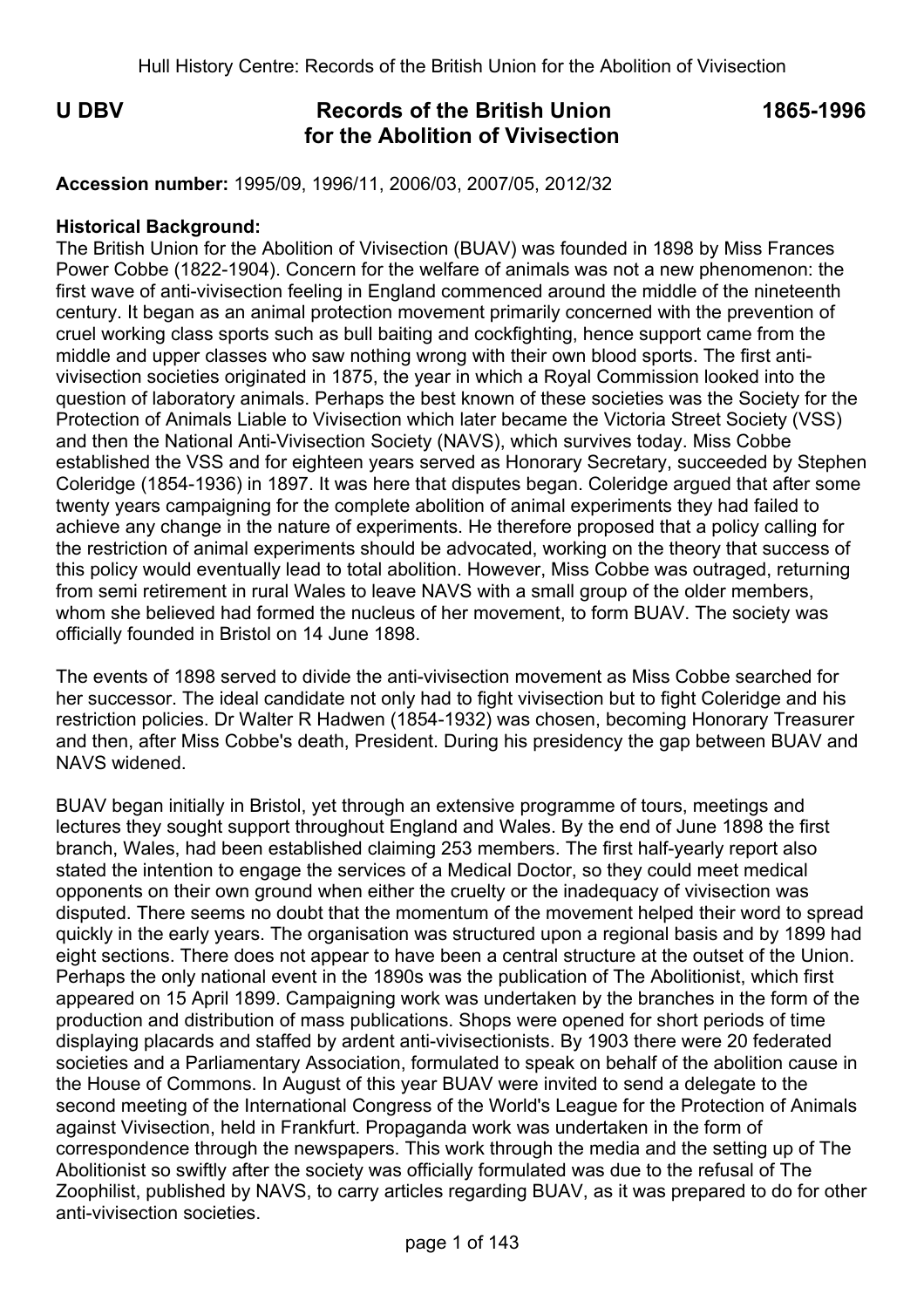# U DBV Records of the British Union for the Abolition of Vivisection 1865-1996

**Accession number:** 1995/09, 1996/11, 2006/03, 2007/05, 2012/32

**Historical Background:**

The British Union for the Abolition of Vivisection (BUAV) was founded in 1898 by Miss Frances Power Cobbe (1822-1904). Concern for the welfare of animals was not a new phenomenon: the first wave of anti-vivisection feeling in England commenced around the middle of the nineteenth century. It began as an animal protection movement primarily concerned with the prevention of cruel working class sports such as bull baiting and cockfighting, hence support came from the middle and upper classes who saw nothing wrong with their own blood sports. The first anti-vivisection societies originated in 1875, the year in which a Royal Commission looked into the question of laboratory animals. Perhaps the best known of these societies was the Society for the Protection of Animals Liable to Vivisection which later became the Victoria Street Society (VSS) and then the National Anti-Vivisection Society (NAVS), which survives today. Miss Cobbe established the VSS and for eighteen years served as Honorary Secretary, succeeded by Stephen Coleridge (1854-1936) in 1897. It was here that disputes began. Coleridge argued that after some twenty years campaigning for the complete abolition of animal experiments they had failed to achieve any change in the nature of experiments. He therefore proposed that a policy calling for the restriction of animal experiments should be advocated, working on the theory that success of this policy would eventually lead to total abolition. However, Miss Cobbe was outraged, returning from semi retirement in rural Wales to leave NAVS with a small group of the older members, whom she believed had formed the nucleus of her movement, to form BUAV. The society was officially founded in Bristol on 14 June 1898.

The events of 1898 served to divide the anti-vivisection movement as Miss Cobbe searched for her successor. The ideal candidate not only had to fight vivisection but to fight Coleridge and his restriction policies. Dr Walter R Hadwen (1854-1932) was chosen, becoming Honorary Treasurer and then, after Miss Cobbe's death, President. During his presidency the gap between BUAV and NAVS widened.

BUAV began initially in Bristol, yet through an extensive programme of tours, meetings and lectures they sought support throughout England and Wales. By the end of June 1898 the first branch, Wales, had been established claiming 253 members. The first half-yearly report also stated the intention to engage the services of a Medical Doctor, so they could meet medical opponents on their own ground when either the cruelty or the inadequacy of vivisection was disputed. There seems no doubt that the momentum of the movement helped their word to spread quickly in the early years. The organisation was structured upon a regional basis and by 1899 had eight sections. There does not appear to have been a central structure at the outset of the Union. Perhaps the only national event in the 1890s was the publication of The Abolitionist, which first appeared on 15 April 1899. Campaigning work was undertaken by the branches in the form of the production and distribution of mass publications. Shops were opened for short periods of time displaying placards and staffed by ardent anti-vivisectionists. By 1903 there were 20 federated societies and a Parliamentary Association, formulated to speak on behalf of the abolition cause in the House of Commons. In August of this year BUAV were invited to send a delegate to the second meeting of the International Congress of the World's League for the Protection of Animals against Vivisection, held in Frankfurt. Propaganda work was undertaken in the form of correspondence through the newspapers. This work through the media and the setting up of The Abolitionist so swiftly after the society was officially formulated was due to the refusal of The Zoophilist, published by NAVS, to carry articles regarding BUAV, as it was prepared to do for other anti-vivisection societies.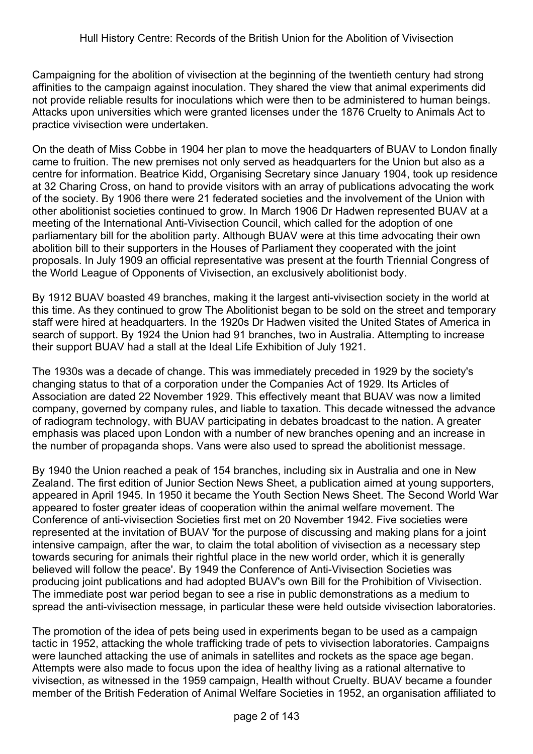Campaigning for the abolition of vivisection at the beginning of the twentieth century had strong affinities to the campaign against inoculation. They shared the view that animal experiments did not provide reliable results for inoculations which were then to be administered to human beings. Attacks upon universities which were granted licenses under the 1876 Cruelty to Animals Act to practice vivisection were undertaken.

On the death of Miss Cobbe in 1904 her plan to move the headquarters of BUAV to London finally came to fruition. The new premises not only served as headquarters for the Union but also as a centre for information. Beatrice Kidd, Organising Secretary since January 1904, took up residence at 32 Charing Cross, on hand to provide visitors with an array of publications advocating the work of the society. By 1906 there were 21 federated societies and the involvement of the Union with other abolitionist societies continued to grow. In March 1906 Dr Hadwen represented BUAV at a meeting of the International Anti-Vivisection Council, which called for the adoption of one parliamentary bill for the abolition party. Although BUAV were at this time advocating their own abolition bill to their supporters in the Houses of Parliament they cooperated with the joint proposals. In July 1909 an official representative was present at the fourth Triennial Congress of the World League of Opponents of Vivisection, an exclusively abolitionist body.

By 1912 BUAV boasted 49 branches, making it the largest anti-vivisection society in the world at this time. As they continued to grow The Abolitionist began to be sold on the street and temporary staff were hired at headquarters. In the 1920s Dr Hadwen visited the United States of America in search of support. By 1924 the Union had 91 branches, two in Australia. Attempting to increase their support BUAV had a stall at the Ideal Life Exhibition of July 1921.

The 1930s was a decade of change. This was immediately preceded in 1929 by the society's changing status to that of a corporation under the Companies Act of 1929. Its Articles of Association are dated 22 November 1929. This effectively meant that BUAV was now a limited company, governed by company rules, and liable to taxation. This decade witnessed the advance of radiogram technology, with BUAV participating in debates broadcast to the nation. A greater emphasis was placed upon London with a number of new branches opening and an increase in the number of propaganda shops. Vans were also used to spread the abolitionist message.

By 1940 the Union reached a peak of 154 branches, including six in Australia and one in New Zealand. The first edition of Junior Section News Sheet, a publication aimed at young supporters, appeared in April 1945. In 1950 it became the Youth Section News Sheet. The Second World War appeared to foster greater ideas of cooperation within the animal welfare movement. The Conference of anti-vivisection Societies first met on 20 November 1942. Five societies were represented at the invitation of BUAV 'for the purpose of discussing and making plans for a joint intensive campaign, after the war, to claim the total abolition of vivisection as a necessary step towards securing for animals their rightful place in the new world order, which it is generally believed will follow the peace'. By 1949 the Conference of Anti-Vivisection Societies was producing joint publications and had adopted BUAV's own Bill for the Prohibition of Vivisection. The immediate post war period began to see a rise in public demonstrations as a medium to spread the anti-vivisection message, in particular these were held outside vivisection laboratories.

The promotion of the idea of pets being used in experiments began to be used as a campaign tactic in 1952, attacking the whole trafficking trade of pets to vivisection laboratories. Campaigns were launched attacking the use of animals in satellites and rockets as the space age began. Attempts were also made to focus upon the idea of healthy living as a rational alternative to vivisection, as witnessed in the 1959 campaign, Health without Cruelty. BUAV became a founder member of the British Federation of Animal Welfare Societies in 1952, an organisation affiliated to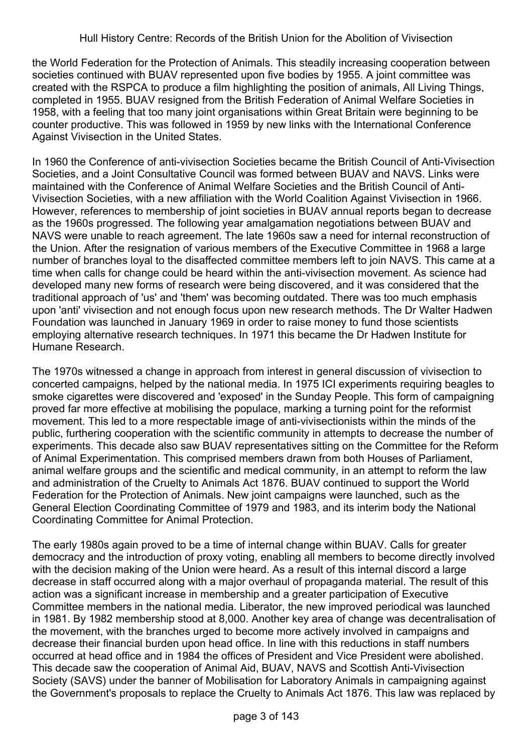the World Federation for the Protection of Animals. This steadily increasing cooperation between societies continued with BUAV represented upon five bodies by 1955. A joint committee was created with the RSPCA to produce a film highlighting the position of animals, All Living Things, completed in 1955. BUAV resigned from the British Federation of Animal Welfare Societies in 1958, with a feeling that too many joint organisations within Great Britain were beginning to be counter productive. This was followed in 1959 by new links with the International Conference Against Vivisection in the United States.

In 1960 the Conference of anti-vivisection Societies became the British Council of Anti-Vivisection Societies, and a Joint Consultative Council was formed between BUAV and NAVS. Links were maintained with the Conference of Animal Welfare Societies and the British Council of Anti-Vivisection Societies, with a new affiliation with the World Coalition Against Vivisection in 1966. However, references to membership of joint societies in BUAV annual reports began to decrease as the 1960s progressed. The following year amalgamation negotiations between BUAV and NAVS were unable to reach agreement. The late 1960s saw a need for internal reconstruction of the Union. After the resignation of various members of the Executive Committee in 1968 a large number of branches loyal to the disaffected committee members left to join NAVS. This came at a time when calls for change could be heard within the anti-vivisection movement. As science had developed many new forms of research were being discovered, and it was considered that the traditional approach of 'us' and 'them' was becoming outdated. There was too much emphasis upon 'anti' vivisection and not enough focus upon new research methods. The Dr Walter Hadwen Foundation was launched in January 1969 in order to raise money to fund those scientists employing alternative research techniques. In 1971 this became the Dr Hadwen Institute for Humane Research.

The 1970s witnessed a change in approach from interest in general discussion of vivisection to concerted campaigns, helped by the national media. In 1975 ICI experiments requiring beagles to smoke cigarettes were discovered and 'exposed' in the Sunday People. This form of campaigning proved far more effective at mobilising the populace, marking a turning point for the reformist movement. This led to a more respectable image of anti-vivisectionists within the minds of the public, furthering cooperation with the scientific community in attempts to decrease the number of experiments. This decade also saw BUAV representatives sitting on the Committee for the Reform of Animal Experimentation. This comprised members drawn from both Houses of Parliament, animal welfare groups and the scientific and medical community, in an attempt to reform the law and administration of the Cruelty to Animals Act 1876. BUAV continued to support the World Federation for the Protection of Animals. New joint campaigns were launched, such as the General Election Coordinating Committee of 1979 and 1983, and its interim body the National Coordinating Committee for Animal Protection.

The early 1980s again proved to be a time of internal change within BUAV. Calls for greater democracy and the introduction of proxy voting, enabling all members to become directly involved with the decision making of the Union were heard. As a result of this internal discord a large decrease in staff occurred along with a major overhaul of propaganda material. The result of this action was a significant increase in membership and a greater participation of Executive Committee members in the national media. Liberator, the new improved periodical was launched in 1981. By 1982 membership stood at 8,000. Another key area of change was decentralisation of the movement, with the branches urged to become more actively involved in campaigns and decrease their financial burden upon head office. In line with this reductions in staff numbers occurred at head office and in 1984 the offices of President and Vice President were abolished. This decade saw the cooperation of Animal Aid, BUAV, NAVS and Scottish Anti-Vivisection Society (SAVS) under the banner of Mobilisation for Laboratory Animals in campaigning against the Government's proposals to replace the Cruelty to Animals Act 1876. This law was replaced by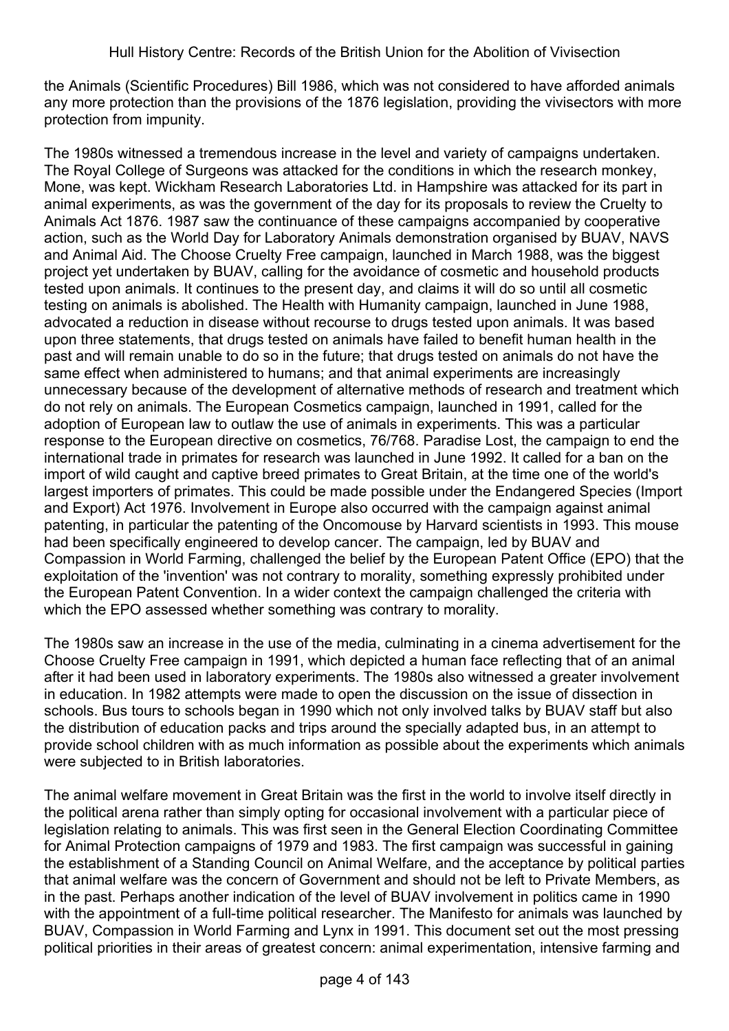the Animals (Scientific Procedures) Bill 1986, which was not considered to have afforded animals any more protection than the provisions of the 1876 legislation, providing the vivisectors with more protection from impunity.

The 1980s witnessed a tremendous increase in the level and variety of campaigns undertaken. The Royal College of Surgeons was attacked for the conditions in which the research monkey, Mone, was kept. Wickham Research Laboratories Ltd. in Hampshire was attacked for its part in animal experiments, as was the government of the day for its proposals to review the Cruelty to Animals Act 1876. 1987 saw the continuance of these campaigns accompanied by cooperative action, such as the World Day for Laboratory Animals demonstration organised by BUAV, NAVS and Animal Aid. The Choose Cruelty Free campaign, launched in March 1988, was the biggest project yet undertaken by BUAV, calling for the avoidance of cosmetic and household products tested upon animals. It continues to the present day, and claims it will do so until all cosmetic testing on animals is abolished. The Health with Humanity campaign, launched in June 1988, advocated a reduction in disease without recourse to drugs tested upon animals. It was based upon three statements, that drugs tested on animals have failed to benefit human health in the past and will remain unable to do so in the future; that drugs tested on animals do not have the same effect when administered to humans; and that animal experiments are increasingly unnecessary because of the development of alternative methods of research and treatment which do not rely on animals. The European Cosmetics campaign, launched in 1991, called for the adoption of European law to outlaw the use of animals in experiments. This was a particular response to the European directive on cosmetics, 76/768. Paradise Lost, the campaign to end the international trade in primates for research was launched in June 1992. It called for a ban on the import of wild caught and captive breed primates to Great Britain, at the time one of the world's largest importers of primates. This could be made possible under the Endangered Species (Import and Export) Act 1976. Involvement in Europe also occurred with the campaign against animal patenting, in particular the patenting of the Oncomouse by Harvard scientists in 1993. This mouse had been specifically engineered to develop cancer. The campaign, led by BUAV and Compassion in World Farming, challenged the belief by the European Patent Office (EPO) that the exploitation of the 'invention' was not contrary to morality, something expressly prohibited under the European Patent Convention. In a wider context the campaign challenged the criteria with which the EPO assessed whether something was contrary to morality.

The 1980s saw an increase in the use of the media, culminating in a cinema advertisement for the Choose Cruelty Free campaign in 1991, which depicted a human face reflecting that of an animal after it had been used in laboratory experiments. The 1980s also witnessed a greater involvement in education. In 1982 attempts were made to open the discussion on the issue of dissection in schools. Bus tours to schools began in 1990 which not only involved talks by BUAV staff but also the distribution of education packs and trips around the specially adapted bus, in an attempt to provide school children with as much information as possible about the experiments which animals were subjected to in British laboratories.

The animal welfare movement in Great Britain was the first in the world to involve itself directly in the political arena rather than simply opting for occasional involvement with a particular piece of legislation relating to animals. This was first seen in the General Election Coordinating Committee for Animal Protection campaigns of 1979 and 1983. The first campaign was successful in gaining the establishment of a Standing Council on Animal Welfare, and the acceptance by political parties that animal welfare was the concern of Government and should not be left to Private Members, as in the past. Perhaps another indication of the level of BUAV involvement in politics came in 1990 with the appointment of a full-time political researcher. The Manifesto for animals was launched by BUAV, Compassion in World Farming and Lynx in 1991. This document set out the most pressing political priorities in their areas of greatest concern: animal experimentation, intensive farming and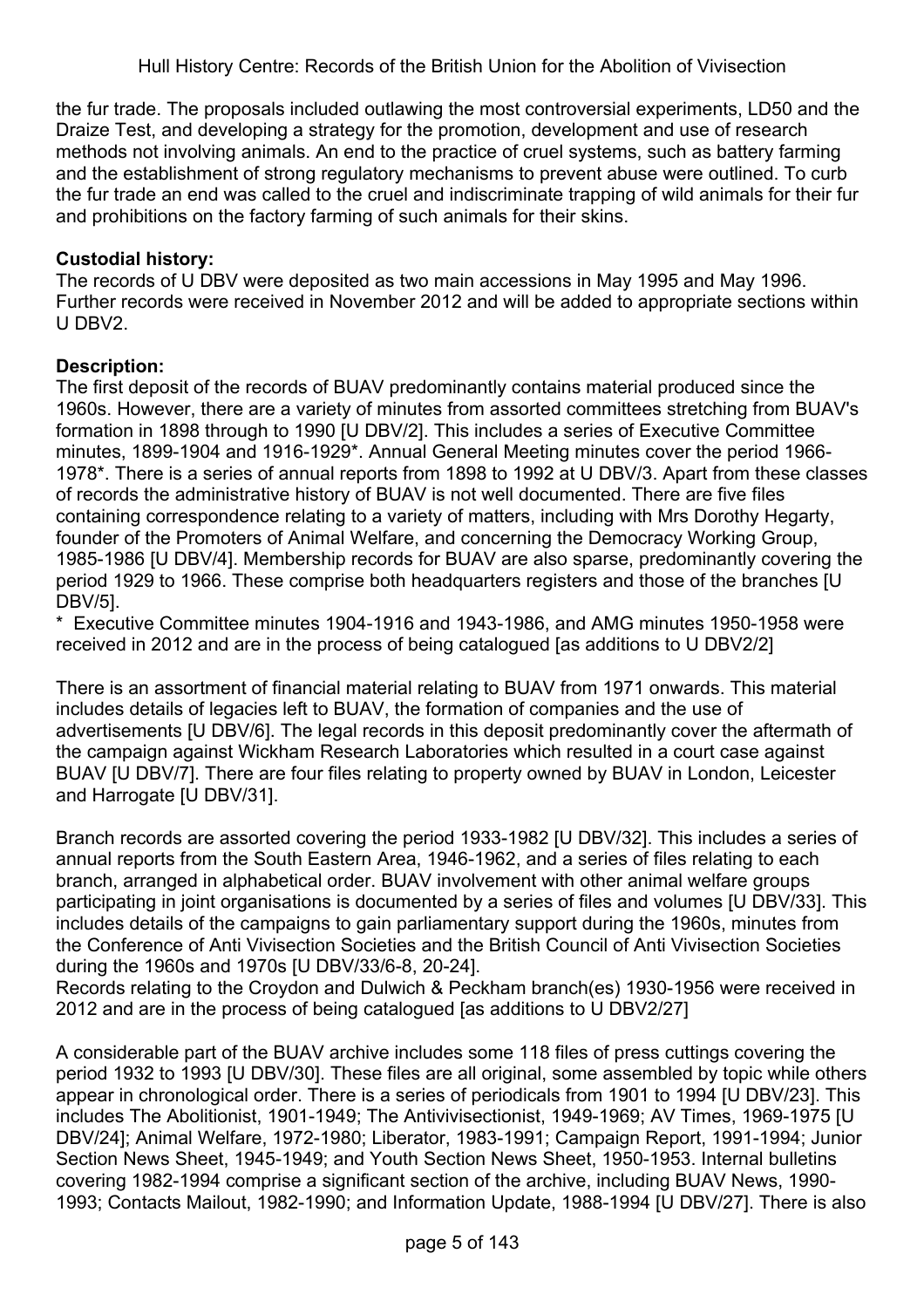the fur trade. The proposals included outlawing the most controversial experiments, LD50 and the Draize Test, and developing a strategy for the promotion, development and use of research methods not involving animals. An end to the practice of cruel systems, such as battery farming and the establishment of strong regulatory mechanisms to prevent abuse were outlined. To curb the fur trade an end was called to the cruel and indiscriminate trapping of wild animals for their fur and prohibitions on the factory farming of such animals for their skins.

**Custodial history:**
The records of U DBV were deposited as two main accessions in May 1995 and May 1996. Further records were received in November 2012 and will be added to appropriate sections within U DBV2.

**Description:**
The first deposit of the records of BUAV predominantly contains material produced since the 1960s. However, there are a variety of minutes from assorted committees stretching from BUAV's formation in 1898 through to 1990 [U DBV/2]. This includes a series of Executive Committee minutes, 1899-1904 and 1916-1929*. Annual General Meeting minutes cover the period 1966-1978*. There is a series of annual reports from 1898 to 1992 at U DBV/3. Apart from these classes of records the administrative history of BUAV is not well documented. There are five files containing correspondence relating to a variety of matters, including with Mrs Dorothy Hegarty, founder of the Promoters of Animal Welfare, and concerning the Democracy Working Group, 1985-1986 [U DBV/4]. Membership records for BUAV are also sparse, predominantly covering the period 1929 to 1966. These comprise both headquarters registers and those of the branches [U DBV/5].

\* Executive Committee minutes 1904-1916 and 1943-1986, and AMG minutes 1950-1958 were received in 2012 and are in the process of being catalogued [as additions to U DBV2/2]

There is an assortment of financial material relating to BUAV from 1971 onwards. This material includes details of legacies left to BUAV, the formation of companies and the use of advertisements [U DBV/6]. The legal records in this deposit predominantly cover the aftermath of the campaign against Wickham Research Laboratories which resulted in a court case against BUAV [U DBV/7]. There are four files relating to property owned by BUAV in London, Leicester and Harrogate [U DBV/31].

Branch records are assorted covering the period 1933-1982 [U DBV/32]. This includes a series of annual reports from the South Eastern Area, 1946-1962, and a series of files relating to each branch, arranged in alphabetical order. BUAV involvement with other animal welfare groups participating in joint organisations is documented by a series of files and volumes [U DBV/33]. This includes details of the campaigns to gain parliamentary support during the 1960s, minutes from the Conference of Anti Vivisection Societies and the British Council of Anti Vivisection Societies during the 1960s and 1970s [U DBV/33/6-8, 20-24].
Records relating to the Croydon and Dulwich & Peckham branch(es) 1930-1956 were received in 2012 and are in the process of being catalogued [as additions to U DBV2/27]

A considerable part of the BUAV archive includes some 118 files of press cuttings covering the period 1932 to 1993 [U DBV/30]. These files are all original, some assembled by topic while others appear in chronological order. There is a series of periodicals from 1901 to 1994 [U DBV/23]. This includes The Abolitionist, 1901-1949; The Antivivisectionist, 1949-1969; AV Times, 1969-1975 [U DBV/24]; Animal Welfare, 1972-1980; Liberator, 1983-1991; Campaign Report, 1991-1994; Junior Section News Sheet, 1945-1949; and Youth Section News Sheet, 1950-1953. Internal bulletins covering 1982-1994 comprise a significant section of the archive, including BUAV News, 1990-1993; Contacts Mailout, 1982-1990; and Information Update, 1988-1994 [U DBV/27]. There is also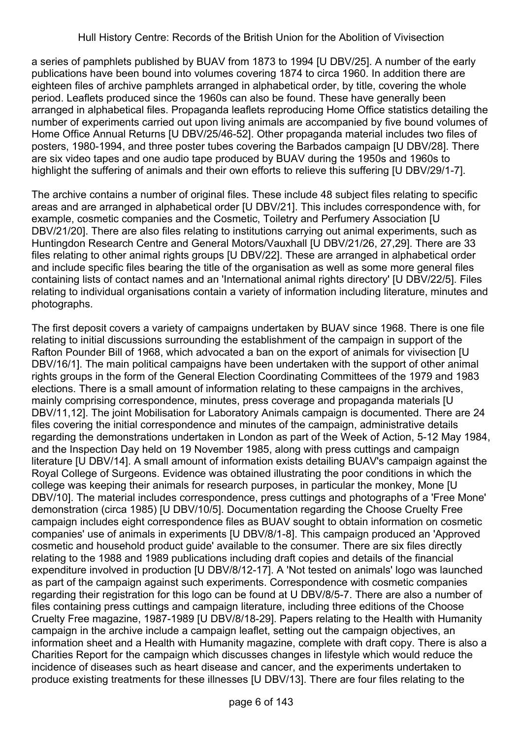a series of pamphlets published by BUAV from 1873 to 1994 [U DBV/25]. A number of the early publications have been bound into volumes covering 1874 to circa 1960. In addition there are eighteen files of archive pamphlets arranged in alphabetical order, by title, covering the whole period. Leaflets produced since the 1960s can also be found. These have generally been arranged in alphabetical files. Propaganda leaflets reproducing Home Office statistics detailing the number of experiments carried out upon living animals are accompanied by five bound volumes of Home Office Annual Returns [U DBV/25/46-52]. Other propaganda material includes two files of posters, 1980-1994, and three poster tubes covering the Barbados campaign [U DBV/28]. There are six video tapes and one audio tape produced by BUAV during the 1950s and 1960s to highlight the suffering of animals and their own efforts to relieve this suffering [U DBV/29/1-7].

The archive contains a number of original files. These include 48 subject files relating to specific areas and are arranged in alphabetical order [U DBV/21]. This includes correspondence with, for example, cosmetic companies and the Cosmetic, Toiletry and Perfumery Association [U DBV/21/20]. There are also files relating to institutions carrying out animal experiments, such as Huntingdon Research Centre and General Motors/Vauxhall [U DBV/21/26, 27,29]. There are 33 files relating to other animal rights groups [U DBV/22]. These are arranged in alphabetical order and include specific files bearing the title of the organisation as well as some more general files containing lists of contact names and an 'International animal rights directory' [U DBV/22/5]. Files relating to individual organisations contain a variety of information including literature, minutes and photographs.

The first deposit covers a variety of campaigns undertaken by BUAV since 1968. There is one file relating to initial discussions surrounding the establishment of the campaign in support of the Rafton Pounder Bill of 1968, which advocated a ban on the export of animals for vivisection [U DBV/16/1]. The main political campaigns have been undertaken with the support of other animal rights groups in the form of the General Election Coordinating Committees of the 1979 and 1983 elections. There is a small amount of information relating to these campaigns in the archives, mainly comprising correspondence, minutes, press coverage and propaganda materials [U DBV/11,12]. The joint Mobilisation for Laboratory Animals campaign is documented. There are 24 files covering the initial correspondence and minutes of the campaign, administrative details regarding the demonstrations undertaken in London as part of the Week of Action, 5-12 May 1984, and the Inspection Day held on 19 November 1985, along with press cuttings and campaign literature [U DBV/14]. A small amount of information exists detailing BUAV's campaign against the Royal College of Surgeons. Evidence was obtained illustrating the poor conditions in which the college was keeping their animals for research purposes, in particular the monkey, Mone [U DBV/10]. The material includes correspondence, press cuttings and photographs of a 'Free Mone' demonstration (circa 1985) [U DBV/10/5]. Documentation regarding the Choose Cruelty Free campaign includes eight correspondence files as BUAV sought to obtain information on cosmetic companies' use of animals in experiments [U DBV/8/1-8]. This campaign produced an 'Approved cosmetic and household product guide' available to the consumer. There are six files directly relating to the 1988 and 1989 publications including draft copies and details of the financial expenditure involved in production [U DBV/8/12-17]. A 'Not tested on animals' logo was launched as part of the campaign against such experiments. Correspondence with cosmetic companies regarding their registration for this logo can be found at U DBV/8/5-7. There are also a number of files containing press cuttings and campaign literature, including three editions of the Choose Cruelty Free magazine, 1987-1989 [U DBV/8/18-29]. Papers relating to the Health with Humanity campaign in the archive include a campaign leaflet, setting out the campaign objectives, an information sheet and a Health with Humanity magazine, complete with draft copy. There is also a Charities Report for the campaign which discusses changes in lifestyle which would reduce the incidence of diseases such as heart disease and cancer, and the experiments undertaken to produce existing treatments for these illnesses [U DBV/13]. There are four files relating to the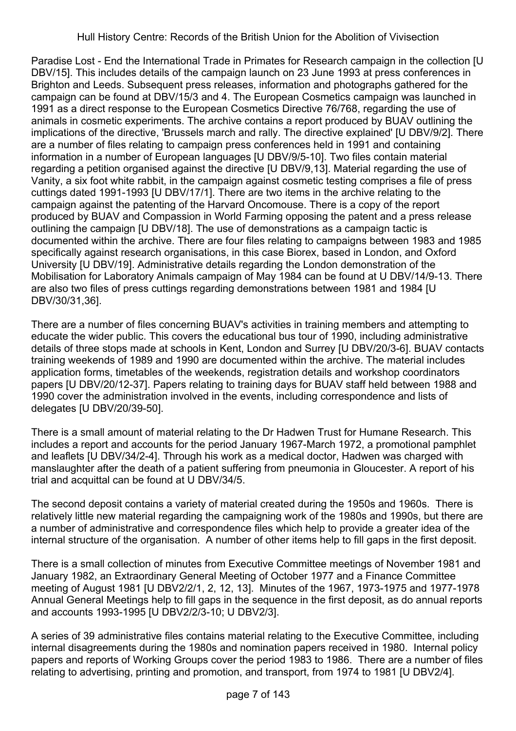Paradise Lost - End the International Trade in Primates for Research campaign in the collection [U DBV/15]. This includes details of the campaign launch on 23 June 1993 at press conferences in Brighton and Leeds. Subsequent press releases, information and photographs gathered for the campaign can be found at DBV/15/3 and 4. The European Cosmetics campaign was launched in 1991 as a direct response to the European Cosmetics Directive 76/768, regarding the use of animals in cosmetic experiments. The archive contains a report produced by BUAV outlining the implications of the directive, 'Brussels march and rally. The directive explained' [U DBV/9/2]. There are a number of files relating to campaign press conferences held in 1991 and containing information in a number of European languages [U DBV/9/5-10]. Two files contain material regarding a petition organised against the directive [U DBV/9,13]. Material regarding the use of Vanity, a six foot white rabbit, in the campaign against cosmetic testing comprises a file of press cuttings dated 1991-1993 [U DBV/17/1]. There are two items in the archive relating to the campaign against the patenting of the Harvard Oncomouse. There is a copy of the report produced by BUAV and Compassion in World Farming opposing the patent and a press release outlining the campaign [U DBV/18]. The use of demonstrations as a campaign tactic is documented within the archive. There are four files relating to campaigns between 1983 and 1985 specifically against research organisations, in this case Biorex, based in London, and Oxford University [U DBV/19]. Administrative details regarding the London demonstration of the Mobilisation for Laboratory Animals campaign of May 1984 can be found at U DBV/14/9-13. There are also two files of press cuttings regarding demonstrations between 1981 and 1984 [U DBV/30/31,36].

There are a number of files concerning BUAV's activities in training members and attempting to educate the wider public. This covers the educational bus tour of 1990, including administrative details of three stops made at schools in Kent, London and Surrey [U DBV/20/3-6]. BUAV contacts training weekends of 1989 and 1990 are documented within the archive. The material includes application forms, timetables of the weekends, registration details and workshop coordinators papers [U DBV/20/12-37]. Papers relating to training days for BUAV staff held between 1988 and 1990 cover the administration involved in the events, including correspondence and lists of delegates [U DBV/20/39-50].

There is a small amount of material relating to the Dr Hadwen Trust for Humane Research. This includes a report and accounts for the period January 1967-March 1972, a promotional pamphlet and leaflets [U DBV/34/2-4]. Through his work as a medical doctor, Hadwen was charged with manslaughter after the death of a patient suffering from pneumonia in Gloucester. A report of his trial and acquittal can be found at U DBV/34/5.

The second deposit contains a variety of material created during the 1950s and 1960s. There is relatively little new material regarding the campaigning work of the 1980s and 1990s, but there are a number of administrative and correspondence files which help to provide a greater idea of the internal structure of the organisation. A number of other items help to fill gaps in the first deposit.

There is a small collection of minutes from Executive Committee meetings of November 1981 and January 1982, an Extraordinary General Meeting of October 1977 and a Finance Committee meeting of August 1981 [U DBV2/2/1, 2, 12, 13]. Minutes of the 1967, 1973-1975 and 1977-1978 Annual General Meetings help to fill gaps in the sequence in the first deposit, as do annual reports and accounts 1993-1995 [U DBV2/2/3-10; U DBV2/3].

A series of 39 administrative files contains material relating to the Executive Committee, including internal disagreements during the 1980s and nomination papers received in 1980. Internal policy papers and reports of Working Groups cover the period 1983 to 1986. There are a number of files relating to advertising, printing and promotion, and transport, from 1974 to 1981 [U DBV2/4].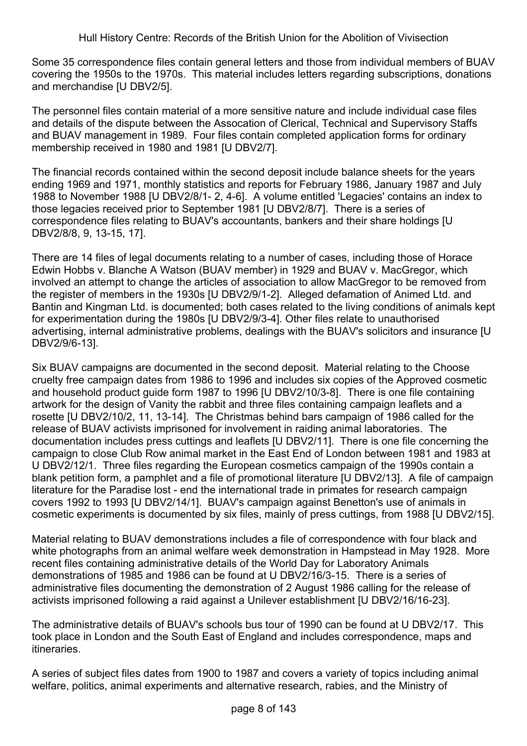Some 35 correspondence files contain general letters and those from individual members of BUAV covering the 1950s to the 1970s. This material includes letters regarding subscriptions, donations and merchandise [U DBV2/5].

The personnel files contain material of a more sensitive nature and include individual case files and details of the dispute between the Assocation of Clerical, Technical and Supervisory Staffs and BUAV management in 1989. Four files contain completed application forms for ordinary membership received in 1980 and 1981 [U DBV2/7].

The financial records contained within the second deposit include balance sheets for the years ending 1969 and 1971, monthly statistics and reports for February 1986, January 1987 and July 1988 to November 1988 [U DBV2/8/1- 2, 4-6]. A volume entitled 'Legacies' contains an index to those legacies received prior to September 1981 [U DBV2/8/7]. There is a series of correspondence files relating to BUAV's accountants, bankers and their share holdings [U DBV2/8/8, 9, 13-15, 17].

There are 14 files of legal documents relating to a number of cases, including those of Horace Edwin Hobbs v. Blanche A Watson (BUAV member) in 1929 and BUAV v. MacGregor, which involved an attempt to change the articles of association to allow MacGregor to be removed from the register of members in the 1930s [U DBV2/9/1-2]. Alleged defamation of Animed Ltd. and Bantin and Kingman Ltd. is documented; both cases related to the living conditions of animals kept for experimentation during the 1980s [U DBV2/9/3-4]. Other files relate to unauthorised advertising, internal administrative problems, dealings with the BUAV's solicitors and insurance [U DBV2/9/6-13].

Six BUAV campaigns are documented in the second deposit. Material relating to the Choose cruelty free campaign dates from 1986 to 1996 and includes six copies of the Approved cosmetic and household product guide form 1987 to 1996 [U DBV2/10/3-8]. There is one file containing artwork for the design of Vanity the rabbit and three files containing campaign leaflets and a rosette [U DBV2/10/2, 11, 13-14]. The Christmas behind bars campaign of 1986 called for the release of BUAV activists imprisoned for involvement in raiding animal laboratories. The documentation includes press cuttings and leaflets [U DBV2/11]. There is one file concerning the campaign to close Club Row animal market in the East End of London between 1981 and 1983 at U DBV2/12/1. Three files regarding the European cosmetics campaign of the 1990s contain a blank petition form, a pamphlet and a file of promotional literature [U DBV2/13]. A file of campaign literature for the Paradise lost - end the international trade in primates for research campaign covers 1992 to 1993 [U DBV2/14/1]. BUAV's campaign against Benetton's use of animals in cosmetic experiments is documented by six files, mainly of press cuttings, from 1988 [U DBV2/15].

Material relating to BUAV demonstrations includes a file of correspondence with four black and white photographs from an animal welfare week demonstration in Hampstead in May 1928. More recent files containing administrative details of the World Day for Laboratory Animals demonstrations of 1985 and 1986 can be found at U DBV2/16/3-15. There is a series of administrative files documenting the demonstration of 2 August 1986 calling for the release of activists imprisoned following a raid against a Unilever establishment [U DBV2/16/16-23].

The administrative details of BUAV's schools bus tour of 1990 can be found at U DBV2/17. This took place in London and the South East of England and includes correspondence, maps and itineraries.

A series of subject files dates from 1900 to 1987 and covers a variety of topics including animal welfare, politics, animal experiments and alternative research, rabies, and the Ministry of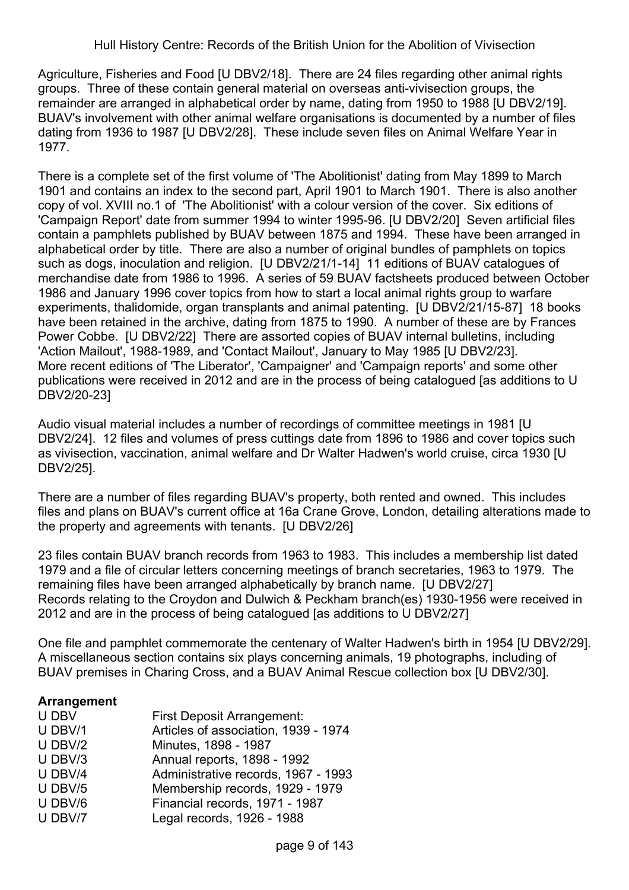Agriculture, Fisheries and Food [U DBV2/18]. There are 24 files regarding other animal rights groups. Three of these contain general material on overseas anti-vivisection groups, the remainder are arranged in alphabetical order by name, dating from 1950 to 1988 [U DBV2/19]. BUAV's involvement with other animal welfare organisations is documented by a number of files dating from 1936 to 1987 [U DBV2/28]. These include seven files on Animal Welfare Year in 1977.

There is a complete set of the first volume of 'The Abolitionist' dating from May 1899 to March 1901 and contains an index to the second part, April 1901 to March 1901. There is also another copy of vol. XVIII no.1 of 'The Abolitionist' with a colour version of the cover. Six editions of 'Campaign Report' date from summer 1994 to winter 1995-96. [U DBV2/20] Seven artificial files contain a pamphlets published by BUAV between 1875 and 1994. These have been arranged in alphabetical order by title. There are also a number of original bundles of pamphlets on topics such as dogs, inoculation and religion. [U DBV2/21/1-14] 11 editions of BUAV catalogues of merchandise date from 1986 to 1996. A series of 59 BUAV factsheets produced between October 1986 and January 1996 cover topics from how to start a local animal rights group to warfare experiments, thalidomide, organ transplants and animal patenting. [U DBV2/21/15-87] 18 books have been retained in the archive, dating from 1875 to 1990. A number of these are by Frances Power Cobbe. [U DBV2/22] There are assorted copies of BUAV internal bulletins, including 'Action Mailout', 1988-1989, and 'Contact Mailout', January to May 1985 [U DBV2/23].
More recent editions of 'The Liberator', 'Campaigner' and 'Campaign reports' and some other publications were received in 2012 and are in the process of being catalogued [as additions to U DBV2/20-23]

Audio visual material includes a number of recordings of committee meetings in 1981 [U DBV2/24]. 12 files and volumes of press cuttings date from 1896 to 1986 and cover topics such as vivisection, vaccination, animal welfare and Dr Walter Hadwen's world cruise, circa 1930 [U DBV2/25].

There are a number of files regarding BUAV's property, both rented and owned. This includes files and plans on BUAV's current office at 16a Crane Grove, London, detailing alterations made to the property and agreements with tenants. [U DBV2/26]

23 files contain BUAV branch records from 1963 to 1983. This includes a membership list dated 1979 and a file of circular letters concerning meetings of branch secretaries, 1963 to 1979. The remaining files have been arranged alphabetically by branch name. [U DBV2/27]
Records relating to the Croydon and Dulwich & Peckham branch(es) 1930-1956 were received in 2012 and are in the process of being catalogued [as additions to U DBV2/27]

One file and pamphlet commemorate the centenary of Walter Hadwen's birth in 1954 [U DBV2/29]. A miscellaneous section contains six plays concerning animals, 19 photographs, including of BUAV premises in Charing Cross, and a BUAV Animal Rescue collection box [U DBV2/30].

**Arrangement**

| | |
|---|---|
| U DBV | First Deposit Arrangement: |
| U DBV/1 | Articles of association, 1939 - 1974 |
| U DBV/2 | Minutes, 1898 - 1987 |
| U DBV/3 | Annual reports, 1898 - 1992 |
| U DBV/4 | Administrative records, 1967 - 1993 |
| U DBV/5 | Membership records, 1929 - 1979 |
| U DBV/6 | Financial records, 1971 - 1987 |
| U DBV/7 | Legal records, 1926 - 1988 |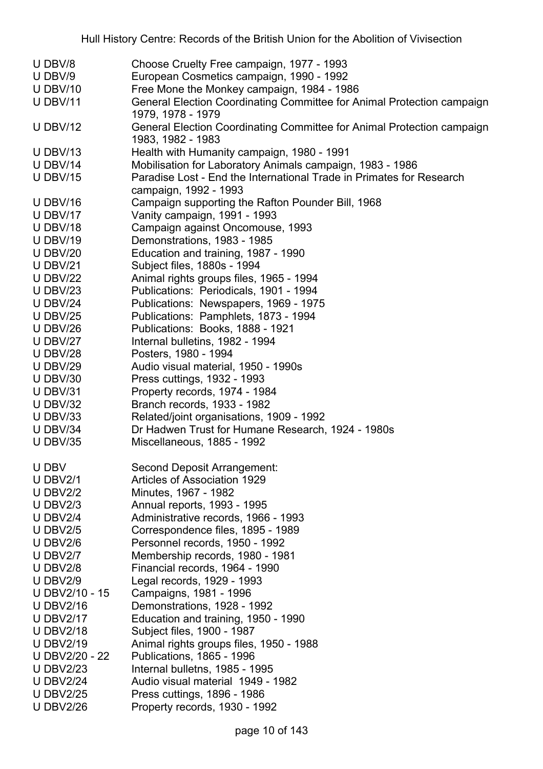| | |
|---|---|
| U DBV/8 | Choose Cruelty Free campaign, 1977 - 1993 |
| U DBV/9 | European Cosmetics campaign, 1990 - 1992 |
| U DBV/10 | Free Mone the Monkey campaign, 1984 - 1986 |
| U DBV/11 | General Election Coordinating Committee for Animal Protection campaign 1979, 1978 - 1979 |
| U DBV/12 | General Election Coordinating Committee for Animal Protection campaign 1983, 1982 - 1983 |
| U DBV/13 | Health with Humanity campaign, 1980 - 1991 |
| U DBV/14 | Mobilisation for Laboratory Animals campaign, 1983 - 1986 |
| U DBV/15 | Paradise Lost - End the International Trade in Primates for Research campaign, 1992 - 1993 |
| U DBV/16 | Campaign supporting the Rafton Pounder Bill, 1968 |
| U DBV/17 | Vanity campaign, 1991 - 1993 |
| U DBV/18 | Campaign against Oncomouse, 1993 |
| U DBV/19 | Demonstrations, 1983 - 1985 |
| U DBV/20 | Education and training, 1987 - 1990 |
| U DBV/21 | Subject files, 1880s - 1994 |
| U DBV/22 | Animal rights groups files, 1965 - 1994 |
| U DBV/23 | Publications: Periodicals, 1901 - 1994 |
| U DBV/24 | Publications: Newspapers, 1969 - 1975 |
| U DBV/25 | Publications: Pamphlets, 1873 - 1994 |
| U DBV/26 | Publications: Books, 1888 - 1921 |
| U DBV/27 | Internal bulletins, 1982 - 1994 |
| U DBV/28 | Posters, 1980 - 1994 |
| U DBV/29 | Audio visual material, 1950 - 1990s |
| U DBV/30 | Press cuttings, 1932 - 1993 |
| U DBV/31 | Property records, 1974 - 1984 |
| U DBV/32 | Branch records, 1933 - 1982 |
| U DBV/33 | Related/joint organisations, 1909 - 1992 |
| U DBV/34 | Dr Hadwen Trust for Humane Research, 1924 - 1980s |
| U DBV/35 | Miscellaneous, 1885 - 1992 |
| | |
| U DBV | Second Deposit Arrangement: |
| U DBV2/1 | Articles of Association 1929 |
| U DBV2/2 | Minutes, 1967 - 1982 |
| U DBV2/3 | Annual reports, 1993 - 1995 |
| U DBV2/4 | Administrative records, 1966 - 1993 |
| U DBV2/5 | Correspondence files, 1895 - 1989 |
| U DBV2/6 | Personnel records, 1950 - 1992 |
| U DBV2/7 | Membership records, 1980 - 1981 |
| U DBV2/8 | Financial records, 1964 - 1990 |
| U DBV2/9 | Legal records, 1929 - 1993 |
| U DBV2/10 - 15 | Campaigns, 1981 - 1996 |
| U DBV2/16 | Demonstrations, 1928 - 1992 |
| U DBV2/17 | Education and training, 1950 - 1990 |
| U DBV2/18 | Subject files, 1900 - 1987 |
| U DBV2/19 | Animal rights groups files, 1950 - 1988 |
| U DBV2/20 - 22 | Publications, 1865 - 1996 |
| U DBV2/23 | Internal bulletns, 1985 - 1995 |
| U DBV2/24 | Audio visual material 1949 - 1982 |
| U DBV2/25 | Press cuttings, 1896 - 1986 |
| U DBV2/26 | Property records, 1930 - 1992 |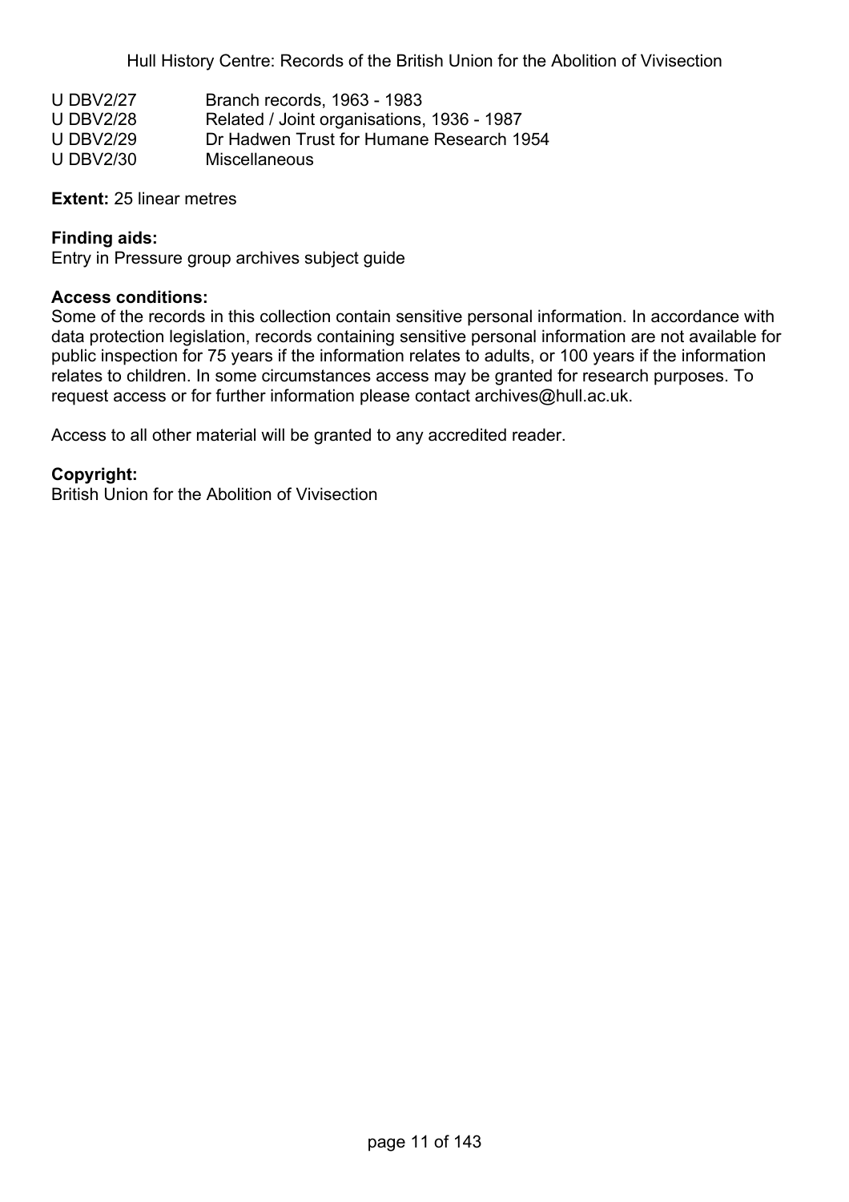| | |
|---|---|
| U DBV2/27 | Branch records, 1963 - 1983 |
| U DBV2/28 | Related / Joint organisations, 1936 - 1987 |
| U DBV2/29 | Dr Hadwen Trust for Humane Research 1954 |
| U DBV2/30 | Miscellaneous |

**Extent:** 25 linear metres

**Finding aids:**
Entry in Pressure group archives subject guide

**Access conditions:**
Some of the records in this collection contain sensitive personal information. In accordance with data protection legislation, records containing sensitive personal information are not available for public inspection for 75 years if the information relates to adults, or 100 years if the information relates to children. In some circumstances access may be granted for research purposes. To request access or for further information please contact archives@hull.ac.uk.

Access to all other material will be granted to any accredited reader.

**Copyright:**
British Union for the Abolition of Vivisection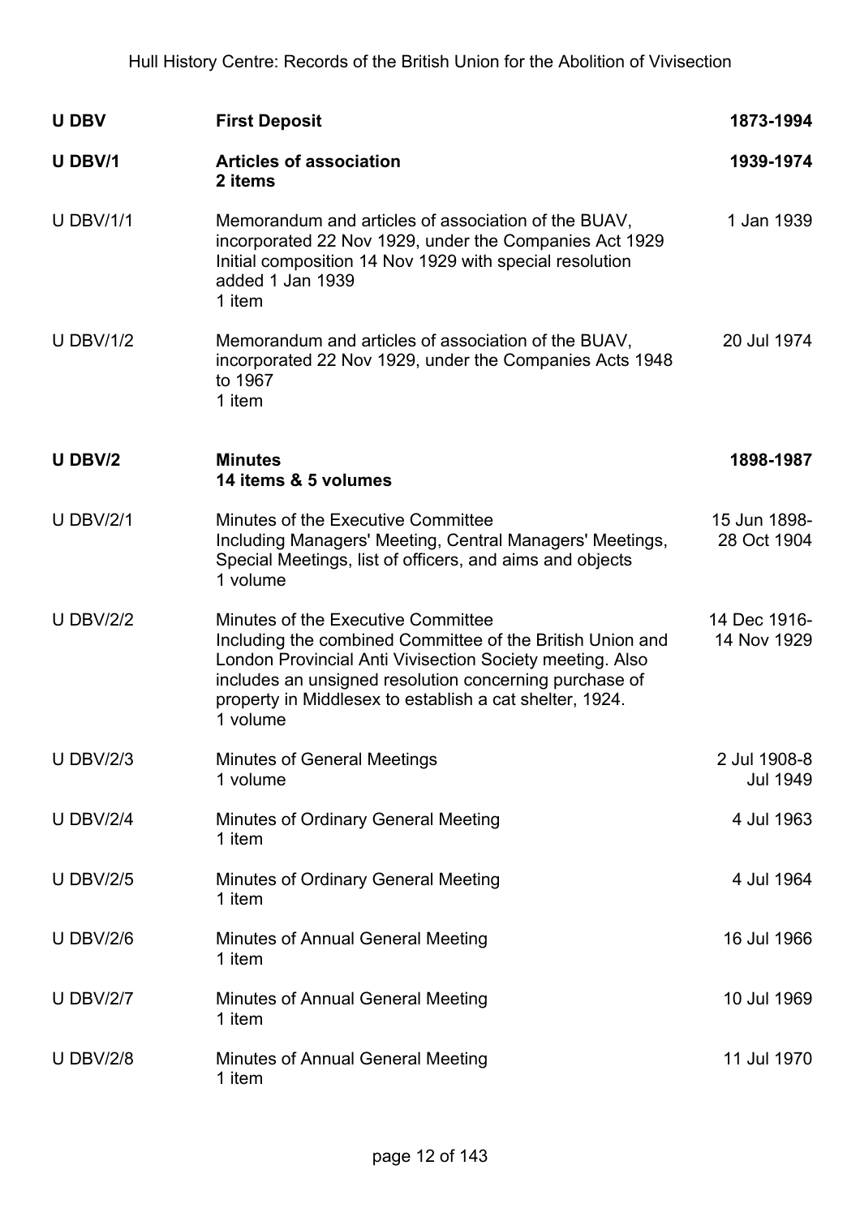| Reference | Description | Dates |
|---|---|---|
| **U DBV** | **First Deposit** | **1873-1994** |
| **U DBV/1** | **Articles of association**<br>**2 items** | **1939-1974** |
| U DBV/1/1 | Memorandum and articles of association of the BUAV, incorporated 22 Nov 1929, under the Companies Act 1929 Initial composition 14 Nov 1929 with special resolution added 1 Jan 1939<br>1 item | 1 Jan 1939 |
| U DBV/1/2 | Memorandum and articles of association of the BUAV, incorporated 22 Nov 1929, under the Companies Acts 1948 to 1967<br>1 item | 20 Jul 1974 |
| **U DBV/2** | **Minutes**<br>**14 items & 5 volumes** | **1898-1987** |
| U DBV/2/1 | Minutes of the Executive Committee<br>Including Managers' Meeting, Central Managers' Meetings, Special Meetings, list of officers, and aims and objects<br>1 volume | 15 Jun 1898-28 Oct 1904 |
| U DBV/2/2 | Minutes of the Executive Committee<br>Including the combined Committee of the British Union and London Provincial Anti Vivisection Society meeting. Also includes an unsigned resolution concerning purchase of property in Middlesex to establish a cat shelter, 1924.<br>1 volume | 14 Dec 1916-14 Nov 1929 |
| U DBV/2/3 | Minutes of General Meetings<br>1 volume | 2 Jul 1908-8 Jul 1949 |
| U DBV/2/4 | Minutes of Ordinary General Meeting<br>1 item | 4 Jul 1963 |
| U DBV/2/5 | Minutes of Ordinary General Meeting<br>1 item | 4 Jul 1964 |
| U DBV/2/6 | Minutes of Annual General Meeting<br>1 item | 16 Jul 1966 |
| U DBV/2/7 | Minutes of Annual General Meeting<br>1 item | 10 Jul 1969 |
| U DBV/2/8 | Minutes of Annual General Meeting<br>1 item | 11 Jul 1970 |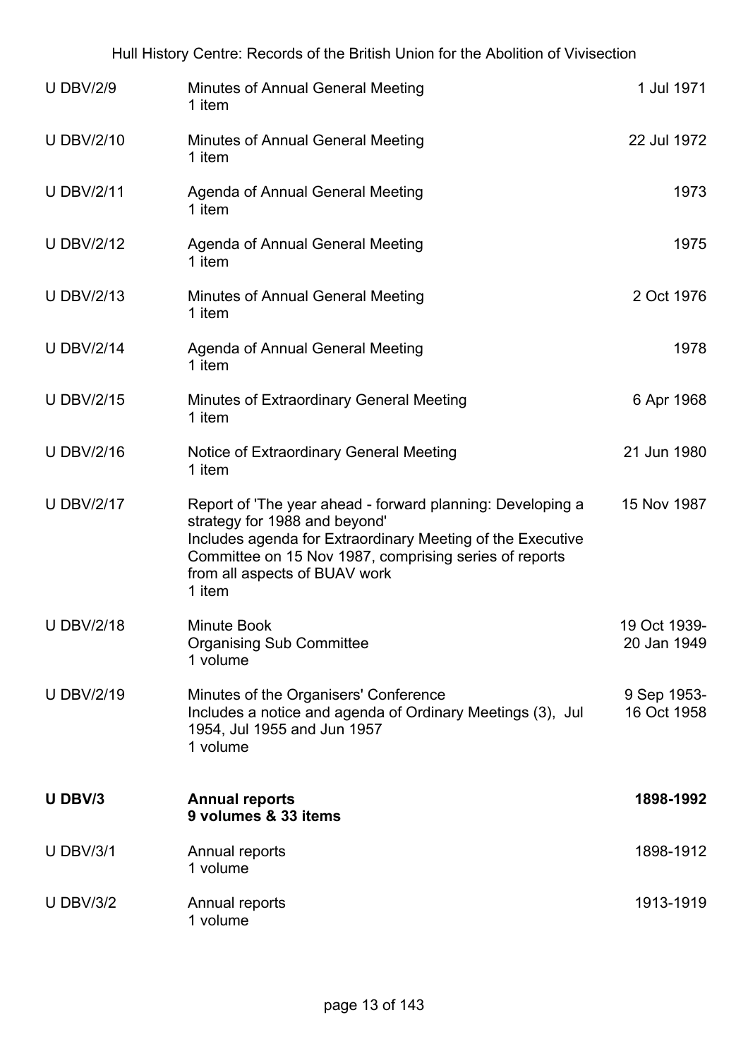| | | |
|---|---|---|
| U DBV/2/9 | Minutes of Annual General Meeting<br>1 item | 1 Jul 1971 |
| U DBV/2/10 | Minutes of Annual General Meeting<br>1 item | 22 Jul 1972 |
| U DBV/2/11 | Agenda of Annual General Meeting<br>1 item | 1973 |
| U DBV/2/12 | Agenda of Annual General Meeting<br>1 item | 1975 |
| U DBV/2/13 | Minutes of Annual General Meeting<br>1 item | 2 Oct 1976 |
| U DBV/2/14 | Agenda of Annual General Meeting<br>1 item | 1978 |
| U DBV/2/15 | Minutes of Extraordinary General Meeting<br>1 item | 6 Apr 1968 |
| U DBV/2/16 | Notice of Extraordinary General Meeting<br>1 item | 21 Jun 1980 |
| U DBV/2/17 | Report of 'The year ahead - forward planning: Developing a strategy for 1988 and beyond'<br>Includes agenda for Extraordinary Meeting of the Executive Committee on 15 Nov 1987, comprising series of reports from all aspects of BUAV work<br>1 item | 15 Nov 1987 |
| U DBV/2/18 | Minute Book<br>Organising Sub Committee<br>1 volume | 19 Oct 1939-20 Jan 1949 |
| U DBV/2/19 | Minutes of the Organisers' Conference<br>Includes a notice and agenda of Ordinary Meetings (3), Jul 1954, Jul 1955 and Jun 1957<br>1 volume | 9 Sep 1953-16 Oct 1958 |
| **U DBV/3** | **Annual reports**<br>**9 volumes & 33 items** | **1898-1992** |
| U DBV/3/1 | Annual reports<br>1 volume | 1898-1912 |
| U DBV/3/2 | Annual reports<br>1 volume | 1913-1919 |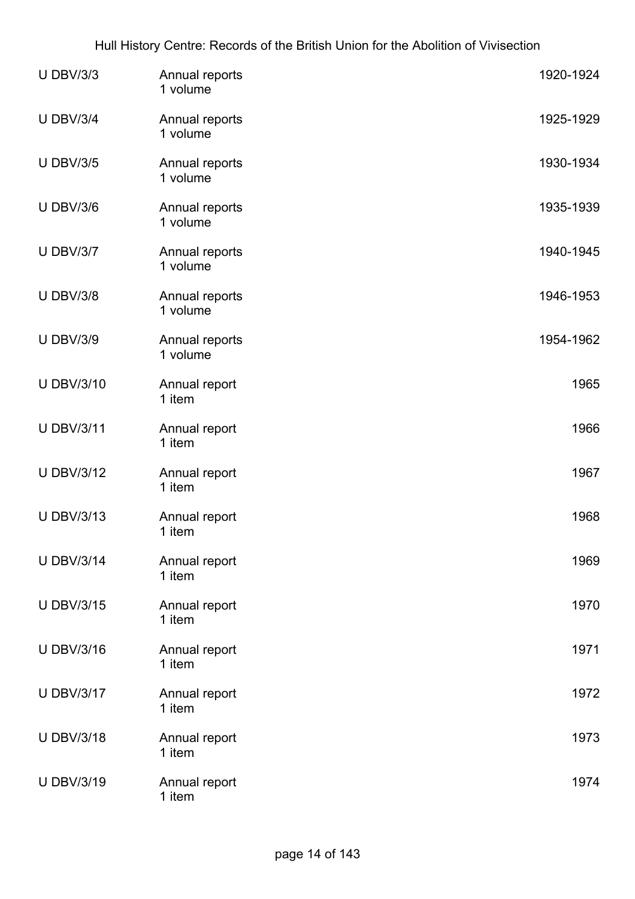| | | |
|---|---|---|
| U DBV/3/3 | Annual reports<br>1 volume | 1920-1924 |
| U DBV/3/4 | Annual reports<br>1 volume | 1925-1929 |
| U DBV/3/5 | Annual reports<br>1 volume | 1930-1934 |
| U DBV/3/6 | Annual reports<br>1 volume | 1935-1939 |
| U DBV/3/7 | Annual reports<br>1 volume | 1940-1945 |
| U DBV/3/8 | Annual reports<br>1 volume | 1946-1953 |
| U DBV/3/9 | Annual reports<br>1 volume | 1954-1962 |
| U DBV/3/10 | Annual report<br>1 item | 1965 |
| U DBV/3/11 | Annual report<br>1 item | 1966 |
| U DBV/3/12 | Annual report<br>1 item | 1967 |
| U DBV/3/13 | Annual report<br>1 item | 1968 |
| U DBV/3/14 | Annual report<br>1 item | 1969 |
| U DBV/3/15 | Annual report<br>1 item | 1970 |
| U DBV/3/16 | Annual report<br>1 item | 1971 |
| U DBV/3/17 | Annual report<br>1 item | 1972 |
| U DBV/3/18 | Annual report<br>1 item | 1973 |
| U DBV/3/19 | Annual report<br>1 item | 1974 |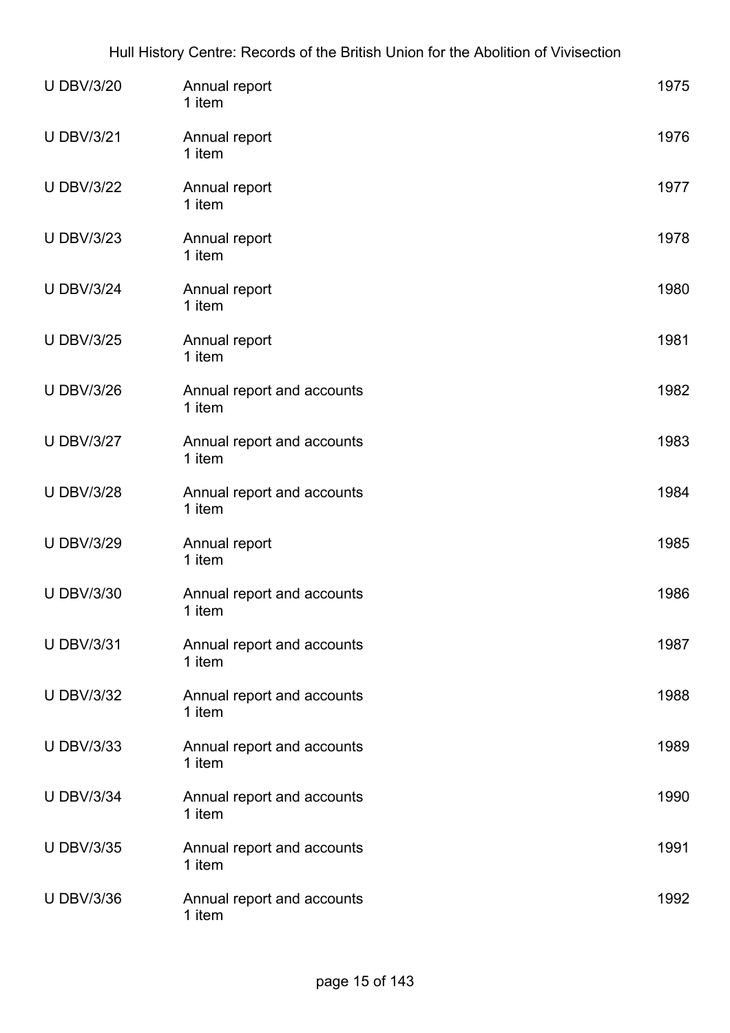| | | |
|---|---|---|
| U DBV/3/20 | Annual report<br>1 item | 1975 |
| U DBV/3/21 | Annual report<br>1 item | 1976 |
| U DBV/3/22 | Annual report<br>1 item | 1977 |
| U DBV/3/23 | Annual report<br>1 item | 1978 |
| U DBV/3/24 | Annual report<br>1 item | 1980 |
| U DBV/3/25 | Annual report<br>1 item | 1981 |
| U DBV/3/26 | Annual report and accounts<br>1 item | 1982 |
| U DBV/3/27 | Annual report and accounts<br>1 item | 1983 |
| U DBV/3/28 | Annual report and accounts<br>1 item | 1984 |
| U DBV/3/29 | Annual report<br>1 item | 1985 |
| U DBV/3/30 | Annual report and accounts<br>1 item | 1986 |
| U DBV/3/31 | Annual report and accounts<br>1 item | 1987 |
| U DBV/3/32 | Annual report and accounts<br>1 item | 1988 |
| U DBV/3/33 | Annual report and accounts<br>1 item | 1989 |
| U DBV/3/34 | Annual report and accounts<br>1 item | 1990 |
| U DBV/3/35 | Annual report and accounts<br>1 item | 1991 |
| U DBV/3/36 | Annual report and accounts<br>1 item | 1992 |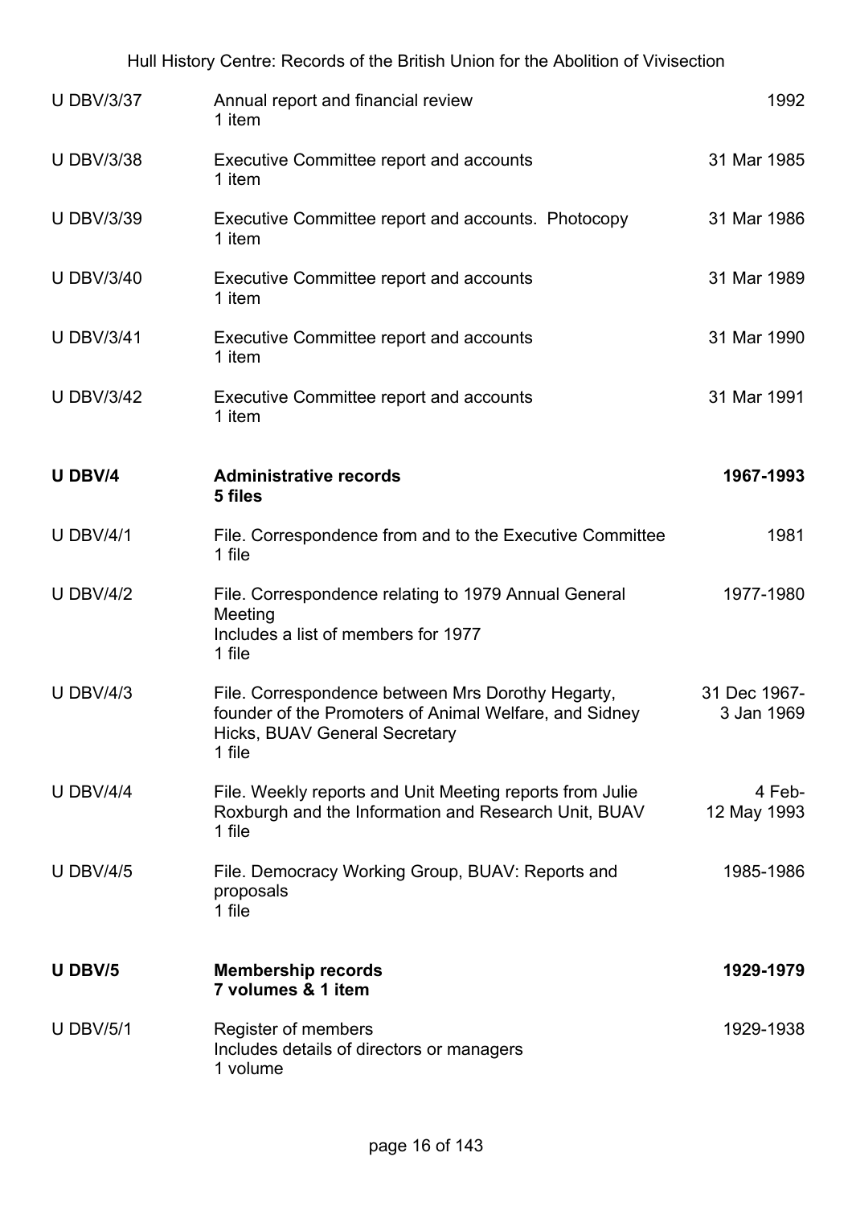| | | |
|---|---|---|
| U DBV/3/37 | Annual report and financial review<br>1 item | 1992 |
| U DBV/3/38 | Executive Committee report and accounts<br>1 item | 31 Mar 1985 |
| U DBV/3/39 | Executive Committee report and accounts. Photocopy<br>1 item | 31 Mar 1986 |
| U DBV/3/40 | Executive Committee report and accounts<br>1 item | 31 Mar 1989 |
| U DBV/3/41 | Executive Committee report and accounts<br>1 item | 31 Mar 1990 |
| U DBV/3/42 | Executive Committee report and accounts<br>1 item | 31 Mar 1991 |
| **U DBV/4** | **Administrative records<br>5 files** | **1967-1993** |
| U DBV/4/1 | File. Correspondence from and to the Executive Committee<br>1 file | 1981 |
| U DBV/4/2 | File. Correspondence relating to 1979 Annual General Meeting<br>Includes a list of members for 1977<br>1 file | 1977-1980 |
| U DBV/4/3 | File. Correspondence between Mrs Dorothy Hegarty, founder of the Promoters of Animal Welfare, and Sidney Hicks, BUAV General Secretary<br>1 file | 31 Dec 1967-3 Jan 1969 |
| U DBV/4/4 | File. Weekly reports and Unit Meeting reports from Julie Roxburgh and the Information and Research Unit, BUAV<br>1 file | 4 Feb-12 May 1993 |
| U DBV/4/5 | File. Democracy Working Group, BUAV: Reports and proposals<br>1 file | 1985-1986 |
| **U DBV/5** | **Membership records<br>7 volumes & 1 item** | **1929-1979** |
| U DBV/5/1 | Register of members<br>Includes details of directors or managers<br>1 volume | 1929-1938 |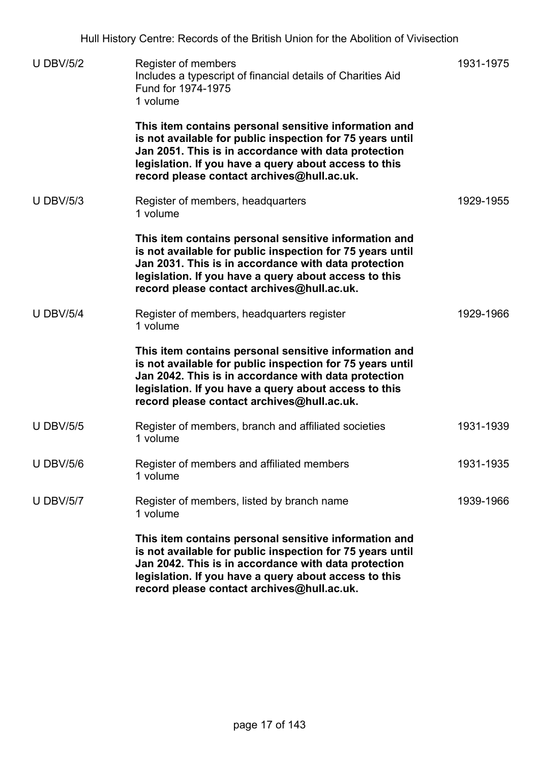| | | |
|---|---|---|
| U DBV/5/2 | Register of members<br>Includes a typescript of financial details of Charities Aid Fund for 1974-1975<br>1 volume<br><br>**This item contains personal sensitive information and is not available for public inspection for 75 years until Jan 2051. This is in accordance with data protection legislation. If you have a query about access to this record please contact archives@hull.ac.uk.** | 1931-1975 |
| U DBV/5/3 | Register of members, headquarters<br>1 volume<br><br>**This item contains personal sensitive information and is not available for public inspection for 75 years until Jan 2031. This is in accordance with data protection legislation. If you have a query about access to this record please contact archives@hull.ac.uk.** | 1929-1955 |
| U DBV/5/4 | Register of members, headquarters register<br>1 volume<br><br>**This item contains personal sensitive information and is not available for public inspection for 75 years until Jan 2042. This is in accordance with data protection legislation. If you have a query about access to this record please contact archives@hull.ac.uk.** | 1929-1966 |
| U DBV/5/5 | Register of members, branch and affiliated societies<br>1 volume | 1931-1939 |
| U DBV/5/6 | Register of members and affiliated members<br>1 volume | 1931-1935 |
| U DBV/5/7 | Register of members, listed by branch name<br>1 volume<br><br>**This item contains personal sensitive information and is not available for public inspection for 75 years until Jan 2042. This is in accordance with data protection legislation. If you have a query about access to this record please contact archives@hull.ac.uk.** | 1939-1966 |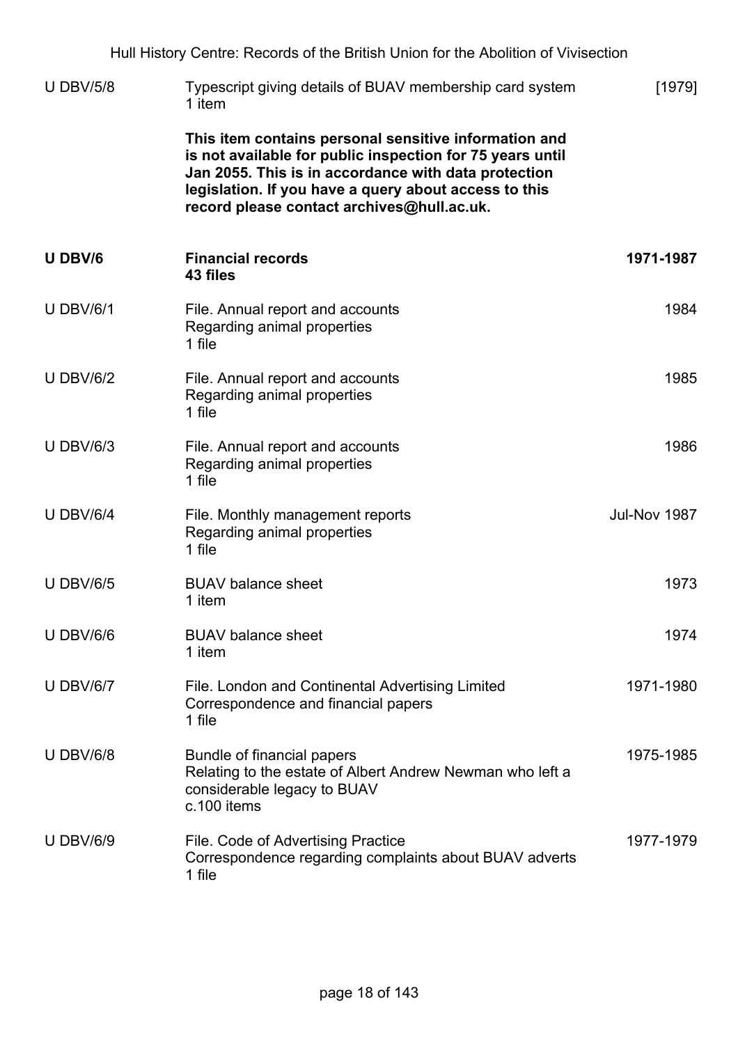| | | |
|---|---|---|
| U DBV/5/8 | Typescript giving details of BUAV membership card system<br>1 item<br><br>**This item contains personal sensitive information and is not available for public inspection for 75 years until Jan 2055. This is in accordance with data protection legislation. If you have a query about access to this record please contact archives@hull.ac.uk.** | [1979] |
| **U DBV/6** | **Financial records**<br>**43 files** | **1971-1987** |
| U DBV/6/1 | File. Annual report and accounts<br>Regarding animal properties<br>1 file | 1984 |
| U DBV/6/2 | File. Annual report and accounts<br>Regarding animal properties<br>1 file | 1985 |
| U DBV/6/3 | File. Annual report and accounts<br>Regarding animal properties<br>1 file | 1986 |
| U DBV/6/4 | File. Monthly management reports<br>Regarding animal properties<br>1 file | Jul-Nov 1987 |
| U DBV/6/5 | BUAV balance sheet<br>1 item | 1973 |
| U DBV/6/6 | BUAV balance sheet<br>1 item | 1974 |
| U DBV/6/7 | File. London and Continental Advertising Limited<br>Correspondence and financial papers<br>1 file | 1971-1980 |
| U DBV/6/8 | Bundle of financial papers<br>Relating to the estate of Albert Andrew Newman who left a considerable legacy to BUAV<br>c.100 items | 1975-1985 |
| U DBV/6/9 | File. Code of Advertising Practice<br>Correspondence regarding complaints about BUAV adverts<br>1 file | 1977-1979 |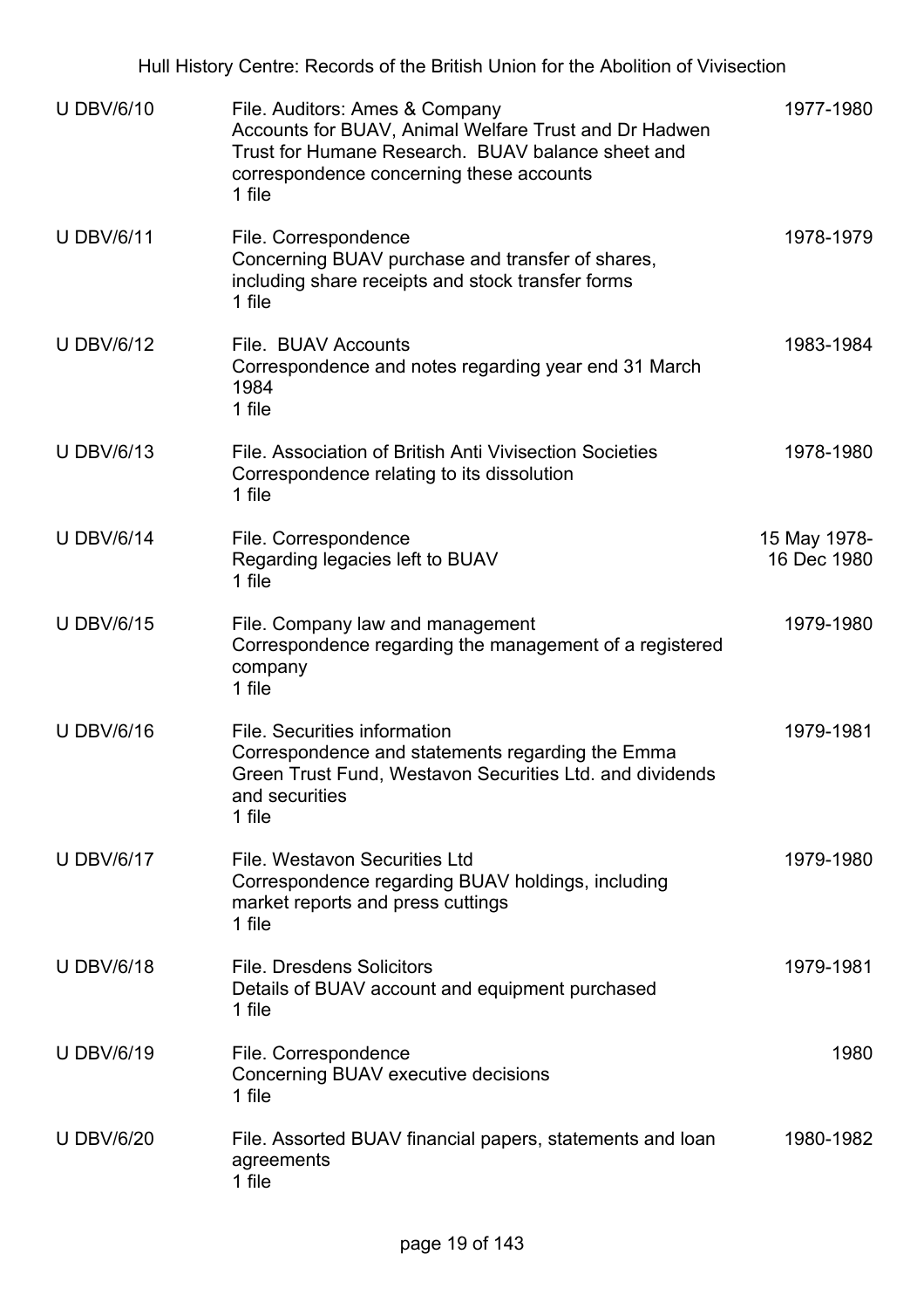| Reference | Description | Date |
|---|---|---|
| U DBV/6/10 | File. Auditors: Ames & Company<br>Accounts for BUAV, Animal Welfare Trust and Dr Hadwen Trust for Humane Research. BUAV balance sheet and correspondence concerning these accounts<br>1 file | 1977-1980 |
| U DBV/6/11 | File. Correspondence<br>Concerning BUAV purchase and transfer of shares, including share receipts and stock transfer forms<br>1 file | 1978-1979 |
| U DBV/6/12 | File. BUAV Accounts<br>Correspondence and notes regarding year end 31 March 1984<br>1 file | 1983-1984 |
| U DBV/6/13 | File. Association of British Anti Vivisection Societies<br>Correspondence relating to its dissolution<br>1 file | 1978-1980 |
| U DBV/6/14 | File. Correspondence<br>Regarding legacies left to BUAV<br>1 file | 15 May 1978-16 Dec 1980 |
| U DBV/6/15 | File. Company law and management<br>Correspondence regarding the management of a registered company<br>1 file | 1979-1980 |
| U DBV/6/16 | File. Securities information<br>Correspondence and statements regarding the Emma Green Trust Fund, Westavon Securities Ltd. and dividends and securities<br>1 file | 1979-1981 |
| U DBV/6/17 | File. Westavon Securities Ltd<br>Correspondence regarding BUAV holdings, including market reports and press cuttings<br>1 file | 1979-1980 |
| U DBV/6/18 | File. Dresdens Solicitors<br>Details of BUAV account and equipment purchased<br>1 file | 1979-1981 |
| U DBV/6/19 | File. Correspondence<br>Concerning BUAV executive decisions<br>1 file | 1980 |
| U DBV/6/20 | File. Assorted BUAV financial papers, statements and loan agreements<br>1 file | 1980-1982 |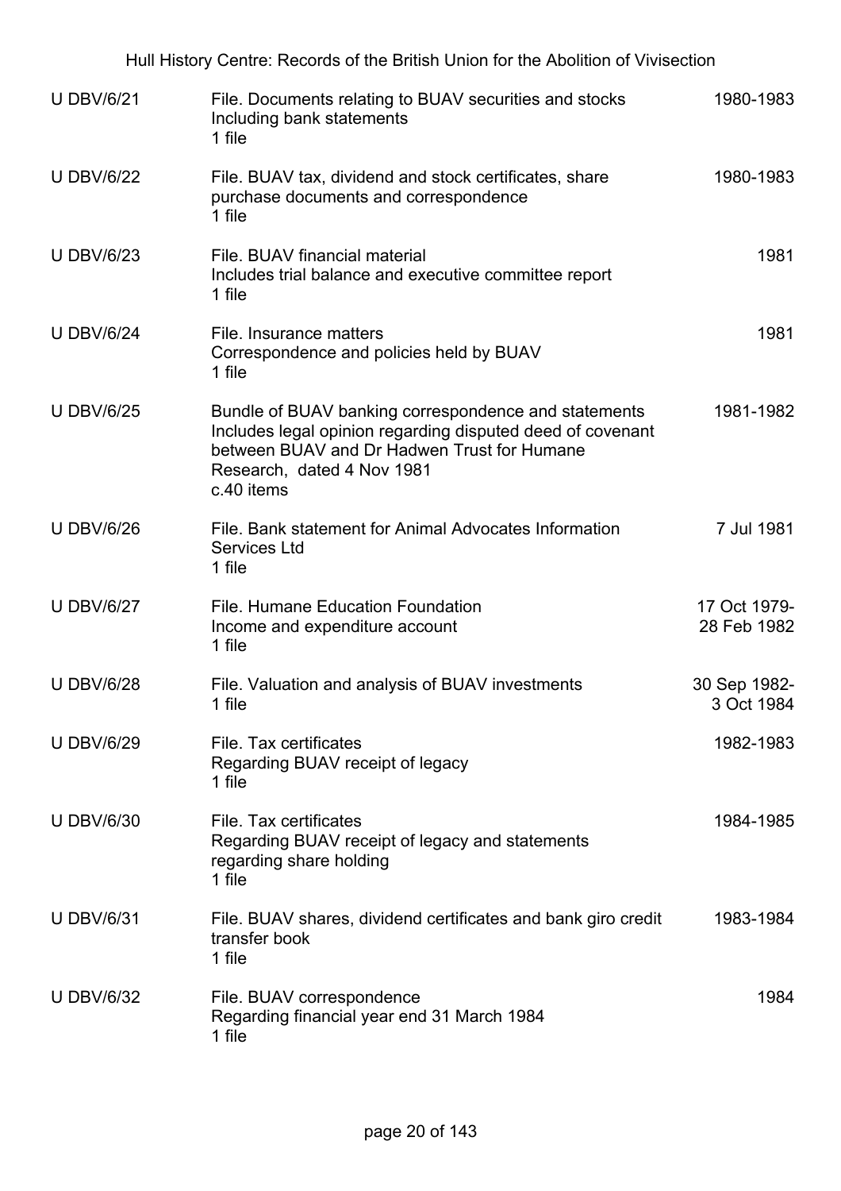| Reference | Description | Date |
| --- | --- | --- |
| U DBV/6/21 | File. Documents relating to BUAV securities and stocks<br>Including bank statements<br>1 file | 1980-1983 |
| U DBV/6/22 | File. BUAV tax, dividend and stock certificates, share purchase documents and correspondence<br>1 file | 1980-1983 |
| U DBV/6/23 | File. BUAV financial material<br>Includes trial balance and executive committee report<br>1 file | 1981 |
| U DBV/6/24 | File. Insurance matters<br>Correspondence and policies held by BUAV<br>1 file | 1981 |
| U DBV/6/25 | Bundle of BUAV banking correspondence and statements<br>Includes legal opinion regarding disputed deed of covenant between BUAV and Dr Hadwen Trust for Humane Research, dated 4 Nov 1981<br>c.40 items | 1981-1982 |
| U DBV/6/26 | File. Bank statement for Animal Advocates Information Services Ltd<br>1 file | 7 Jul 1981 |
| U DBV/6/27 | File. Humane Education Foundation<br>Income and expenditure account<br>1 file | 17 Oct 1979-28 Feb 1982 |
| U DBV/6/28 | File. Valuation and analysis of BUAV investments<br>1 file | 30 Sep 1982-3 Oct 1984 |
| U DBV/6/29 | File. Tax certificates<br>Regarding BUAV receipt of legacy<br>1 file | 1982-1983 |
| U DBV/6/30 | File. Tax certificates<br>Regarding BUAV receipt of legacy and statements regarding share holding<br>1 file | 1984-1985 |
| U DBV/6/31 | File. BUAV shares, dividend certificates and bank giro credit transfer book<br>1 file | 1983-1984 |
| U DBV/6/32 | File. BUAV correspondence<br>Regarding financial year end 31 March 1984<br>1 file | 1984 |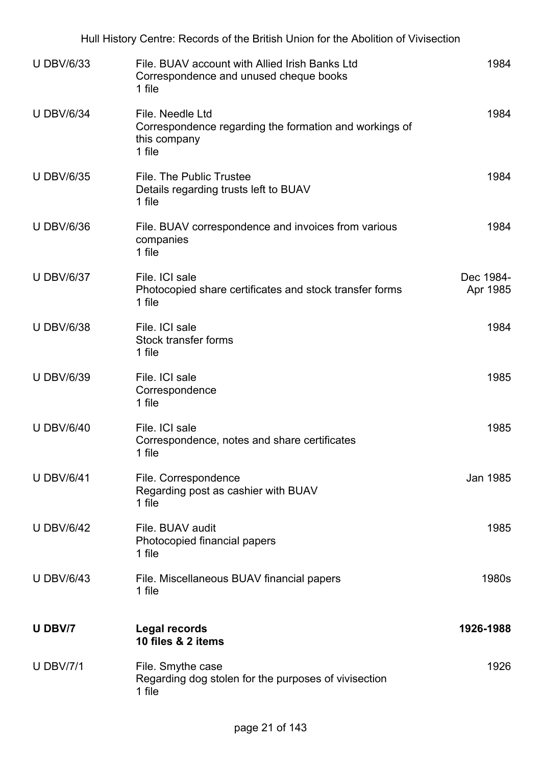| | | |
|---|---|---|
| U DBV/6/33 | File. BUAV account with Allied Irish Banks Ltd<br>Correspondence and unused cheque books<br>1 file | 1984 |
| U DBV/6/34 | File. Needle Ltd<br>Correspondence regarding the formation and workings of this company<br>1 file | 1984 |
| U DBV/6/35 | File. The Public Trustee<br>Details regarding trusts left to BUAV<br>1 file | 1984 |
| U DBV/6/36 | File. BUAV correspondence and invoices from various companies<br>1 file | 1984 |
| U DBV/6/37 | File. ICI sale<br>Photocopied share certificates and stock transfer forms<br>1 file | Dec 1984-Apr 1985 |
| U DBV/6/38 | File. ICI sale<br>Stock transfer forms<br>1 file | 1984 |
| U DBV/6/39 | File. ICI sale<br>Correspondence<br>1 file | 1985 |
| U DBV/6/40 | File. ICI sale<br>Correspondence, notes and share certificates<br>1 file | 1985 |
| U DBV/6/41 | File. Correspondence<br>Regarding post as cashier with BUAV<br>1 file | Jan 1985 |
| U DBV/6/42 | File. BUAV audit<br>Photocopied financial papers<br>1 file | 1985 |
| U DBV/6/43 | File. Miscellaneous BUAV financial papers<br>1 file | 1980s |
| **U DBV/7** | **Legal records**<br>**10 files & 2 items** | **1926-1988** |
| U DBV/7/1 | File. Smythe case<br>Regarding dog stolen for the purposes of vivisection<br>1 file | 1926 |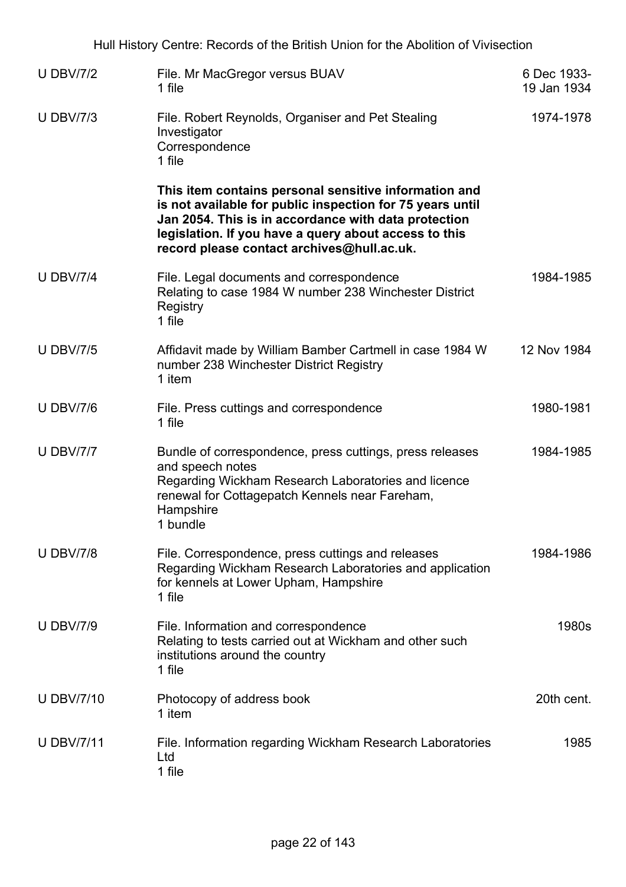| | | |
|---|---|---|
| U DBV/7/2 | File. Mr MacGregor versus BUAV<br>1 file | 6 Dec 1933-<br>19 Jan 1934 |
| U DBV/7/3 | File. Robert Reynolds, Organiser and Pet Stealing Investigator<br>Correspondence<br>1 file<br><br>**This item contains personal sensitive information and is not available for public inspection for 75 years until Jan 2054. This is in accordance with data protection legislation. If you have a query about access to this record please contact archives@hull.ac.uk.** | 1974-1978 |
| U DBV/7/4 | File. Legal documents and correspondence<br>Relating to case 1984 W number 238 Winchester District Registry<br>1 file | 1984-1985 |
| U DBV/7/5 | Affidavit made by William Bamber Cartmell in case 1984 W number 238 Winchester District Registry<br>1 item | 12 Nov 1984 |
| U DBV/7/6 | File. Press cuttings and correspondence<br>1 file | 1980-1981 |
| U DBV/7/7 | Bundle of correspondence, press cuttings, press releases and speech notes<br>Regarding Wickham Research Laboratories and licence renewal for Cottagepatch Kennels near Fareham, Hampshire<br>1 bundle | 1984-1985 |
| U DBV/7/8 | File. Correspondence, press cuttings and releases<br>Regarding Wickham Research Laboratories and application for kennels at Lower Upham, Hampshire<br>1 file | 1984-1986 |
| U DBV/7/9 | File. Information and correspondence<br>Relating to tests carried out at Wickham and other such institutions around the country<br>1 file | 1980s |
| U DBV/7/10 | Photocopy of address book<br>1 item | 20th cent. |
| U DBV/7/11 | File. Information regarding Wickham Research Laboratories Ltd<br>1 file | 1985 |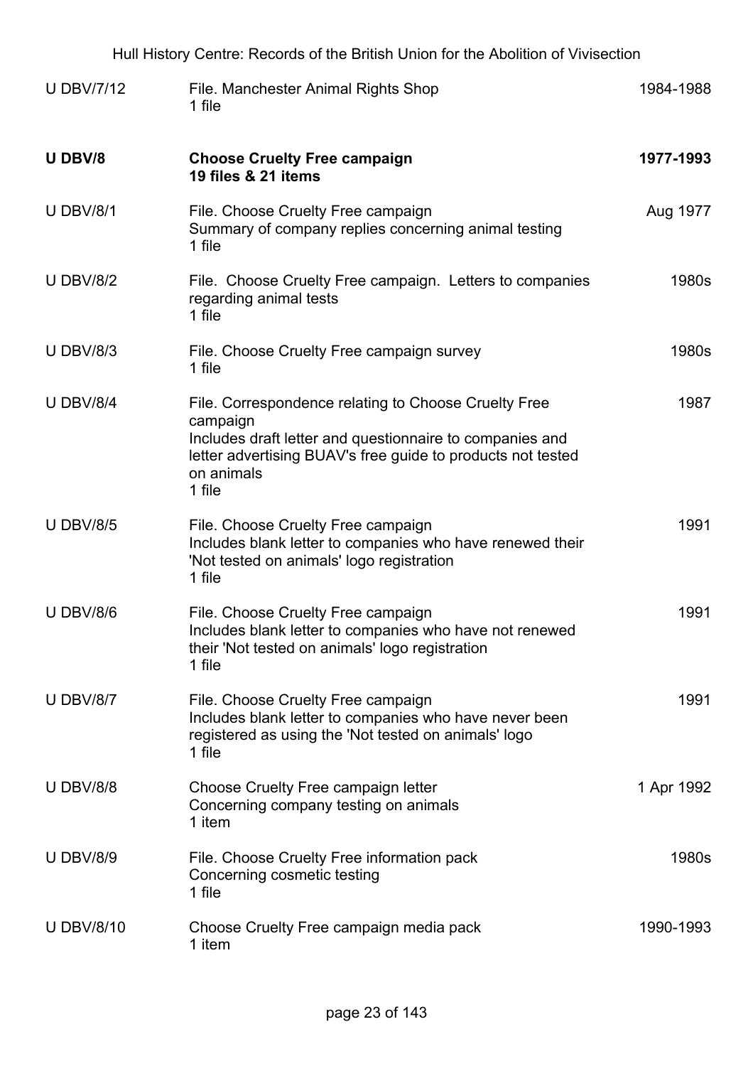| | | |
|---|---|---|
| U DBV/7/12 | File. Manchester Animal Rights Shop<br>1 file | 1984-1988 |
| **U DBV/8** | **Choose Cruelty Free campaign**<br>**19 files & 21 items** | **1977-1993** |
| U DBV/8/1 | File. Choose Cruelty Free campaign<br>Summary of company replies concerning animal testing<br>1 file | Aug 1977 |
| U DBV/8/2 | File. Choose Cruelty Free campaign. Letters to companies regarding animal tests<br>1 file | 1980s |
| U DBV/8/3 | File. Choose Cruelty Free campaign survey<br>1 file | 1980s |
| U DBV/8/4 | File. Correspondence relating to Choose Cruelty Free campaign<br>Includes draft letter and questionnaire to companies and letter advertising BUAV's free guide to products not tested on animals<br>1 file | 1987 |
| U DBV/8/5 | File. Choose Cruelty Free campaign<br>Includes blank letter to companies who have renewed their 'Not tested on animals' logo registration<br>1 file | 1991 |
| U DBV/8/6 | File. Choose Cruelty Free campaign<br>Includes blank letter to companies who have not renewed their 'Not tested on animals' logo registration<br>1 file | 1991 |
| U DBV/8/7 | File. Choose Cruelty Free campaign<br>Includes blank letter to companies who have never been registered as using the 'Not tested on animals' logo<br>1 file | 1991 |
| U DBV/8/8 | Choose Cruelty Free campaign letter<br>Concerning company testing on animals<br>1 item | 1 Apr 1992 |
| U DBV/8/9 | File. Choose Cruelty Free information pack<br>Concerning cosmetic testing<br>1 file | 1980s |
| U DBV/8/10 | Choose Cruelty Free campaign media pack<br>1 item | 1990-1993 |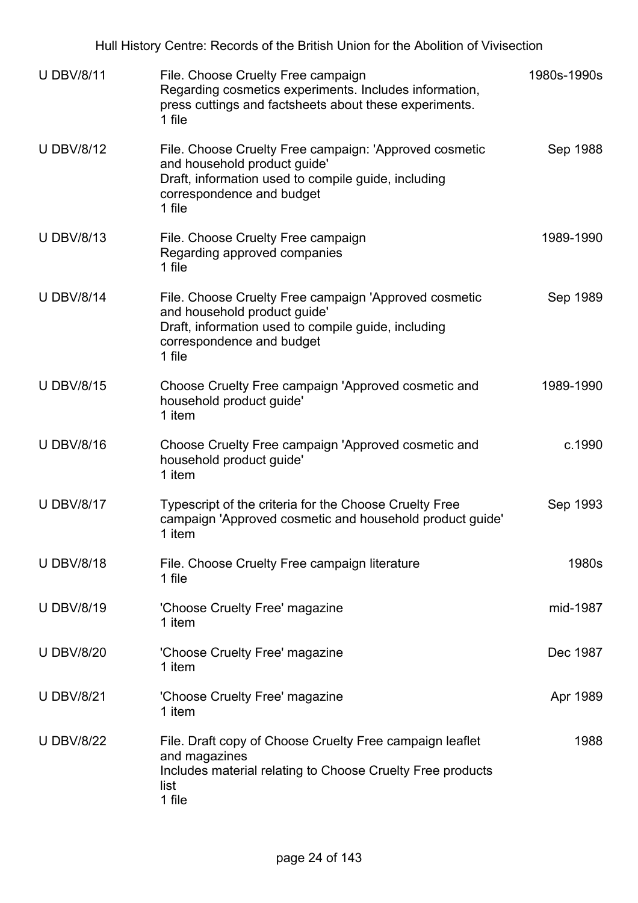| Reference | Description | Date |
|---|---|---|
| U DBV/8/11 | File. Choose Cruelty Free campaign<br>Regarding cosmetics experiments. Includes information, press cuttings and factsheets about these experiments.<br>1 file | 1980s-1990s |
| U DBV/8/12 | File. Choose Cruelty Free campaign: 'Approved cosmetic and household product guide'<br>Draft, information used to compile guide, including correspondence and budget<br>1 file | Sep 1988 |
| U DBV/8/13 | File. Choose Cruelty Free campaign<br>Regarding approved companies<br>1 file | 1989-1990 |
| U DBV/8/14 | File. Choose Cruelty Free campaign 'Approved cosmetic and household product guide'<br>Draft, information used to compile guide, including correspondence and budget<br>1 file | Sep 1989 |
| U DBV/8/15 | Choose Cruelty Free campaign 'Approved cosmetic and household product guide'<br>1 item | 1989-1990 |
| U DBV/8/16 | Choose Cruelty Free campaign 'Approved cosmetic and household product guide'<br>1 item | c.1990 |
| U DBV/8/17 | Typescript of the criteria for the Choose Cruelty Free campaign 'Approved cosmetic and household product guide'<br>1 item | Sep 1993 |
| U DBV/8/18 | File. Choose Cruelty Free campaign literature<br>1 file | 1980s |
| U DBV/8/19 | 'Choose Cruelty Free' magazine<br>1 item | mid-1987 |
| U DBV/8/20 | 'Choose Cruelty Free' magazine<br>1 item | Dec 1987 |
| U DBV/8/21 | 'Choose Cruelty Free' magazine<br>1 item | Apr 1989 |
| U DBV/8/22 | File. Draft copy of Choose Cruelty Free campaign leaflet and magazines<br>Includes material relating to Choose Cruelty Free products list<br>1 file | 1988 |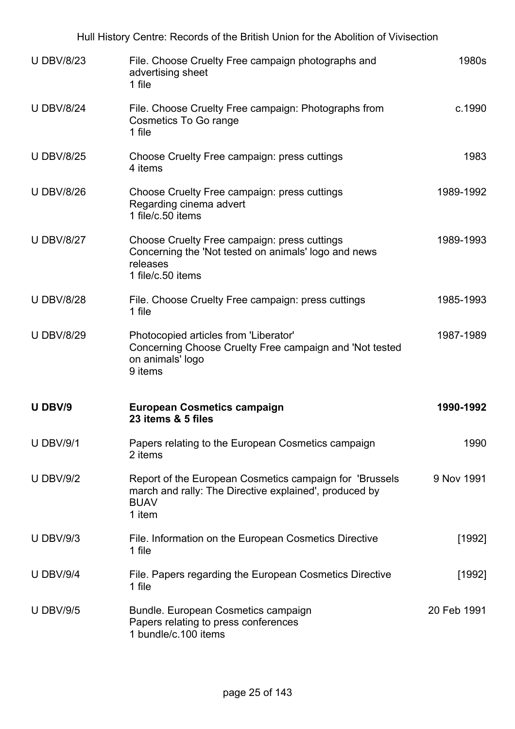| | | |
|---|---|---|
| U DBV/8/23 | File. Choose Cruelty Free campaign photographs and advertising sheet<br>1 file | 1980s |
| U DBV/8/24 | File. Choose Cruelty Free campaign: Photographs from Cosmetics To Go range<br>1 file | c.1990 |
| U DBV/8/25 | Choose Cruelty Free campaign: press cuttings<br>4 items | 1983 |
| U DBV/8/26 | Choose Cruelty Free campaign: press cuttings<br>Regarding cinema advert<br>1 file/c.50 items | 1989-1992 |
| U DBV/8/27 | Choose Cruelty Free campaign: press cuttings<br>Concerning the 'Not tested on animals' logo and news releases<br>1 file/c.50 items | 1989-1993 |
| U DBV/8/28 | File. Choose Cruelty Free campaign: press cuttings<br>1 file | 1985-1993 |
| U DBV/8/29 | Photocopied articles from 'Liberator'<br>Concerning Choose Cruelty Free campaign and 'Not tested on animals' logo<br>9 items | 1987-1989 |
| **U DBV/9** | **European Cosmetics campaign**<br>**23 items & 5 files** | **1990-1992** |
| U DBV/9/1 | Papers relating to the European Cosmetics campaign<br>2 items | 1990 |
| U DBV/9/2 | Report of the European Cosmetics campaign for 'Brussels march and rally: The Directive explained', produced by BUAV<br>1 item | 9 Nov 1991 |
| U DBV/9/3 | File. Information on the European Cosmetics Directive<br>1 file | [1992] |
| U DBV/9/4 | File. Papers regarding the European Cosmetics Directive<br>1 file | [1992] |
| U DBV/9/5 | Bundle. European Cosmetics campaign<br>Papers relating to press conferences<br>1 bundle/c.100 items | 20 Feb 1991 |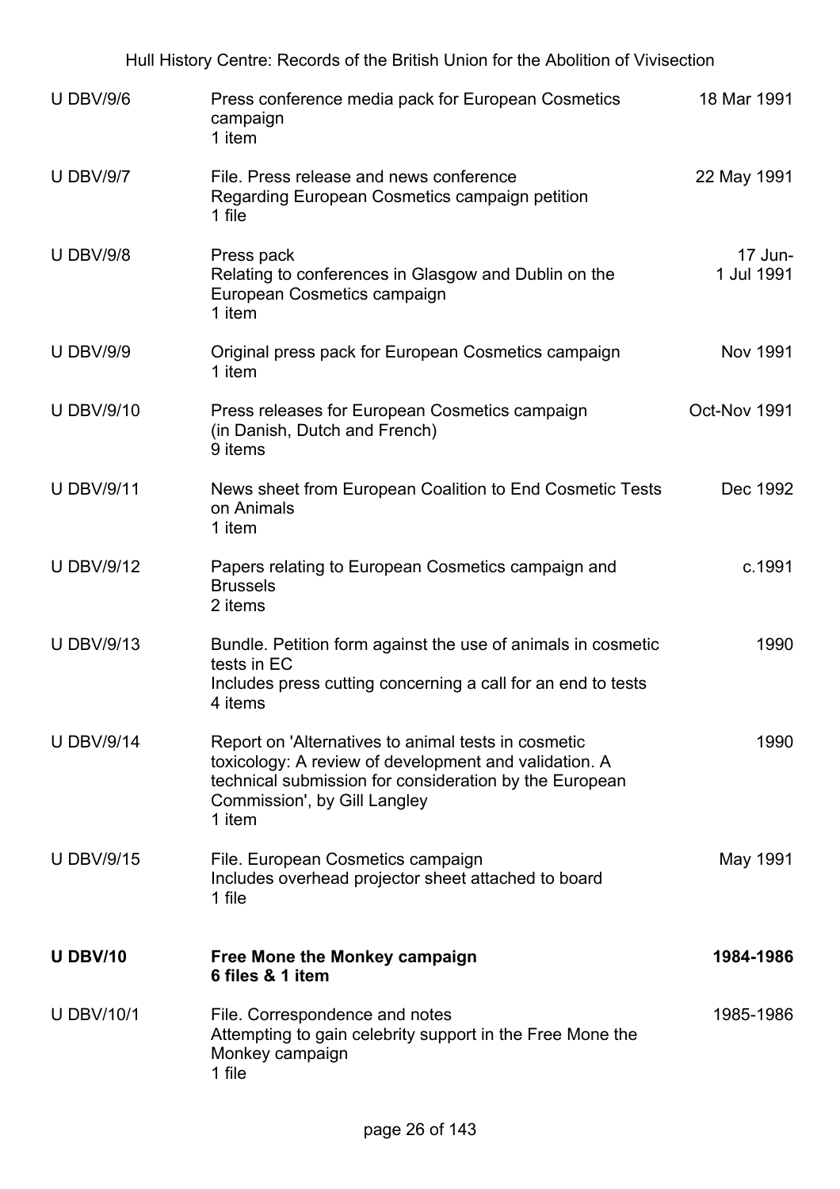| Reference | Description | Date |
|---|---|---|
| U DBV/9/6 | Press conference media pack for European Cosmetics campaign<br>1 item | 18 Mar 1991 |
| U DBV/9/7 | File. Press release and news conference<br>Regarding European Cosmetics campaign petition<br>1 file | 22 May 1991 |
| U DBV/9/8 | Press pack<br>Relating to conferences in Glasgow and Dublin on the European Cosmetics campaign<br>1 item | 17 Jun-1 Jul 1991 |
| U DBV/9/9 | Original press pack for European Cosmetics campaign<br>1 item | Nov 1991 |
| U DBV/9/10 | Press releases for European Cosmetics campaign (in Danish, Dutch and French)<br>9 items | Oct-Nov 1991 |
| U DBV/9/11 | News sheet from European Coalition to End Cosmetic Tests on Animals<br>1 item | Dec 1992 |
| U DBV/9/12 | Papers relating to European Cosmetics campaign and Brussels<br>2 items | c.1991 |
| U DBV/9/13 | Bundle. Petition form against the use of animals in cosmetic tests in EC<br>Includes press cutting concerning a call for an end to tests<br>4 items | 1990 |
| U DBV/9/14 | Report on 'Alternatives to animal tests in cosmetic toxicology: A review of development and validation. A technical submission for consideration by the European Commission', by Gill Langley<br>1 item | 1990 |
| U DBV/9/15 | File. European Cosmetics campaign<br>Includes overhead projector sheet attached to board<br>1 file | May 1991 |
| **U DBV/10** | **Free Mone the Monkey campaign**<br>**6 files & 1 item** | **1984-1986** |
| U DBV/10/1 | File. Correspondence and notes<br>Attempting to gain celebrity support in the Free Mone the Monkey campaign<br>1 file | 1985-1986 |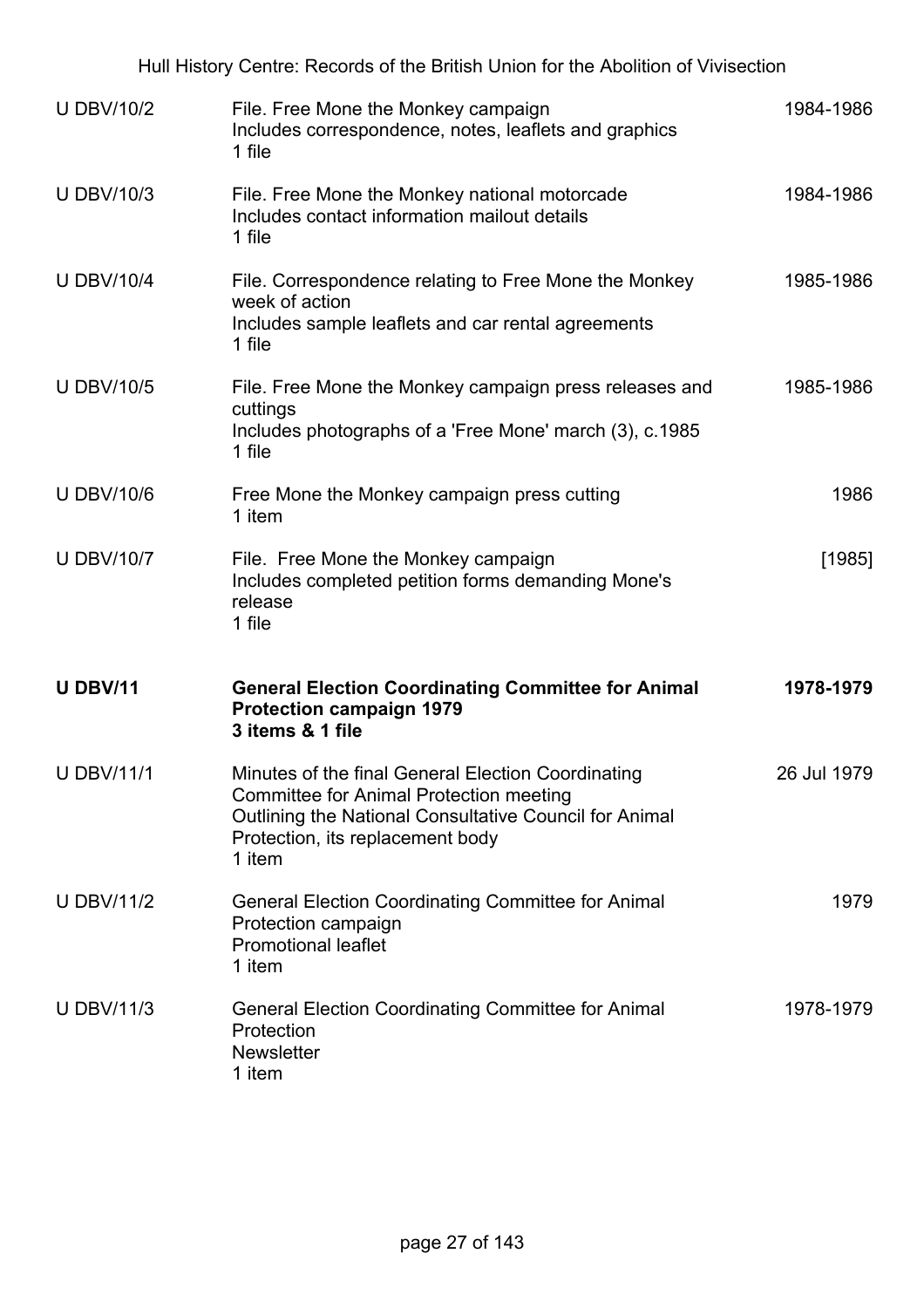| | | |
|---|---|---|
| U DBV/10/2 | File. Free Mone the Monkey campaign<br>Includes correspondence, notes, leaflets and graphics<br>1 file | 1984-1986 |
| U DBV/10/3 | File. Free Mone the Monkey national motorcade<br>Includes contact information mailout details<br>1 file | 1984-1986 |
| U DBV/10/4 | File. Correspondence relating to Free Mone the Monkey week of action<br>Includes sample leaflets and car rental agreements<br>1 file | 1985-1986 |
| U DBV/10/5 | File. Free Mone the Monkey campaign press releases and cuttings<br>Includes photographs of a 'Free Mone' march (3), c.1985<br>1 file | 1985-1986 |
| U DBV/10/6 | Free Mone the Monkey campaign press cutting<br>1 item | 1986 |
| U DBV/10/7 | File. Free Mone the Monkey campaign<br>Includes completed petition forms demanding Mone's release<br>1 file | [1985] |
| **U DBV/11** | **General Election Coordinating Committee for Animal Protection campaign 1979**<br>**3 items & 1 file** | **1978-1979** |
| U DBV/11/1 | Minutes of the final General Election Coordinating Committee for Animal Protection meeting<br>Outlining the National Consultative Council for Animal Protection, its replacement body<br>1 item | 26 Jul 1979 |
| U DBV/11/2 | General Election Coordinating Committee for Animal Protection campaign<br>Promotional leaflet<br>1 item | 1979 |
| U DBV/11/3 | General Election Coordinating Committee for Animal Protection<br>Newsletter<br>1 item | 1978-1979 |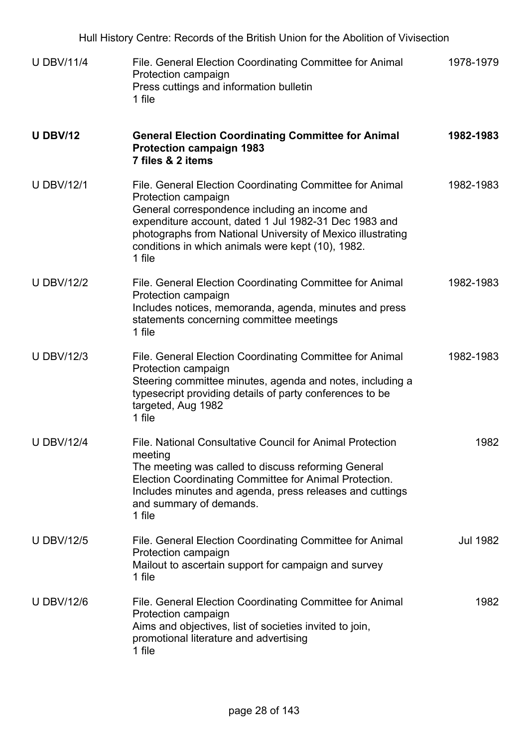| | | |
|---|---|---|
| U DBV/11/4 | File. General Election Coordinating Committee for Animal Protection campaign<br>Press cuttings and information bulletin<br>1 file | 1978-1979 |
| **U DBV/12** | **General Election Coordinating Committee for Animal Protection campaign 1983**<br>**7 files & 2 items** | **1982-1983** |
| U DBV/12/1 | File. General Election Coordinating Committee for Animal Protection campaign<br>General correspondence including an income and expenditure account, dated 1 Jul 1982-31 Dec 1983 and photographs from National University of Mexico illustrating conditions in which animals were kept (10), 1982.<br>1 file | 1982-1983 |
| U DBV/12/2 | File. General Election Coordinating Committee for Animal Protection campaign<br>Includes notices, memoranda, agenda, minutes and press statements concerning committee meetings<br>1 file | 1982-1983 |
| U DBV/12/3 | File. General Election Coordinating Committee for Animal Protection campaign<br>Steering committee minutes, agenda and notes, including a typesecript providing details of party conferences to be targeted, Aug 1982<br>1 file | 1982-1983 |
| U DBV/12/4 | File. National Consultative Council for Animal Protection meeting<br>The meeting was called to discuss reforming General Election Coordinating Committee for Animal Protection. Includes minutes and agenda, press releases and cuttings and summary of demands.<br>1 file | 1982 |
| U DBV/12/5 | File. General Election Coordinating Committee for Animal Protection campaign<br>Mailout to ascertain support for campaign and survey<br>1 file | Jul 1982 |
| U DBV/12/6 | File. General Election Coordinating Committee for Animal Protection campaign<br>Aims and objectives, list of societies invited to join, promotional literature and advertising<br>1 file | 1982 |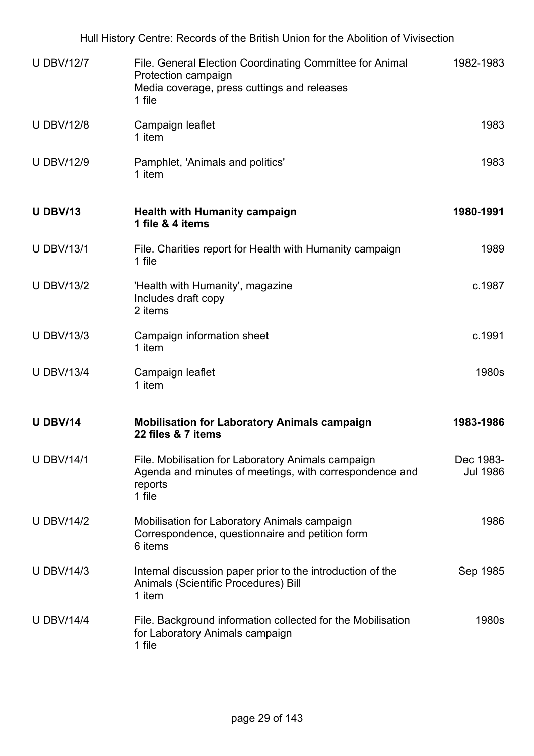| | | |
|---|---|---|
| U DBV/12/7 | File. General Election Coordinating Committee for Animal Protection campaign<br>Media coverage, press cuttings and releases<br>1 file | 1982-1983 |
| U DBV/12/8 | Campaign leaflet<br>1 item | 1983 |
| U DBV/12/9 | Pamphlet, 'Animals and politics'<br>1 item | 1983 |
| **U DBV/13** | **Health with Humanity campaign**<br>**1 file & 4 items** | **1980-1991** |
| U DBV/13/1 | File. Charities report for Health with Humanity campaign<br>1 file | 1989 |
| U DBV/13/2 | 'Health with Humanity', magazine<br>Includes draft copy<br>2 items | c.1987 |
| U DBV/13/3 | Campaign information sheet<br>1 item | c.1991 |
| U DBV/13/4 | Campaign leaflet<br>1 item | 1980s |
| **U DBV/14** | **Mobilisation for Laboratory Animals campaign**<br>**22 files & 7 items** | **1983-1986** |
| U DBV/14/1 | File. Mobilisation for Laboratory Animals campaign<br>Agenda and minutes of meetings, with correspondence and reports<br>1 file | Dec 1983-Jul 1986 |
| U DBV/14/2 | Mobilisation for Laboratory Animals campaign<br>Correspondence, questionnaire and petition form<br>6 items | 1986 |
| U DBV/14/3 | Internal discussion paper prior to the introduction of the Animals (Scientific Procedures) Bill<br>1 item | Sep 1985 |
| U DBV/14/4 | File. Background information collected for the Mobilisation for Laboratory Animals campaign<br>1 file | 1980s |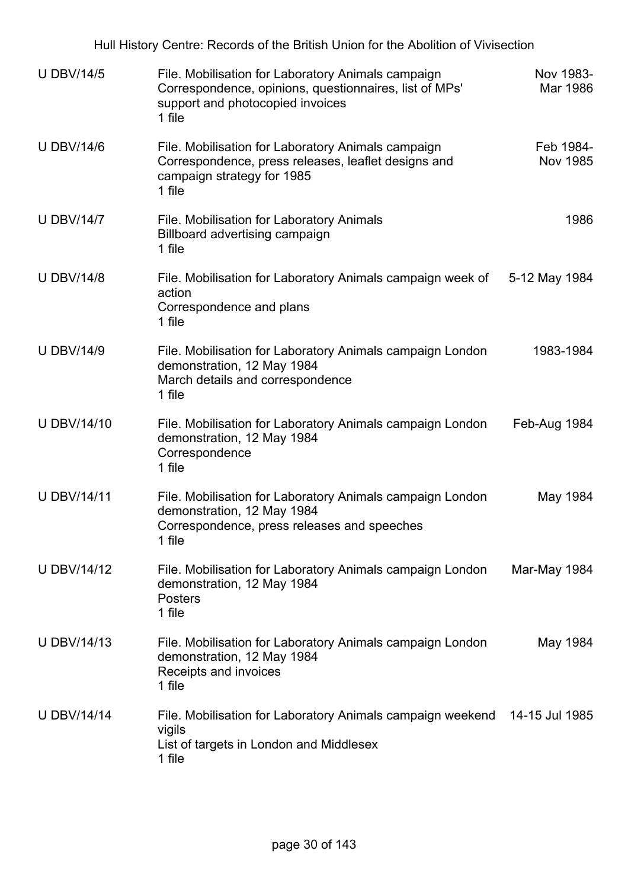| | | |
|---|---|---|
| U DBV/14/5 | File. Mobilisation for Laboratory Animals campaign<br>Correspondence, opinions, questionnaires, list of MPs' support and photocopied invoices<br>1 file | Nov 1983-Mar 1986 |
| U DBV/14/6 | File. Mobilisation for Laboratory Animals campaign<br>Correspondence, press releases, leaflet designs and campaign strategy for 1985<br>1 file | Feb 1984-Nov 1985 |
| U DBV/14/7 | File. Mobilisation for Laboratory Animals<br>Billboard advertising campaign<br>1 file | 1986 |
| U DBV/14/8 | File. Mobilisation for Laboratory Animals campaign week of action<br>Correspondence and plans<br>1 file | 5-12 May 1984 |
| U DBV/14/9 | File. Mobilisation for Laboratory Animals campaign London demonstration, 12 May 1984<br>March details and correspondence<br>1 file | 1983-1984 |
| U DBV/14/10 | File. Mobilisation for Laboratory Animals campaign London demonstration, 12 May 1984<br>Correspondence<br>1 file | Feb-Aug 1984 |
| U DBV/14/11 | File. Mobilisation for Laboratory Animals campaign London demonstration, 12 May 1984<br>Correspondence, press releases and speeches<br>1 file | May 1984 |
| U DBV/14/12 | File. Mobilisation for Laboratory Animals campaign London demonstration, 12 May 1984<br>Posters<br>1 file | Mar-May 1984 |
| U DBV/14/13 | File. Mobilisation for Laboratory Animals campaign London demonstration, 12 May 1984<br>Receipts and invoices<br>1 file | May 1984 |
| U DBV/14/14 | File. Mobilisation for Laboratory Animals campaign weekend vigils<br>List of targets in London and Middlesex<br>1 file | 14-15 Jul 1985 |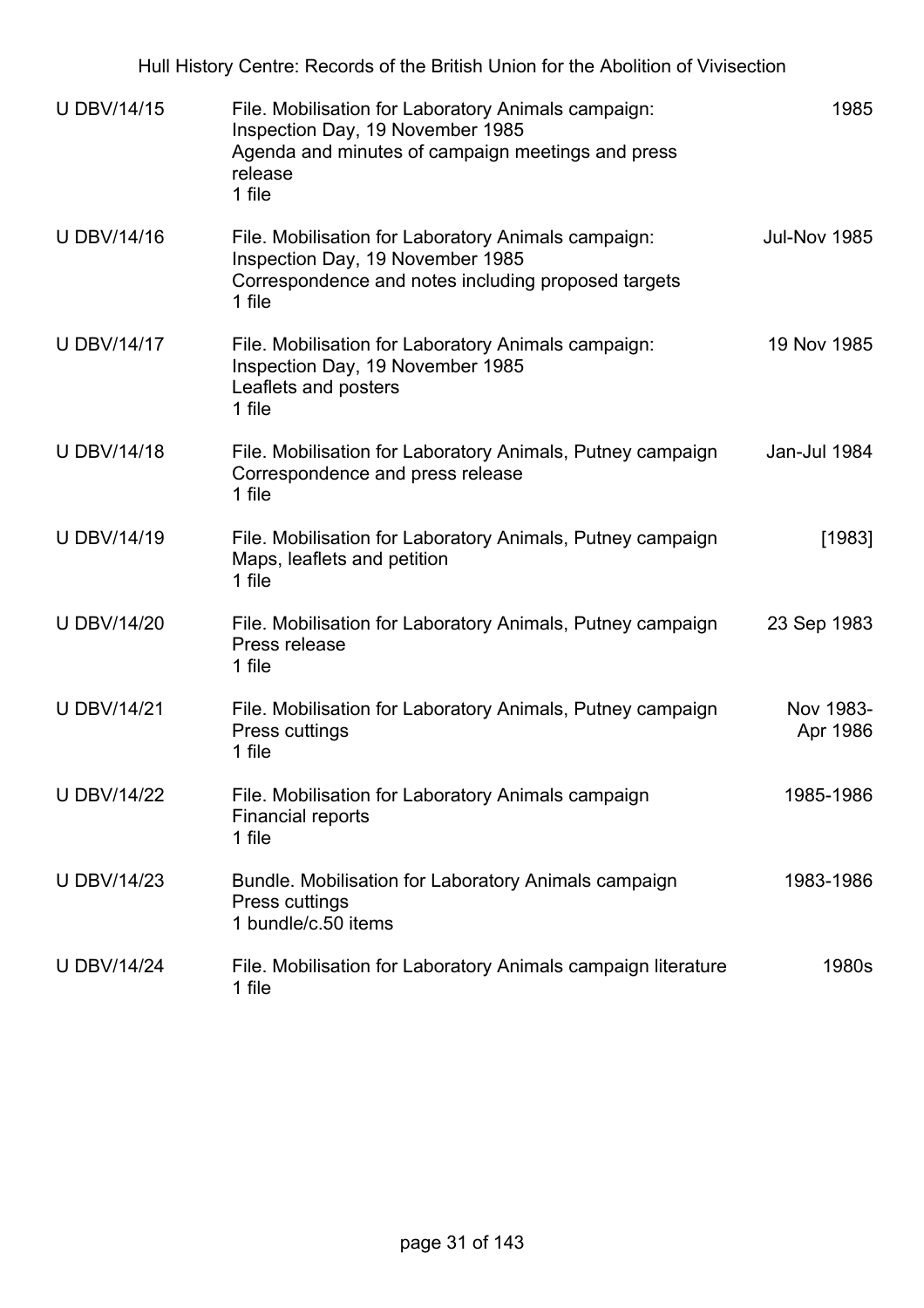| | | |
|---|---|---|
| U DBV/14/15 | File. Mobilisation for Laboratory Animals campaign: Inspection Day, 19 November 1985<br>Agenda and minutes of campaign meetings and press release<br>1 file | 1985 |
| U DBV/14/16 | File. Mobilisation for Laboratory Animals campaign: Inspection Day, 19 November 1985<br>Correspondence and notes including proposed targets<br>1 file | Jul-Nov 1985 |
| U DBV/14/17 | File. Mobilisation for Laboratory Animals campaign: Inspection Day, 19 November 1985<br>Leaflets and posters<br>1 file | 19 Nov 1985 |
| U DBV/14/18 | File. Mobilisation for Laboratory Animals, Putney campaign<br>Correspondence and press release<br>1 file | Jan-Jul 1984 |
| U DBV/14/19 | File. Mobilisation for Laboratory Animals, Putney campaign<br>Maps, leaflets and petition<br>1 file | [1983] |
| U DBV/14/20 | File. Mobilisation for Laboratory Animals, Putney campaign<br>Press release<br>1 file | 23 Sep 1983 |
| U DBV/14/21 | File. Mobilisation for Laboratory Animals, Putney campaign<br>Press cuttings<br>1 file | Nov 1983-Apr 1986 |
| U DBV/14/22 | File. Mobilisation for Laboratory Animals campaign<br>Financial reports<br>1 file | 1985-1986 |
| U DBV/14/23 | Bundle. Mobilisation for Laboratory Animals campaign<br>Press cuttings<br>1 bundle/c.50 items | 1983-1986 |
| U DBV/14/24 | File. Mobilisation for Laboratory Animals campaign literature<br>1 file | 1980s |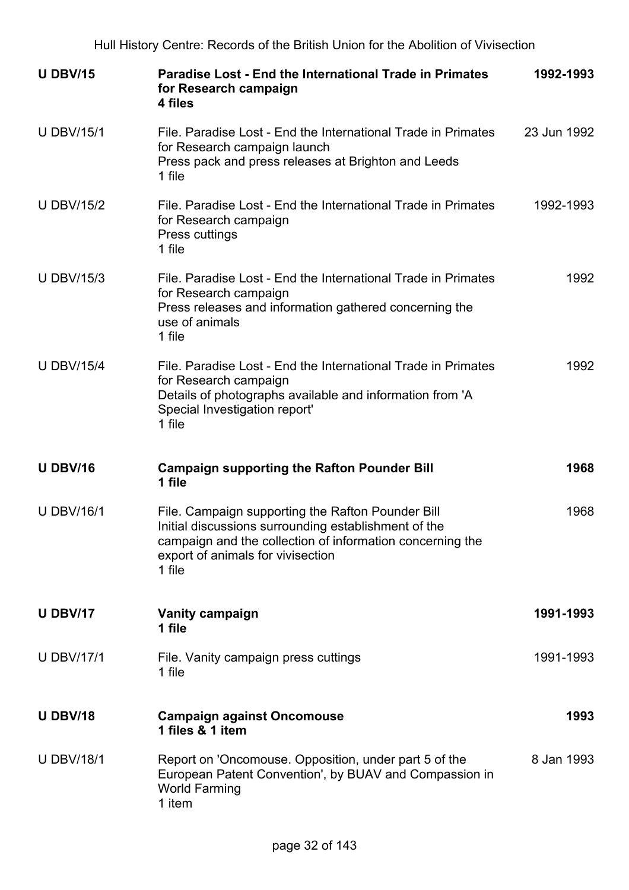| | | |
|---|---|---|
| **U DBV/15** | **Paradise Lost - End the International Trade in Primates for Research campaign**<br>**4 files** | **1992-1993** |
| U DBV/15/1 | File. Paradise Lost - End the International Trade in Primates for Research campaign launch<br>Press pack and press releases at Brighton and Leeds<br>1 file | 23 Jun 1992 |
| U DBV/15/2 | File. Paradise Lost - End the International Trade in Primates for Research campaign<br>Press cuttings<br>1 file | 1992-1993 |
| U DBV/15/3 | File. Paradise Lost - End the International Trade in Primates for Research campaign<br>Press releases and information gathered concerning the use of animals<br>1 file | 1992 |
| U DBV/15/4 | File. Paradise Lost - End the International Trade in Primates for Research campaign<br>Details of photographs available and information from 'A Special Investigation report'<br>1 file | 1992 |
| **U DBV/16** | **Campaign supporting the Rafton Pounder Bill**<br>**1 file** | **1968** |
| U DBV/16/1 | File. Campaign supporting the Rafton Pounder Bill<br>Initial discussions surrounding establishment of the campaign and the collection of information concerning the export of animals for vivisection<br>1 file | 1968 |
| **U DBV/17** | **Vanity campaign**<br>**1 file** | **1991-1993** |
| U DBV/17/1 | File. Vanity campaign press cuttings<br>1 file | 1991-1993 |
| **U DBV/18** | **Campaign against Oncomouse**<br>**1 files & 1 item** | **1993** |
| U DBV/18/1 | Report on 'Oncomouse. Opposition, under part 5 of the European Patent Convention', by BUAV and Compassion in World Farming<br>1 item | 8 Jan 1993 |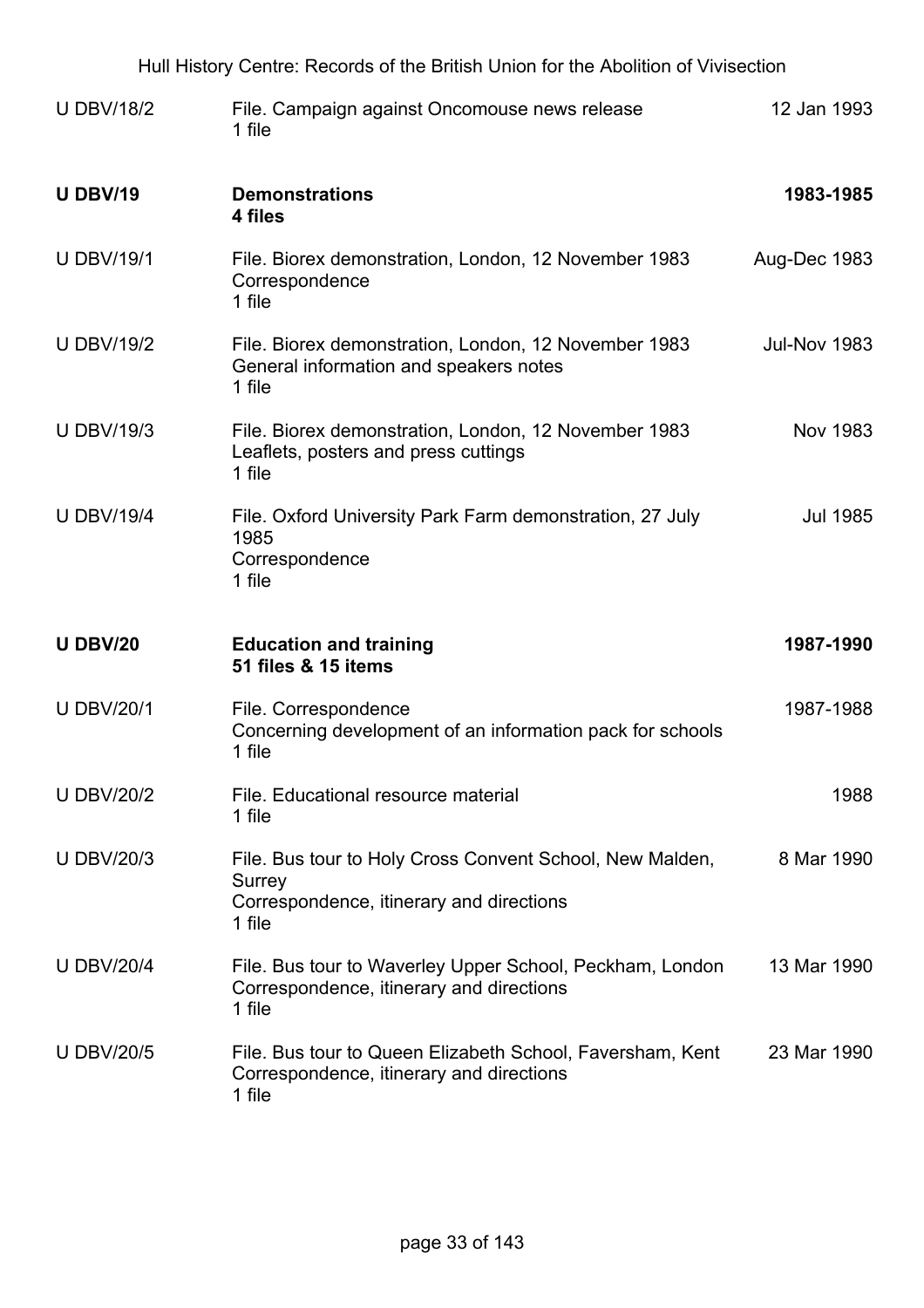| Reference | Description | Date |
|---|---|---|
| U DBV/18/2 | File. Campaign against Oncomouse news release<br>1 file | 12 Jan 1993 |
| **U DBV/19** | **Demonstrations**<br>**4 files** | **1983-1985** |
| U DBV/19/1 | File. Biorex demonstration, London, 12 November 1983<br>Correspondence<br>1 file | Aug-Dec 1983 |
| U DBV/19/2 | File. Biorex demonstration, London, 12 November 1983<br>General information and speakers notes<br>1 file | Jul-Nov 1983 |
| U DBV/19/3 | File. Biorex demonstration, London, 12 November 1983<br>Leaflets, posters and press cuttings<br>1 file | Nov 1983 |
| U DBV/19/4 | File. Oxford University Park Farm demonstration, 27 July 1985<br>Correspondence<br>1 file | Jul 1985 |
| **U DBV/20** | **Education and training**<br>**51 files & 15 items** | **1987-1990** |
| U DBV/20/1 | File. Correspondence<br>Concerning development of an information pack for schools<br>1 file | 1987-1988 |
| U DBV/20/2 | File. Educational resource material<br>1 file | 1988 |
| U DBV/20/3 | File. Bus tour to Holy Cross Convent School, New Malden, Surrey<br>Correspondence, itinerary and directions<br>1 file | 8 Mar 1990 |
| U DBV/20/4 | File. Bus tour to Waverley Upper School, Peckham, London<br>Correspondence, itinerary and directions<br>1 file | 13 Mar 1990 |
| U DBV/20/5 | File. Bus tour to Queen Elizabeth School, Faversham, Kent<br>Correspondence, itinerary and directions<br>1 file | 23 Mar 1990 |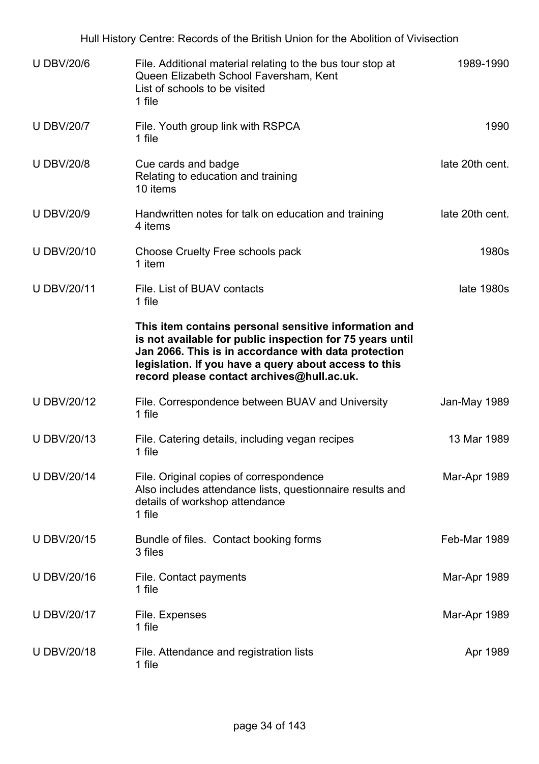| Reference | Description | Date |
|---|---|---|
| U DBV/20/6 | File. Additional material relating to the bus tour stop at Queen Elizabeth School Faversham, Kent<br>List of schools to be visited<br>1 file | 1989-1990 |
| U DBV/20/7 | File. Youth group link with RSPCA<br>1 file | 1990 |
| U DBV/20/8 | Cue cards and badge<br>Relating to education and training<br>10 items | late 20th cent. |
| U DBV/20/9 | Handwritten notes for talk on education and training<br>4 items | late 20th cent. |
| U DBV/20/10 | Choose Cruelty Free schools pack<br>1 item | 1980s |
| U DBV/20/11 | File. List of BUAV contacts<br>1 file<br>**This item contains personal sensitive information and is not available for public inspection for 75 years until Jan 2066. This is in accordance with data protection legislation. If you have a query about access to this record please contact archives@hull.ac.uk.** | late 1980s |
| U DBV/20/12 | File. Correspondence between BUAV and University<br>1 file | Jan-May 1989 |
| U DBV/20/13 | File. Catering details, including vegan recipes<br>1 file | 13 Mar 1989 |
| U DBV/20/14 | File. Original copies of correspondence<br>Also includes attendance lists, questionnaire results and details of workshop attendance<br>1 file | Mar-Apr 1989 |
| U DBV/20/15 | Bundle of files. Contact booking forms<br>3 files | Feb-Mar 1989 |
| U DBV/20/16 | File. Contact payments<br>1 file | Mar-Apr 1989 |
| U DBV/20/17 | File. Expenses<br>1 file | Mar-Apr 1989 |
| U DBV/20/18 | File. Attendance and registration lists<br>1 file | Apr 1989 |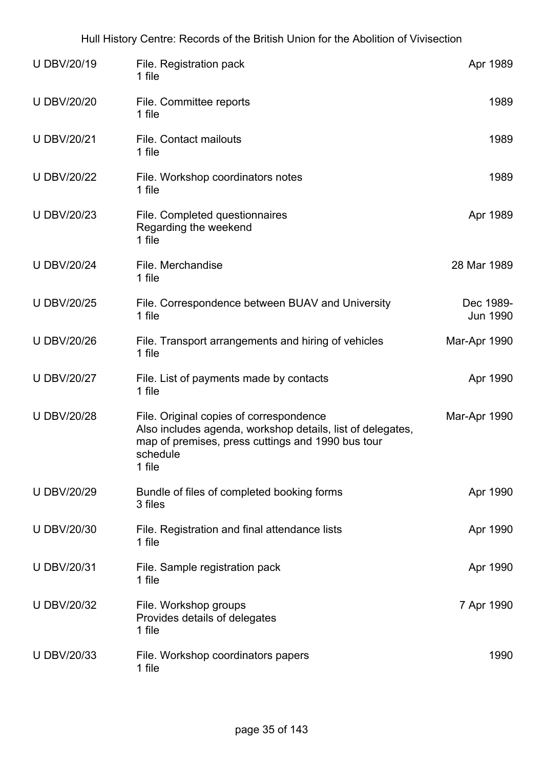| Reference | Description | Date |
| --- | --- | --- |
| U DBV/20/19 | File. Registration pack<br>1 file | Apr 1989 |
| U DBV/20/20 | File. Committee reports<br>1 file | 1989 |
| U DBV/20/21 | File. Contact mailouts<br>1 file | 1989 |
| U DBV/20/22 | File. Workshop coordinators notes<br>1 file | 1989 |
| U DBV/20/23 | File. Completed questionnaires<br>Regarding the weekend<br>1 file | Apr 1989 |
| U DBV/20/24 | File. Merchandise<br>1 file | 28 Mar 1989 |
| U DBV/20/25 | File. Correspondence between BUAV and University<br>1 file | Dec 1989-Jun 1990 |
| U DBV/20/26 | File. Transport arrangements and hiring of vehicles<br>1 file | Mar-Apr 1990 |
| U DBV/20/27 | File. List of payments made by contacts<br>1 file | Apr 1990 |
| U DBV/20/28 | File. Original copies of correspondence<br>Also includes agenda, workshop details, list of delegates, map of premises, press cuttings and 1990 bus tour schedule<br>1 file | Mar-Apr 1990 |
| U DBV/20/29 | Bundle of files of completed booking forms<br>3 files | Apr 1990 |
| U DBV/20/30 | File. Registration and final attendance lists<br>1 file | Apr 1990 |
| U DBV/20/31 | File. Sample registration pack<br>1 file | Apr 1990 |
| U DBV/20/32 | File. Workshop groups<br>Provides details of delegates<br>1 file | 7 Apr 1990 |
| U DBV/20/33 | File. Workshop coordinators papers<br>1 file | 1990 |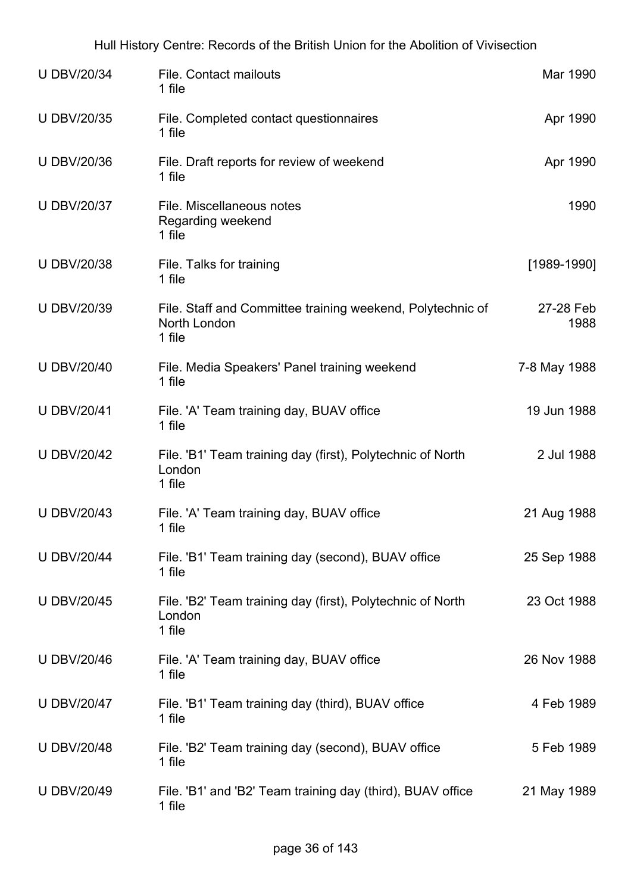| Reference | Description | Date |
|---|---|---|
| U DBV/20/34 | File. Contact mailouts<br>1 file | Mar 1990 |
| U DBV/20/35 | File. Completed contact questionnaires<br>1 file | Apr 1990 |
| U DBV/20/36 | File. Draft reports for review of weekend<br>1 file | Apr 1990 |
| U DBV/20/37 | File. Miscellaneous notes<br>Regarding weekend<br>1 file | 1990 |
| U DBV/20/38 | File. Talks for training<br>1 file | [1989-1990] |
| U DBV/20/39 | File. Staff and Committee training weekend, Polytechnic of North London<br>1 file | 27-28 Feb 1988 |
| U DBV/20/40 | File. Media Speakers' Panel training weekend<br>1 file | 7-8 May 1988 |
| U DBV/20/41 | File. 'A' Team training day, BUAV office<br>1 file | 19 Jun 1988 |
| U DBV/20/42 | File. 'B1' Team training day (first), Polytechnic of North London<br>1 file | 2 Jul 1988 |
| U DBV/20/43 | File. 'A' Team training day, BUAV office<br>1 file | 21 Aug 1988 |
| U DBV/20/44 | File. 'B1' Team training day (second), BUAV office<br>1 file | 25 Sep 1988 |
| U DBV/20/45 | File. 'B2' Team training day (first), Polytechnic of North London<br>1 file | 23 Oct 1988 |
| U DBV/20/46 | File. 'A' Team training day, BUAV office<br>1 file | 26 Nov 1988 |
| U DBV/20/47 | File. 'B1' Team training day (third), BUAV office<br>1 file | 4 Feb 1989 |
| U DBV/20/48 | File. 'B2' Team training day (second), BUAV office<br>1 file | 5 Feb 1989 |
| U DBV/20/49 | File. 'B1' and 'B2' Team training day (third), BUAV office<br>1 file | 21 May 1989 |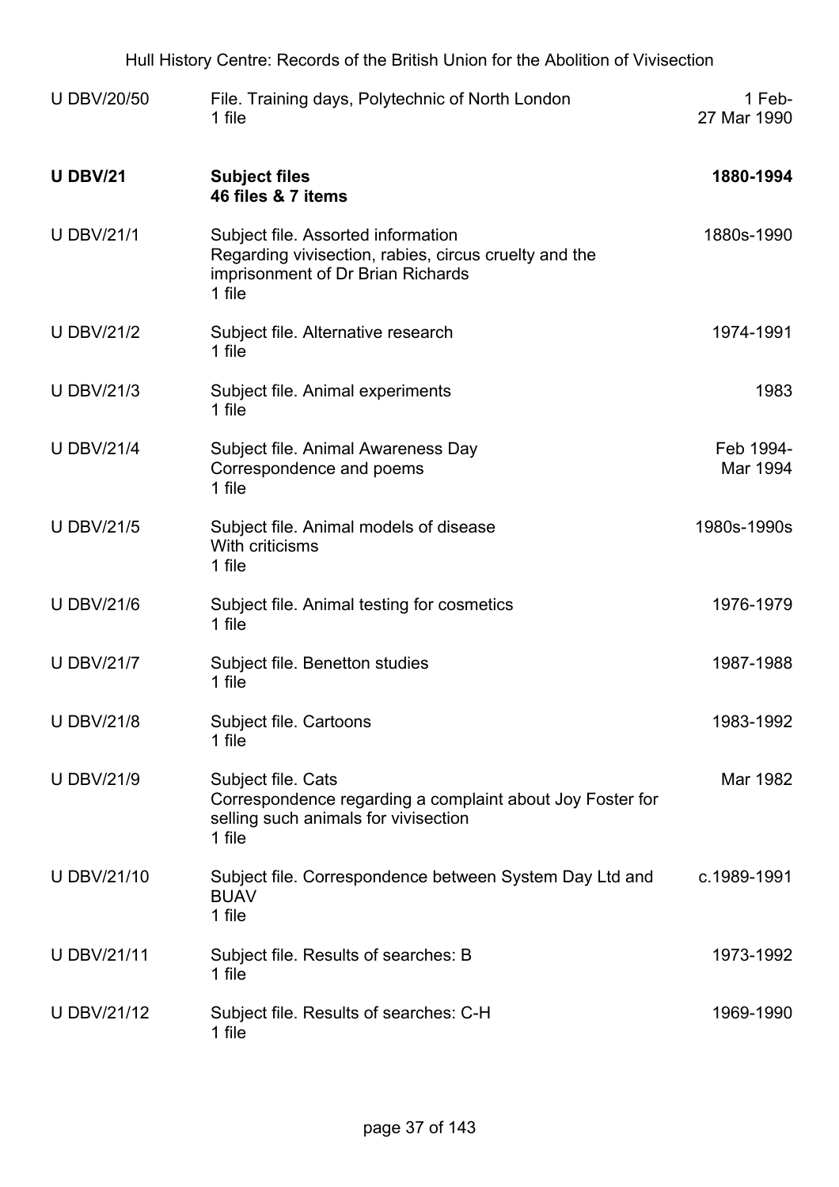| | | |
|---|---|---|
| U DBV/20/50 | File. Training days, Polytechnic of North London<br>1 file | 1 Feb-27 Mar 1990 |
| **U DBV/21** | **Subject files**<br>**46 files & 7 items** | **1880-1994** |
| U DBV/21/1 | Subject file. Assorted information<br>Regarding vivisection, rabies, circus cruelty and the imprisonment of Dr Brian Richards<br>1 file | 1880s-1990 |
| U DBV/21/2 | Subject file. Alternative research<br>1 file | 1974-1991 |
| U DBV/21/3 | Subject file. Animal experiments<br>1 file | 1983 |
| U DBV/21/4 | Subject file. Animal Awareness Day<br>Correspondence and poems<br>1 file | Feb 1994-Mar 1994 |
| U DBV/21/5 | Subject file. Animal models of disease<br>With criticisms<br>1 file | 1980s-1990s |
| U DBV/21/6 | Subject file. Animal testing for cosmetics<br>1 file | 1976-1979 |
| U DBV/21/7 | Subject file. Benetton studies<br>1 file | 1987-1988 |
| U DBV/21/8 | Subject file. Cartoons<br>1 file | 1983-1992 |
| U DBV/21/9 | Subject file. Cats<br>Correspondence regarding a complaint about Joy Foster for selling such animals for vivisection<br>1 file | Mar 1982 |
| U DBV/21/10 | Subject file. Correspondence between System Day Ltd and BUAV<br>1 file | c.1989-1991 |
| U DBV/21/11 | Subject file. Results of searches: B<br>1 file | 1973-1992 |
| U DBV/21/12 | Subject file. Results of searches: C-H<br>1 file | 1969-1990 |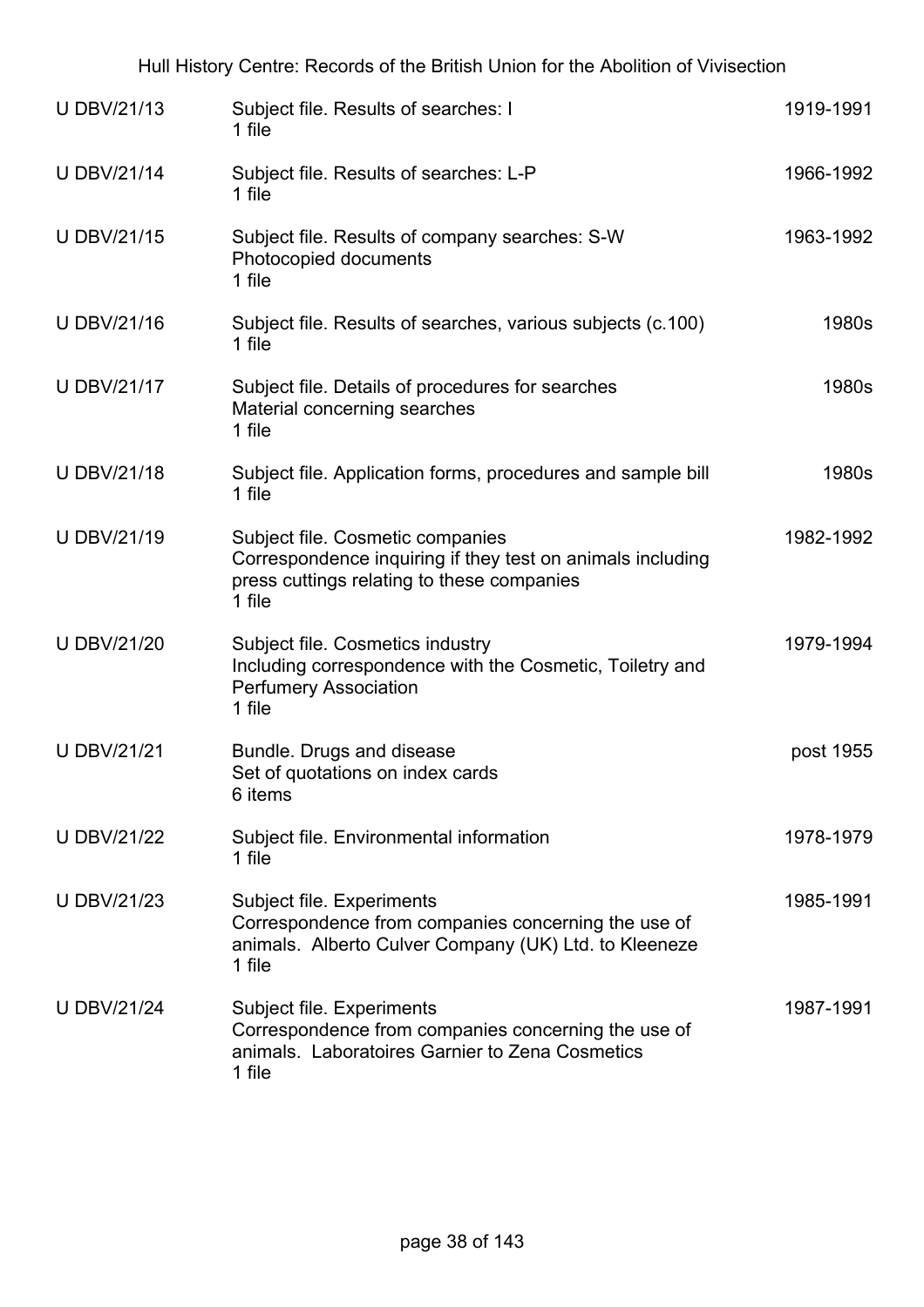| | | |
|---|---|---|
| U DBV/21/13 | Subject file. Results of searches: I<br>1 file | 1919-1991 |
| U DBV/21/14 | Subject file. Results of searches: L-P<br>1 file | 1966-1992 |
| U DBV/21/15 | Subject file. Results of company searches: S-W<br>Photocopied documents<br>1 file | 1963-1992 |
| U DBV/21/16 | Subject file. Results of searches, various subjects (c.100)<br>1 file | 1980s |
| U DBV/21/17 | Subject file. Details of procedures for searches<br>Material concerning searches<br>1 file | 1980s |
| U DBV/21/18 | Subject file. Application forms, procedures and sample bill<br>1 file | 1980s |
| U DBV/21/19 | Subject file. Cosmetic companies<br>Correspondence inquiring if they test on animals including press cuttings relating to these companies<br>1 file | 1982-1992 |
| U DBV/21/20 | Subject file. Cosmetics industry<br>Including correspondence with the Cosmetic, Toiletry and Perfumery Association<br>1 file | 1979-1994 |
| U DBV/21/21 | Bundle. Drugs and disease<br>Set of quotations on index cards<br>6 items | post 1955 |
| U DBV/21/22 | Subject file. Environmental information<br>1 file | 1978-1979 |
| U DBV/21/23 | Subject file. Experiments<br>Correspondence from companies concerning the use of animals. Alberto Culver Company (UK) Ltd. to Kleeneze<br>1 file | 1985-1991 |
| U DBV/21/24 | Subject file. Experiments<br>Correspondence from companies concerning the use of animals. Laboratoires Garnier to Zena Cosmetics<br>1 file | 1987-1991 |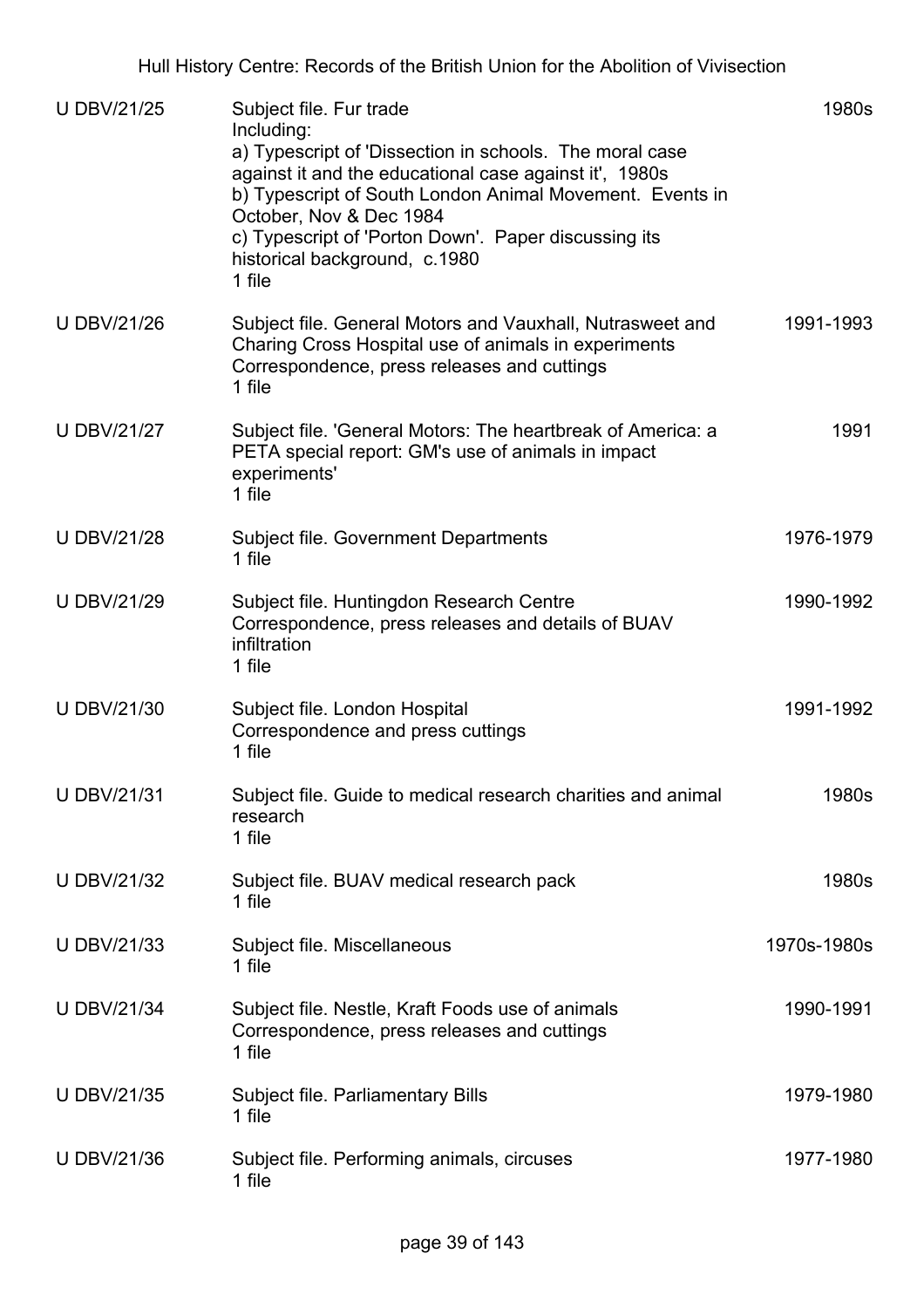| | | |
|---|---|---|
| U DBV/21/25 | Subject file. Fur trade<br>Including:<br>a) Typescript of 'Dissection in schools. The moral case against it and the educational case against it', 1980s<br>b) Typescript of South London Animal Movement. Events in October, Nov & Dec 1984<br>c) Typescript of 'Porton Down'. Paper discussing its historical background, c.1980<br>1 file | 1980s |
| U DBV/21/26 | Subject file. General Motors and Vauxhall, Nutrasweet and Charing Cross Hospital use of animals in experiments<br>Correspondence, press releases and cuttings<br>1 file | 1991-1993 |
| U DBV/21/27 | Subject file. 'General Motors: The heartbreak of America: a PETA special report: GM's use of animals in impact experiments'<br>1 file | 1991 |
| U DBV/21/28 | Subject file. Government Departments<br>1 file | 1976-1979 |
| U DBV/21/29 | Subject file. Huntingdon Research Centre<br>Correspondence, press releases and details of BUAV infiltration<br>1 file | 1990-1992 |
| U DBV/21/30 | Subject file. London Hospital<br>Correspondence and press cuttings<br>1 file | 1991-1992 |
| U DBV/21/31 | Subject file. Guide to medical research charities and animal research<br>1 file | 1980s |
| U DBV/21/32 | Subject file. BUAV medical research pack<br>1 file | 1980s |
| U DBV/21/33 | Subject file. Miscellaneous<br>1 file | 1970s-1980s |
| U DBV/21/34 | Subject file. Nestle, Kraft Foods use of animals<br>Correspondence, press releases and cuttings<br>1 file | 1990-1991 |
| U DBV/21/35 | Subject file. Parliamentary Bills<br>1 file | 1979-1980 |
| U DBV/21/36 | Subject file. Performing animals, circuses<br>1 file | 1977-1980 |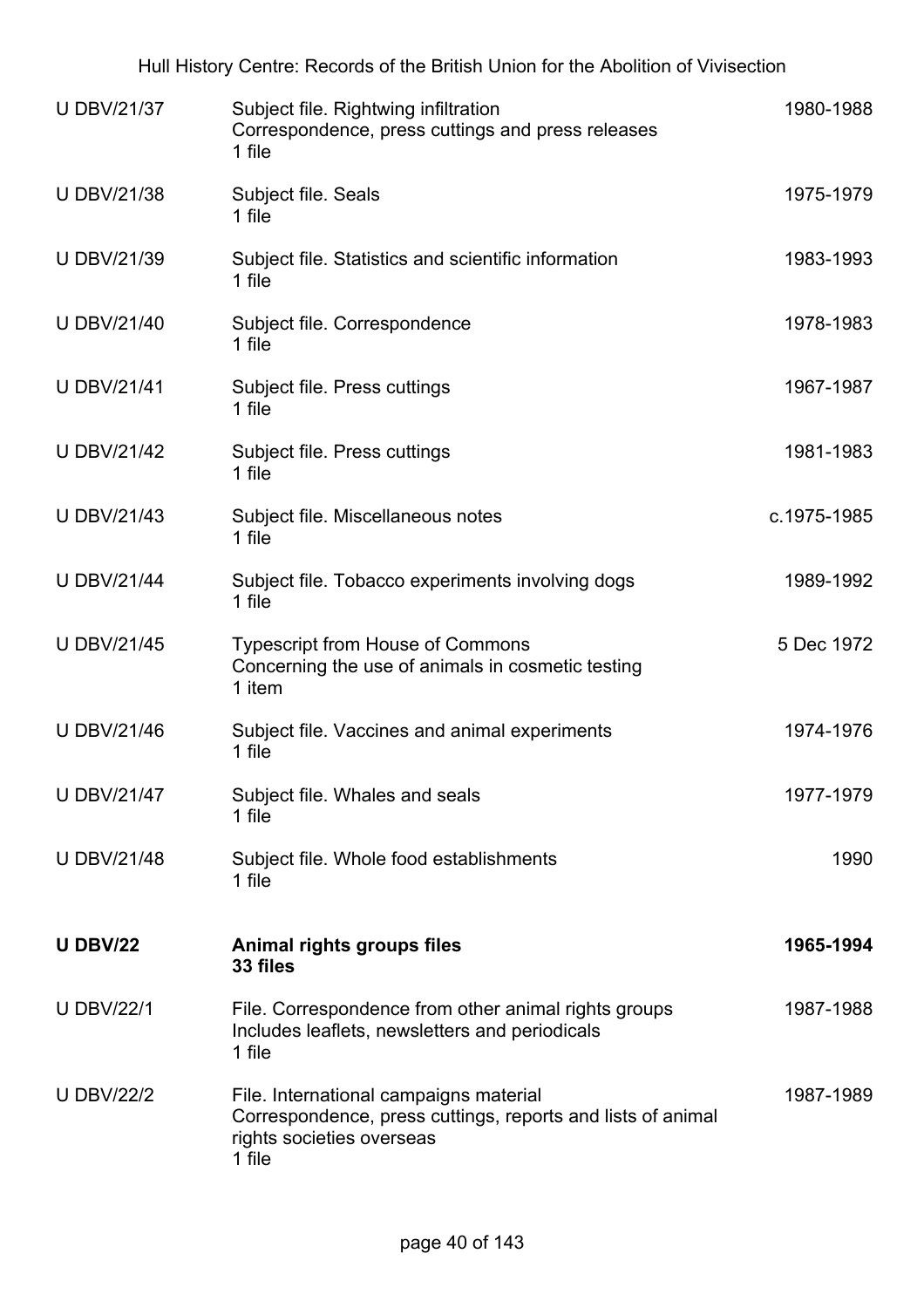| | | |
|---|---|---|
| U DBV/21/37 | Subject file. Rightwing infiltration<br>Correspondence, press cuttings and press releases<br>1 file | 1980-1988 |
| U DBV/21/38 | Subject file. Seals<br>1 file | 1975-1979 |
| U DBV/21/39 | Subject file. Statistics and scientific information<br>1 file | 1983-1993 |
| U DBV/21/40 | Subject file. Correspondence<br>1 file | 1978-1983 |
| U DBV/21/41 | Subject file. Press cuttings<br>1 file | 1967-1987 |
| U DBV/21/42 | Subject file. Press cuttings<br>1 file | 1981-1983 |
| U DBV/21/43 | Subject file. Miscellaneous notes<br>1 file | c.1975-1985 |
| U DBV/21/44 | Subject file. Tobacco experiments involving dogs<br>1 file | 1989-1992 |
| U DBV/21/45 | Typescript from House of Commons<br>Concerning the use of animals in cosmetic testing<br>1 item | 5 Dec 1972 |
| U DBV/21/46 | Subject file. Vaccines and animal experiments<br>1 file | 1974-1976 |
| U DBV/21/47 | Subject file. Whales and seals<br>1 file | 1977-1979 |
| U DBV/21/48 | Subject file. Whole food establishments<br>1 file | 1990 |
| **U DBV/22** | **Animal rights groups files**<br>**33 files** | **1965-1994** |
| U DBV/22/1 | File. Correspondence from other animal rights groups<br>Includes leaflets, newsletters and periodicals<br>1 file | 1987-1988 |
| U DBV/22/2 | File. International campaigns material<br>Correspondence, press cuttings, reports and lists of animal rights societies overseas<br>1 file | 1987-1989 |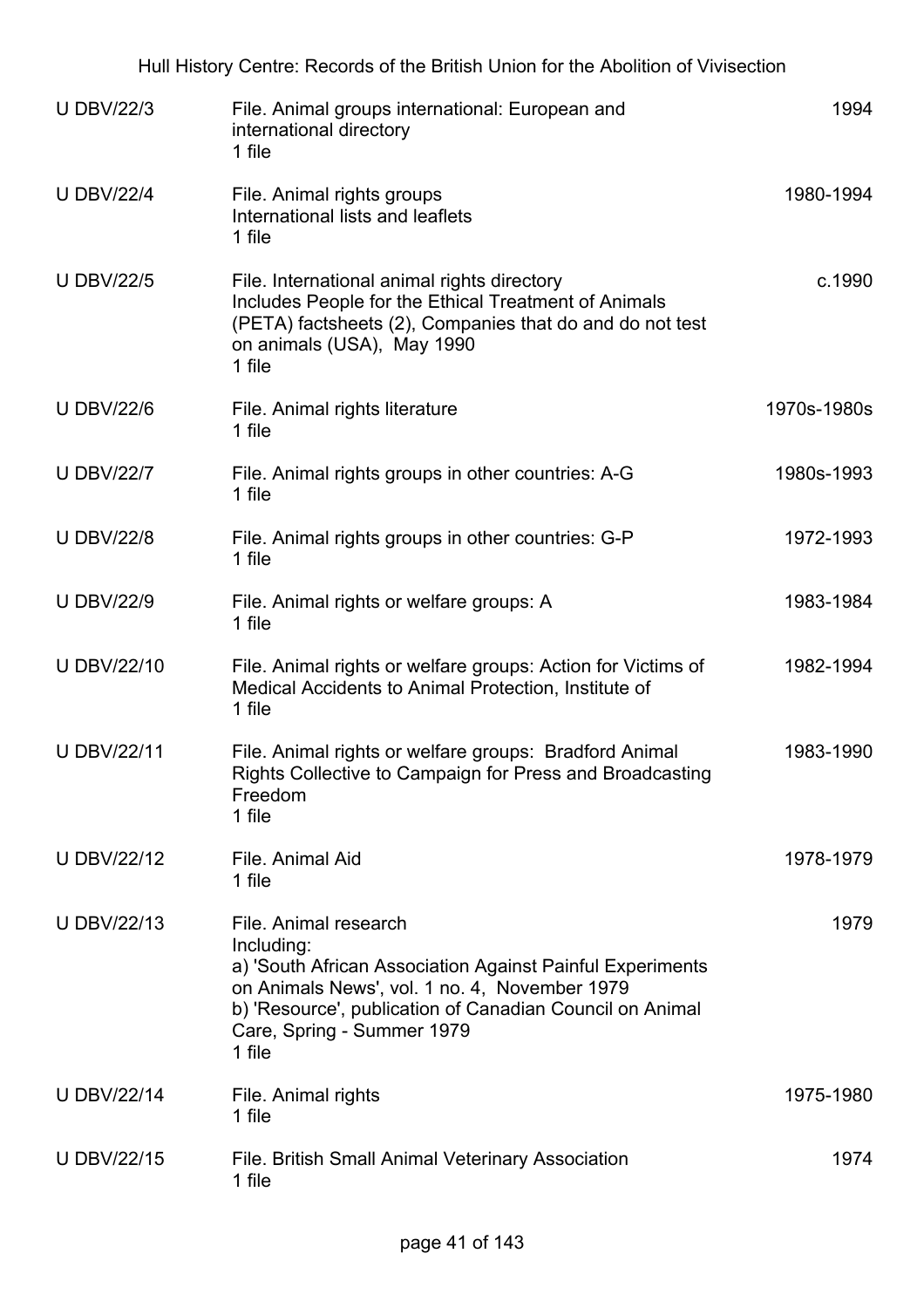| | | |
|---|---|---|
| U DBV/22/3 | File. Animal groups international: European and international directory<br>1 file | 1994 |
| U DBV/22/4 | File. Animal rights groups<br>International lists and leaflets<br>1 file | 1980-1994 |
| U DBV/22/5 | File. International animal rights directory<br>Includes People for the Ethical Treatment of Animals (PETA) factsheets (2), Companies that do and do not test on animals (USA), May 1990<br>1 file | c.1990 |
| U DBV/22/6 | File. Animal rights literature<br>1 file | 1970s-1980s |
| U DBV/22/7 | File. Animal rights groups in other countries: A-G<br>1 file | 1980s-1993 |
| U DBV/22/8 | File. Animal rights groups in other countries: G-P<br>1 file | 1972-1993 |
| U DBV/22/9 | File. Animal rights or welfare groups: A<br>1 file | 1983-1984 |
| U DBV/22/10 | File. Animal rights or welfare groups: Action for Victims of Medical Accidents to Animal Protection, Institute of<br>1 file | 1982-1994 |
| U DBV/22/11 | File. Animal rights or welfare groups: Bradford Animal Rights Collective to Campaign for Press and Broadcasting Freedom<br>1 file | 1983-1990 |
| U DBV/22/12 | File. Animal Aid<br>1 file | 1978-1979 |
| U DBV/22/13 | File. Animal research<br>Including:<br>a) 'South African Association Against Painful Experiments on Animals News', vol. 1 no. 4, November 1979<br>b) 'Resource', publication of Canadian Council on Animal Care, Spring - Summer 1979<br>1 file | 1979 |
| U DBV/22/14 | File. Animal rights<br>1 file | 1975-1980 |
| U DBV/22/15 | File. British Small Animal Veterinary Association<br>1 file | 1974 |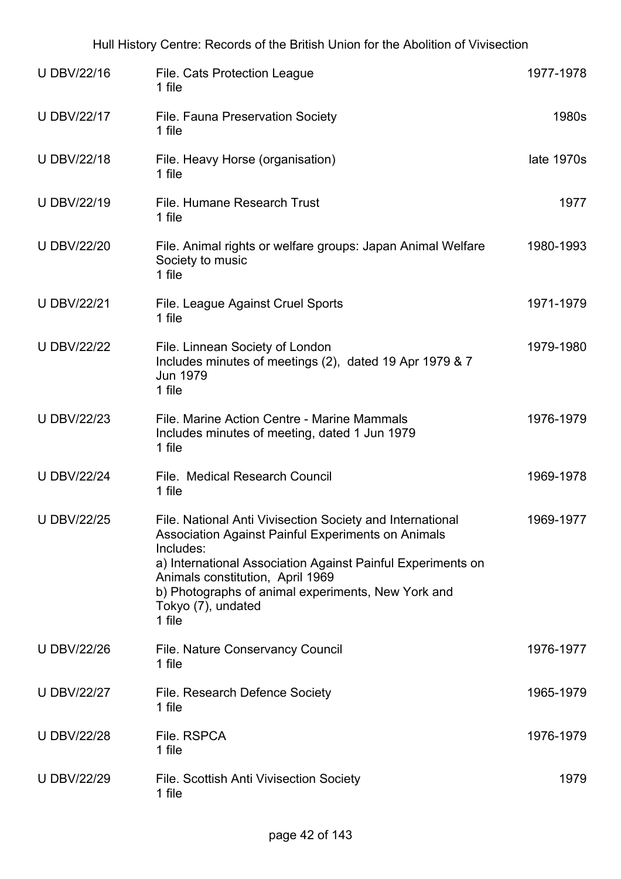| | | |
|---|---|---|
| U DBV/22/16 | File. Cats Protection League<br>1 file | 1977-1978 |
| U DBV/22/17 | File. Fauna Preservation Society<br>1 file | 1980s |
| U DBV/22/18 | File. Heavy Horse (organisation)<br>1 file | late 1970s |
| U DBV/22/19 | File. Humane Research Trust<br>1 file | 1977 |
| U DBV/22/20 | File. Animal rights or welfare groups: Japan Animal Welfare Society to music<br>1 file | 1980-1993 |
| U DBV/22/21 | File. League Against Cruel Sports<br>1 file | 1971-1979 |
| U DBV/22/22 | File. Linnean Society of London<br>Includes minutes of meetings (2), dated 19 Apr 1979 & 7 Jun 1979<br>1 file | 1979-1980 |
| U DBV/22/23 | File. Marine Action Centre - Marine Mammals<br>Includes minutes of meeting, dated 1 Jun 1979<br>1 file | 1976-1979 |
| U DBV/22/24 | File. Medical Research Council<br>1 file | 1969-1978 |
| U DBV/22/25 | File. National Anti Vivisection Society and International Association Against Painful Experiments on Animals<br>Includes:<br>a) International Association Against Painful Experiments on Animals constitution, April 1969<br>b) Photographs of animal experiments, New York and Tokyo (7), undated<br>1 file | 1969-1977 |
| U DBV/22/26 | File. Nature Conservancy Council<br>1 file | 1976-1977 |
| U DBV/22/27 | File. Research Defence Society<br>1 file | 1965-1979 |
| U DBV/22/28 | File. RSPCA<br>1 file | 1976-1979 |
| U DBV/22/29 | File. Scottish Anti Vivisection Society<br>1 file | 1979 |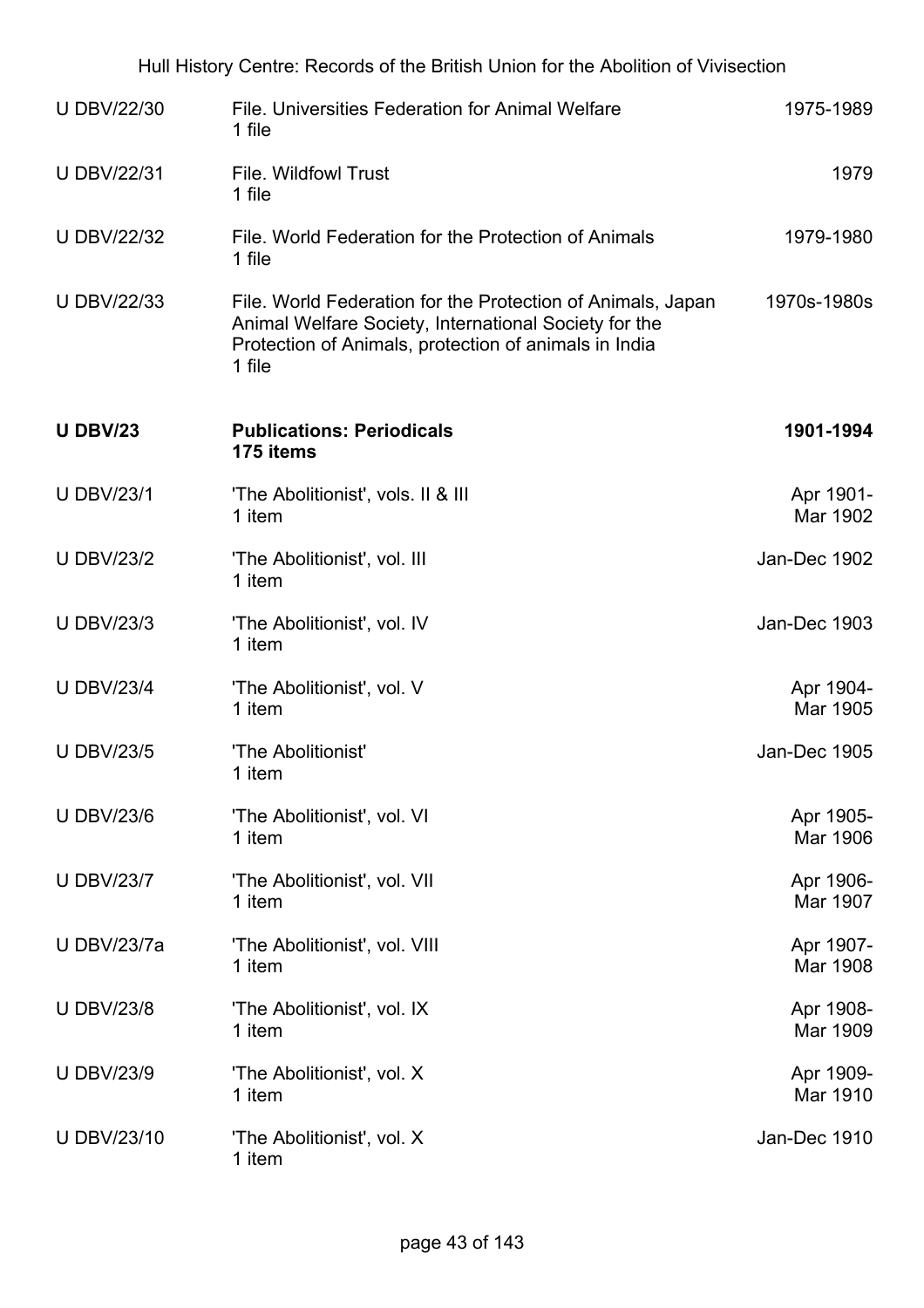| | | |
|---|---|---|
| U DBV/22/30 | File. Universities Federation for Animal Welfare<br>1 file | 1975-1989 |
| U DBV/22/31 | File. Wildfowl Trust<br>1 file | 1979 |
| U DBV/22/32 | File. World Federation for the Protection of Animals<br>1 file | 1979-1980 |
| U DBV/22/33 | File. World Federation for the Protection of Animals, Japan Animal Welfare Society, International Society for the Protection of Animals, protection of animals in India<br>1 file | 1970s-1980s |
| **U DBV/23** | **Publications: Periodicals**<br>**175 items** | **1901-1994** |
| U DBV/23/1 | 'The Abolitionist', vols. II & III<br>1 item | Apr 1901-Mar 1902 |
| U DBV/23/2 | 'The Abolitionist', vol. III<br>1 item | Jan-Dec 1902 |
| U DBV/23/3 | 'The Abolitionist', vol. IV<br>1 item | Jan-Dec 1903 |
| U DBV/23/4 | 'The Abolitionist', vol. V<br>1 item | Apr 1904-Mar 1905 |
| U DBV/23/5 | 'The Abolitionist'<br>1 item | Jan-Dec 1905 |
| U DBV/23/6 | 'The Abolitionist', vol. VI<br>1 item | Apr 1905-Mar 1906 |
| U DBV/23/7 | 'The Abolitionist', vol. VII<br>1 item | Apr 1906-Mar 1907 |
| U DBV/23/7a | 'The Abolitionist', vol. VIII<br>1 item | Apr 1907-Mar 1908 |
| U DBV/23/8 | 'The Abolitionist', vol. IX<br>1 item | Apr 1908-Mar 1909 |
| U DBV/23/9 | 'The Abolitionist', vol. X<br>1 item | Apr 1909-Mar 1910 |
| U DBV/23/10 | 'The Abolitionist', vol. X<br>1 item | Jan-Dec 1910 |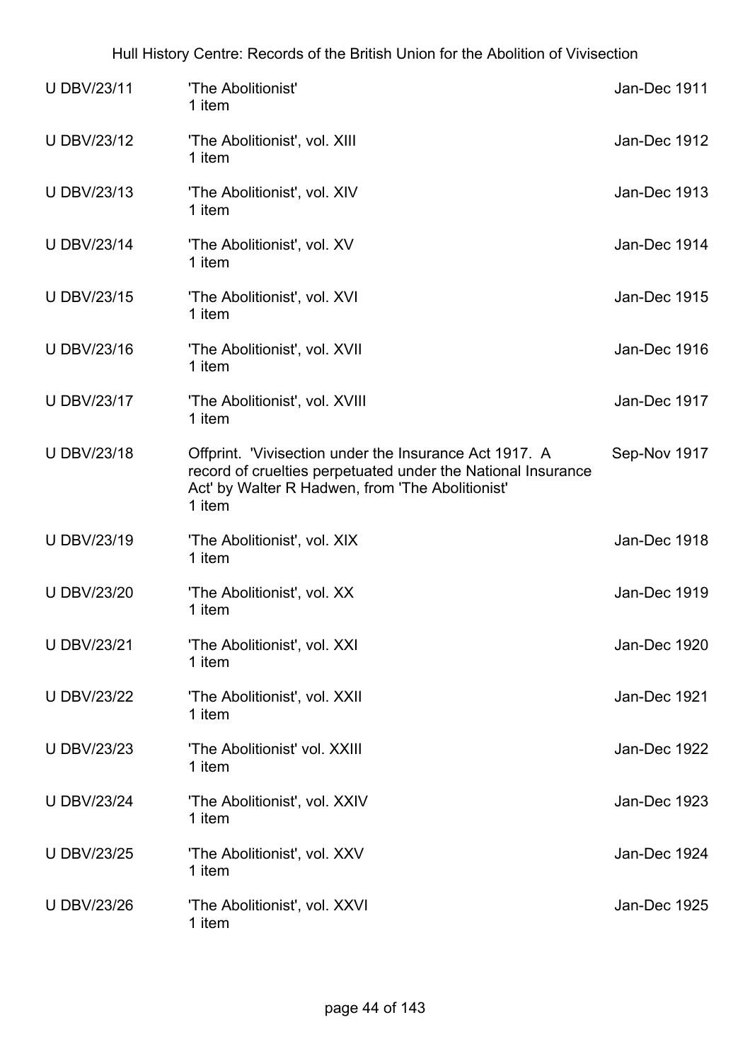| | | |
|---|---|---|
| U DBV/23/11 | 'The Abolitionist'<br>1 item | Jan-Dec 1911 |
| U DBV/23/12 | 'The Abolitionist', vol. XIII<br>1 item | Jan-Dec 1912 |
| U DBV/23/13 | 'The Abolitionist', vol. XIV<br>1 item | Jan-Dec 1913 |
| U DBV/23/14 | 'The Abolitionist', vol. XV<br>1 item | Jan-Dec 1914 |
| U DBV/23/15 | 'The Abolitionist', vol. XVI<br>1 item | Jan-Dec 1915 |
| U DBV/23/16 | 'The Abolitionist', vol. XVII<br>1 item | Jan-Dec 1916 |
| U DBV/23/17 | 'The Abolitionist', vol. XVIII<br>1 item | Jan-Dec 1917 |
| U DBV/23/18 | Offprint. 'Vivisection under the Insurance Act 1917. A record of cruelties perpetuated under the National Insurance Act' by Walter R Hadwen, from 'The Abolitionist'<br>1 item | Sep-Nov 1917 |
| U DBV/23/19 | 'The Abolitionist', vol. XIX<br>1 item | Jan-Dec 1918 |
| U DBV/23/20 | 'The Abolitionist', vol. XX<br>1 item | Jan-Dec 1919 |
| U DBV/23/21 | 'The Abolitionist', vol. XXI<br>1 item | Jan-Dec 1920 |
| U DBV/23/22 | 'The Abolitionist', vol. XXII<br>1 item | Jan-Dec 1921 |
| U DBV/23/23 | 'The Abolitionist' vol. XXIII<br>1 item | Jan-Dec 1922 |
| U DBV/23/24 | 'The Abolitionist', vol. XXIV<br>1 item | Jan-Dec 1923 |
| U DBV/23/25 | 'The Abolitionist', vol. XXV<br>1 item | Jan-Dec 1924 |
| U DBV/23/26 | 'The Abolitionist', vol. XXVI<br>1 item | Jan-Dec 1925 |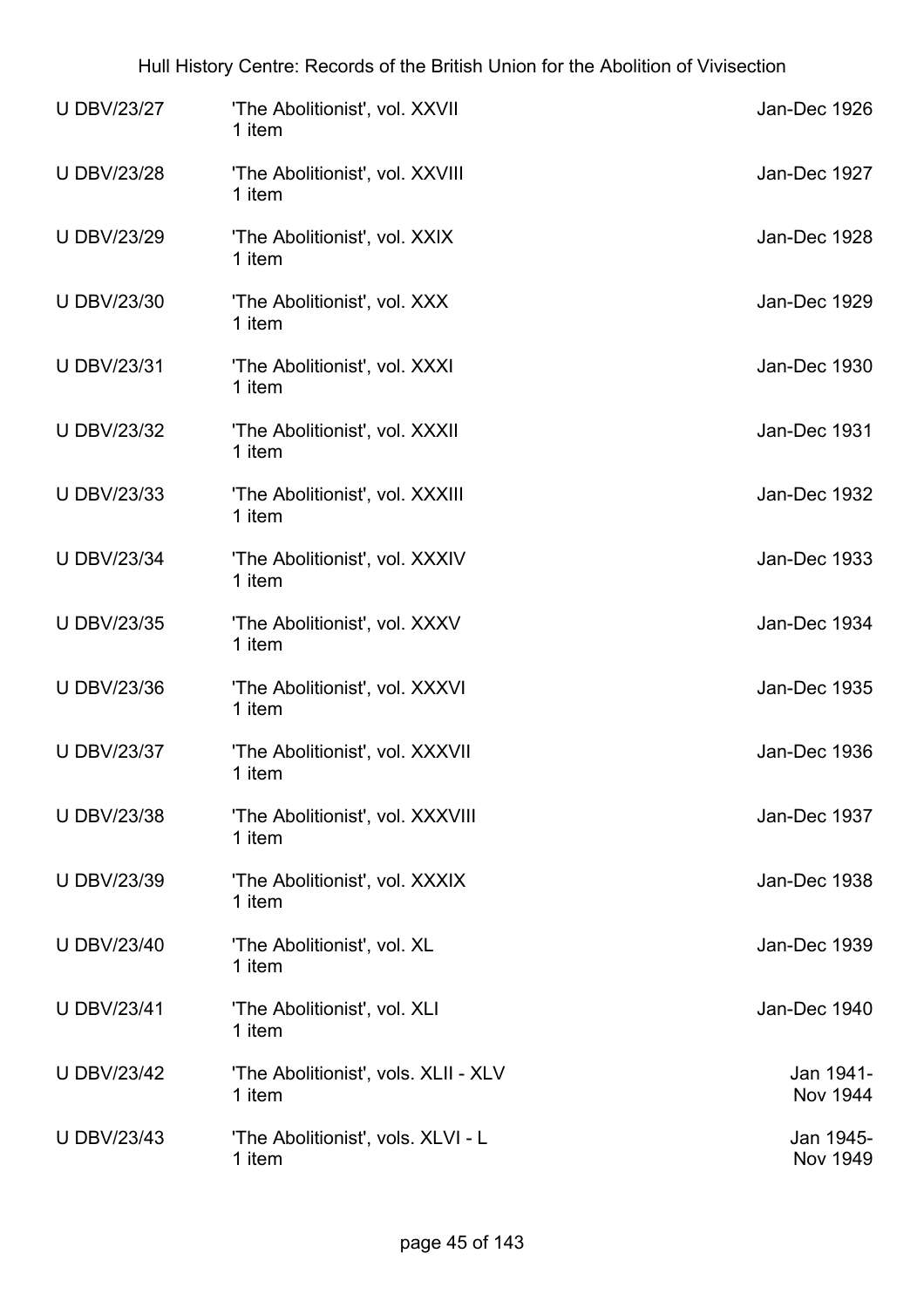| | | |
|---|---|---|
| U DBV/23/27 | 'The Abolitionist', vol. XXVII<br>1 item | Jan-Dec 1926 |
| U DBV/23/28 | 'The Abolitionist', vol. XXVIII<br>1 item | Jan-Dec 1927 |
| U DBV/23/29 | 'The Abolitionist', vol. XXIX<br>1 item | Jan-Dec 1928 |
| U DBV/23/30 | 'The Abolitionist', vol. XXX<br>1 item | Jan-Dec 1929 |
| U DBV/23/31 | 'The Abolitionist', vol. XXXI<br>1 item | Jan-Dec 1930 |
| U DBV/23/32 | 'The Abolitionist', vol. XXXII<br>1 item | Jan-Dec 1931 |
| U DBV/23/33 | 'The Abolitionist', vol. XXXIII<br>1 item | Jan-Dec 1932 |
| U DBV/23/34 | 'The Abolitionist', vol. XXXIV<br>1 item | Jan-Dec 1933 |
| U DBV/23/35 | 'The Abolitionist', vol. XXXV<br>1 item | Jan-Dec 1934 |
| U DBV/23/36 | 'The Abolitionist', vol. XXXVI<br>1 item | Jan-Dec 1935 |
| U DBV/23/37 | 'The Abolitionist', vol. XXXVII<br>1 item | Jan-Dec 1936 |
| U DBV/23/38 | 'The Abolitionist', vol. XXXVIII<br>1 item | Jan-Dec 1937 |
| U DBV/23/39 | 'The Abolitionist', vol. XXXIX<br>1 item | Jan-Dec 1938 |
| U DBV/23/40 | 'The Abolitionist', vol. XL<br>1 item | Jan-Dec 1939 |
| U DBV/23/41 | 'The Abolitionist', vol. XLI<br>1 item | Jan-Dec 1940 |
| U DBV/23/42 | 'The Abolitionist', vols. XLII - XLV<br>1 item | Jan 1941-<br>Nov 1944 |
| U DBV/23/43 | 'The Abolitionist', vols. XLVI - L<br>1 item | Jan 1945-<br>Nov 1949 |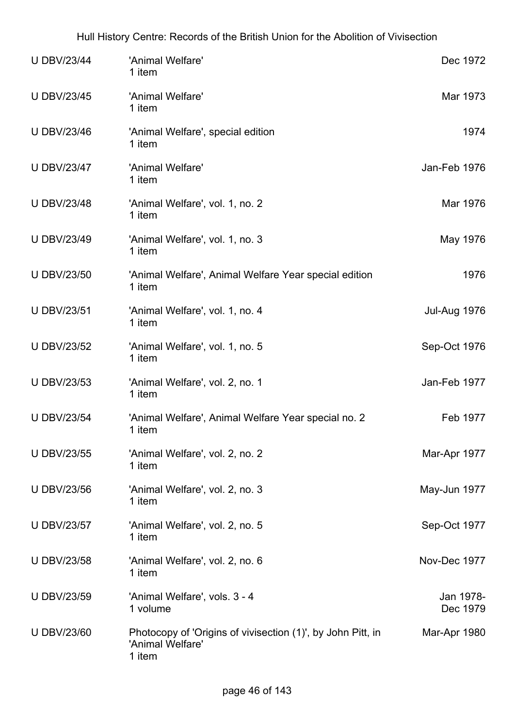| | | |
|---|---|---|
| U DBV/23/44 | 'Animal Welfare'<br>1 item | Dec 1972 |
| U DBV/23/45 | 'Animal Welfare'<br>1 item | Mar 1973 |
| U DBV/23/46 | 'Animal Welfare', special edition<br>1 item | 1974 |
| U DBV/23/47 | 'Animal Welfare'<br>1 item | Jan-Feb 1976 |
| U DBV/23/48 | 'Animal Welfare', vol. 1, no. 2<br>1 item | Mar 1976 |
| U DBV/23/49 | 'Animal Welfare', vol. 1, no. 3<br>1 item | May 1976 |
| U DBV/23/50 | 'Animal Welfare', Animal Welfare Year special edition<br>1 item | 1976 |
| U DBV/23/51 | 'Animal Welfare', vol. 1, no. 4<br>1 item | Jul-Aug 1976 |
| U DBV/23/52 | 'Animal Welfare', vol. 1, no. 5<br>1 item | Sep-Oct 1976 |
| U DBV/23/53 | 'Animal Welfare', vol. 2, no. 1<br>1 item | Jan-Feb 1977 |
| U DBV/23/54 | 'Animal Welfare', Animal Welfare Year special no. 2<br>1 item | Feb 1977 |
| U DBV/23/55 | 'Animal Welfare', vol. 2, no. 2<br>1 item | Mar-Apr 1977 |
| U DBV/23/56 | 'Animal Welfare', vol. 2, no. 3<br>1 item | May-Jun 1977 |
| U DBV/23/57 | 'Animal Welfare', vol. 2, no. 5<br>1 item | Sep-Oct 1977 |
| U DBV/23/58 | 'Animal Welfare', vol. 2, no. 6<br>1 item | Nov-Dec 1977 |
| U DBV/23/59 | 'Animal Welfare', vols. 3 - 4<br>1 volume | Jan 1978-Dec 1979 |
| U DBV/23/60 | Photocopy of 'Origins of vivisection (1)', by John Pitt, in 'Animal Welfare'<br>1 item | Mar-Apr 1980 |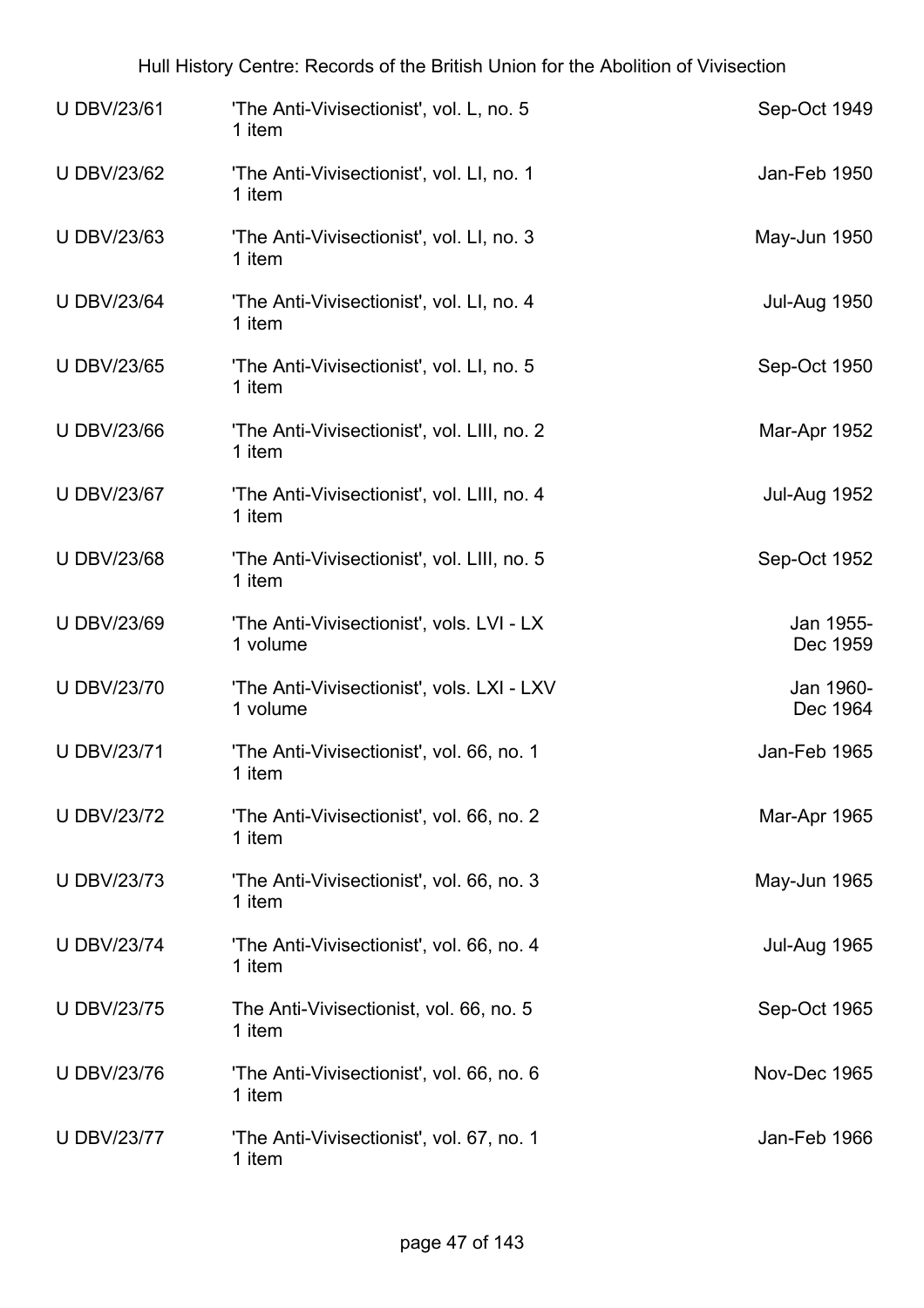| | | |
|---|---|---|
| U DBV/23/61 | 'The Anti-Vivisectionist', vol. L, no. 5<br>1 item | Sep-Oct 1949 |
| U DBV/23/62 | 'The Anti-Vivisectionist', vol. LI, no. 1<br>1 item | Jan-Feb 1950 |
| U DBV/23/63 | 'The Anti-Vivisectionist', vol. LI, no. 3<br>1 item | May-Jun 1950 |
| U DBV/23/64 | 'The Anti-Vivisectionist', vol. LI, no. 4<br>1 item | Jul-Aug 1950 |
| U DBV/23/65 | 'The Anti-Vivisectionist', vol. LI, no. 5<br>1 item | Sep-Oct 1950 |
| U DBV/23/66 | 'The Anti-Vivisectionist', vol. LIII, no. 2<br>1 item | Mar-Apr 1952 |
| U DBV/23/67 | 'The Anti-Vivisectionist', vol. LIII, no. 4<br>1 item | Jul-Aug 1952 |
| U DBV/23/68 | 'The Anti-Vivisectionist', vol. LIII, no. 5<br>1 item | Sep-Oct 1952 |
| U DBV/23/69 | 'The Anti-Vivisectionist', vols. LVI - LX<br>1 volume | Jan 1955-<br>Dec 1959 |
| U DBV/23/70 | 'The Anti-Vivisectionist', vols. LXI - LXV<br>1 volume | Jan 1960-<br>Dec 1964 |
| U DBV/23/71 | 'The Anti-Vivisectionist', vol. 66, no. 1<br>1 item | Jan-Feb 1965 |
| U DBV/23/72 | 'The Anti-Vivisectionist', vol. 66, no. 2<br>1 item | Mar-Apr 1965 |
| U DBV/23/73 | 'The Anti-Vivisectionist', vol. 66, no. 3<br>1 item | May-Jun 1965 |
| U DBV/23/74 | 'The Anti-Vivisectionist', vol. 66, no. 4<br>1 item | Jul-Aug 1965 |
| U DBV/23/75 | The Anti-Vivisectionist, vol. 66, no. 5<br>1 item | Sep-Oct 1965 |
| U DBV/23/76 | 'The Anti-Vivisectionist', vol. 66, no. 6<br>1 item | Nov-Dec 1965 |
| U DBV/23/77 | 'The Anti-Vivisectionist', vol. 67, no. 1<br>1 item | Jan-Feb 1966 |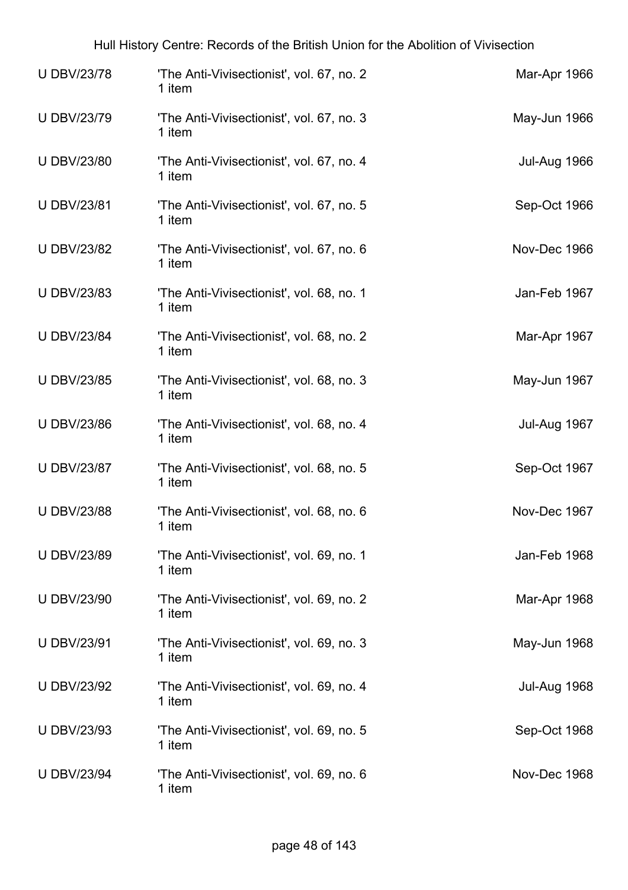| | | |
|---|---|---|
| U DBV/23/78 | 'The Anti-Vivisectionist', vol. 67, no. 2<br>1 item | Mar-Apr 1966 |
| U DBV/23/79 | 'The Anti-Vivisectionist', vol. 67, no. 3<br>1 item | May-Jun 1966 |
| U DBV/23/80 | 'The Anti-Vivisectionist', vol. 67, no. 4<br>1 item | Jul-Aug 1966 |
| U DBV/23/81 | 'The Anti-Vivisectionist', vol. 67, no. 5<br>1 item | Sep-Oct 1966 |
| U DBV/23/82 | 'The Anti-Vivisectionist', vol. 67, no. 6<br>1 item | Nov-Dec 1966 |
| U DBV/23/83 | 'The Anti-Vivisectionist', vol. 68, no. 1<br>1 item | Jan-Feb 1967 |
| U DBV/23/84 | 'The Anti-Vivisectionist', vol. 68, no. 2<br>1 item | Mar-Apr 1967 |
| U DBV/23/85 | 'The Anti-Vivisectionist', vol. 68, no. 3<br>1 item | May-Jun 1967 |
| U DBV/23/86 | 'The Anti-Vivisectionist', vol. 68, no. 4<br>1 item | Jul-Aug 1967 |
| U DBV/23/87 | 'The Anti-Vivisectionist', vol. 68, no. 5<br>1 item | Sep-Oct 1967 |
| U DBV/23/88 | 'The Anti-Vivisectionist', vol. 68, no. 6<br>1 item | Nov-Dec 1967 |
| U DBV/23/89 | 'The Anti-Vivisectionist', vol. 69, no. 1<br>1 item | Jan-Feb 1968 |
| U DBV/23/90 | 'The Anti-Vivisectionist', vol. 69, no. 2<br>1 item | Mar-Apr 1968 |
| U DBV/23/91 | 'The Anti-Vivisectionist', vol. 69, no. 3<br>1 item | May-Jun 1968 |
| U DBV/23/92 | 'The Anti-Vivisectionist', vol. 69, no. 4<br>1 item | Jul-Aug 1968 |
| U DBV/23/93 | 'The Anti-Vivisectionist', vol. 69, no. 5<br>1 item | Sep-Oct 1968 |
| U DBV/23/94 | 'The Anti-Vivisectionist', vol. 69, no. 6<br>1 item | Nov-Dec 1968 |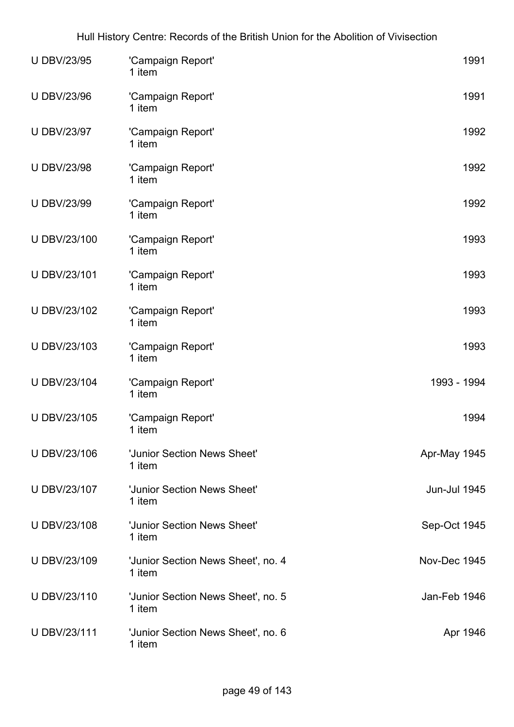| | | |
|---|---|---|
| U DBV/23/95 | 'Campaign Report'<br>1 item | 1991 |
| U DBV/23/96 | 'Campaign Report'<br>1 item | 1991 |
| U DBV/23/97 | 'Campaign Report'<br>1 item | 1992 |
| U DBV/23/98 | 'Campaign Report'<br>1 item | 1992 |
| U DBV/23/99 | 'Campaign Report'<br>1 item | 1992 |
| U DBV/23/100 | 'Campaign Report'<br>1 item | 1993 |
| U DBV/23/101 | 'Campaign Report'<br>1 item | 1993 |
| U DBV/23/102 | 'Campaign Report'<br>1 item | 1993 |
| U DBV/23/103 | 'Campaign Report'<br>1 item | 1993 |
| U DBV/23/104 | 'Campaign Report'<br>1 item | 1993 - 1994 |
| U DBV/23/105 | 'Campaign Report'<br>1 item | 1994 |
| U DBV/23/106 | 'Junior Section News Sheet'<br>1 item | Apr-May 1945 |
| U DBV/23/107 | 'Junior Section News Sheet'<br>1 item | Jun-Jul 1945 |
| U DBV/23/108 | 'Junior Section News Sheet'<br>1 item | Sep-Oct 1945 |
| U DBV/23/109 | 'Junior Section News Sheet', no. 4<br>1 item | Nov-Dec 1945 |
| U DBV/23/110 | 'Junior Section News Sheet', no. 5<br>1 item | Jan-Feb 1946 |
| U DBV/23/111 | 'Junior Section News Sheet', no. 6<br>1 item | Apr 1946 |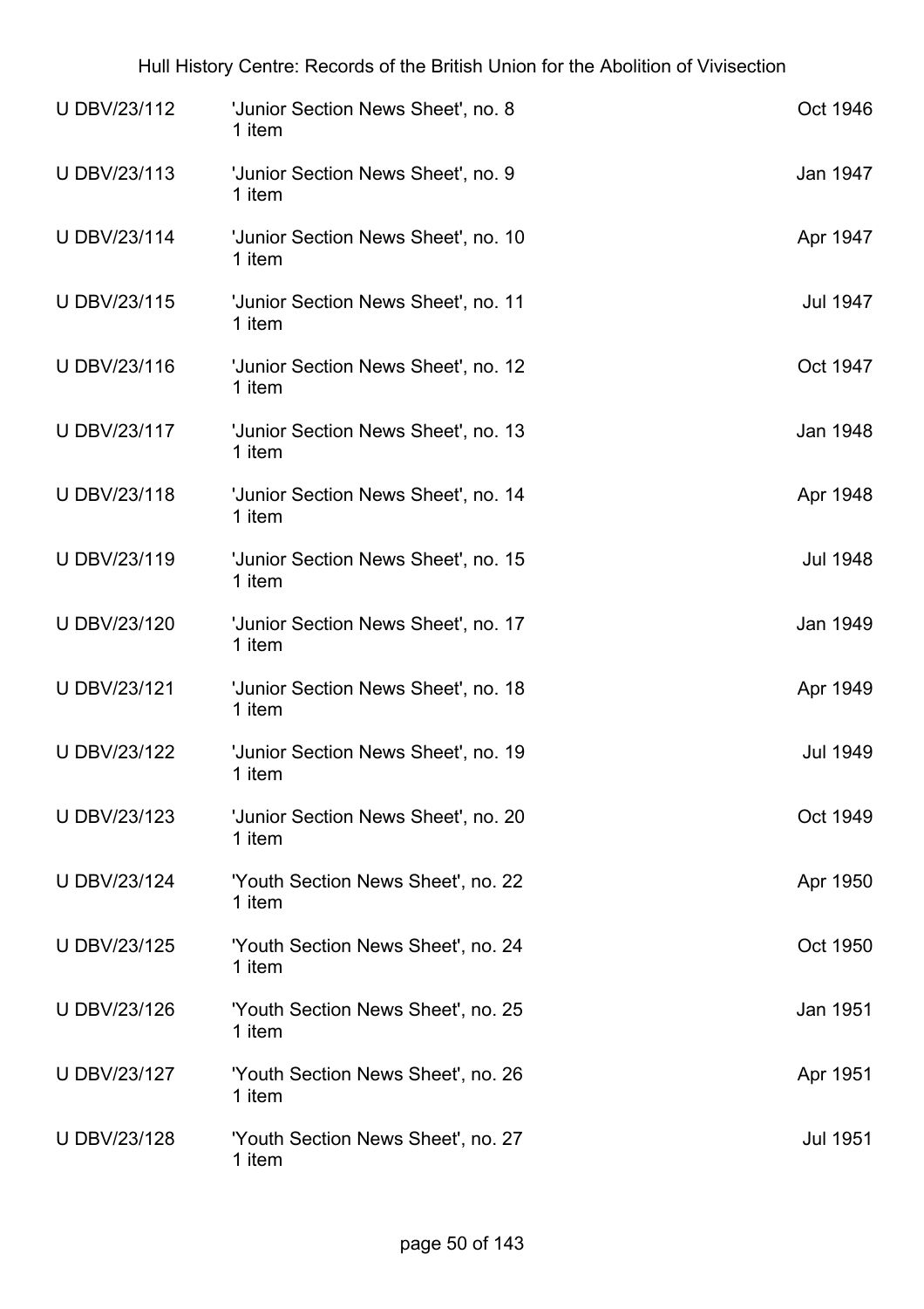| | | |
|---|---|---|
| U DBV/23/112 | 'Junior Section News Sheet', no. 8<br>1 item | Oct 1946 |
| U DBV/23/113 | 'Junior Section News Sheet', no. 9<br>1 item | Jan 1947 |
| U DBV/23/114 | 'Junior Section News Sheet', no. 10<br>1 item | Apr 1947 |
| U DBV/23/115 | 'Junior Section News Sheet', no. 11<br>1 item | Jul 1947 |
| U DBV/23/116 | 'Junior Section News Sheet', no. 12<br>1 item | Oct 1947 |
| U DBV/23/117 | 'Junior Section News Sheet', no. 13<br>1 item | Jan 1948 |
| U DBV/23/118 | 'Junior Section News Sheet', no. 14<br>1 item | Apr 1948 |
| U DBV/23/119 | 'Junior Section News Sheet', no. 15<br>1 item | Jul 1948 |
| U DBV/23/120 | 'Junior Section News Sheet', no. 17<br>1 item | Jan 1949 |
| U DBV/23/121 | 'Junior Section News Sheet', no. 18<br>1 item | Apr 1949 |
| U DBV/23/122 | 'Junior Section News Sheet', no. 19<br>1 item | Jul 1949 |
| U DBV/23/123 | 'Junior Section News Sheet', no. 20<br>1 item | Oct 1949 |
| U DBV/23/124 | 'Youth Section News Sheet', no. 22<br>1 item | Apr 1950 |
| U DBV/23/125 | 'Youth Section News Sheet', no. 24<br>1 item | Oct 1950 |
| U DBV/23/126 | 'Youth Section News Sheet', no. 25<br>1 item | Jan 1951 |
| U DBV/23/127 | 'Youth Section News Sheet', no. 26<br>1 item | Apr 1951 |
| U DBV/23/128 | 'Youth Section News Sheet', no. 27<br>1 item | Jul 1951 |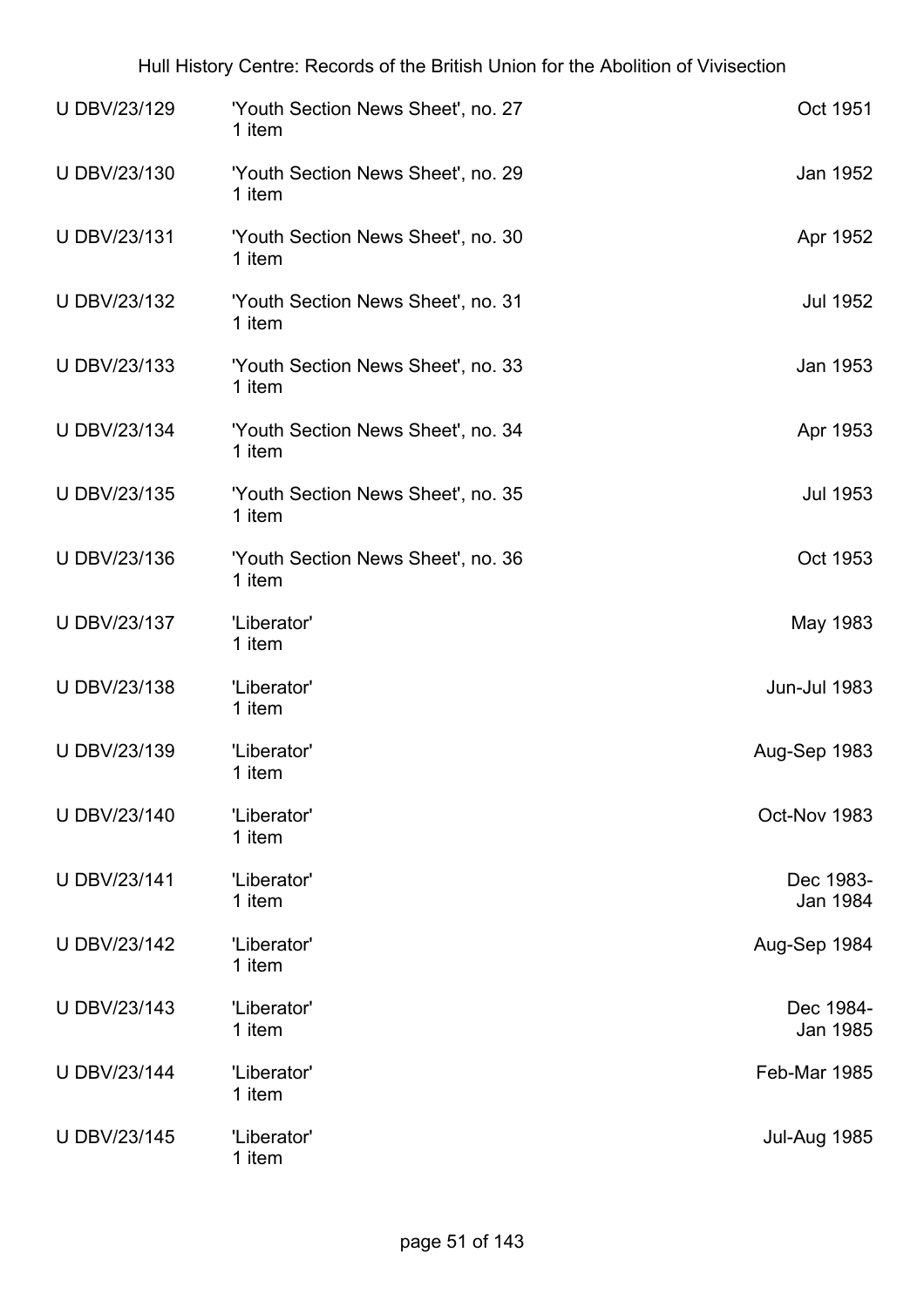| U DBV/23/129 | 'Youth Section News Sheet', no. 27<br>1 item | Oct 1951 |
|---|---|---|
| U DBV/23/130 | 'Youth Section News Sheet', no. 29<br>1 item | Jan 1952 |
| U DBV/23/131 | 'Youth Section News Sheet', no. 30<br>1 item | Apr 1952 |
| U DBV/23/132 | 'Youth Section News Sheet', no. 31<br>1 item | Jul 1952 |
| U DBV/23/133 | 'Youth Section News Sheet', no. 33<br>1 item | Jan 1953 |
| U DBV/23/134 | 'Youth Section News Sheet', no. 34<br>1 item | Apr 1953 |
| U DBV/23/135 | 'Youth Section News Sheet', no. 35<br>1 item | Jul 1953 |
| U DBV/23/136 | 'Youth Section News Sheet', no. 36<br>1 item | Oct 1953 |
| U DBV/23/137 | 'Liberator'<br>1 item | May 1983 |
| U DBV/23/138 | 'Liberator'<br>1 item | Jun-Jul 1983 |
| U DBV/23/139 | 'Liberator'<br>1 item | Aug-Sep 1983 |
| U DBV/23/140 | 'Liberator'<br>1 item | Oct-Nov 1983 |
| U DBV/23/141 | 'Liberator'<br>1 item | Dec 1983-<br>Jan 1984 |
| U DBV/23/142 | 'Liberator'<br>1 item | Aug-Sep 1984 |
| U DBV/23/143 | 'Liberator'<br>1 item | Dec 1984-<br>Jan 1985 |
| U DBV/23/144 | 'Liberator'<br>1 item | Feb-Mar 1985 |
| U DBV/23/145 | 'Liberator'<br>1 item | Jul-Aug 1985 |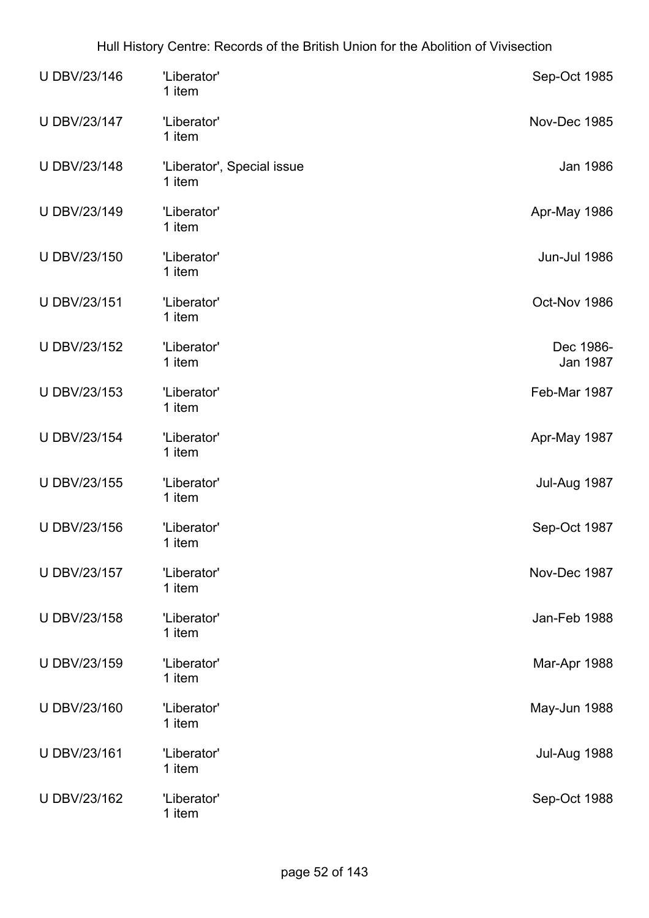| | | |
|---|---|---|
| U DBV/23/146 | 'Liberator'<br>1 item | Sep-Oct 1985 |
| U DBV/23/147 | 'Liberator'<br>1 item | Nov-Dec 1985 |
| U DBV/23/148 | 'Liberator', Special issue<br>1 item | Jan 1986 |
| U DBV/23/149 | 'Liberator'<br>1 item | Apr-May 1986 |
| U DBV/23/150 | 'Liberator'<br>1 item | Jun-Jul 1986 |
| U DBV/23/151 | 'Liberator'<br>1 item | Oct-Nov 1986 |
| U DBV/23/152 | 'Liberator'<br>1 item | Dec 1986-Jan 1987 |
| U DBV/23/153 | 'Liberator'<br>1 item | Feb-Mar 1987 |
| U DBV/23/154 | 'Liberator'<br>1 item | Apr-May 1987 |
| U DBV/23/155 | 'Liberator'<br>1 item | Jul-Aug 1987 |
| U DBV/23/156 | 'Liberator'<br>1 item | Sep-Oct 1987 |
| U DBV/23/157 | 'Liberator'<br>1 item | Nov-Dec 1987 |
| U DBV/23/158 | 'Liberator'<br>1 item | Jan-Feb 1988 |
| U DBV/23/159 | 'Liberator'<br>1 item | Mar-Apr 1988 |
| U DBV/23/160 | 'Liberator'<br>1 item | May-Jun 1988 |
| U DBV/23/161 | 'Liberator'<br>1 item | Jul-Aug 1988 |
| U DBV/23/162 | 'Liberator'<br>1 item | Sep-Oct 1988 |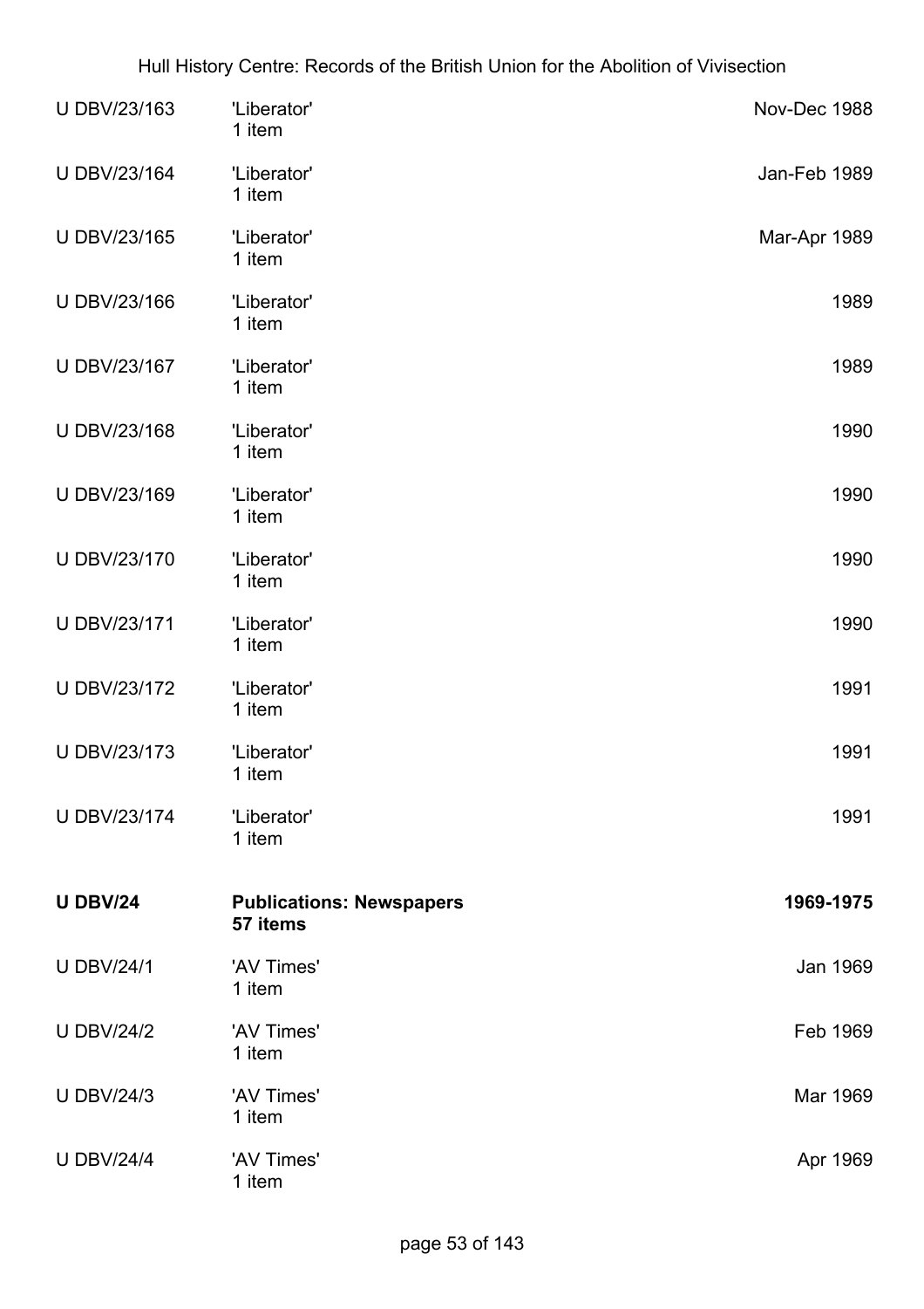| | | |
|---|---|---|
| U DBV/23/163 | 'Liberator'<br>1 item | Nov-Dec 1988 |
| U DBV/23/164 | 'Liberator'<br>1 item | Jan-Feb 1989 |
| U DBV/23/165 | 'Liberator'<br>1 item | Mar-Apr 1989 |
| U DBV/23/166 | 'Liberator'<br>1 item | 1989 |
| U DBV/23/167 | 'Liberator'<br>1 item | 1989 |
| U DBV/23/168 | 'Liberator'<br>1 item | 1990 |
| U DBV/23/169 | 'Liberator'<br>1 item | 1990 |
| U DBV/23/170 | 'Liberator'<br>1 item | 1990 |
| U DBV/23/171 | 'Liberator'<br>1 item | 1990 |
| U DBV/23/172 | 'Liberator'<br>1 item | 1991 |
| U DBV/23/173 | 'Liberator'<br>1 item | 1991 |
| U DBV/23/174 | 'Liberator'<br>1 item | 1991 |
| **U DBV/24** | **Publications: Newspapers**<br>**57 items** | **1969-1975** |
| U DBV/24/1 | 'AV Times'<br>1 item | Jan 1969 |
| U DBV/24/2 | 'AV Times'<br>1 item | Feb 1969 |
| U DBV/24/3 | 'AV Times'<br>1 item | Mar 1969 |
| U DBV/24/4 | 'AV Times'<br>1 item | Apr 1969 |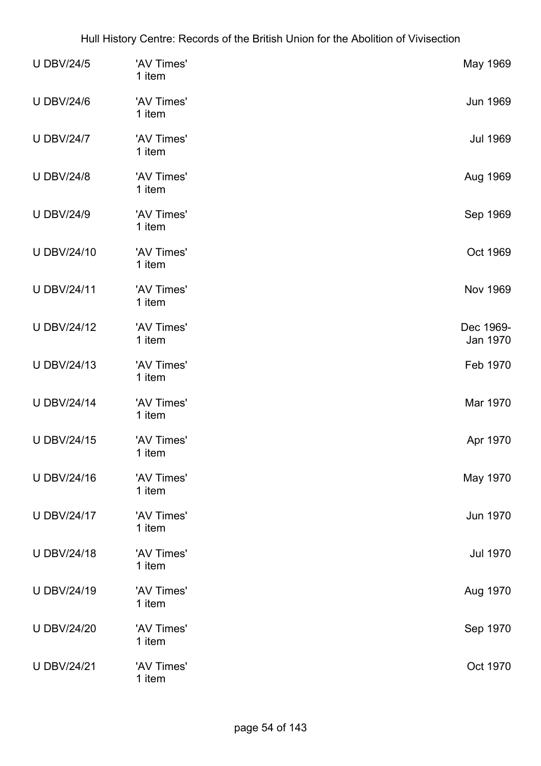| | | |
|---|---|---|
| U DBV/24/5 | 'AV Times'<br>1 item | May 1969 |
| U DBV/24/6 | 'AV Times'<br>1 item | Jun 1969 |
| U DBV/24/7 | 'AV Times'<br>1 item | Jul 1969 |
| U DBV/24/8 | 'AV Times'<br>1 item | Aug 1969 |
| U DBV/24/9 | 'AV Times'<br>1 item | Sep 1969 |
| U DBV/24/10 | 'AV Times'<br>1 item | Oct 1969 |
| U DBV/24/11 | 'AV Times'<br>1 item | Nov 1969 |
| U DBV/24/12 | 'AV Times'<br>1 item | Dec 1969-<br>Jan 1970 |
| U DBV/24/13 | 'AV Times'<br>1 item | Feb 1970 |
| U DBV/24/14 | 'AV Times'<br>1 item | Mar 1970 |
| U DBV/24/15 | 'AV Times'<br>1 item | Apr 1970 |
| U DBV/24/16 | 'AV Times'<br>1 item | May 1970 |
| U DBV/24/17 | 'AV Times'<br>1 item | Jun 1970 |
| U DBV/24/18 | 'AV Times'<br>1 item | Jul 1970 |
| U DBV/24/19 | 'AV Times'<br>1 item | Aug 1970 |
| U DBV/24/20 | 'AV Times'<br>1 item | Sep 1970 |
| U DBV/24/21 | 'AV Times'<br>1 item | Oct 1970 |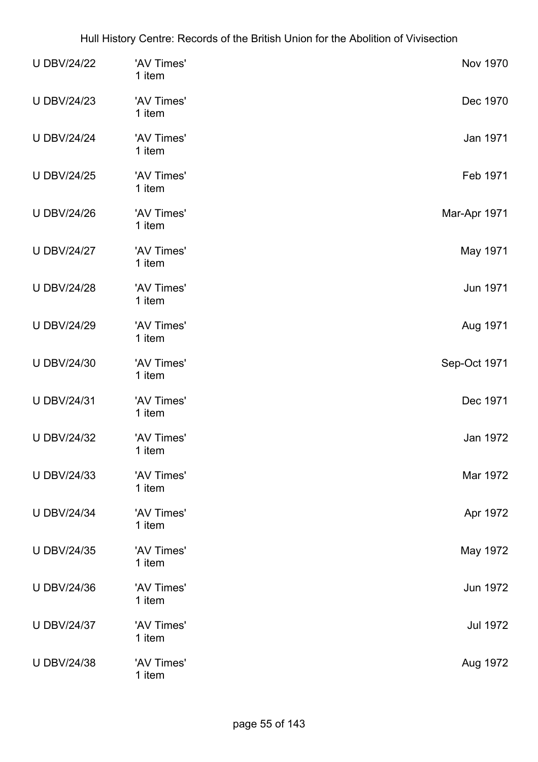| | | |
|---|---|---|
| U DBV/24/22 | 'AV Times'<br>1 item | Nov 1970 |
| U DBV/24/23 | 'AV Times'<br>1 item | Dec 1970 |
| U DBV/24/24 | 'AV Times'<br>1 item | Jan 1971 |
| U DBV/24/25 | 'AV Times'<br>1 item | Feb 1971 |
| U DBV/24/26 | 'AV Times'<br>1 item | Mar-Apr 1971 |
| U DBV/24/27 | 'AV Times'<br>1 item | May 1971 |
| U DBV/24/28 | 'AV Times'<br>1 item | Jun 1971 |
| U DBV/24/29 | 'AV Times'<br>1 item | Aug 1971 |
| U DBV/24/30 | 'AV Times'<br>1 item | Sep-Oct 1971 |
| U DBV/24/31 | 'AV Times'<br>1 item | Dec 1971 |
| U DBV/24/32 | 'AV Times'<br>1 item | Jan 1972 |
| U DBV/24/33 | 'AV Times'<br>1 item | Mar 1972 |
| U DBV/24/34 | 'AV Times'<br>1 item | Apr 1972 |
| U DBV/24/35 | 'AV Times'<br>1 item | May 1972 |
| U DBV/24/36 | 'AV Times'<br>1 item | Jun 1972 |
| U DBV/24/37 | 'AV Times'<br>1 item | Jul 1972 |
| U DBV/24/38 | 'AV Times'<br>1 item | Aug 1972 |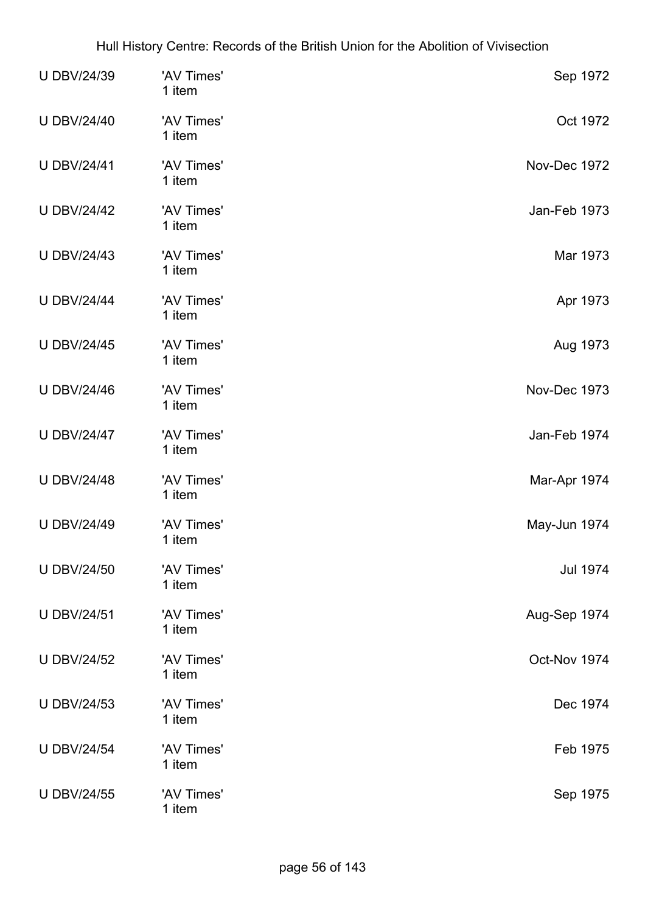| | | |
|---|---|---|
| U DBV/24/39 | 'AV Times'<br>1 item | Sep 1972 |
| U DBV/24/40 | 'AV Times'<br>1 item | Oct 1972 |
| U DBV/24/41 | 'AV Times'<br>1 item | Nov-Dec 1972 |
| U DBV/24/42 | 'AV Times'<br>1 item | Jan-Feb 1973 |
| U DBV/24/43 | 'AV Times'<br>1 item | Mar 1973 |
| U DBV/24/44 | 'AV Times'<br>1 item | Apr 1973 |
| U DBV/24/45 | 'AV Times'<br>1 item | Aug 1973 |
| U DBV/24/46 | 'AV Times'<br>1 item | Nov-Dec 1973 |
| U DBV/24/47 | 'AV Times'<br>1 item | Jan-Feb 1974 |
| U DBV/24/48 | 'AV Times'<br>1 item | Mar-Apr 1974 |
| U DBV/24/49 | 'AV Times'<br>1 item | May-Jun 1974 |
| U DBV/24/50 | 'AV Times'<br>1 item | Jul 1974 |
| U DBV/24/51 | 'AV Times'<br>1 item | Aug-Sep 1974 |
| U DBV/24/52 | 'AV Times'<br>1 item | Oct-Nov 1974 |
| U DBV/24/53 | 'AV Times'<br>1 item | Dec 1974 |
| U DBV/24/54 | 'AV Times'<br>1 item | Feb 1975 |
| U DBV/24/55 | 'AV Times'<br>1 item | Sep 1975 |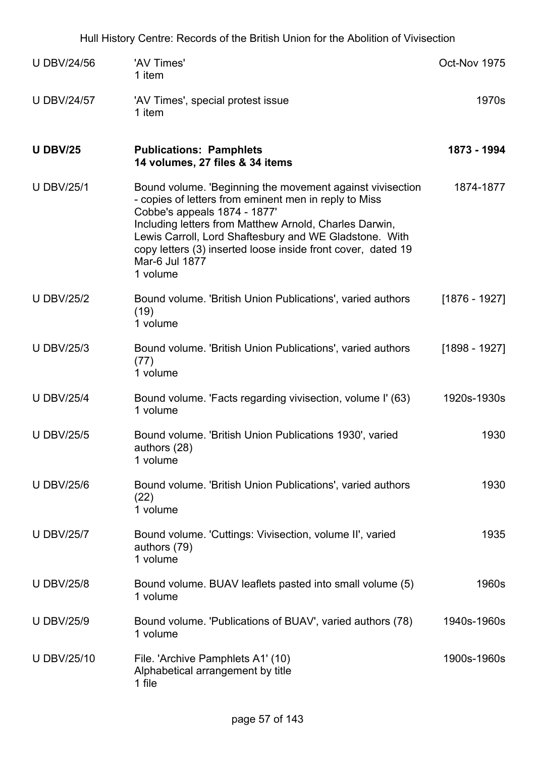| | | |
|---|---|---|
| U DBV/24/56 | 'AV Times'<br>1 item | Oct-Nov 1975 |
| U DBV/24/57 | 'AV Times', special protest issue<br>1 item | 1970s |
| **U DBV/25** | **Publications: Pamphlets**<br>**14 volumes, 27 files & 34 items** | **1873 - 1994** |
| U DBV/25/1 | Bound volume. 'Beginning the movement against vivisection - copies of letters from eminent men in reply to Miss Cobbe's appeals 1874 - 1877'<br>Including letters from Matthew Arnold, Charles Darwin, Lewis Carroll, Lord Shaftesbury and WE Gladstone. With copy letters (3) inserted loose inside front cover, dated 19 Mar-6 Jul 1877<br>1 volume | 1874-1877 |
| U DBV/25/2 | Bound volume. 'British Union Publications', varied authors (19)<br>1 volume | [1876 - 1927] |
| U DBV/25/3 | Bound volume. 'British Union Publications', varied authors (77)<br>1 volume | [1898 - 1927] |
| U DBV/25/4 | Bound volume. 'Facts regarding vivisection, volume I' (63)<br>1 volume | 1920s-1930s |
| U DBV/25/5 | Bound volume. 'British Union Publications 1930', varied authors (28)<br>1 volume | 1930 |
| U DBV/25/6 | Bound volume. 'British Union Publications', varied authors (22)<br>1 volume | 1930 |
| U DBV/25/7 | Bound volume. 'Cuttings: Vivisection, volume II', varied authors (79)<br>1 volume | 1935 |
| U DBV/25/8 | Bound volume. BUAV leaflets pasted into small volume (5)<br>1 volume | 1960s |
| U DBV/25/9 | Bound volume. 'Publications of BUAV', varied authors (78)<br>1 volume | 1940s-1960s |
| U DBV/25/10 | File. 'Archive Pamphlets A1' (10)<br>Alphabetical arrangement by title<br>1 file | 1900s-1960s |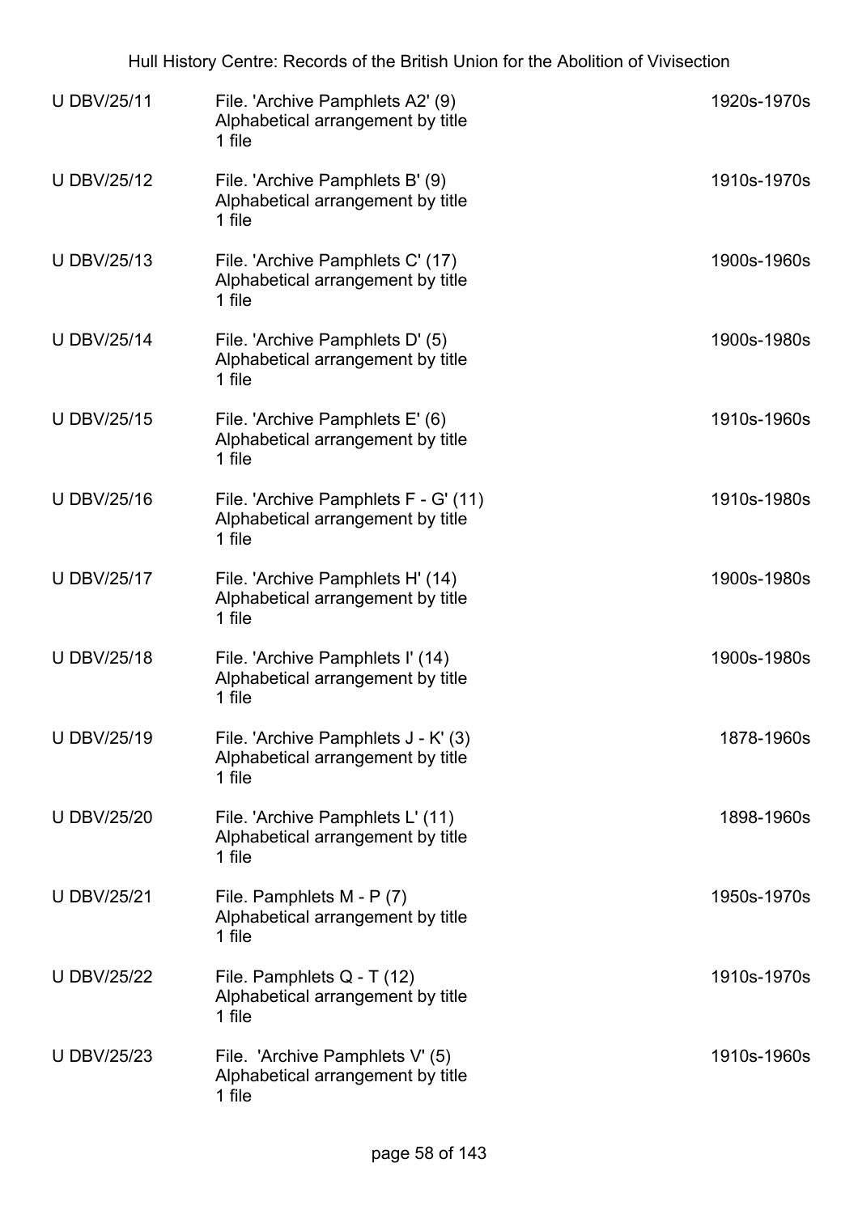| | | |
|---|---|---|
| U DBV/25/11 | File. 'Archive Pamphlets A2' (9)<br>Alphabetical arrangement by title<br>1 file | 1920s-1970s |
| U DBV/25/12 | File. 'Archive Pamphlets B' (9)<br>Alphabetical arrangement by title<br>1 file | 1910s-1970s |
| U DBV/25/13 | File. 'Archive Pamphlets C' (17)<br>Alphabetical arrangement by title<br>1 file | 1900s-1960s |
| U DBV/25/14 | File. 'Archive Pamphlets D' (5)<br>Alphabetical arrangement by title<br>1 file | 1900s-1980s |
| U DBV/25/15 | File. 'Archive Pamphlets E' (6)<br>Alphabetical arrangement by title<br>1 file | 1910s-1960s |
| U DBV/25/16 | File. 'Archive Pamphlets F - G' (11)<br>Alphabetical arrangement by title<br>1 file | 1910s-1980s |
| U DBV/25/17 | File. 'Archive Pamphlets H' (14)<br>Alphabetical arrangement by title<br>1 file | 1900s-1980s |
| U DBV/25/18 | File. 'Archive Pamphlets I' (14)<br>Alphabetical arrangement by title<br>1 file | 1900s-1980s |
| U DBV/25/19 | File. 'Archive Pamphlets J - K' (3)<br>Alphabetical arrangement by title<br>1 file | 1878-1960s |
| U DBV/25/20 | File. 'Archive Pamphlets L' (11)<br>Alphabetical arrangement by title<br>1 file | 1898-1960s |
| U DBV/25/21 | File. Pamphlets M - P (7)<br>Alphabetical arrangement by title<br>1 file | 1950s-1970s |
| U DBV/25/22 | File. Pamphlets Q - T (12)<br>Alphabetical arrangement by title<br>1 file | 1910s-1970s |
| U DBV/25/23 | File. 'Archive Pamphlets V' (5)<br>Alphabetical arrangement by title<br>1 file | 1910s-1960s |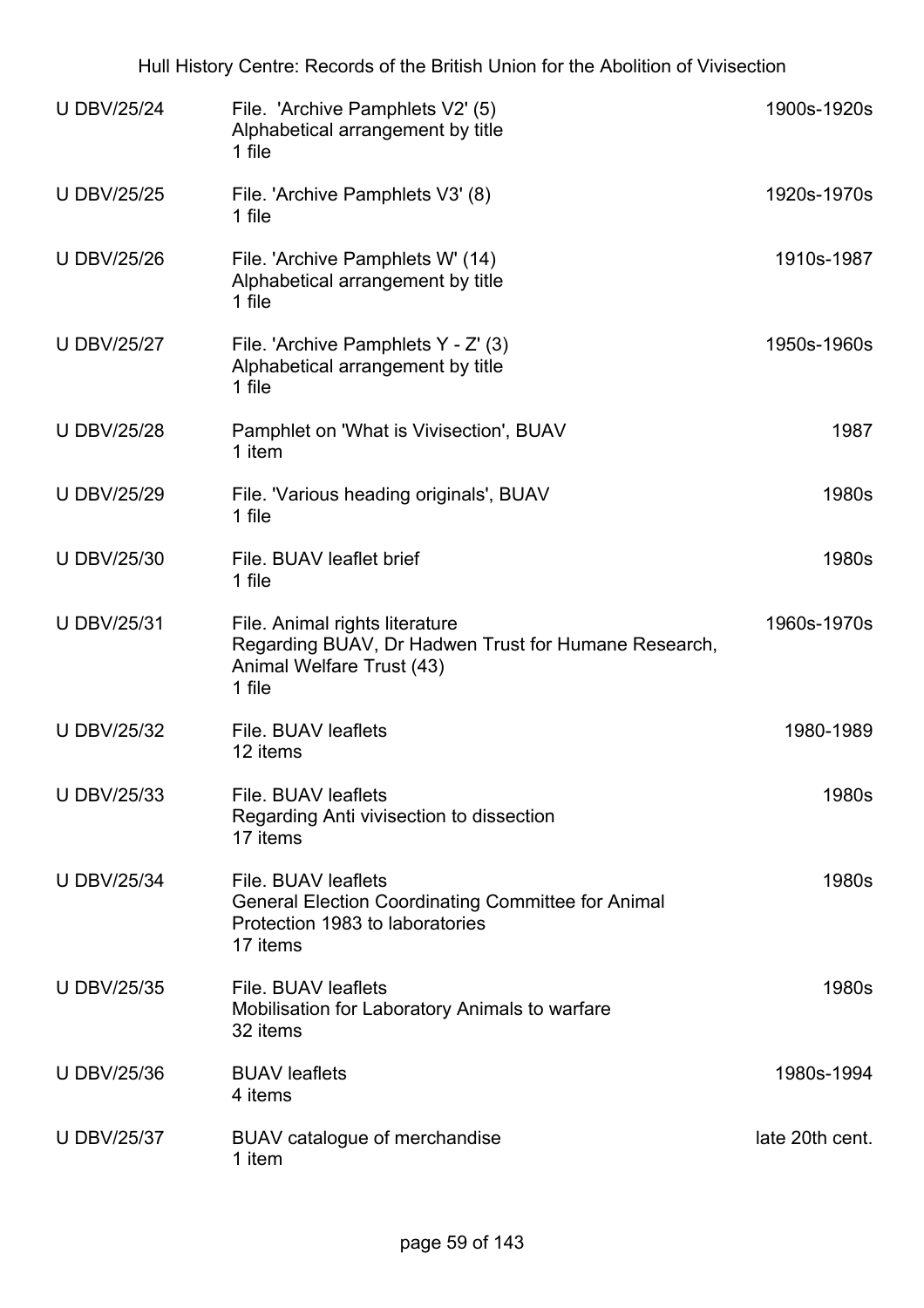| Reference | Description | Date |
|---|---|---|
| U DBV/25/24 | File. 'Archive Pamphlets V2' (5)<br>Alphabetical arrangement by title<br>1 file | 1900s-1920s |
| U DBV/25/25 | File. 'Archive Pamphlets V3' (8)<br>1 file | 1920s-1970s |
| U DBV/25/26 | File. 'Archive Pamphlets W' (14)<br>Alphabetical arrangement by title<br>1 file | 1910s-1987 |
| U DBV/25/27 | File. 'Archive Pamphlets Y - Z' (3)<br>Alphabetical arrangement by title<br>1 file | 1950s-1960s |
| U DBV/25/28 | Pamphlet on 'What is Vivisection', BUAV<br>1 item | 1987 |
| U DBV/25/29 | File. 'Various heading originals', BUAV<br>1 file | 1980s |
| U DBV/25/30 | File. BUAV leaflet brief<br>1 file | 1980s |
| U DBV/25/31 | File. Animal rights literature<br>Regarding BUAV, Dr Hadwen Trust for Humane Research, Animal Welfare Trust (43)<br>1 file | 1960s-1970s |
| U DBV/25/32 | File. BUAV leaflets<br>12 items | 1980-1989 |
| U DBV/25/33 | File. BUAV leaflets<br>Regarding Anti vivisection to dissection<br>17 items | 1980s |
| U DBV/25/34 | File. BUAV leaflets<br>General Election Coordinating Committee for Animal Protection 1983 to laboratories<br>17 items | 1980s |
| U DBV/25/35 | File. BUAV leaflets<br>Mobilisation for Laboratory Animals to warfare<br>32 items | 1980s |
| U DBV/25/36 | BUAV leaflets<br>4 items | 1980s-1994 |
| U DBV/25/37 | BUAV catalogue of merchandise<br>1 item | late 20th cent. |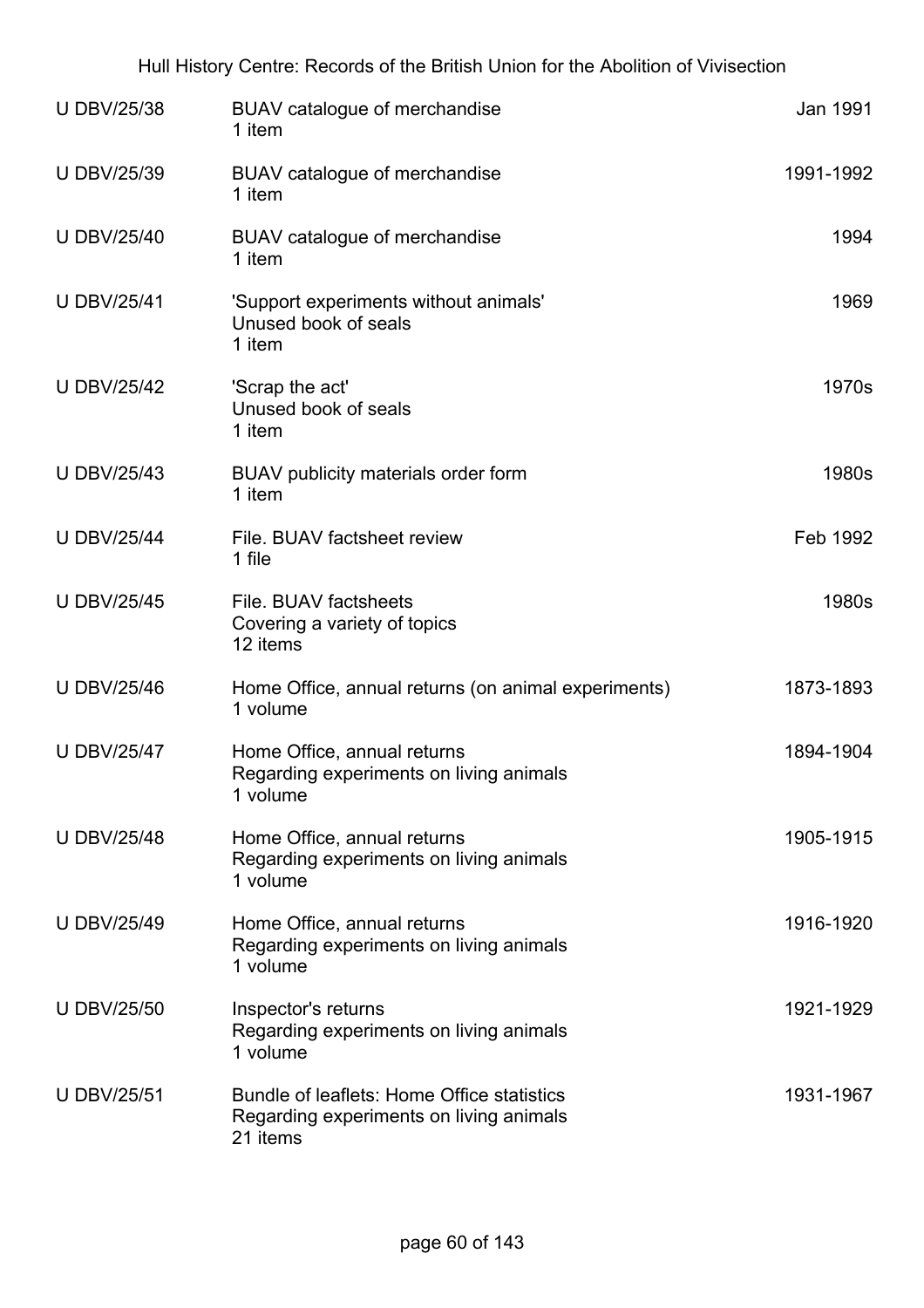| U DBV/25/38 | BUAV catalogue of merchandise<br>1 item | Jan 1991 |
|---|---|---|
| U DBV/25/39 | BUAV catalogue of merchandise<br>1 item | 1991-1992 |
| U DBV/25/40 | BUAV catalogue of merchandise<br>1 item | 1994 |
| U DBV/25/41 | 'Support experiments without animals'<br>Unused book of seals<br>1 item | 1969 |
| U DBV/25/42 | 'Scrap the act'<br>Unused book of seals<br>1 item | 1970s |
| U DBV/25/43 | BUAV publicity materials order form<br>1 item | 1980s |
| U DBV/25/44 | File. BUAV factsheet review<br>1 file | Feb 1992 |
| U DBV/25/45 | File. BUAV factsheets<br>Covering a variety of topics<br>12 items | 1980s |
| U DBV/25/46 | Home Office, annual returns (on animal experiments)<br>1 volume | 1873-1893 |
| U DBV/25/47 | Home Office, annual returns<br>Regarding experiments on living animals<br>1 volume | 1894-1904 |
| U DBV/25/48 | Home Office, annual returns<br>Regarding experiments on living animals<br>1 volume | 1905-1915 |
| U DBV/25/49 | Home Office, annual returns<br>Regarding experiments on living animals<br>1 volume | 1916-1920 |
| U DBV/25/50 | Inspector's returns<br>Regarding experiments on living animals<br>1 volume | 1921-1929 |
| U DBV/25/51 | Bundle of leaflets: Home Office statistics<br>Regarding experiments on living animals<br>21 items | 1931-1967 |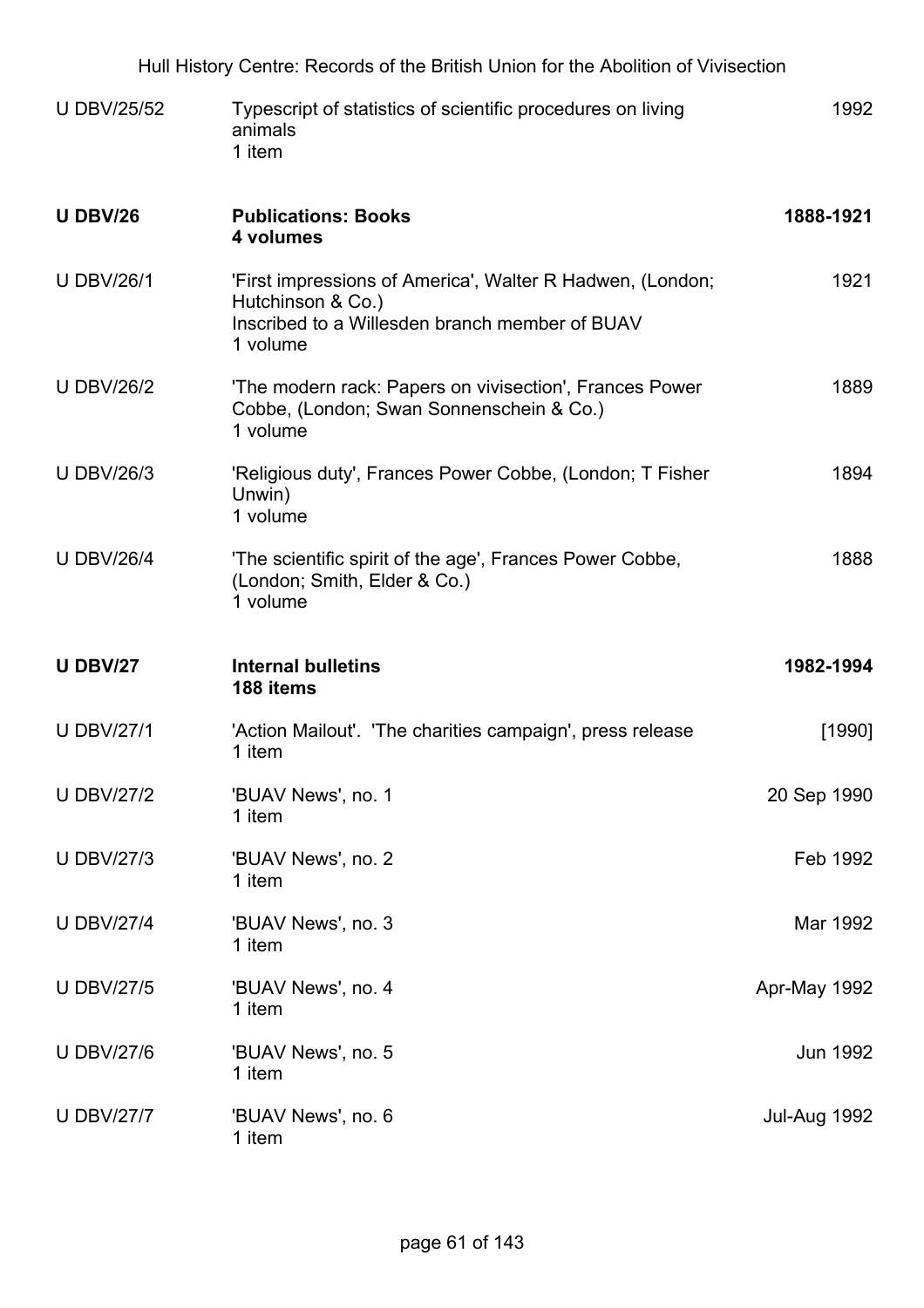| | | |
|---|---|---|
| U DBV/25/52 | Typescript of statistics of scientific procedures on living animals<br>1 item | 1992 |
| **U DBV/26** | **Publications: Books**<br>**4 volumes** | **1888-1921** |
| U DBV/26/1 | 'First impressions of America', Walter R Hadwen, (London; Hutchinson & Co.)<br>Inscribed to a Willesden branch member of BUAV<br>1 volume | 1921 |
| U DBV/26/2 | 'The modern rack: Papers on vivisection', Frances Power Cobbe, (London; Swan Sonnenschein & Co.)<br>1 volume | 1889 |
| U DBV/26/3 | 'Religious duty', Frances Power Cobbe, (London; T Fisher Unwin)<br>1 volume | 1894 |
| U DBV/26/4 | 'The scientific spirit of the age', Frances Power Cobbe, (London; Smith, Elder & Co.)<br>1 volume | 1888 |
| **U DBV/27** | **Internal bulletins**<br>**188 items** | **1982-1994** |
| U DBV/27/1 | 'Action Mailout'. 'The charities campaign', press release<br>1 item | [1990] |
| U DBV/27/2 | 'BUAV News', no. 1<br>1 item | 20 Sep 1990 |
| U DBV/27/3 | 'BUAV News', no. 2<br>1 item | Feb 1992 |
| U DBV/27/4 | 'BUAV News', no. 3<br>1 item | Mar 1992 |
| U DBV/27/5 | 'BUAV News', no. 4<br>1 item | Apr-May 1992 |
| U DBV/27/6 | 'BUAV News', no. 5<br>1 item | Jun 1992 |
| U DBV/27/7 | 'BUAV News', no. 6<br>1 item | Jul-Aug 1992 |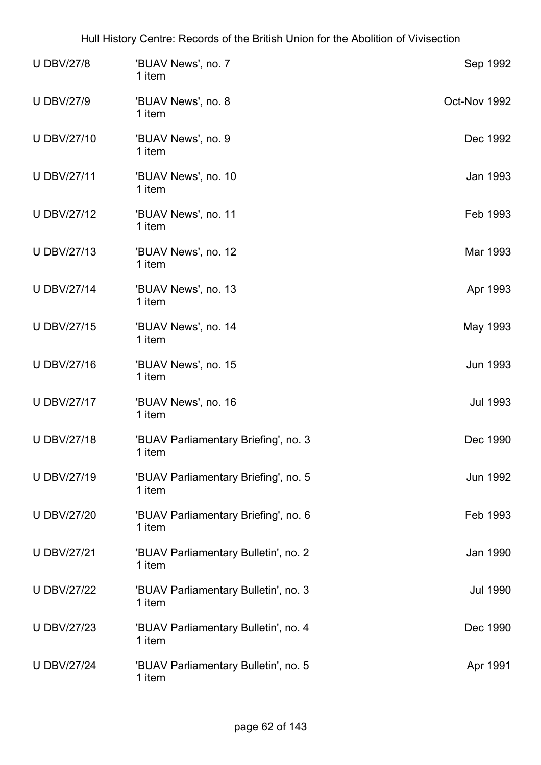| | | |
|---|---|---|
| U DBV/27/8 | 'BUAV News', no. 7<br>1 item | Sep 1992 |
| U DBV/27/9 | 'BUAV News', no. 8<br>1 item | Oct-Nov 1992 |
| U DBV/27/10 | 'BUAV News', no. 9<br>1 item | Dec 1992 |
| U DBV/27/11 | 'BUAV News', no. 10<br>1 item | Jan 1993 |
| U DBV/27/12 | 'BUAV News', no. 11<br>1 item | Feb 1993 |
| U DBV/27/13 | 'BUAV News', no. 12<br>1 item | Mar 1993 |
| U DBV/27/14 | 'BUAV News', no. 13<br>1 item | Apr 1993 |
| U DBV/27/15 | 'BUAV News', no. 14<br>1 item | May 1993 |
| U DBV/27/16 | 'BUAV News', no. 15<br>1 item | Jun 1993 |
| U DBV/27/17 | 'BUAV News', no. 16<br>1 item | Jul 1993 |
| U DBV/27/18 | 'BUAV Parliamentary Briefing', no. 3<br>1 item | Dec 1990 |
| U DBV/27/19 | 'BUAV Parliamentary Briefing', no. 5<br>1 item | Jun 1992 |
| U DBV/27/20 | 'BUAV Parliamentary Briefing', no. 6<br>1 item | Feb 1993 |
| U DBV/27/21 | 'BUAV Parliamentary Bulletin', no. 2<br>1 item | Jan 1990 |
| U DBV/27/22 | 'BUAV Parliamentary Bulletin', no. 3<br>1 item | Jul 1990 |
| U DBV/27/23 | 'BUAV Parliamentary Bulletin', no. 4<br>1 item | Dec 1990 |
| U DBV/27/24 | 'BUAV Parliamentary Bulletin', no. 5<br>1 item | Apr 1991 |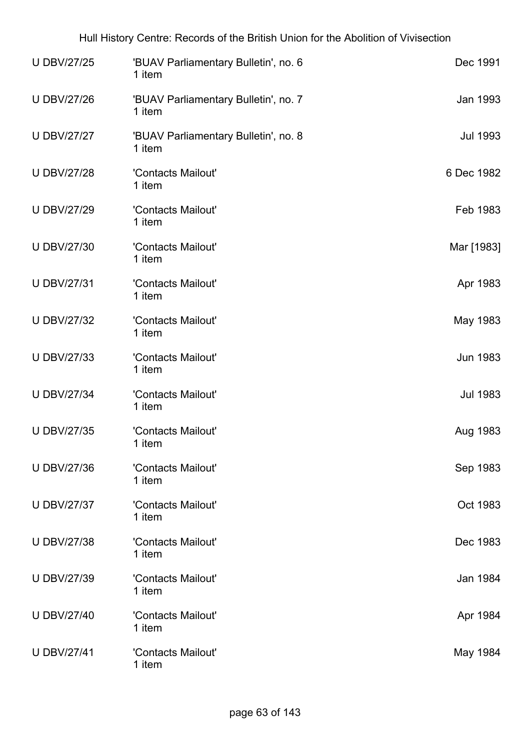| | | |
|---|---|---|
| U DBV/27/25 | 'BUAV Parliamentary Bulletin', no. 6<br>1 item | Dec 1991 |
| U DBV/27/26 | 'BUAV Parliamentary Bulletin', no. 7<br>1 item | Jan 1993 |
| U DBV/27/27 | 'BUAV Parliamentary Bulletin', no. 8<br>1 item | Jul 1993 |
| U DBV/27/28 | 'Contacts Mailout'<br>1 item | 6 Dec 1982 |
| U DBV/27/29 | 'Contacts Mailout'<br>1 item | Feb 1983 |
| U DBV/27/30 | 'Contacts Mailout'<br>1 item | Mar [1983] |
| U DBV/27/31 | 'Contacts Mailout'<br>1 item | Apr 1983 |
| U DBV/27/32 | 'Contacts Mailout'<br>1 item | May 1983 |
| U DBV/27/33 | 'Contacts Mailout'<br>1 item | Jun 1983 |
| U DBV/27/34 | 'Contacts Mailout'<br>1 item | Jul 1983 |
| U DBV/27/35 | 'Contacts Mailout'<br>1 item | Aug 1983 |
| U DBV/27/36 | 'Contacts Mailout'<br>1 item | Sep 1983 |
| U DBV/27/37 | 'Contacts Mailout'<br>1 item | Oct 1983 |
| U DBV/27/38 | 'Contacts Mailout'<br>1 item | Dec 1983 |
| U DBV/27/39 | 'Contacts Mailout'<br>1 item | Jan 1984 |
| U DBV/27/40 | 'Contacts Mailout'<br>1 item | Apr 1984 |
| U DBV/27/41 | 'Contacts Mailout'<br>1 item | May 1984 |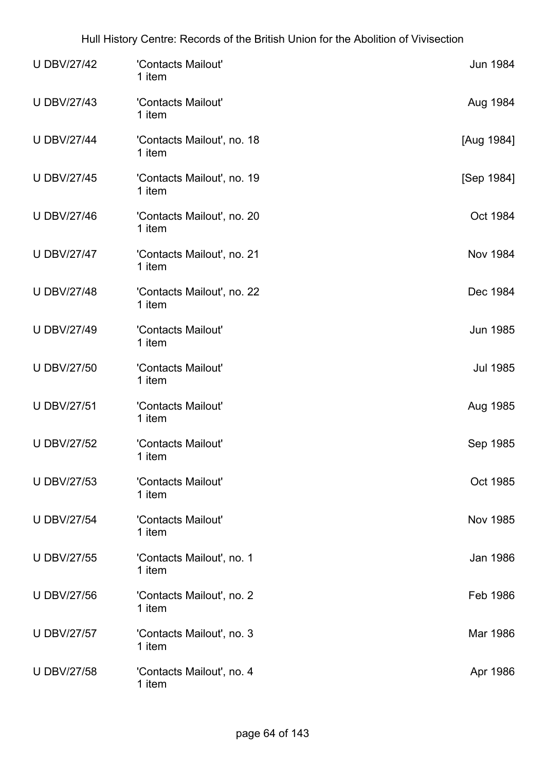| | | |
|---|---|---|
| U DBV/27/42 | 'Contacts Mailout'<br>1 item | Jun 1984 |
| U DBV/27/43 | 'Contacts Mailout'<br>1 item | Aug 1984 |
| U DBV/27/44 | 'Contacts Mailout', no. 18<br>1 item | [Aug 1984] |
| U DBV/27/45 | 'Contacts Mailout', no. 19<br>1 item | [Sep 1984] |
| U DBV/27/46 | 'Contacts Mailout', no. 20<br>1 item | Oct 1984 |
| U DBV/27/47 | 'Contacts Mailout', no. 21<br>1 item | Nov 1984 |
| U DBV/27/48 | 'Contacts Mailout', no. 22<br>1 item | Dec 1984 |
| U DBV/27/49 | 'Contacts Mailout'<br>1 item | Jun 1985 |
| U DBV/27/50 | 'Contacts Mailout'<br>1 item | Jul 1985 |
| U DBV/27/51 | 'Contacts Mailout'<br>1 item | Aug 1985 |
| U DBV/27/52 | 'Contacts Mailout'<br>1 item | Sep 1985 |
| U DBV/27/53 | 'Contacts Mailout'<br>1 item | Oct 1985 |
| U DBV/27/54 | 'Contacts Mailout'<br>1 item | Nov 1985 |
| U DBV/27/55 | 'Contacts Mailout', no. 1<br>1 item | Jan 1986 |
| U DBV/27/56 | 'Contacts Mailout', no. 2<br>1 item | Feb 1986 |
| U DBV/27/57 | 'Contacts Mailout', no. 3<br>1 item | Mar 1986 |
| U DBV/27/58 | 'Contacts Mailout', no. 4<br>1 item | Apr 1986 |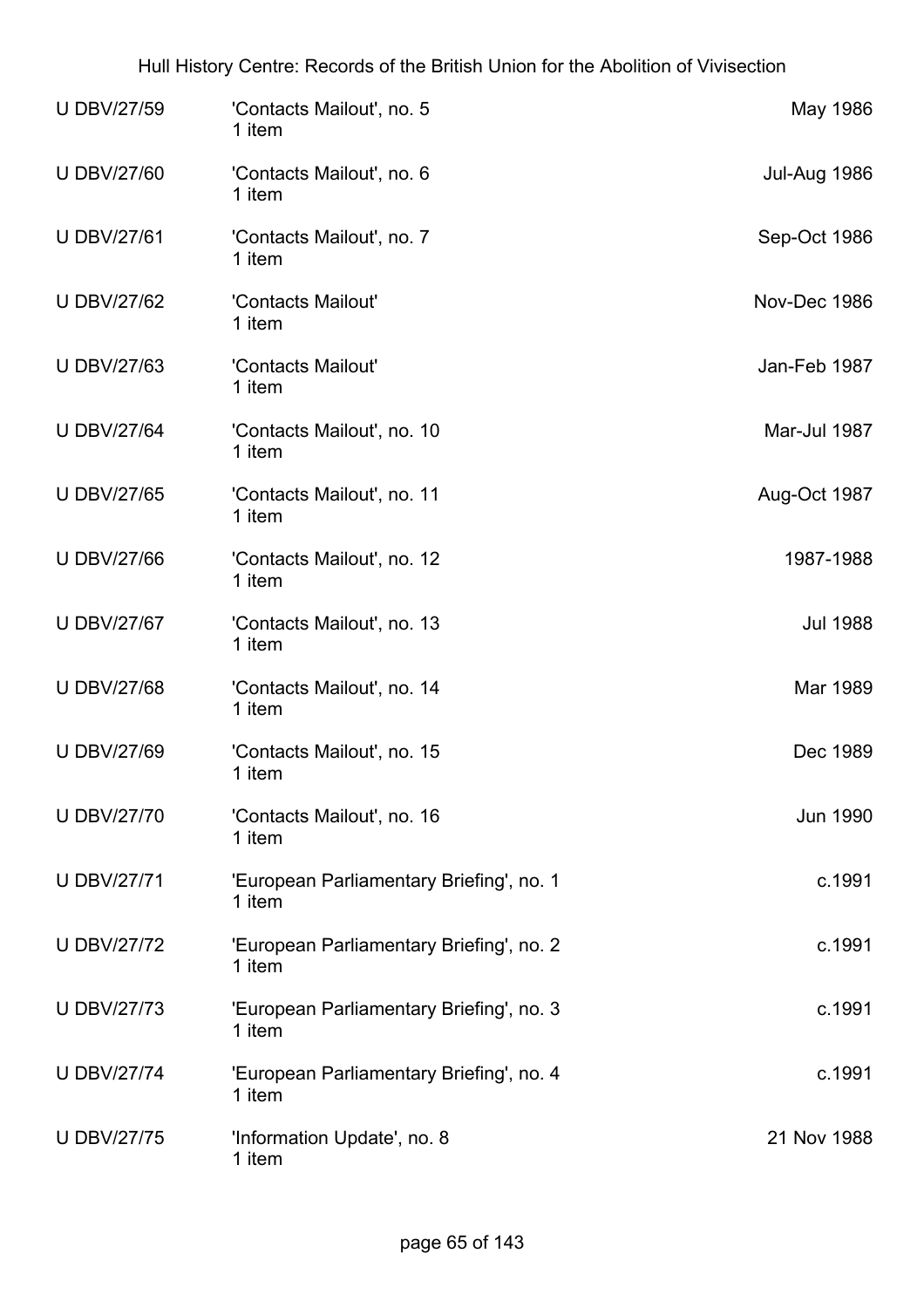| | | |
|---|---|---|
| U DBV/27/59 | 'Contacts Mailout', no. 5<br>1 item | May 1986 |
| U DBV/27/60 | 'Contacts Mailout', no. 6<br>1 item | Jul-Aug 1986 |
| U DBV/27/61 | 'Contacts Mailout', no. 7<br>1 item | Sep-Oct 1986 |
| U DBV/27/62 | 'Contacts Mailout'<br>1 item | Nov-Dec 1986 |
| U DBV/27/63 | 'Contacts Mailout'<br>1 item | Jan-Feb 1987 |
| U DBV/27/64 | 'Contacts Mailout', no. 10<br>1 item | Mar-Jul 1987 |
| U DBV/27/65 | 'Contacts Mailout', no. 11<br>1 item | Aug-Oct 1987 |
| U DBV/27/66 | 'Contacts Mailout', no. 12<br>1 item | 1987-1988 |
| U DBV/27/67 | 'Contacts Mailout', no. 13<br>1 item | Jul 1988 |
| U DBV/27/68 | 'Contacts Mailout', no. 14<br>1 item | Mar 1989 |
| U DBV/27/69 | 'Contacts Mailout', no. 15<br>1 item | Dec 1989 |
| U DBV/27/70 | 'Contacts Mailout', no. 16<br>1 item | Jun 1990 |
| U DBV/27/71 | 'European Parliamentary Briefing', no. 1<br>1 item | c.1991 |
| U DBV/27/72 | 'European Parliamentary Briefing', no. 2<br>1 item | c.1991 |
| U DBV/27/73 | 'European Parliamentary Briefing', no. 3<br>1 item | c.1991 |
| U DBV/27/74 | 'European Parliamentary Briefing', no. 4<br>1 item | c.1991 |
| U DBV/27/75 | 'Information Update', no. 8<br>1 item | 21 Nov 1988 |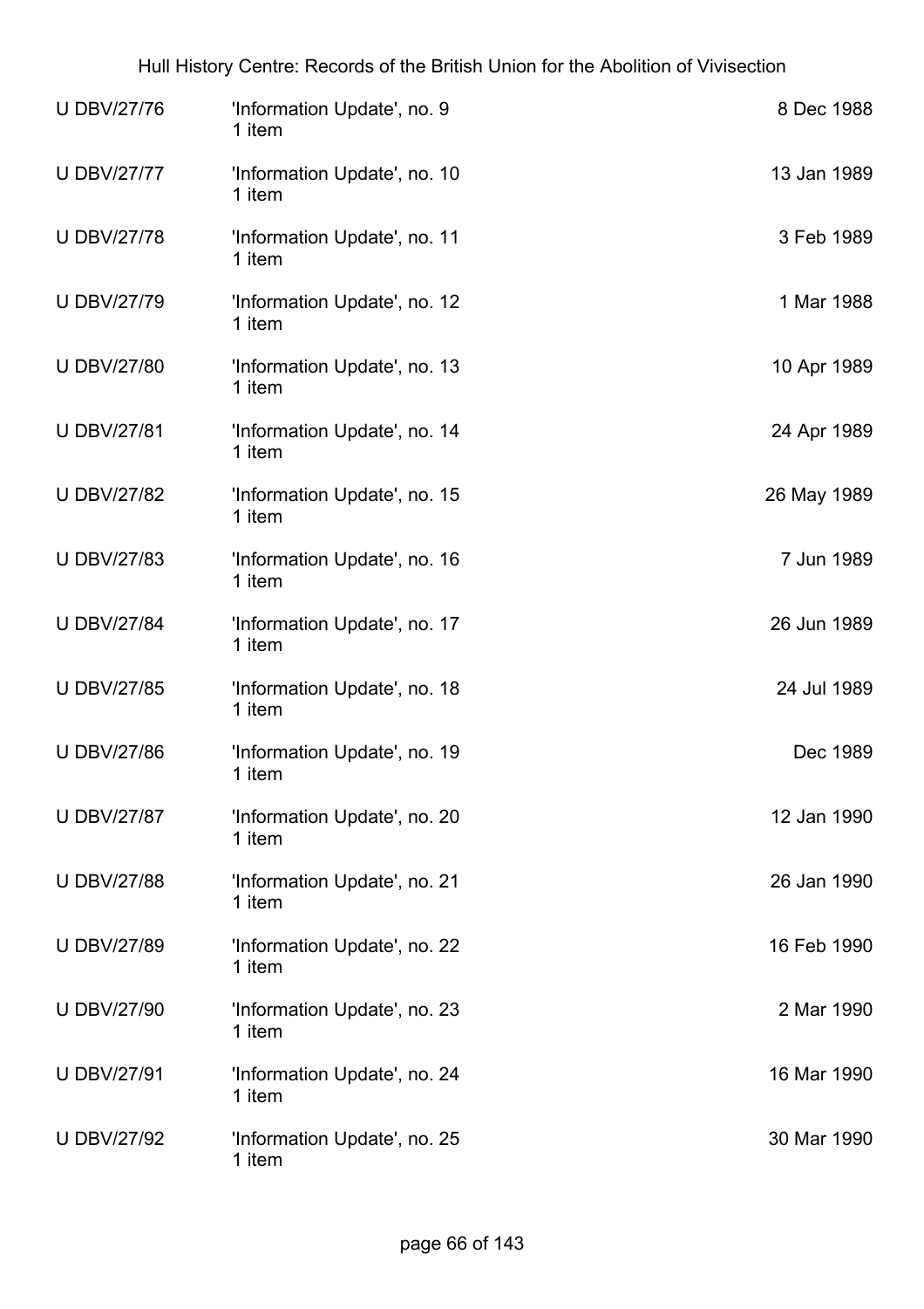| | | |
|---|---|---|
| U DBV/27/76 | 'Information Update', no. 9<br>1 item | 8 Dec 1988 |
| U DBV/27/77 | 'Information Update', no. 10<br>1 item | 13 Jan 1989 |
| U DBV/27/78 | 'Information Update', no. 11<br>1 item | 3 Feb 1989 |
| U DBV/27/79 | 'Information Update', no. 12<br>1 item | 1 Mar 1988 |
| U DBV/27/80 | 'Information Update', no. 13<br>1 item | 10 Apr 1989 |
| U DBV/27/81 | 'Information Update', no. 14<br>1 item | 24 Apr 1989 |
| U DBV/27/82 | 'Information Update', no. 15<br>1 item | 26 May 1989 |
| U DBV/27/83 | 'Information Update', no. 16<br>1 item | 7 Jun 1989 |
| U DBV/27/84 | 'Information Update', no. 17<br>1 item | 26 Jun 1989 |
| U DBV/27/85 | 'Information Update', no. 18<br>1 item | 24 Jul 1989 |
| U DBV/27/86 | 'Information Update', no. 19<br>1 item | Dec 1989 |
| U DBV/27/87 | 'Information Update', no. 20<br>1 item | 12 Jan 1990 |
| U DBV/27/88 | 'Information Update', no. 21<br>1 item | 26 Jan 1990 |
| U DBV/27/89 | 'Information Update', no. 22<br>1 item | 16 Feb 1990 |
| U DBV/27/90 | 'Information Update', no. 23<br>1 item | 2 Mar 1990 |
| U DBV/27/91 | 'Information Update', no. 24<br>1 item | 16 Mar 1990 |
| U DBV/27/92 | 'Information Update', no. 25<br>1 item | 30 Mar 1990 |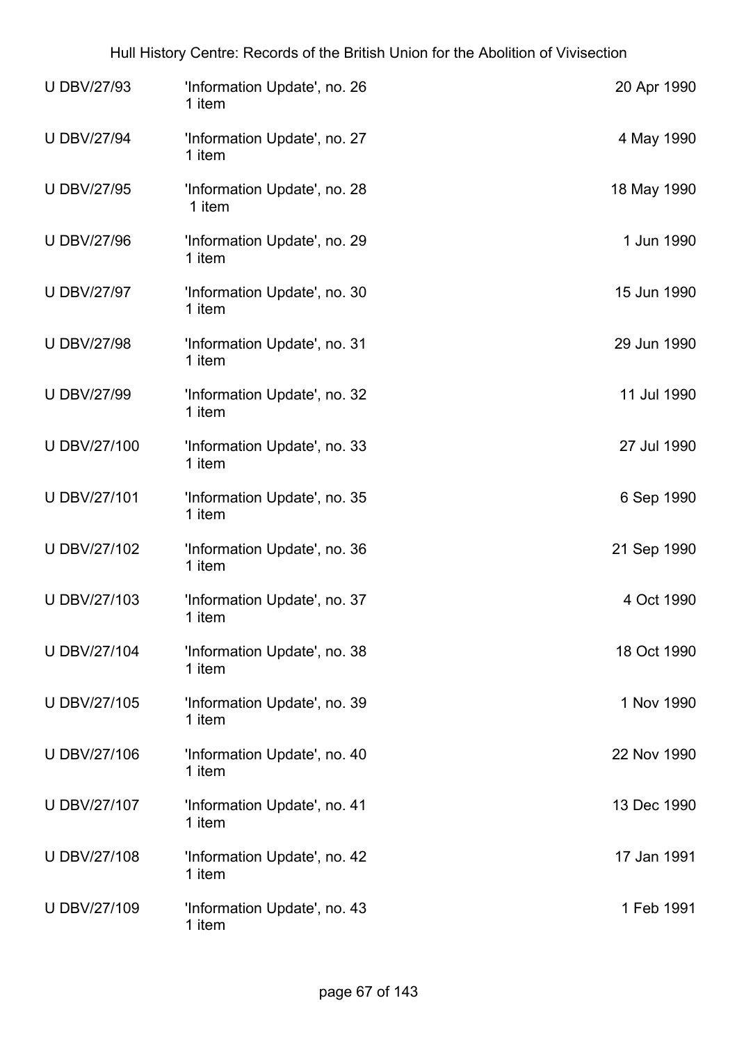| | | |
|---|---|---|
| U DBV/27/93 | 'Information Update', no. 26<br>1 item | 20 Apr 1990 |
| U DBV/27/94 | 'Information Update', no. 27<br>1 item | 4 May 1990 |
| U DBV/27/95 | 'Information Update', no. 28<br>1 item | 18 May 1990 |
| U DBV/27/96 | 'Information Update', no. 29<br>1 item | 1 Jun 1990 |
| U DBV/27/97 | 'Information Update', no. 30<br>1 item | 15 Jun 1990 |
| U DBV/27/98 | 'Information Update', no. 31<br>1 item | 29 Jun 1990 |
| U DBV/27/99 | 'Information Update', no. 32<br>1 item | 11 Jul 1990 |
| U DBV/27/100 | 'Information Update', no. 33<br>1 item | 27 Jul 1990 |
| U DBV/27/101 | 'Information Update', no. 35<br>1 item | 6 Sep 1990 |
| U DBV/27/102 | 'Information Update', no. 36<br>1 item | 21 Sep 1990 |
| U DBV/27/103 | 'Information Update', no. 37<br>1 item | 4 Oct 1990 |
| U DBV/27/104 | 'Information Update', no. 38<br>1 item | 18 Oct 1990 |
| U DBV/27/105 | 'Information Update', no. 39<br>1 item | 1 Nov 1990 |
| U DBV/27/106 | 'Information Update', no. 40<br>1 item | 22 Nov 1990 |
| U DBV/27/107 | 'Information Update', no. 41<br>1 item | 13 Dec 1990 |
| U DBV/27/108 | 'Information Update', no. 42<br>1 item | 17 Jan 1991 |
| U DBV/27/109 | 'Information Update', no. 43<br>1 item | 1 Feb 1991 |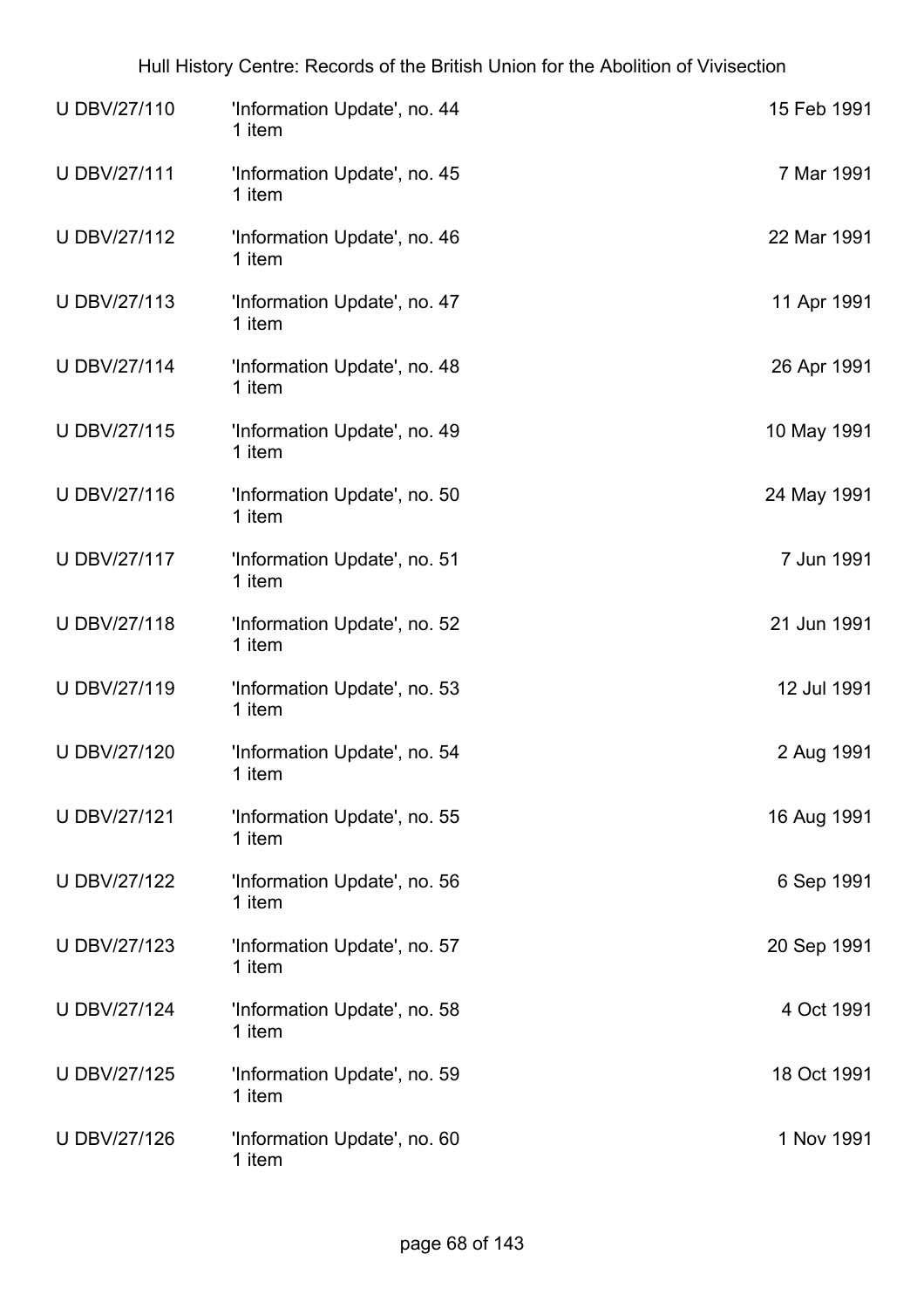| | | |
|---|---|---|
| U DBV/27/110 | 'Information Update', no. 44<br>1 item | 15 Feb 1991 |
| U DBV/27/111 | 'Information Update', no. 45<br>1 item | 7 Mar 1991 |
| U DBV/27/112 | 'Information Update', no. 46<br>1 item | 22 Mar 1991 |
| U DBV/27/113 | 'Information Update', no. 47<br>1 item | 11 Apr 1991 |
| U DBV/27/114 | 'Information Update', no. 48<br>1 item | 26 Apr 1991 |
| U DBV/27/115 | 'Information Update', no. 49<br>1 item | 10 May 1991 |
| U DBV/27/116 | 'Information Update', no. 50<br>1 item | 24 May 1991 |
| U DBV/27/117 | 'Information Update', no. 51<br>1 item | 7 Jun 1991 |
| U DBV/27/118 | 'Information Update', no. 52<br>1 item | 21 Jun 1991 |
| U DBV/27/119 | 'Information Update', no. 53<br>1 item | 12 Jul 1991 |
| U DBV/27/120 | 'Information Update', no. 54<br>1 item | 2 Aug 1991 |
| U DBV/27/121 | 'Information Update', no. 55<br>1 item | 16 Aug 1991 |
| U DBV/27/122 | 'Information Update', no. 56<br>1 item | 6 Sep 1991 |
| U DBV/27/123 | 'Information Update', no. 57<br>1 item | 20 Sep 1991 |
| U DBV/27/124 | 'Information Update', no. 58<br>1 item | 4 Oct 1991 |
| U DBV/27/125 | 'Information Update', no. 59<br>1 item | 18 Oct 1991 |
| U DBV/27/126 | 'Information Update', no. 60<br>1 item | 1 Nov 1991 |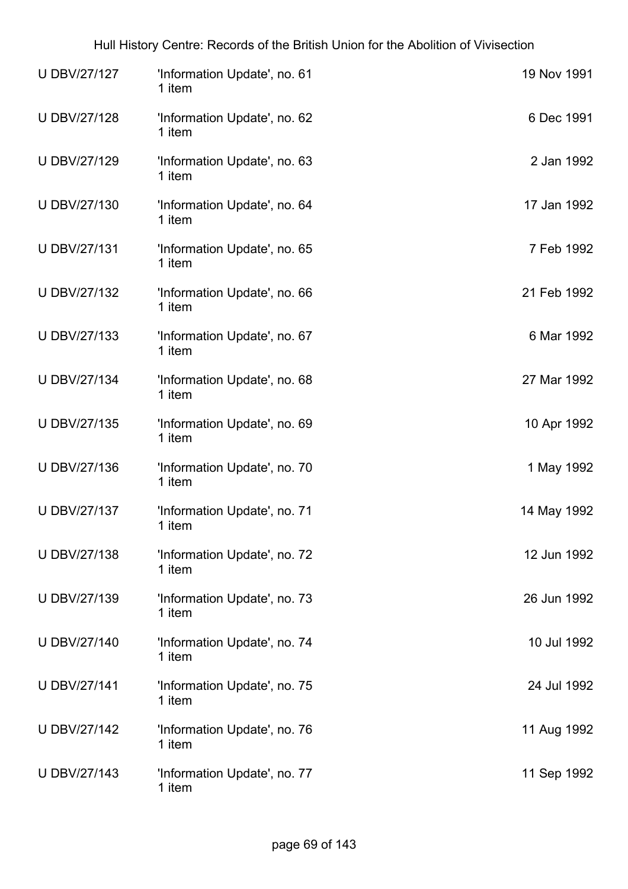| | | |
|---|---|---|
| U DBV/27/127 | 'Information Update', no. 61<br>1 item | 19 Nov 1991 |
| U DBV/27/128 | 'Information Update', no. 62<br>1 item | 6 Dec 1991 |
| U DBV/27/129 | 'Information Update', no. 63<br>1 item | 2 Jan 1992 |
| U DBV/27/130 | 'Information Update', no. 64<br>1 item | 17 Jan 1992 |
| U DBV/27/131 | 'Information Update', no. 65<br>1 item | 7 Feb 1992 |
| U DBV/27/132 | 'Information Update', no. 66<br>1 item | 21 Feb 1992 |
| U DBV/27/133 | 'Information Update', no. 67<br>1 item | 6 Mar 1992 |
| U DBV/27/134 | 'Information Update', no. 68<br>1 item | 27 Mar 1992 |
| U DBV/27/135 | 'Information Update', no. 69<br>1 item | 10 Apr 1992 |
| U DBV/27/136 | 'Information Update', no. 70<br>1 item | 1 May 1992 |
| U DBV/27/137 | 'Information Update', no. 71<br>1 item | 14 May 1992 |
| U DBV/27/138 | 'Information Update', no. 72<br>1 item | 12 Jun 1992 |
| U DBV/27/139 | 'Information Update', no. 73<br>1 item | 26 Jun 1992 |
| U DBV/27/140 | 'Information Update', no. 74<br>1 item | 10 Jul 1992 |
| U DBV/27/141 | 'Information Update', no. 75<br>1 item | 24 Jul 1992 |
| U DBV/27/142 | 'Information Update', no. 76<br>1 item | 11 Aug 1992 |
| U DBV/27/143 | 'Information Update', no. 77<br>1 item | 11 Sep 1992 |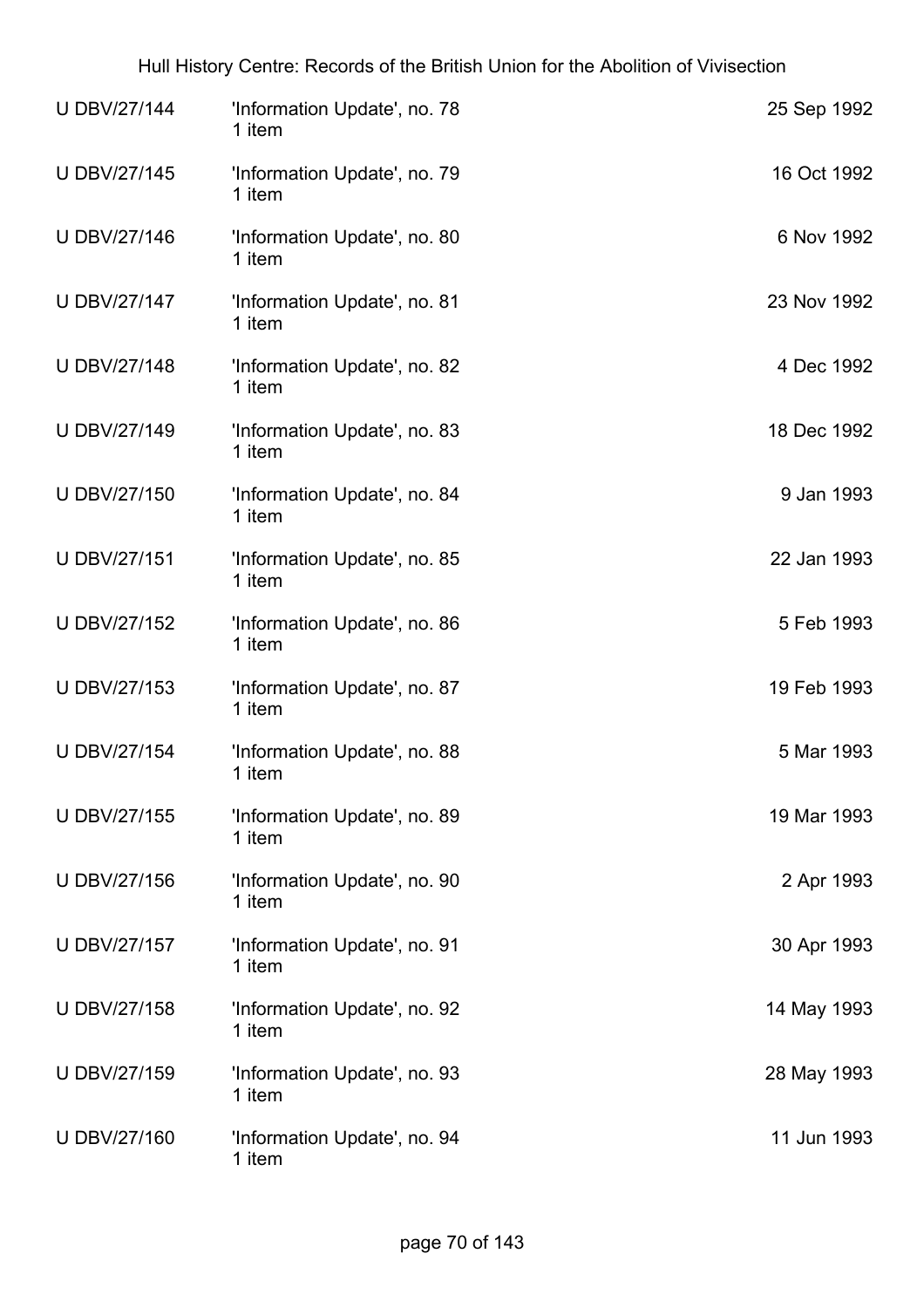| | | |
|---|---|---|
| U DBV/27/144 | 'Information Update', no. 78<br>1 item | 25 Sep 1992 |
| U DBV/27/145 | 'Information Update', no. 79<br>1 item | 16 Oct 1992 |
| U DBV/27/146 | 'Information Update', no. 80<br>1 item | 6 Nov 1992 |
| U DBV/27/147 | 'Information Update', no. 81<br>1 item | 23 Nov 1992 |
| U DBV/27/148 | 'Information Update', no. 82<br>1 item | 4 Dec 1992 |
| U DBV/27/149 | 'Information Update', no. 83<br>1 item | 18 Dec 1992 |
| U DBV/27/150 | 'Information Update', no. 84<br>1 item | 9 Jan 1993 |
| U DBV/27/151 | 'Information Update', no. 85<br>1 item | 22 Jan 1993 |
| U DBV/27/152 | 'Information Update', no. 86<br>1 item | 5 Feb 1993 |
| U DBV/27/153 | 'Information Update', no. 87<br>1 item | 19 Feb 1993 |
| U DBV/27/154 | 'Information Update', no. 88<br>1 item | 5 Mar 1993 |
| U DBV/27/155 | 'Information Update', no. 89<br>1 item | 19 Mar 1993 |
| U DBV/27/156 | 'Information Update', no. 90<br>1 item | 2 Apr 1993 |
| U DBV/27/157 | 'Information Update', no. 91<br>1 item | 30 Apr 1993 |
| U DBV/27/158 | 'Information Update', no. 92<br>1 item | 14 May 1993 |
| U DBV/27/159 | 'Information Update', no. 93<br>1 item | 28 May 1993 |
| U DBV/27/160 | 'Information Update', no. 94<br>1 item | 11 Jun 1993 |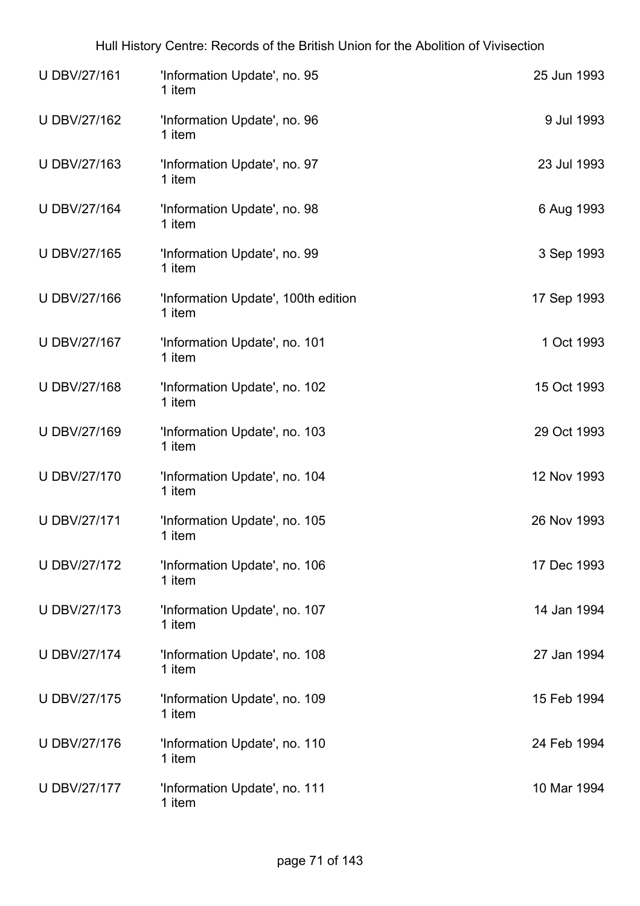| | | |
|---|---|---|
| U DBV/27/161 | 'Information Update', no. 95<br>1 item | 25 Jun 1993 |
| U DBV/27/162 | 'Information Update', no. 96<br>1 item | 9 Jul 1993 |
| U DBV/27/163 | 'Information Update', no. 97<br>1 item | 23 Jul 1993 |
| U DBV/27/164 | 'Information Update', no. 98<br>1 item | 6 Aug 1993 |
| U DBV/27/165 | 'Information Update', no. 99<br>1 item | 3 Sep 1993 |
| U DBV/27/166 | 'Information Update', 100th edition<br>1 item | 17 Sep 1993 |
| U DBV/27/167 | 'Information Update', no. 101<br>1 item | 1 Oct 1993 |
| U DBV/27/168 | 'Information Update', no. 102<br>1 item | 15 Oct 1993 |
| U DBV/27/169 | 'Information Update', no. 103<br>1 item | 29 Oct 1993 |
| U DBV/27/170 | 'Information Update', no. 104<br>1 item | 12 Nov 1993 |
| U DBV/27/171 | 'Information Update', no. 105<br>1 item | 26 Nov 1993 |
| U DBV/27/172 | 'Information Update', no. 106<br>1 item | 17 Dec 1993 |
| U DBV/27/173 | 'Information Update', no. 107<br>1 item | 14 Jan 1994 |
| U DBV/27/174 | 'Information Update', no. 108<br>1 item | 27 Jan 1994 |
| U DBV/27/175 | 'Information Update', no. 109<br>1 item | 15 Feb 1994 |
| U DBV/27/176 | 'Information Update', no. 110<br>1 item | 24 Feb 1994 |
| U DBV/27/177 | 'Information Update', no. 111<br>1 item | 10 Mar 1994 |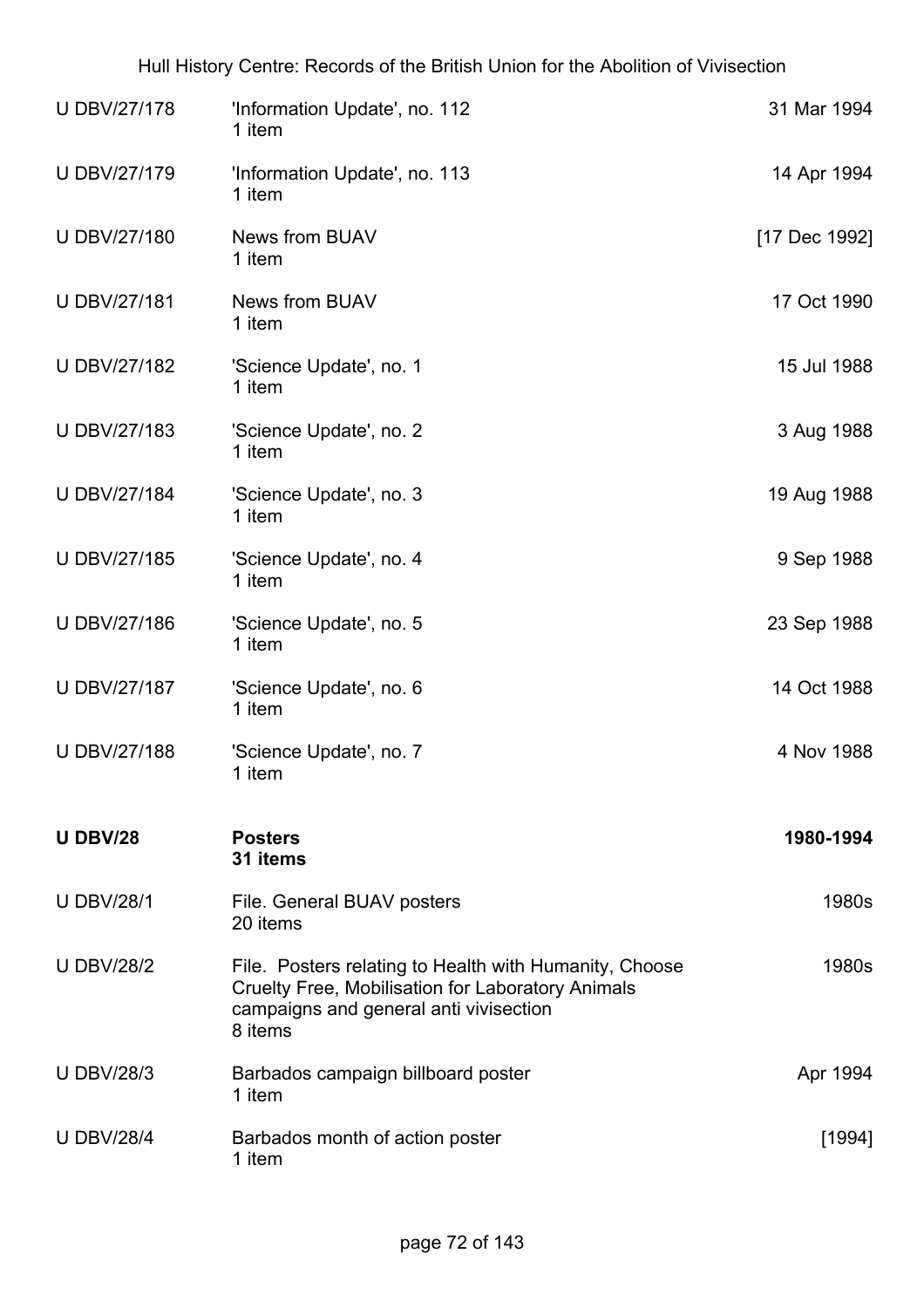| Reference | Description | Date |
|---|---|---|
| U DBV/27/178 | 'Information Update', no. 112<br>1 item | 31 Mar 1994 |
| U DBV/27/179 | 'Information Update', no. 113<br>1 item | 14 Apr 1994 |
| U DBV/27/180 | News from BUAV<br>1 item | [17 Dec 1992] |
| U DBV/27/181 | News from BUAV<br>1 item | 17 Oct 1990 |
| U DBV/27/182 | 'Science Update', no. 1<br>1 item | 15 Jul 1988 |
| U DBV/27/183 | 'Science Update', no. 2<br>1 item | 3 Aug 1988 |
| U DBV/27/184 | 'Science Update', no. 3<br>1 item | 19 Aug 1988 |
| U DBV/27/185 | 'Science Update', no. 4<br>1 item | 9 Sep 1988 |
| U DBV/27/186 | 'Science Update', no. 5<br>1 item | 23 Sep 1988 |
| U DBV/27/187 | 'Science Update', no. 6<br>1 item | 14 Oct 1988 |
| U DBV/27/188 | 'Science Update', no. 7<br>1 item | 4 Nov 1988 |
| **U DBV/28** | **Posters**<br>**31 items** | **1980-1994** |
| U DBV/28/1 | File. General BUAV posters<br>20 items | 1980s |
| U DBV/28/2 | File. Posters relating to Health with Humanity, Choose Cruelty Free, Mobilisation for Laboratory Animals campaigns and general anti vivisection<br>8 items | 1980s |
| U DBV/28/3 | Barbados campaign billboard poster<br>1 item | Apr 1994 |
| U DBV/28/4 | Barbados month of action poster<br>1 item | [1994] |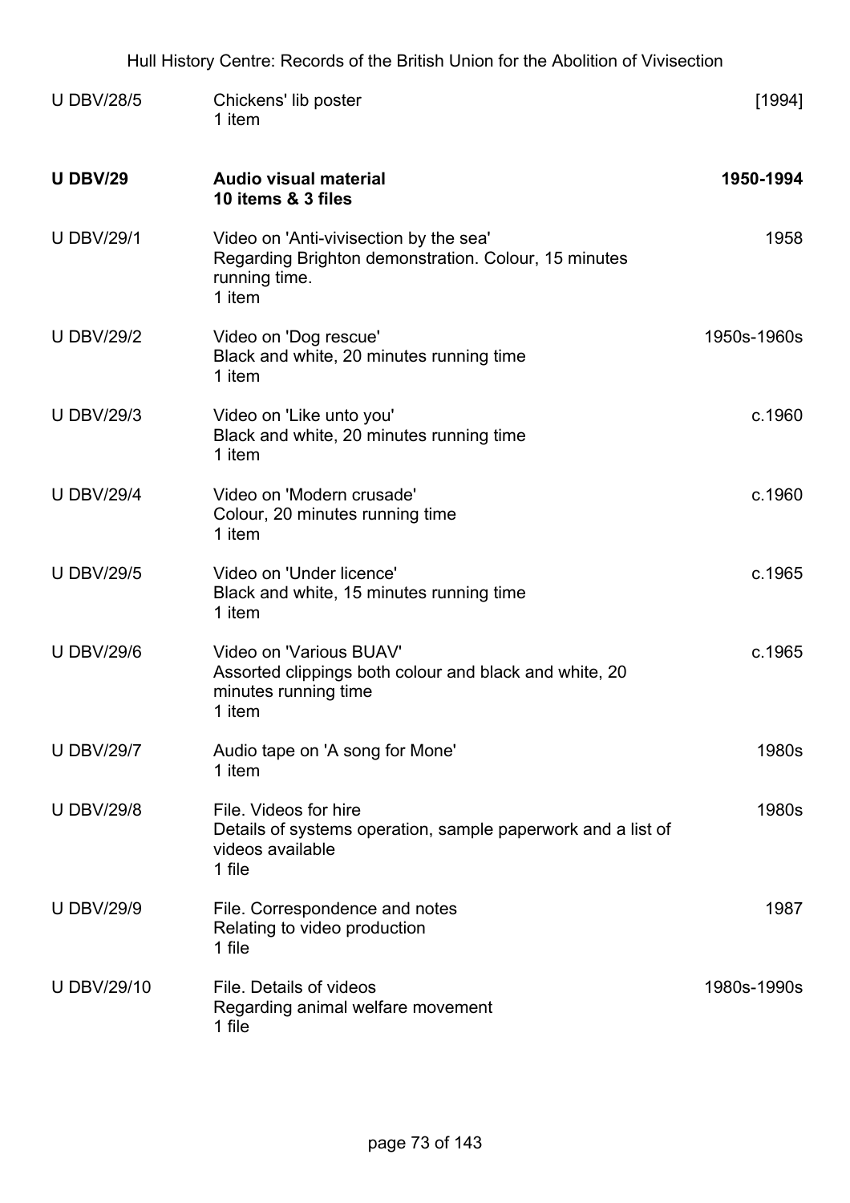| | | |
|---|---|---|
| U DBV/28/5 | Chickens' lib poster<br>1 item | [1994] |
| **U DBV/29** | **Audio visual material**<br>**10 items & 3 files** | **1950-1994** |
| U DBV/29/1 | Video on 'Anti-vivisection by the sea'<br>Regarding Brighton demonstration. Colour, 15 minutes running time.<br>1 item | 1958 |
| U DBV/29/2 | Video on 'Dog rescue'<br>Black and white, 20 minutes running time<br>1 item | 1950s-1960s |
| U DBV/29/3 | Video on 'Like unto you'<br>Black and white, 20 minutes running time<br>1 item | c.1960 |
| U DBV/29/4 | Video on 'Modern crusade'<br>Colour, 20 minutes running time<br>1 item | c.1960 |
| U DBV/29/5 | Video on 'Under licence'<br>Black and white, 15 minutes running time<br>1 item | c.1965 |
| U DBV/29/6 | Video on 'Various BUAV'<br>Assorted clippings both colour and black and white, 20 minutes running time<br>1 item | c.1965 |
| U DBV/29/7 | Audio tape on 'A song for Mone'<br>1 item | 1980s |
| U DBV/29/8 | File. Videos for hire<br>Details of systems operation, sample paperwork and a list of videos available<br>1 file | 1980s |
| U DBV/29/9 | File. Correspondence and notes<br>Relating to video production<br>1 file | 1987 |
| U DBV/29/10 | File. Details of videos<br>Regarding animal welfare movement<br>1 file | 1980s-1990s |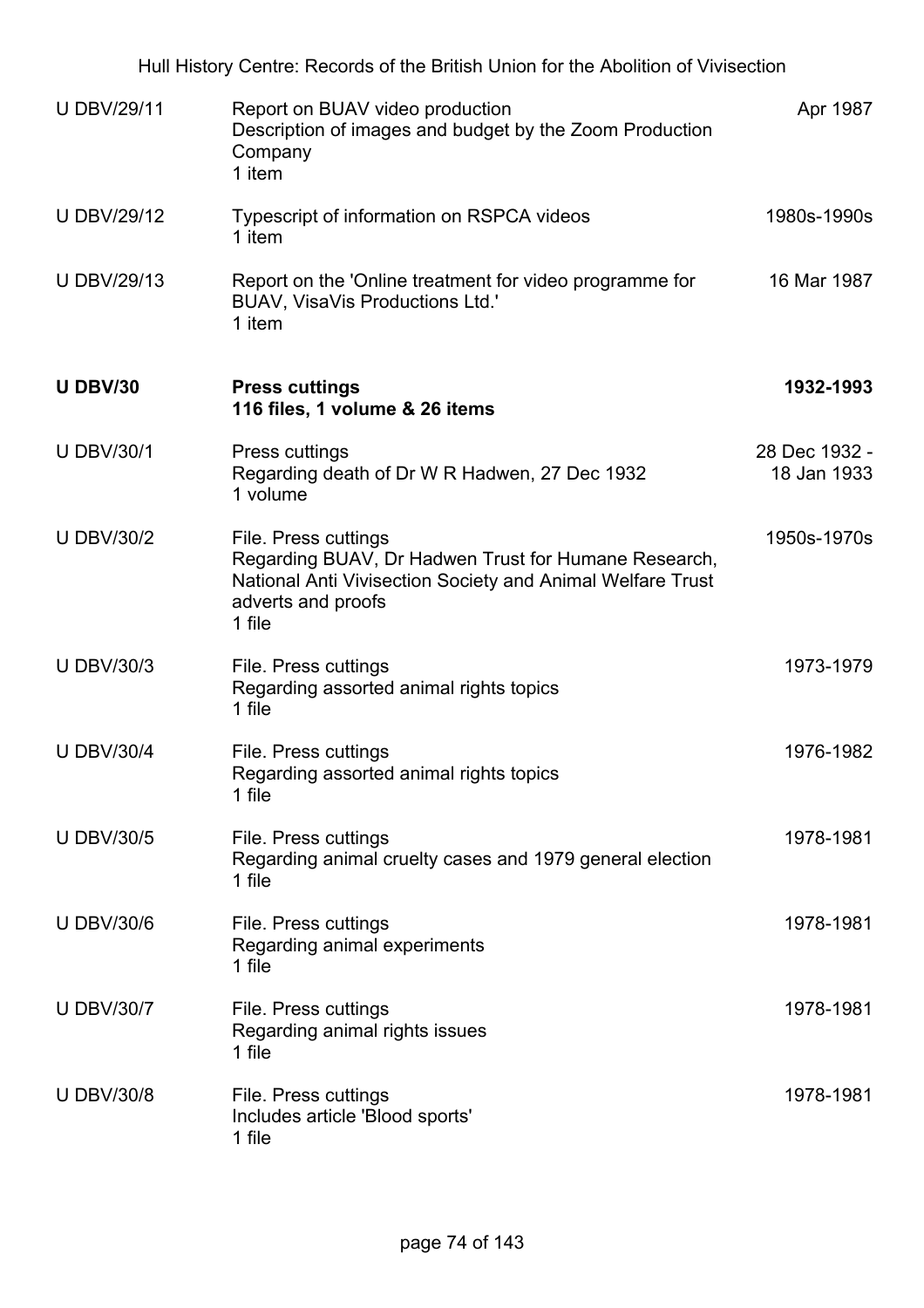| | | |
|---|---|---|
| U DBV/29/11 | Report on BUAV video production<br>Description of images and budget by the Zoom Production Company<br>1 item | Apr 1987 |
| U DBV/29/12 | Typescript of information on RSPCA videos<br>1 item | 1980s-1990s |
| U DBV/29/13 | Report on the 'Online treatment for video programme for BUAV, VisaVis Productions Ltd.'<br>1 item | 16 Mar 1987 |
| **U DBV/30** | **Press cuttings**<br>**116 files, 1 volume & 26 items** | **1932-1993** |
| U DBV/30/1 | Press cuttings<br>Regarding death of Dr W R Hadwen, 27 Dec 1932<br>1 volume | 28 Dec 1932 - 18 Jan 1933 |
| U DBV/30/2 | File. Press cuttings<br>Regarding BUAV, Dr Hadwen Trust for Humane Research, National Anti Vivisection Society and Animal Welfare Trust adverts and proofs<br>1 file | 1950s-1970s |
| U DBV/30/3 | File. Press cuttings<br>Regarding assorted animal rights topics<br>1 file | 1973-1979 |
| U DBV/30/4 | File. Press cuttings<br>Regarding assorted animal rights topics<br>1 file | 1976-1982 |
| U DBV/30/5 | File. Press cuttings<br>Regarding animal cruelty cases and 1979 general election<br>1 file | 1978-1981 |
| U DBV/30/6 | File. Press cuttings<br>Regarding animal experiments<br>1 file | 1978-1981 |
| U DBV/30/7 | File. Press cuttings<br>Regarding animal rights issues<br>1 file | 1978-1981 |
| U DBV/30/8 | File. Press cuttings<br>Includes article 'Blood sports'<br>1 file | 1978-1981 |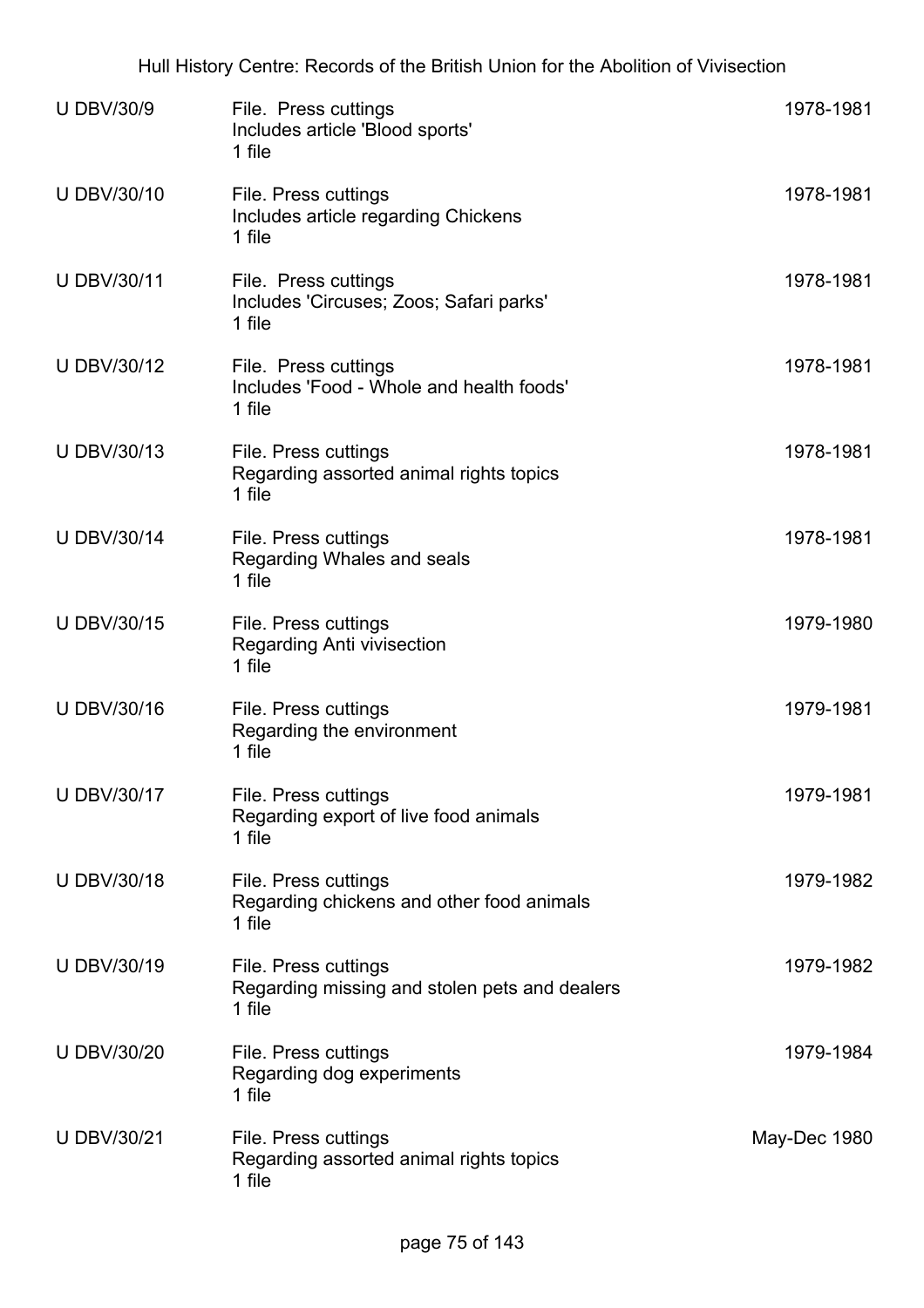| | | |
|---|---|---|
| U DBV/30/9 | File. Press cuttings<br>Includes article 'Blood sports'<br>1 file | 1978-1981 |
| U DBV/30/10 | File. Press cuttings<br>Includes article regarding Chickens<br>1 file | 1978-1981 |
| U DBV/30/11 | File. Press cuttings<br>Includes 'Circuses; Zoos; Safari parks'<br>1 file | 1978-1981 |
| U DBV/30/12 | File. Press cuttings<br>Includes 'Food - Whole and health foods'<br>1 file | 1978-1981 |
| U DBV/30/13 | File. Press cuttings<br>Regarding assorted animal rights topics<br>1 file | 1978-1981 |
| U DBV/30/14 | File. Press cuttings<br>Regarding Whales and seals<br>1 file | 1978-1981 |
| U DBV/30/15 | File. Press cuttings<br>Regarding Anti vivisection<br>1 file | 1979-1980 |
| U DBV/30/16 | File. Press cuttings<br>Regarding the environment<br>1 file | 1979-1981 |
| U DBV/30/17 | File. Press cuttings<br>Regarding export of live food animals<br>1 file | 1979-1981 |
| U DBV/30/18 | File. Press cuttings<br>Regarding chickens and other food animals<br>1 file | 1979-1982 |
| U DBV/30/19 | File. Press cuttings<br>Regarding missing and stolen pets and dealers<br>1 file | 1979-1982 |
| U DBV/30/20 | File. Press cuttings<br>Regarding dog experiments<br>1 file | 1979-1984 |
| U DBV/30/21 | File. Press cuttings<br>Regarding assorted animal rights topics<br>1 file | May-Dec 1980 |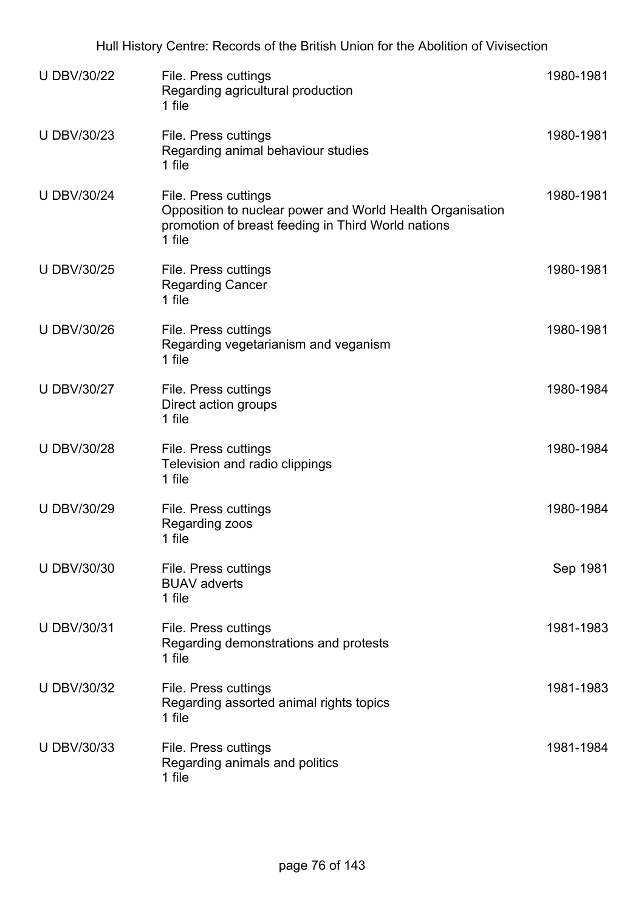| | | |
|---|---|---|
| U DBV/30/22 | File. Press cuttings<br>Regarding agricultural production<br>1 file | 1980-1981 |
| U DBV/30/23 | File. Press cuttings<br>Regarding animal behaviour studies<br>1 file | 1980-1981 |
| U DBV/30/24 | File. Press cuttings<br>Opposition to nuclear power and World Health Organisation promotion of breast feeding in Third World nations<br>1 file | 1980-1981 |
| U DBV/30/25 | File. Press cuttings<br>Regarding Cancer<br>1 file | 1980-1981 |
| U DBV/30/26 | File. Press cuttings<br>Regarding vegetarianism and veganism<br>1 file | 1980-1981 |
| U DBV/30/27 | File. Press cuttings<br>Direct action groups<br>1 file | 1980-1984 |
| U DBV/30/28 | File. Press cuttings<br>Television and radio clippings<br>1 file | 1980-1984 |
| U DBV/30/29 | File. Press cuttings<br>Regarding zoos<br>1 file | 1980-1984 |
| U DBV/30/30 | File. Press cuttings<br>BUAV adverts<br>1 file | Sep 1981 |
| U DBV/30/31 | File. Press cuttings<br>Regarding demonstrations and protests<br>1 file | 1981-1983 |
| U DBV/30/32 | File. Press cuttings<br>Regarding assorted animal rights topics<br>1 file | 1981-1983 |
| U DBV/30/33 | File. Press cuttings<br>Regarding animals and politics<br>1 file | 1981-1984 |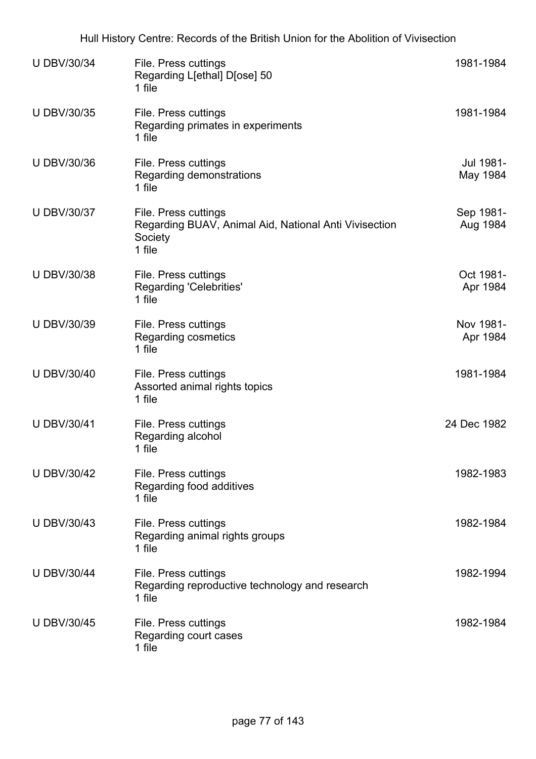| | | |
|---|---|---|
| U DBV/30/34 | File. Press cuttings<br>Regarding L[ethal] D[ose] 50<br>1 file | 1981-1984 |
| U DBV/30/35 | File. Press cuttings<br>Regarding primates in experiments<br>1 file | 1981-1984 |
| U DBV/30/36 | File. Press cuttings<br>Regarding demonstrations<br>1 file | Jul 1981-May 1984 |
| U DBV/30/37 | File. Press cuttings<br>Regarding BUAV, Animal Aid, National Anti Vivisection Society<br>1 file | Sep 1981-Aug 1984 |
| U DBV/30/38 | File. Press cuttings<br>Regarding 'Celebrities'<br>1 file | Oct 1981-Apr 1984 |
| U DBV/30/39 | File. Press cuttings<br>Regarding cosmetics<br>1 file | Nov 1981-Apr 1984 |
| U DBV/30/40 | File. Press cuttings<br>Assorted animal rights topics<br>1 file | 1981-1984 |
| U DBV/30/41 | File. Press cuttings<br>Regarding alcohol<br>1 file | 24 Dec 1982 |
| U DBV/30/42 | File. Press cuttings<br>Regarding food additives<br>1 file | 1982-1983 |
| U DBV/30/43 | File. Press cuttings<br>Regarding animal rights groups<br>1 file | 1982-1984 |
| U DBV/30/44 | File. Press cuttings<br>Regarding reproductive technology and research<br>1 file | 1982-1994 |
| U DBV/30/45 | File. Press cuttings<br>Regarding court cases<br>1 file | 1982-1984 |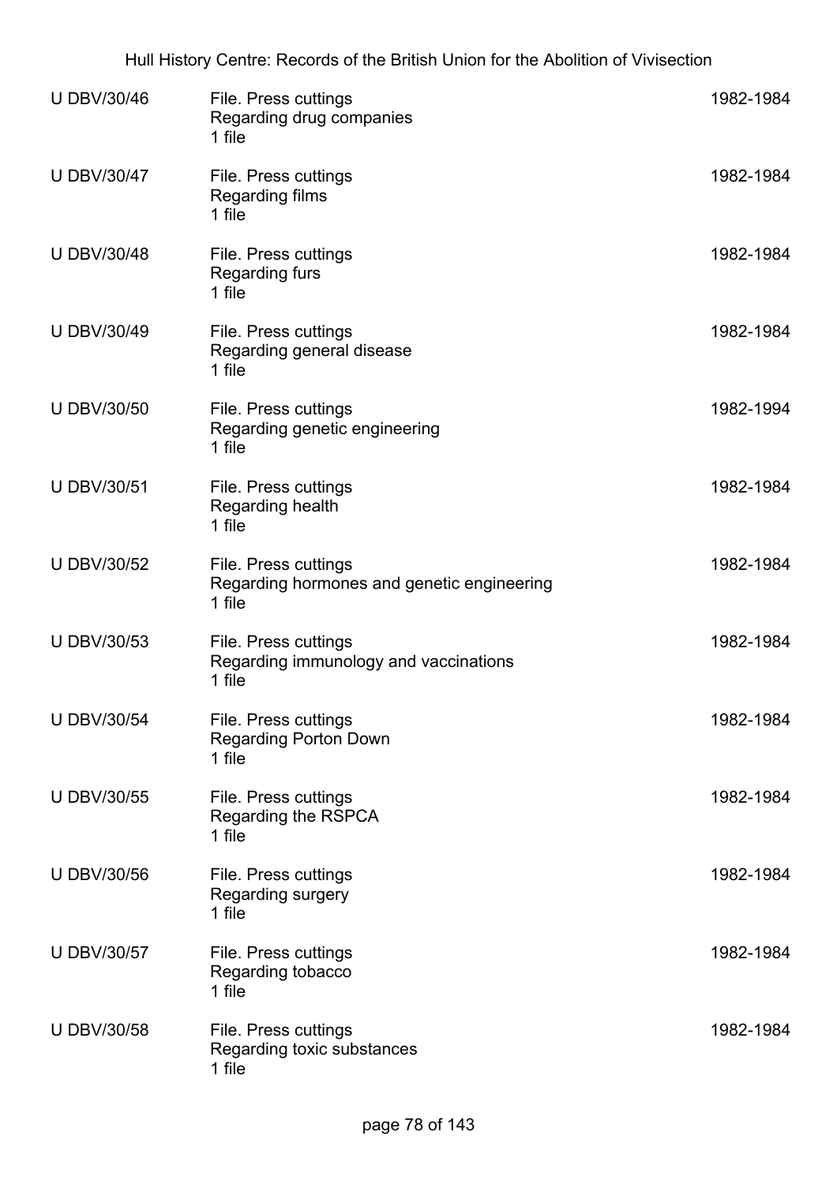| | | |
|---|---|---|
| U DBV/30/46 | File. Press cuttings<br>Regarding drug companies<br>1 file | 1982-1984 |
| U DBV/30/47 | File. Press cuttings<br>Regarding films<br>1 file | 1982-1984 |
| U DBV/30/48 | File. Press cuttings<br>Regarding furs<br>1 file | 1982-1984 |
| U DBV/30/49 | File. Press cuttings<br>Regarding general disease<br>1 file | 1982-1984 |
| U DBV/30/50 | File. Press cuttings<br>Regarding genetic engineering<br>1 file | 1982-1994 |
| U DBV/30/51 | File. Press cuttings<br>Regarding health<br>1 file | 1982-1984 |
| U DBV/30/52 | File. Press cuttings<br>Regarding hormones and genetic engineering<br>1 file | 1982-1984 |
| U DBV/30/53 | File. Press cuttings<br>Regarding immunology and vaccinations<br>1 file | 1982-1984 |
| U DBV/30/54 | File. Press cuttings<br>Regarding Porton Down<br>1 file | 1982-1984 |
| U DBV/30/55 | File. Press cuttings<br>Regarding the RSPCA<br>1 file | 1982-1984 |
| U DBV/30/56 | File. Press cuttings<br>Regarding surgery<br>1 file | 1982-1984 |
| U DBV/30/57 | File. Press cuttings<br>Regarding tobacco<br>1 file | 1982-1984 |
| U DBV/30/58 | File. Press cuttings<br>Regarding toxic substances<br>1 file | 1982-1984 |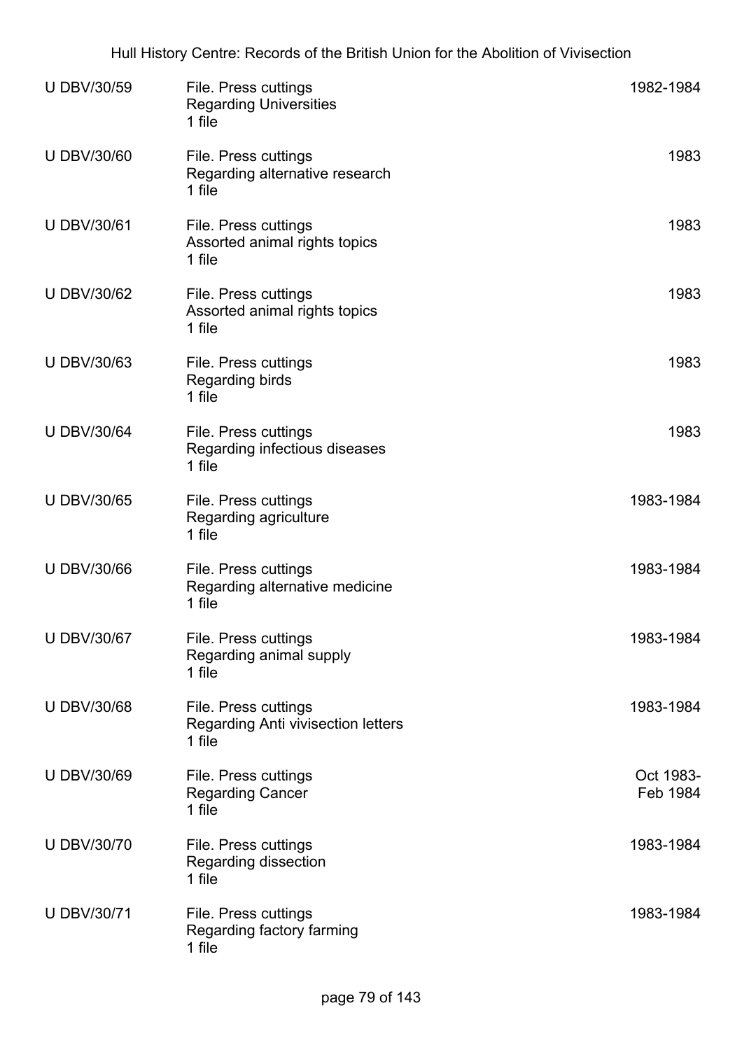| | | |
|---|---|---|
| U DBV/30/59 | File. Press cuttings<br>Regarding Universities<br>1 file | 1982-1984 |
| U DBV/30/60 | File. Press cuttings<br>Regarding alternative research<br>1 file | 1983 |
| U DBV/30/61 | File. Press cuttings<br>Assorted animal rights topics<br>1 file | 1983 |
| U DBV/30/62 | File. Press cuttings<br>Assorted animal rights topics<br>1 file | 1983 |
| U DBV/30/63 | File. Press cuttings<br>Regarding birds<br>1 file | 1983 |
| U DBV/30/64 | File. Press cuttings<br>Regarding infectious diseases<br>1 file | 1983 |
| U DBV/30/65 | File. Press cuttings<br>Regarding agriculture<br>1 file | 1983-1984 |
| U DBV/30/66 | File. Press cuttings<br>Regarding alternative medicine<br>1 file | 1983-1984 |
| U DBV/30/67 | File. Press cuttings<br>Regarding animal supply<br>1 file | 1983-1984 |
| U DBV/30/68 | File. Press cuttings<br>Regarding Anti vivisection letters<br>1 file | 1983-1984 |
| U DBV/30/69 | File. Press cuttings<br>Regarding Cancer<br>1 file | Oct 1983-Feb 1984 |
| U DBV/30/70 | File. Press cuttings<br>Regarding dissection<br>1 file | 1983-1984 |
| U DBV/30/71 | File. Press cuttings<br>Regarding factory farming<br>1 file | 1983-1984 |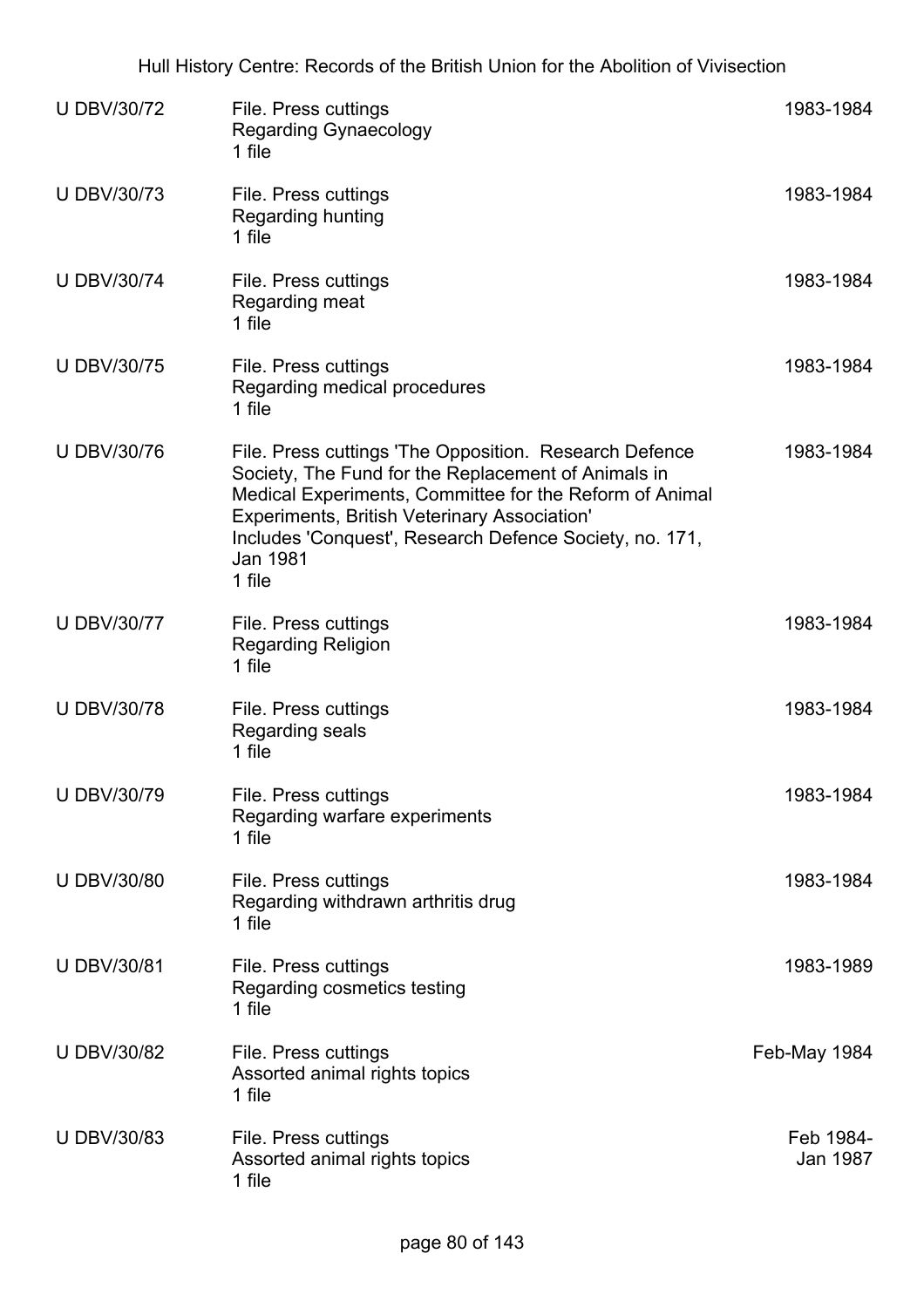| | | |
|---|---|---|
| U DBV/30/72 | File. Press cuttings<br>Regarding Gynaecology<br>1 file | 1983-1984 |
| U DBV/30/73 | File. Press cuttings<br>Regarding hunting<br>1 file | 1983-1984 |
| U DBV/30/74 | File. Press cuttings<br>Regarding meat<br>1 file | 1983-1984 |
| U DBV/30/75 | File. Press cuttings<br>Regarding medical procedures<br>1 file | 1983-1984 |
| U DBV/30/76 | File. Press cuttings 'The Opposition. Research Defence Society, The Fund for the Replacement of Animals in Medical Experiments, Committee for the Reform of Animal Experiments, British Veterinary Association'<br>Includes 'Conquest', Research Defence Society, no. 171, Jan 1981<br>1 file | 1983-1984 |
| U DBV/30/77 | File. Press cuttings<br>Regarding Religion<br>1 file | 1983-1984 |
| U DBV/30/78 | File. Press cuttings<br>Regarding seals<br>1 file | 1983-1984 |
| U DBV/30/79 | File. Press cuttings<br>Regarding warfare experiments<br>1 file | 1983-1984 |
| U DBV/30/80 | File. Press cuttings<br>Regarding withdrawn arthritis drug<br>1 file | 1983-1984 |
| U DBV/30/81 | File. Press cuttings<br>Regarding cosmetics testing<br>1 file | 1983-1989 |
| U DBV/30/82 | File. Press cuttings<br>Assorted animal rights topics<br>1 file | Feb-May 1984 |
| U DBV/30/83 | File. Press cuttings<br>Assorted animal rights topics<br>1 file | Feb 1984-Jan 1987 |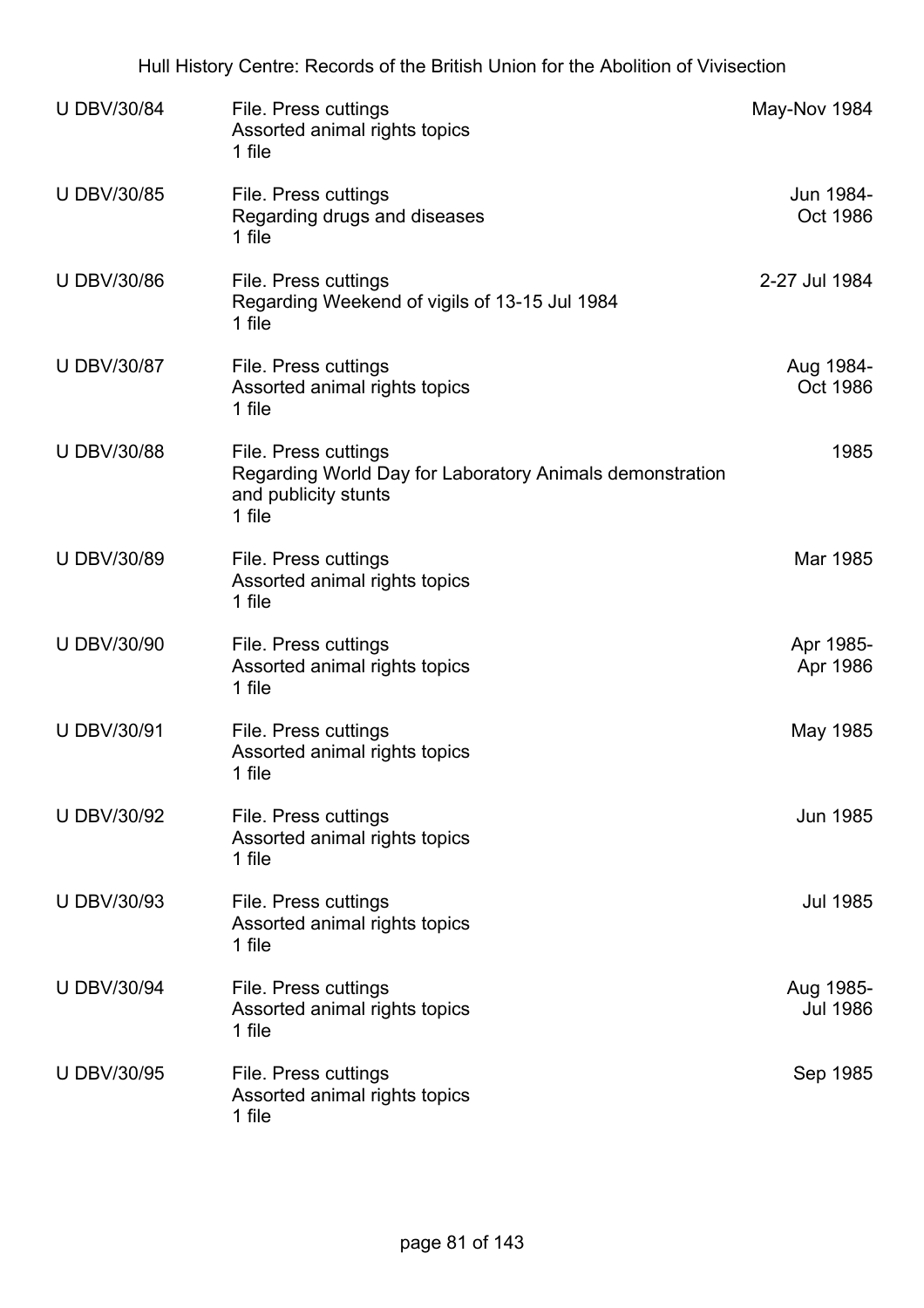| | | |
|---|---|---|
| U DBV/30/84 | File. Press cuttings<br>Assorted animal rights topics<br>1 file | May-Nov 1984 |
| U DBV/30/85 | File. Press cuttings<br>Regarding drugs and diseases<br>1 file | Jun 1984-Oct 1986 |
| U DBV/30/86 | File. Press cuttings<br>Regarding Weekend of vigils of 13-15 Jul 1984<br>1 file | 2-27 Jul 1984 |
| U DBV/30/87 | File. Press cuttings<br>Assorted animal rights topics<br>1 file | Aug 1984-Oct 1986 |
| U DBV/30/88 | File. Press cuttings<br>Regarding World Day for Laboratory Animals demonstration and publicity stunts<br>1 file | 1985 |
| U DBV/30/89 | File. Press cuttings<br>Assorted animal rights topics<br>1 file | Mar 1985 |
| U DBV/30/90 | File. Press cuttings<br>Assorted animal rights topics<br>1 file | Apr 1985-Apr 1986 |
| U DBV/30/91 | File. Press cuttings<br>Assorted animal rights topics<br>1 file | May 1985 |
| U DBV/30/92 | File. Press cuttings<br>Assorted animal rights topics<br>1 file | Jun 1985 |
| U DBV/30/93 | File. Press cuttings<br>Assorted animal rights topics<br>1 file | Jul 1985 |
| U DBV/30/94 | File. Press cuttings<br>Assorted animal rights topics<br>1 file | Aug 1985-Jul 1986 |
| U DBV/30/95 | File. Press cuttings<br>Assorted animal rights topics<br>1 file | Sep 1985 |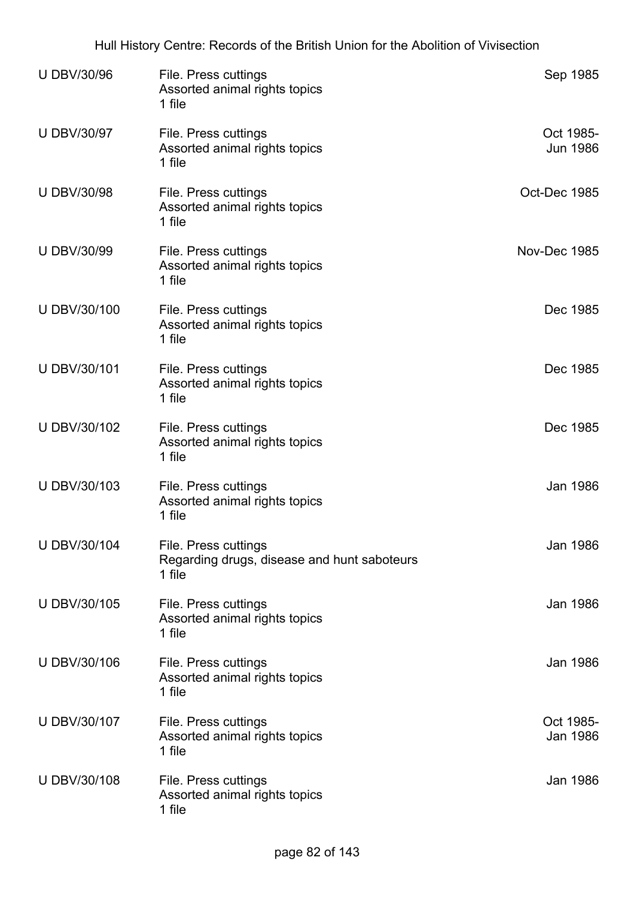| | | |
|---|---|---|
| U DBV/30/96 | File. Press cuttings<br>Assorted animal rights topics<br>1 file | Sep 1985 |
| U DBV/30/97 | File. Press cuttings<br>Assorted animal rights topics<br>1 file | Oct 1985-Jun 1986 |
| U DBV/30/98 | File. Press cuttings<br>Assorted animal rights topics<br>1 file | Oct-Dec 1985 |
| U DBV/30/99 | File. Press cuttings<br>Assorted animal rights topics<br>1 file | Nov-Dec 1985 |
| U DBV/30/100 | File. Press cuttings<br>Assorted animal rights topics<br>1 file | Dec 1985 |
| U DBV/30/101 | File. Press cuttings<br>Assorted animal rights topics<br>1 file | Dec 1985 |
| U DBV/30/102 | File. Press cuttings<br>Assorted animal rights topics<br>1 file | Dec 1985 |
| U DBV/30/103 | File. Press cuttings<br>Assorted animal rights topics<br>1 file | Jan 1986 |
| U DBV/30/104 | File. Press cuttings<br>Regarding drugs, disease and hunt saboteurs<br>1 file | Jan 1986 |
| U DBV/30/105 | File. Press cuttings<br>Assorted animal rights topics<br>1 file | Jan 1986 |
| U DBV/30/106 | File. Press cuttings<br>Assorted animal rights topics<br>1 file | Jan 1986 |
| U DBV/30/107 | File. Press cuttings<br>Assorted animal rights topics<br>1 file | Oct 1985-Jan 1986 |
| U DBV/30/108 | File. Press cuttings<br>Assorted animal rights topics<br>1 file | Jan 1986 |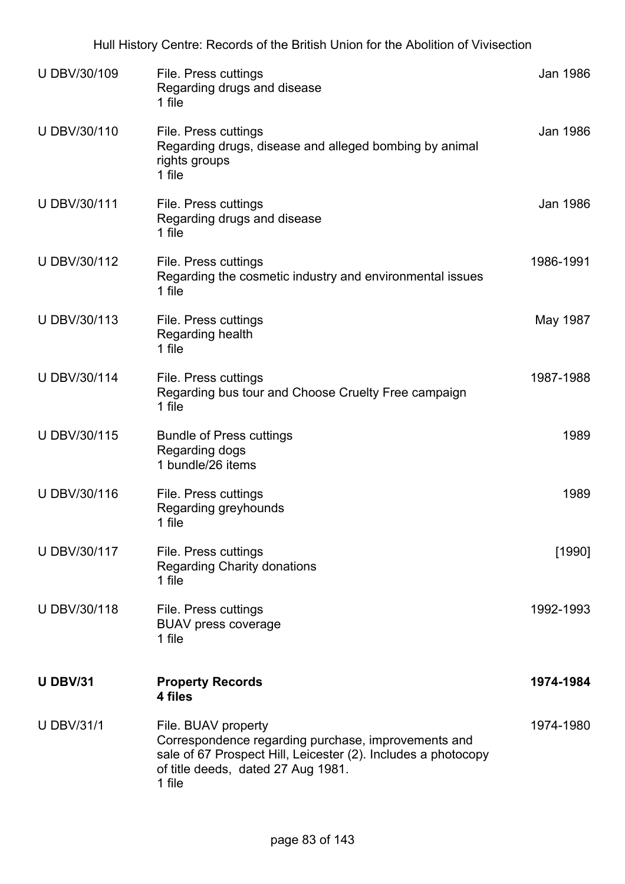| | | |
|---|---|---|
| U DBV/30/109 | File. Press cuttings<br>Regarding drugs and disease<br>1 file | Jan 1986 |
| U DBV/30/110 | File. Press cuttings<br>Regarding drugs, disease and alleged bombing by animal rights groups<br>1 file | Jan 1986 |
| U DBV/30/111 | File. Press cuttings<br>Regarding drugs and disease<br>1 file | Jan 1986 |
| U DBV/30/112 | File. Press cuttings<br>Regarding the cosmetic industry and environmental issues<br>1 file | 1986-1991 |
| U DBV/30/113 | File. Press cuttings<br>Regarding health<br>1 file | May 1987 |
| U DBV/30/114 | File. Press cuttings<br>Regarding bus tour and Choose Cruelty Free campaign<br>1 file | 1987-1988 |
| U DBV/30/115 | Bundle of Press cuttings<br>Regarding dogs<br>1 bundle/26 items | 1989 |
| U DBV/30/116 | File. Press cuttings<br>Regarding greyhounds<br>1 file | 1989 |
| U DBV/30/117 | File. Press cuttings<br>Regarding Charity donations<br>1 file | [1990] |
| U DBV/30/118 | File. Press cuttings<br>BUAV press coverage<br>1 file | 1992-1993 |
| **U DBV/31** | **Property Records**<br>**4 files** | **1974-1984** |
| U DBV/31/1 | File. BUAV property<br>Correspondence regarding purchase, improvements and sale of 67 Prospect Hill, Leicester (2). Includes a photocopy of title deeds, dated 27 Aug 1981.<br>1 file | 1974-1980 |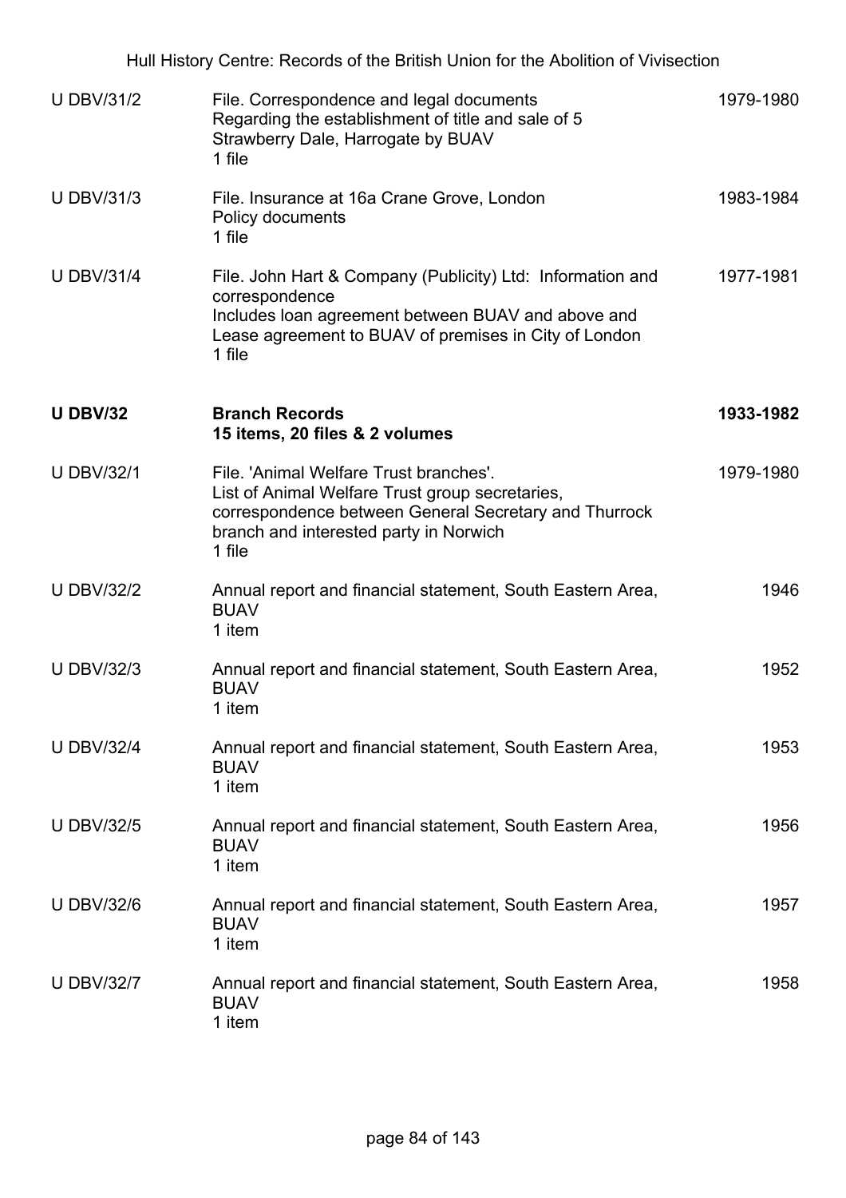| | | |
|---|---|---|
| U DBV/31/2 | File. Correspondence and legal documents<br>Regarding the establishment of title and sale of 5 Strawberry Dale, Harrogate by BUAV<br>1 file | 1979-1980 |
| U DBV/31/3 | File. Insurance at 16a Crane Grove, London<br>Policy documents<br>1 file | 1983-1984 |
| U DBV/31/4 | File. John Hart & Company (Publicity) Ltd: Information and correspondence<br>Includes loan agreement between BUAV and above and Lease agreement to BUAV of premises in City of London<br>1 file | 1977-1981 |
| **U DBV/32** | **Branch Records**<br>**15 items, 20 files & 2 volumes** | **1933-1982** |
| U DBV/32/1 | File. 'Animal Welfare Trust branches'.<br>List of Animal Welfare Trust group secretaries, correspondence between General Secretary and Thurrock branch and interested party in Norwich<br>1 file | 1979-1980 |
| U DBV/32/2 | Annual report and financial statement, South Eastern Area, BUAV<br>1 item | 1946 |
| U DBV/32/3 | Annual report and financial statement, South Eastern Area, BUAV<br>1 item | 1952 |
| U DBV/32/4 | Annual report and financial statement, South Eastern Area, BUAV<br>1 item | 1953 |
| U DBV/32/5 | Annual report and financial statement, South Eastern Area, BUAV<br>1 item | 1956 |
| U DBV/32/6 | Annual report and financial statement, South Eastern Area, BUAV<br>1 item | 1957 |
| U DBV/32/7 | Annual report and financial statement, South Eastern Area, BUAV<br>1 item | 1958 |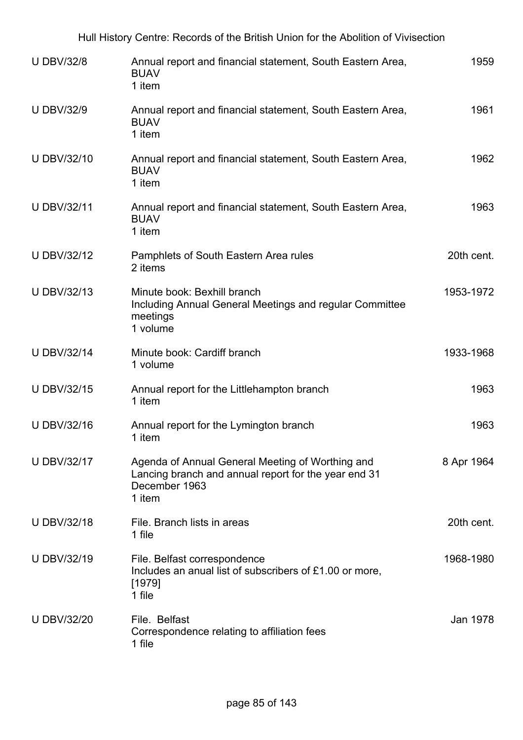| | | |
|---|---|---|
| U DBV/32/8 | Annual report and financial statement, South Eastern Area, BUAV<br>1 item | 1959 |
| U DBV/32/9 | Annual report and financial statement, South Eastern Area, BUAV<br>1 item | 1961 |
| U DBV/32/10 | Annual report and financial statement, South Eastern Area, BUAV<br>1 item | 1962 |
| U DBV/32/11 | Annual report and financial statement, South Eastern Area, BUAV<br>1 item | 1963 |
| U DBV/32/12 | Pamphlets of South Eastern Area rules<br>2 items | 20th cent. |
| U DBV/32/13 | Minute book: Bexhill branch<br>Including Annual General Meetings and regular Committee meetings<br>1 volume | 1953-1972 |
| U DBV/32/14 | Minute book: Cardiff branch<br>1 volume | 1933-1968 |
| U DBV/32/15 | Annual report for the Littlehampton branch<br>1 item | 1963 |
| U DBV/32/16 | Annual report for the Lymington branch<br>1 item | 1963 |
| U DBV/32/17 | Agenda of Annual General Meeting of Worthing and Lancing branch and annual report for the year end 31 December 1963<br>1 item | 8 Apr 1964 |
| U DBV/32/18 | File. Branch lists in areas<br>1 file | 20th cent. |
| U DBV/32/19 | File. Belfast correspondence<br>Includes an anual list of subscribers of £1.00 or more, [1979]<br>1 file | 1968-1980 |
| U DBV/32/20 | File. Belfast<br>Correspondence relating to affiliation fees<br>1 file | Jan 1978 |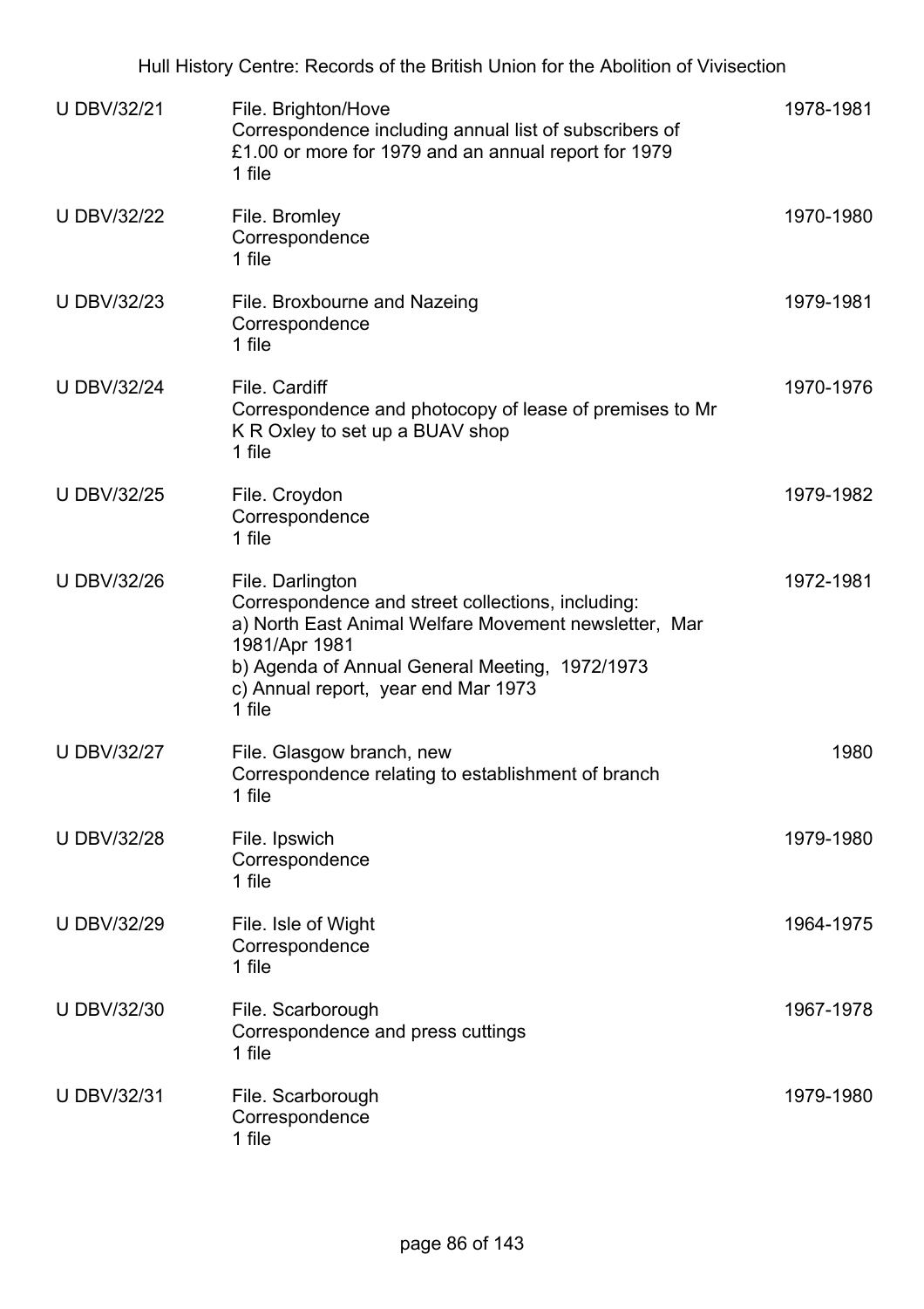| U DBV/32/21 | File. Brighton/Hove<br>Correspondence including annual list of subscribers of £1.00 or more for 1979 and an annual report for 1979<br>1 file | 1978-1981 |
|---|---|---|
| U DBV/32/22 | File. Bromley<br>Correspondence<br>1 file | 1970-1980 |
| U DBV/32/23 | File. Broxbourne and Nazeing<br>Correspondence<br>1 file | 1979-1981 |
| U DBV/32/24 | File. Cardiff<br>Correspondence and photocopy of lease of premises to Mr K R Oxley to set up a BUAV shop<br>1 file | 1970-1976 |
| U DBV/32/25 | File. Croydon<br>Correspondence<br>1 file | 1979-1982 |
| U DBV/32/26 | File. Darlington<br>Correspondence and street collections, including:<br>a) North East Animal Welfare Movement newsletter, Mar 1981/Apr 1981<br>b) Agenda of Annual General Meeting, 1972/1973<br>c) Annual report, year end Mar 1973<br>1 file | 1972-1981 |
| U DBV/32/27 | File. Glasgow branch, new<br>Correspondence relating to establishment of branch<br>1 file | 1980 |
| U DBV/32/28 | File. Ipswich<br>Correspondence<br>1 file | 1979-1980 |
| U DBV/32/29 | File. Isle of Wight<br>Correspondence<br>1 file | 1964-1975 |
| U DBV/32/30 | File. Scarborough<br>Correspondence and press cuttings<br>1 file | 1967-1978 |
| U DBV/32/31 | File. Scarborough<br>Correspondence<br>1 file | 1979-1980 |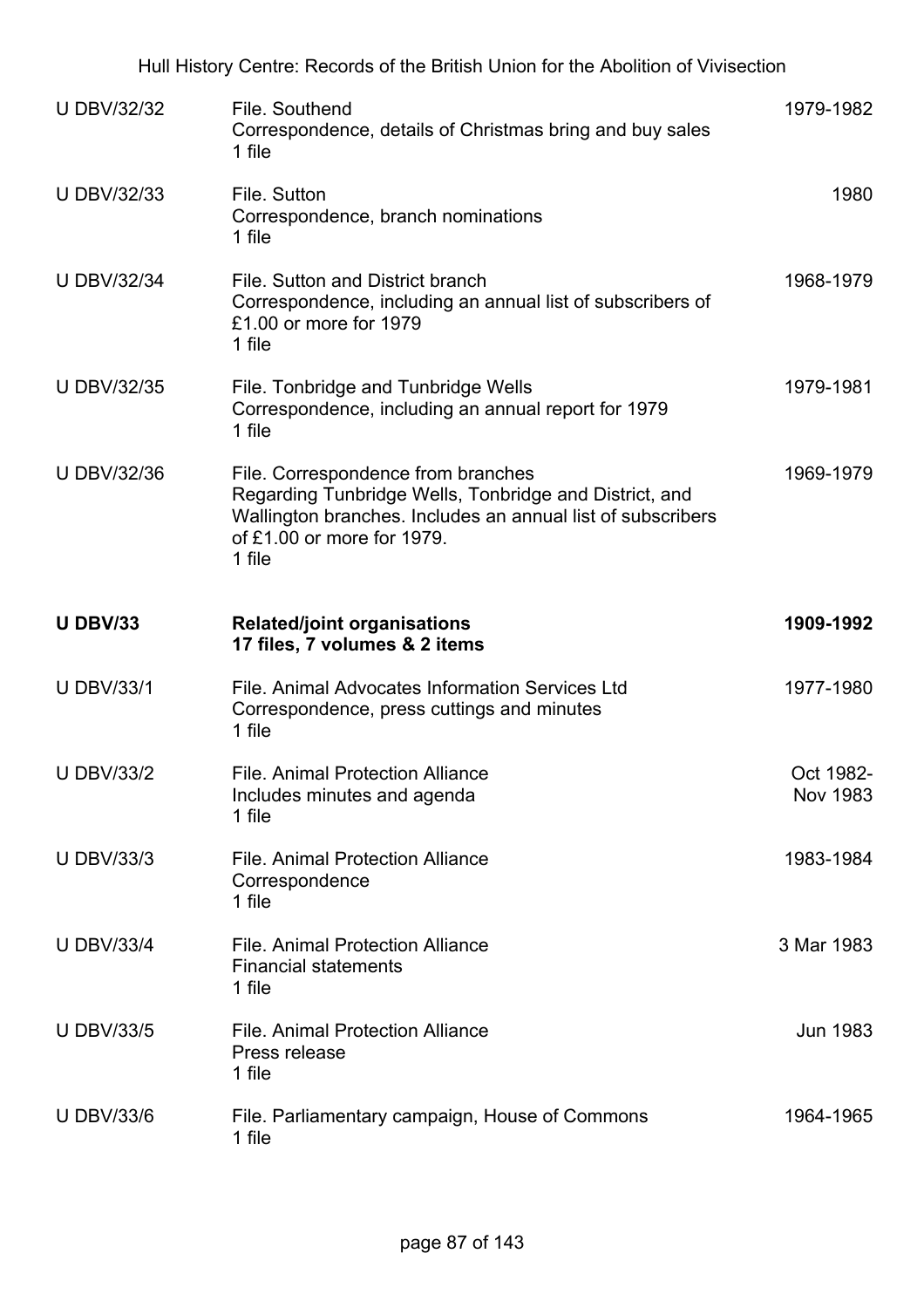| | | |
|---|---|---|
| U DBV/32/32 | File. Southend<br>Correspondence, details of Christmas bring and buy sales<br>1 file | 1979-1982 |
| U DBV/32/33 | File. Sutton<br>Correspondence, branch nominations<br>1 file | 1980 |
| U DBV/32/34 | File. Sutton and District branch<br>Correspondence, including an annual list of subscribers of £1.00 or more for 1979<br>1 file | 1968-1979 |
| U DBV/32/35 | File. Tonbridge and Tunbridge Wells<br>Correspondence, including an annual report for 1979<br>1 file | 1979-1981 |
| U DBV/32/36 | File. Correspondence from branches<br>Regarding Tunbridge Wells, Tonbridge and District, and Wallington branches. Includes an annual list of subscribers of £1.00 or more for 1979.<br>1 file | 1969-1979 |
| **U DBV/33** | **Related/joint organisations**<br>**17 files, 7 volumes & 2 items** | **1909-1992** |
| U DBV/33/1 | File. Animal Advocates Information Services Ltd<br>Correspondence, press cuttings and minutes<br>1 file | 1977-1980 |
| U DBV/33/2 | File. Animal Protection Alliance<br>Includes minutes and agenda<br>1 file | Oct 1982-Nov 1983 |
| U DBV/33/3 | File. Animal Protection Alliance<br>Correspondence<br>1 file | 1983-1984 |
| U DBV/33/4 | File. Animal Protection Alliance<br>Financial statements<br>1 file | 3 Mar 1983 |
| U DBV/33/5 | File. Animal Protection Alliance<br>Press release<br>1 file | Jun 1983 |
| U DBV/33/6 | File. Parliamentary campaign, House of Commons<br>1 file | 1964-1965 |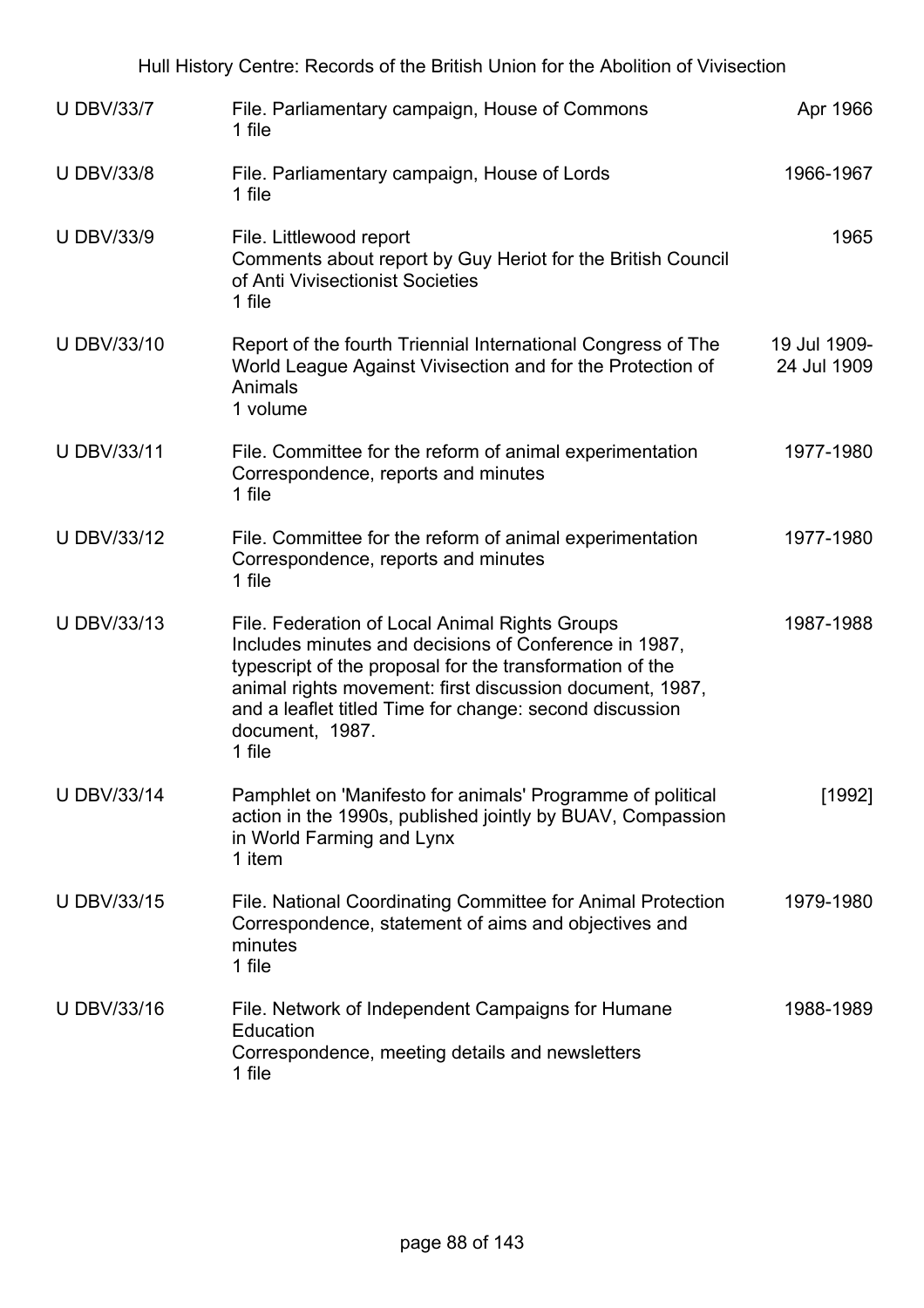| | | |
|---|---|---|
| U DBV/33/7 | File. Parliamentary campaign, House of Commons<br>1 file | Apr 1966 |
| U DBV/33/8 | File. Parliamentary campaign, House of Lords<br>1 file | 1966-1967 |
| U DBV/33/9 | File. Littlewood report<br>Comments about report by Guy Heriot for the British Council of Anti Vivisectionist Societies<br>1 file | 1965 |
| U DBV/33/10 | Report of the fourth Triennial International Congress of The World League Against Vivisection and for the Protection of Animals<br>1 volume | 19 Jul 1909-24 Jul 1909 |
| U DBV/33/11 | File. Committee for the reform of animal experimentation<br>Correspondence, reports and minutes<br>1 file | 1977-1980 |
| U DBV/33/12 | File. Committee for the reform of animal experimentation<br>Correspondence, reports and minutes<br>1 file | 1977-1980 |
| U DBV/33/13 | File. Federation of Local Animal Rights Groups<br>Includes minutes and decisions of Conference in 1987, typescript of the proposal for the transformation of the animal rights movement: first discussion document, 1987, and a leaflet titled Time for change: second discussion document, 1987.<br>1 file | 1987-1988 |
| U DBV/33/14 | Pamphlet on 'Manifesto for animals' Programme of political action in the 1990s, published jointly by BUAV, Compassion in World Farming and Lynx<br>1 item | [1992] |
| U DBV/33/15 | File. National Coordinating Committee for Animal Protection<br>Correspondence, statement of aims and objectives and minutes<br>1 file | 1979-1980 |
| U DBV/33/16 | File. Network of Independent Campaigns for Humane Education<br>Correspondence, meeting details and newsletters<br>1 file | 1988-1989 |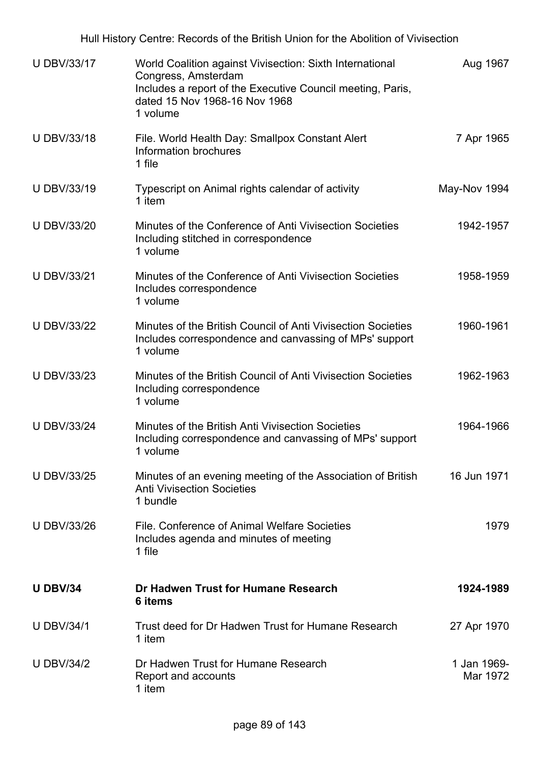| | | |
|---|---|---|
| U DBV/33/17 | World Coalition against Vivisection: Sixth International Congress, Amsterdam<br>Includes a report of the Executive Council meeting, Paris, dated 15 Nov 1968-16 Nov 1968<br>1 volume | Aug 1967 |
| U DBV/33/18 | File. World Health Day: Smallpox Constant Alert<br>Information brochures<br>1 file | 7 Apr 1965 |
| U DBV/33/19 | Typescript on Animal rights calendar of activity<br>1 item | May-Nov 1994 |
| U DBV/33/20 | Minutes of the Conference of Anti Vivisection Societies<br>Including stitched in correspondence<br>1 volume | 1942-1957 |
| U DBV/33/21 | Minutes of the Conference of Anti Vivisection Societies<br>Includes correspondence<br>1 volume | 1958-1959 |
| U DBV/33/22 | Minutes of the British Council of Anti Vivisection Societies<br>Includes correspondence and canvassing of MPs' support<br>1 volume | 1960-1961 |
| U DBV/33/23 | Minutes of the British Council of Anti Vivisection Societies<br>Including correspondence<br>1 volume | 1962-1963 |
| U DBV/33/24 | Minutes of the British Anti Vivisection Societies<br>Including correspondence and canvassing of MPs' support<br>1 volume | 1964-1966 |
| U DBV/33/25 | Minutes of an evening meeting of the Association of British Anti Vivisection Societies<br>1 bundle | 16 Jun 1971 |
| U DBV/33/26 | File. Conference of Animal Welfare Societies<br>Includes agenda and minutes of meeting<br>1 file | 1979 |
| **U DBV/34** | **Dr Hadwen Trust for Humane Research<br>6 items** | **1924-1989** |
| U DBV/34/1 | Trust deed for Dr Hadwen Trust for Humane Research<br>1 item | 27 Apr 1970 |
| U DBV/34/2 | Dr Hadwen Trust for Humane Research<br>Report and accounts<br>1 item | 1 Jan 1969-Mar 1972 |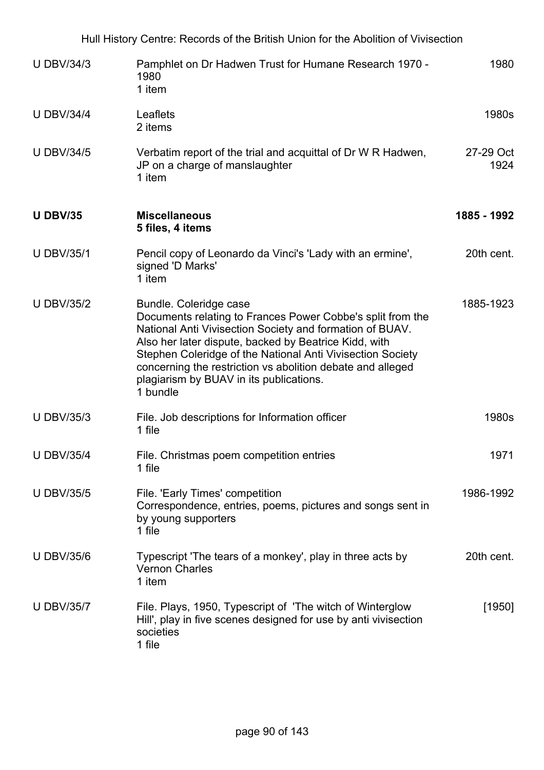| | | |
|---|---|---|
| U DBV/34/3 | Pamphlet on Dr Hadwen Trust for Humane Research 1970 - 1980<br>1 item | 1980 |
| U DBV/34/4 | Leaflets<br>2 items | 1980s |
| U DBV/34/5 | Verbatim report of the trial and acquittal of Dr W R Hadwen, JP on a charge of manslaughter<br>1 item | 27-29 Oct 1924 |
| **U DBV/35** | **Miscellaneous**<br>**5 files, 4 items** | **1885 - 1992** |
| U DBV/35/1 | Pencil copy of Leonardo da Vinci's 'Lady with an ermine', signed 'D Marks'<br>1 item | 20th cent. |
| U DBV/35/2 | Bundle. Coleridge case<br>Documents relating to Frances Power Cobbe's split from the National Anti Vivisection Society and formation of BUAV. Also her later dispute, backed by Beatrice Kidd, with Stephen Coleridge of the National Anti Vivisection Society concerning the restriction vs abolition debate and alleged plagiarism by BUAV in its publications.<br>1 bundle | 1885-1923 |
| U DBV/35/3 | File. Job descriptions for Information officer<br>1 file | 1980s |
| U DBV/35/4 | File. Christmas poem competition entries<br>1 file | 1971 |
| U DBV/35/5 | File. 'Early Times' competition<br>Correspondence, entries, poems, pictures and songs sent in by young supporters<br>1 file | 1986-1992 |
| U DBV/35/6 | Typescript 'The tears of a monkey', play in three acts by Vernon Charles<br>1 item | 20th cent. |
| U DBV/35/7 | File. Plays, 1950, Typescript of 'The witch of Winterglow Hill', play in five scenes designed for use by anti vivisection societies<br>1 file | [1950] |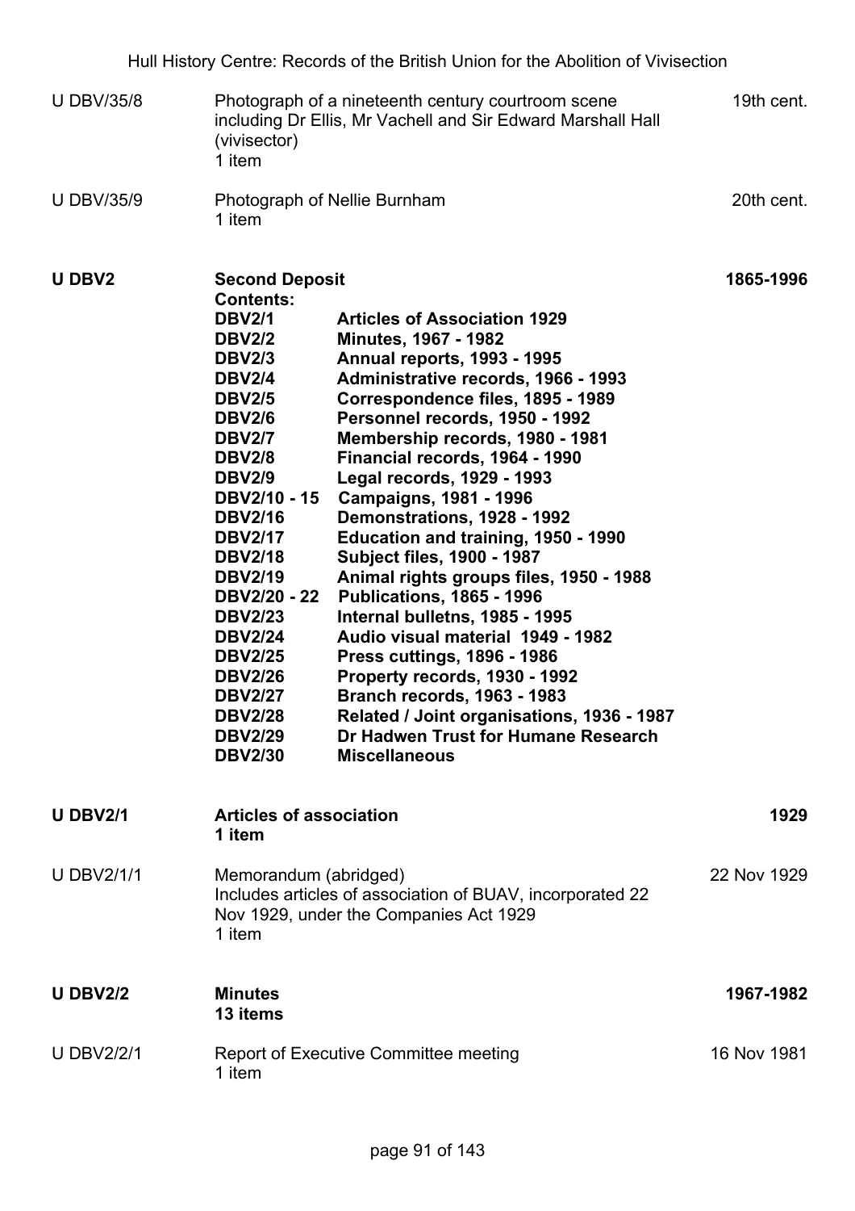| | | |
|---|---|---|
| U DBV/35/8 | Photograph of a nineteenth century courtroom scene including Dr Ellis, Mr Vachell and Sir Edward Marshall Hall (vivisector)<br>1 item | 19th cent. |
| U DBV/35/9 | Photograph of Nellie Burnham<br>1 item | 20th cent. |

**U DBV2** — **Second Deposit** — **1865-1996**

**Contents:**

| | |
|---|---|
| **DBV2/1** | **Articles of Association 1929** |
| **DBV2/2** | **Minutes, 1967 - 1982** |
| **DBV2/3** | **Annual reports, 1993 - 1995** |
| **DBV2/4** | **Administrative records, 1966 - 1993** |
| **DBV2/5** | **Correspondence files, 1895 - 1989** |
| **DBV2/6** | **Personnel records, 1950 - 1992** |
| **DBV2/7** | **Membership records, 1980 - 1981** |
| **DBV2/8** | **Financial records, 1964 - 1990** |
| **DBV2/9** | **Legal records, 1929 - 1993** |
| **DBV2/10 - 15** | **Campaigns, 1981 - 1996** |
| **DBV2/16** | **Demonstrations, 1928 - 1992** |
| **DBV2/17** | **Education and training, 1950 - 1990** |
| **DBV2/18** | **Subject files, 1900 - 1987** |
| **DBV2/19** | **Animal rights groups files, 1950 - 1988** |
| **DBV2/20 - 22** | **Publications, 1865 - 1996** |
| **DBV2/23** | **Internal bulletns, 1985 - 1995** |
| **DBV2/24** | **Audio visual material 1949 - 1982** |
| **DBV2/25** | **Press cuttings, 1896 - 1986** |
| **DBV2/26** | **Property records, 1930 - 1992** |
| **DBV2/27** | **Branch records, 1963 - 1983** |
| **DBV2/28** | **Related / Joint organisations, 1936 - 1987** |
| **DBV2/29** | **Dr Hadwen Trust for Humane Research** |
| **DBV2/30** | **Miscellaneous** |

| | | |
|---|---|---|
| **U DBV2/1** | **Articles of association**<br>**1 item** | **1929** |
| U DBV2/1/1 | Memorandum (abridged)<br>Includes articles of association of BUAV, incorporated 22 Nov 1929, under the Companies Act 1929<br>1 item | 22 Nov 1929 |
| **U DBV2/2** | **Minutes**<br>**13 items** | **1967-1982** |
| U DBV2/2/1 | Report of Executive Committee meeting<br>1 item | 16 Nov 1981 |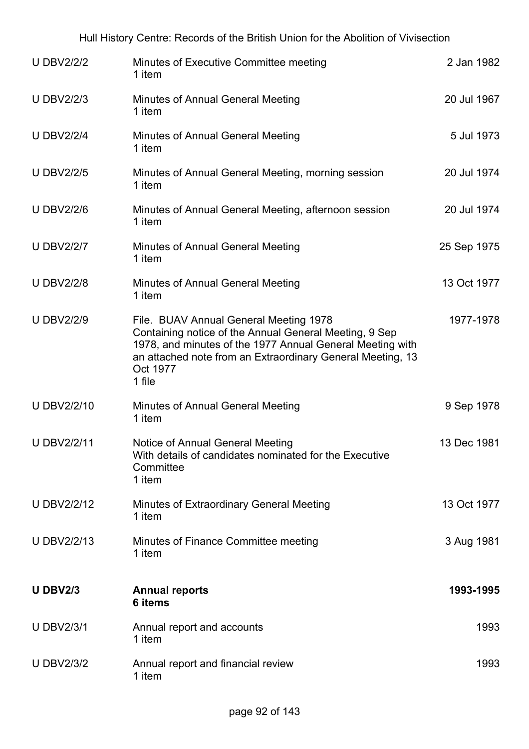| | | |
|---|---|---|
| U DBV2/2/2 | Minutes of Executive Committee meeting<br>1 item | 2 Jan 1982 |
| U DBV2/2/3 | Minutes of Annual General Meeting<br>1 item | 20 Jul 1967 |
| U DBV2/2/4 | Minutes of Annual General Meeting<br>1 item | 5 Jul 1973 |
| U DBV2/2/5 | Minutes of Annual General Meeting, morning session<br>1 item | 20 Jul 1974 |
| U DBV2/2/6 | Minutes of Annual General Meeting, afternoon session<br>1 item | 20 Jul 1974 |
| U DBV2/2/7 | Minutes of Annual General Meeting<br>1 item | 25 Sep 1975 |
| U DBV2/2/8 | Minutes of Annual General Meeting<br>1 item | 13 Oct 1977 |
| U DBV2/2/9 | File. BUAV Annual General Meeting 1978<br>Containing notice of the Annual General Meeting, 9 Sep 1978, and minutes of the 1977 Annual General Meeting with an attached note from an Extraordinary General Meeting, 13 Oct 1977<br>1 file | 1977-1978 |
| U DBV2/2/10 | Minutes of Annual General Meeting<br>1 item | 9 Sep 1978 |
| U DBV2/2/11 | Notice of Annual General Meeting<br>With details of candidates nominated for the Executive Committee<br>1 item | 13 Dec 1981 |
| U DBV2/2/12 | Minutes of Extraordinary General Meeting<br>1 item | 13 Oct 1977 |
| U DBV2/2/13 | Minutes of Finance Committee meeting<br>1 item | 3 Aug 1981 |
| **U DBV2/3** | **Annual reports**<br>**6 items** | **1993-1995** |
| U DBV2/3/1 | Annual report and accounts<br>1 item | 1993 |
| U DBV2/3/2 | Annual report and financial review<br>1 item | 1993 |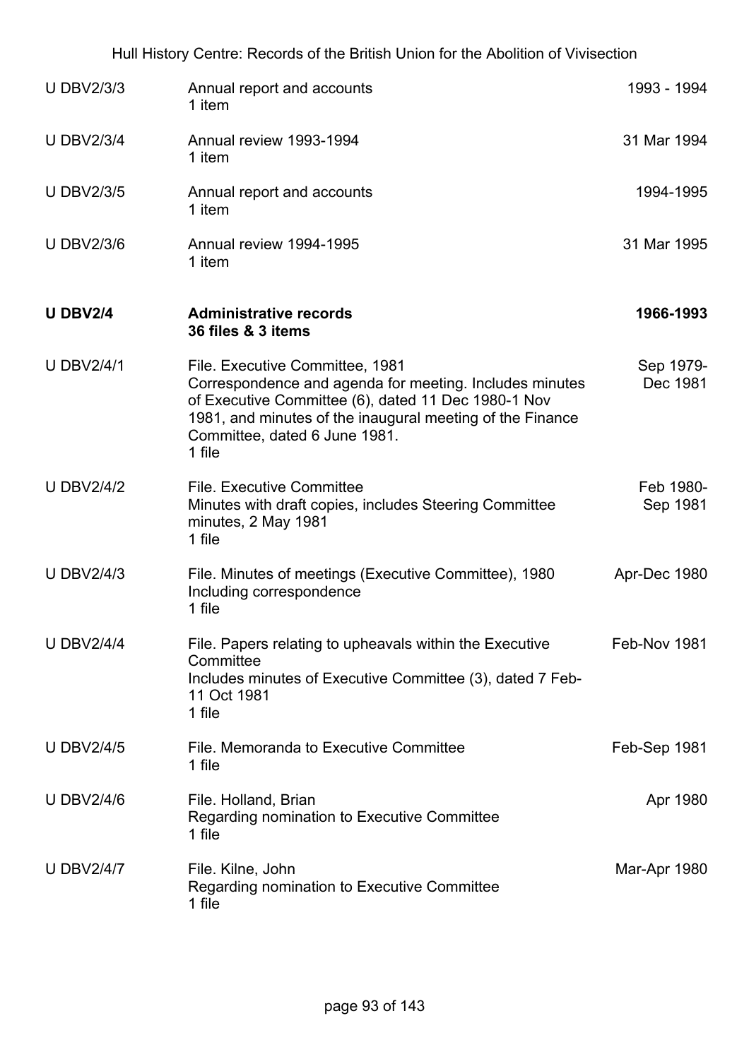| Reference | Description | Dates |
|---|---|---|
| U DBV2/3/3 | Annual report and accounts<br>1 item | 1993 - 1994 |
| U DBV2/3/4 | Annual review 1993-1994<br>1 item | 31 Mar 1994 |
| U DBV2/3/5 | Annual report and accounts<br>1 item | 1994-1995 |
| U DBV2/3/6 | Annual review 1994-1995<br>1 item | 31 Mar 1995 |
| **U DBV2/4** | **Administrative records**<br>**36 files & 3 items** | **1966-1993** |
| U DBV2/4/1 | File. Executive Committee, 1981<br>Correspondence and agenda for meeting. Includes minutes of Executive Committee (6), dated 11 Dec 1980-1 Nov 1981, and minutes of the inaugural meeting of the Finance Committee, dated 6 June 1981.<br>1 file | Sep 1979-Dec 1981 |
| U DBV2/4/2 | File. Executive Committee<br>Minutes with draft copies, includes Steering Committee minutes, 2 May 1981<br>1 file | Feb 1980-Sep 1981 |
| U DBV2/4/3 | File. Minutes of meetings (Executive Committee), 1980<br>Including correspondence<br>1 file | Apr-Dec 1980 |
| U DBV2/4/4 | File. Papers relating to upheavals within the Executive Committee<br>Includes minutes of Executive Committee (3), dated 7 Feb-11 Oct 1981<br>1 file | Feb-Nov 1981 |
| U DBV2/4/5 | File. Memoranda to Executive Committee<br>1 file | Feb-Sep 1981 |
| U DBV2/4/6 | File. Holland, Brian<br>Regarding nomination to Executive Committee<br>1 file | Apr 1980 |
| U DBV2/4/7 | File. Kilne, John<br>Regarding nomination to Executive Committee<br>1 file | Mar-Apr 1980 |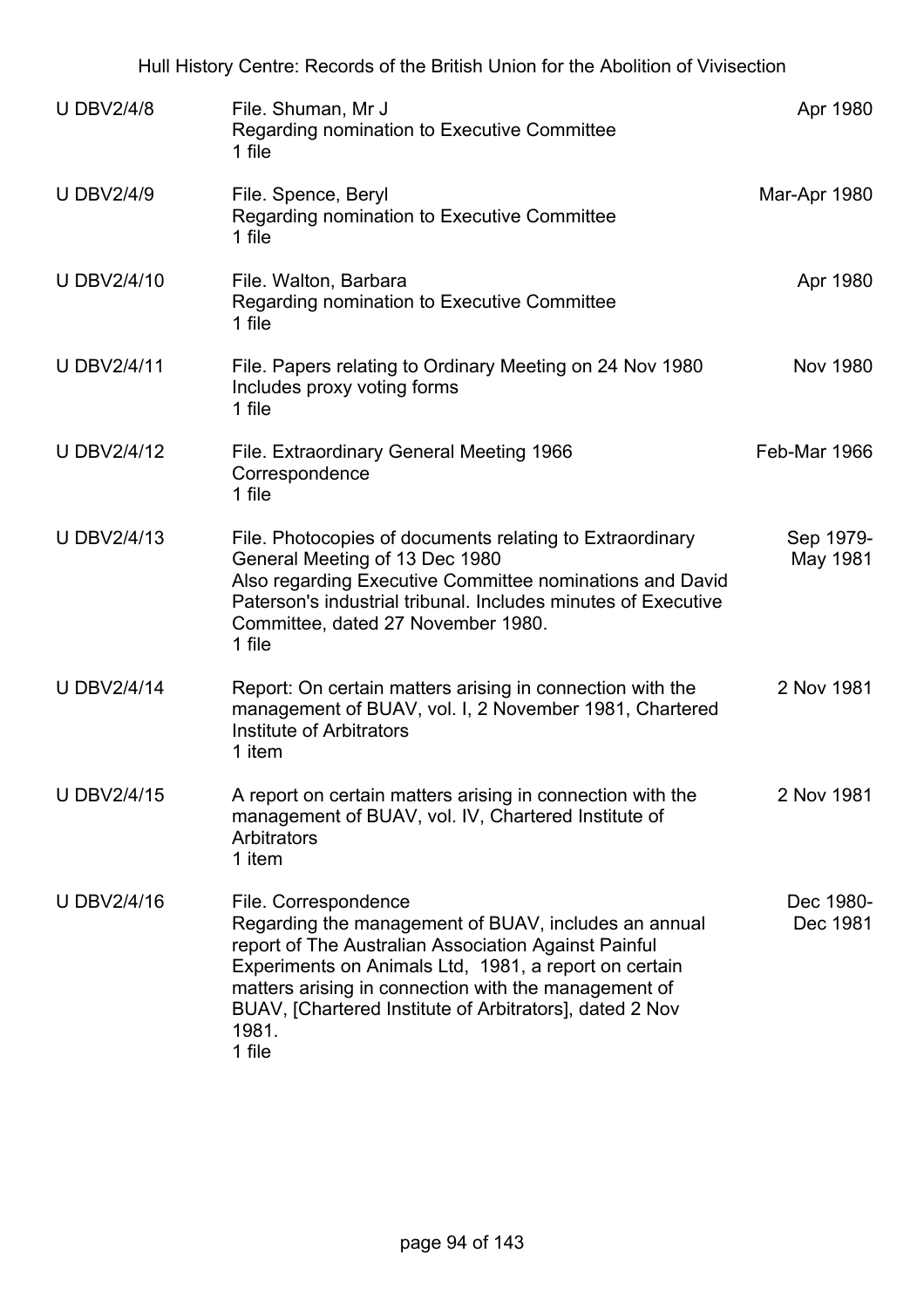| | | |
|---|---|---|
| U DBV2/4/8 | File. Shuman, Mr J<br>Regarding nomination to Executive Committee<br>1 file | Apr 1980 |
| U DBV2/4/9 | File. Spence, Beryl<br>Regarding nomination to Executive Committee<br>1 file | Mar-Apr 1980 |
| U DBV2/4/10 | File. Walton, Barbara<br>Regarding nomination to Executive Committee<br>1 file | Apr 1980 |
| U DBV2/4/11 | File. Papers relating to Ordinary Meeting on 24 Nov 1980<br>Includes proxy voting forms<br>1 file | Nov 1980 |
| U DBV2/4/12 | File. Extraordinary General Meeting 1966<br>Correspondence<br>1 file | Feb-Mar 1966 |
| U DBV2/4/13 | File. Photocopies of documents relating to Extraordinary General Meeting of 13 Dec 1980<br>Also regarding Executive Committee nominations and David Paterson's industrial tribunal. Includes minutes of Executive Committee, dated 27 November 1980.<br>1 file | Sep 1979-May 1981 |
| U DBV2/4/14 | Report: On certain matters arising in connection with the management of BUAV, vol. I, 2 November 1981, Chartered Institute of Arbitrators<br>1 item | 2 Nov 1981 |
| U DBV2/4/15 | A report on certain matters arising in connection with the management of BUAV, vol. IV, Chartered Institute of Arbitrators<br>1 item | 2 Nov 1981 |
| U DBV2/4/16 | File. Correspondence<br>Regarding the management of BUAV, includes an annual report of The Australian Association Against Painful Experiments on Animals Ltd, 1981, a report on certain matters arising in connection with the management of BUAV, [Chartered Institute of Arbitrators], dated 2 Nov 1981.<br>1 file | Dec 1980-Dec 1981 |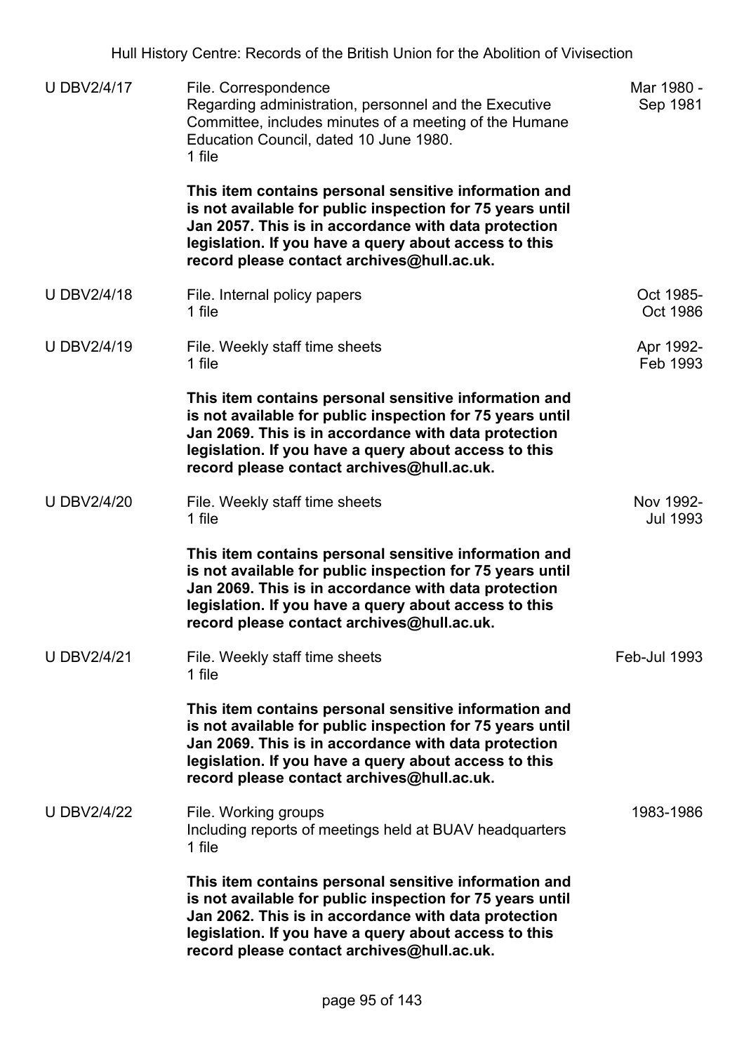| | | |
|---|---|---|
| U DBV2/4/17 | File. Correspondence<br>Regarding administration, personnel and the Executive Committee, includes minutes of a meeting of the Humane Education Council, dated 10 June 1980.<br>1 file<br><br>**This item contains personal sensitive information and is not available for public inspection for 75 years until Jan 2057. This is in accordance with data protection legislation. If you have a query about access to this record please contact archives@hull.ac.uk.** | Mar 1980 - Sep 1981 |
| U DBV2/4/18 | File. Internal policy papers<br>1 file | Oct 1985- Oct 1986 |
| U DBV2/4/19 | File. Weekly staff time sheets<br>1 file<br><br>**This item contains personal sensitive information and is not available for public inspection for 75 years until Jan 2069. This is in accordance with data protection legislation. If you have a query about access to this record please contact archives@hull.ac.uk.** | Apr 1992- Feb 1993 |
| U DBV2/4/20 | File. Weekly staff time sheets<br>1 file<br><br>**This item contains personal sensitive information and is not available for public inspection for 75 years until Jan 2069. This is in accordance with data protection legislation. If you have a query about access to this record please contact archives@hull.ac.uk.** | Nov 1992- Jul 1993 |
| U DBV2/4/21 | File. Weekly staff time sheets<br>1 file<br><br>**This item contains personal sensitive information and is not available for public inspection for 75 years until Jan 2069. This is in accordance with data protection legislation. If you have a query about access to this record please contact archives@hull.ac.uk.** | Feb-Jul 1993 |
| U DBV2/4/22 | File. Working groups<br>Including reports of meetings held at BUAV headquarters<br>1 file<br><br>**This item contains personal sensitive information and is not available for public inspection for 75 years until Jan 2062. This is in accordance with data protection legislation. If you have a query about access to this record please contact archives@hull.ac.uk.** | 1983-1986 |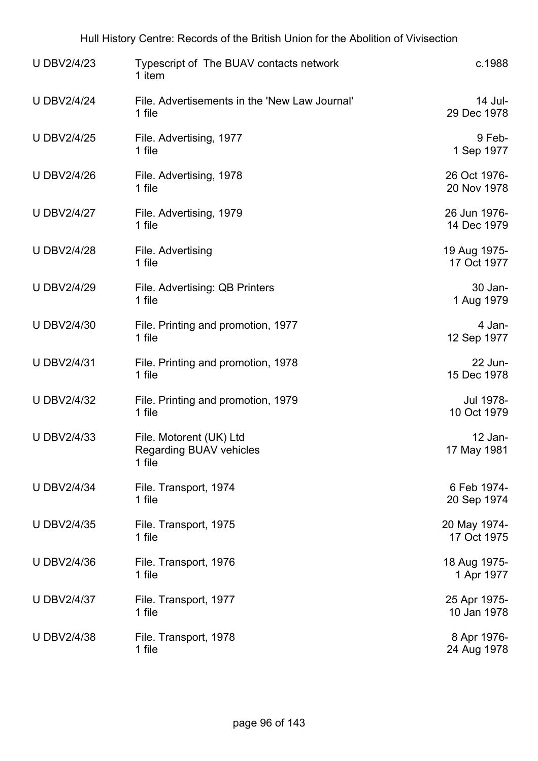| | | |
|---|---|---|
| U DBV2/4/23 | Typescript of The BUAV contacts network<br>1 item | c.1988 |
| U DBV2/4/24 | File. Advertisements in the 'New Law Journal'<br>1 file | 14 Jul-<br>29 Dec 1978 |
| U DBV2/4/25 | File. Advertising, 1977<br>1 file | 9 Feb-<br>1 Sep 1977 |
| U DBV2/4/26 | File. Advertising, 1978<br>1 file | 26 Oct 1976-<br>20 Nov 1978 |
| U DBV2/4/27 | File. Advertising, 1979<br>1 file | 26 Jun 1976-<br>14 Dec 1979 |
| U DBV2/4/28 | File. Advertising<br>1 file | 19 Aug 1975-<br>17 Oct 1977 |
| U DBV2/4/29 | File. Advertising: QB Printers<br>1 file | 30 Jan-<br>1 Aug 1979 |
| U DBV2/4/30 | File. Printing and promotion, 1977<br>1 file | 4 Jan-<br>12 Sep 1977 |
| U DBV2/4/31 | File. Printing and promotion, 1978<br>1 file | 22 Jun-<br>15 Dec 1978 |
| U DBV2/4/32 | File. Printing and promotion, 1979<br>1 file | Jul 1978-<br>10 Oct 1979 |
| U DBV2/4/33 | File. Motorent (UK) Ltd<br>Regarding BUAV vehicles<br>1 file | 12 Jan-<br>17 May 1981 |
| U DBV2/4/34 | File. Transport, 1974<br>1 file | 6 Feb 1974-<br>20 Sep 1974 |
| U DBV2/4/35 | File. Transport, 1975<br>1 file | 20 May 1974-<br>17 Oct 1975 |
| U DBV2/4/36 | File. Transport, 1976<br>1 file | 18 Aug 1975-<br>1 Apr 1977 |
| U DBV2/4/37 | File. Transport, 1977<br>1 file | 25 Apr 1975-<br>10 Jan 1978 |
| U DBV2/4/38 | File. Transport, 1978<br>1 file | 8 Apr 1976-<br>24 Aug 1978 |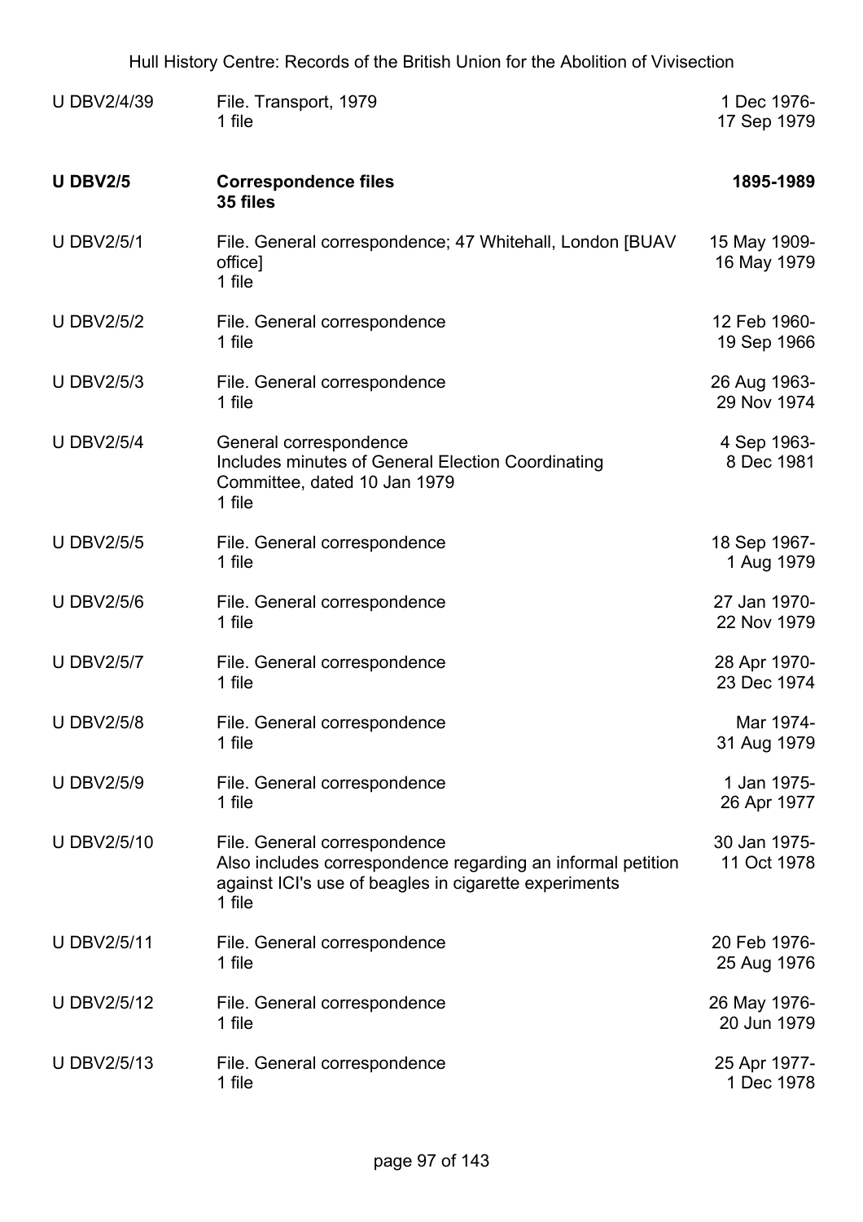| | | |
|---|---|---|
| U DBV2/4/39 | File. Transport, 1979<br>1 file | 1 Dec 1976-<br>17 Sep 1979 |
| **U DBV2/5** | **Correspondence files**<br>**35 files** | **1895-1989** |
| U DBV2/5/1 | File. General correspondence; 47 Whitehall, London [BUAV office]<br>1 file | 15 May 1909-<br>16 May 1979 |
| U DBV2/5/2 | File. General correspondence<br>1 file | 12 Feb 1960-<br>19 Sep 1966 |
| U DBV2/5/3 | File. General correspondence<br>1 file | 26 Aug 1963-<br>29 Nov 1974 |
| U DBV2/5/4 | General correspondence<br>Includes minutes of General Election Coordinating Committee, dated 10 Jan 1979<br>1 file | 4 Sep 1963-<br>8 Dec 1981 |
| U DBV2/5/5 | File. General correspondence<br>1 file | 18 Sep 1967-<br>1 Aug 1979 |
| U DBV2/5/6 | File. General correspondence<br>1 file | 27 Jan 1970-<br>22 Nov 1979 |
| U DBV2/5/7 | File. General correspondence<br>1 file | 28 Apr 1970-<br>23 Dec 1974 |
| U DBV2/5/8 | File. General correspondence<br>1 file | Mar 1974-<br>31 Aug 1979 |
| U DBV2/5/9 | File. General correspondence<br>1 file | 1 Jan 1975-<br>26 Apr 1977 |
| U DBV2/5/10 | File. General correspondence<br>Also includes correspondence regarding an informal petition against ICI's use of beagles in cigarette experiments<br>1 file | 30 Jan 1975-<br>11 Oct 1978 |
| U DBV2/5/11 | File. General correspondence<br>1 file | 20 Feb 1976-<br>25 Aug 1976 |
| U DBV2/5/12 | File. General correspondence<br>1 file | 26 May 1976-<br>20 Jun 1979 |
| U DBV2/5/13 | File. General correspondence<br>1 file | 25 Apr 1977-<br>1 Dec 1978 |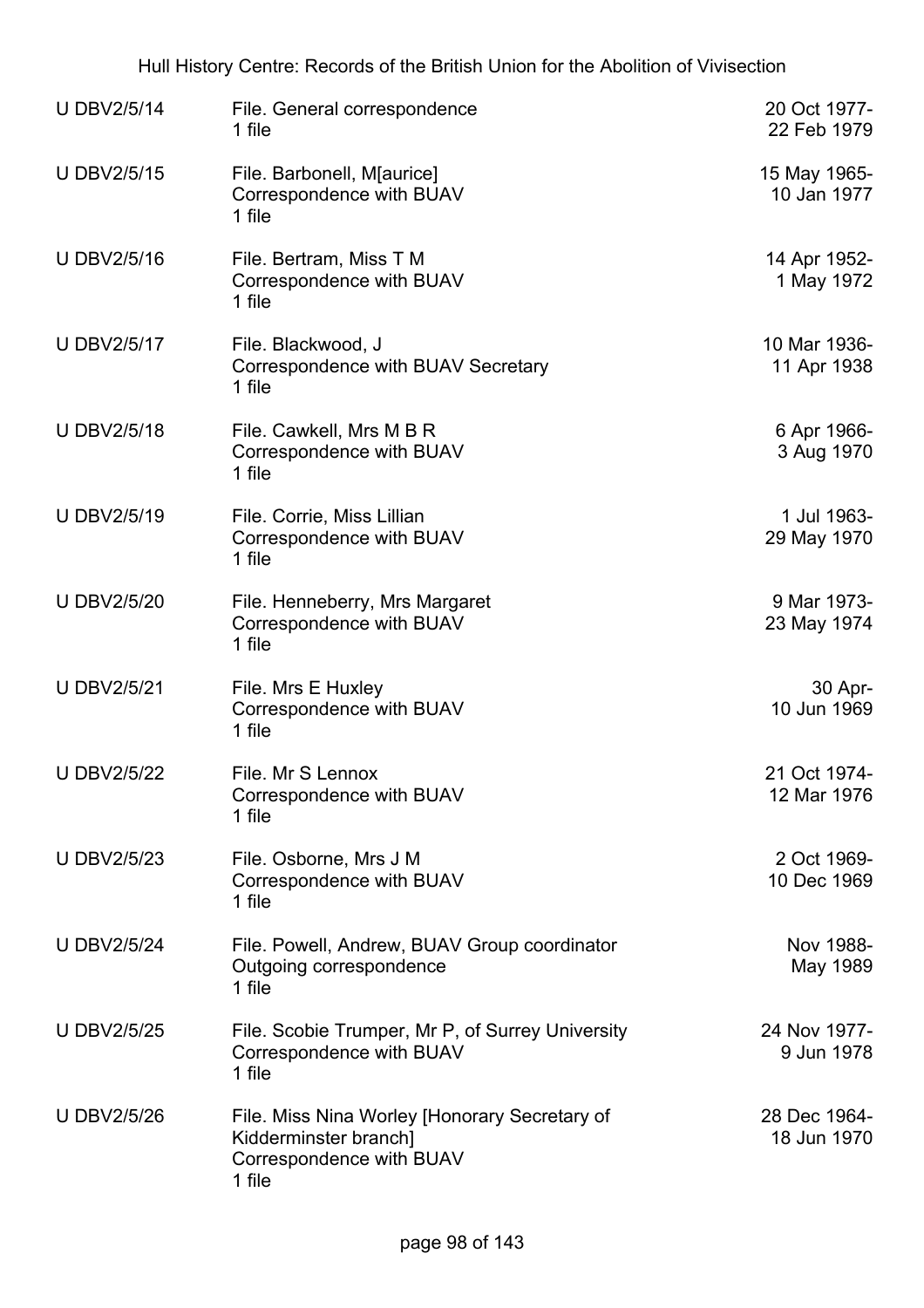| | | |
|---|---|---|
| U DBV2/5/14 | File. General correspondence<br>1 file | 20 Oct 1977-<br>22 Feb 1979 |
| U DBV2/5/15 | File. Barbonell, M[aurice]<br>Correspondence with BUAV<br>1 file | 15 May 1965-<br>10 Jan 1977 |
| U DBV2/5/16 | File. Bertram, Miss T M<br>Correspondence with BUAV<br>1 file | 14 Apr 1952-<br>1 May 1972 |
| U DBV2/5/17 | File. Blackwood, J<br>Correspondence with BUAV Secretary<br>1 file | 10 Mar 1936-<br>11 Apr 1938 |
| U DBV2/5/18 | File. Cawkell, Mrs M B R<br>Correspondence with BUAV<br>1 file | 6 Apr 1966-<br>3 Aug 1970 |
| U DBV2/5/19 | File. Corrie, Miss Lillian<br>Correspondence with BUAV<br>1 file | 1 Jul 1963-<br>29 May 1970 |
| U DBV2/5/20 | File. Henneberry, Mrs Margaret<br>Correspondence with BUAV<br>1 file | 9 Mar 1973-<br>23 May 1974 |
| U DBV2/5/21 | File. Mrs E Huxley<br>Correspondence with BUAV<br>1 file | 30 Apr-<br>10 Jun 1969 |
| U DBV2/5/22 | File. Mr S Lennox<br>Correspondence with BUAV<br>1 file | 21 Oct 1974-<br>12 Mar 1976 |
| U DBV2/5/23 | File. Osborne, Mrs J M<br>Correspondence with BUAV<br>1 file | 2 Oct 1969-<br>10 Dec 1969 |
| U DBV2/5/24 | File. Powell, Andrew, BUAV Group coordinator<br>Outgoing correspondence<br>1 file | Nov 1988-<br>May 1989 |
| U DBV2/5/25 | File. Scobie Trumper, Mr P, of Surrey University<br>Correspondence with BUAV<br>1 file | 24 Nov 1977-<br>9 Jun 1978 |
| U DBV2/5/26 | File. Miss Nina Worley [Honorary Secretary of Kidderminster branch]<br>Correspondence with BUAV<br>1 file | 28 Dec 1964-<br>18 Jun 1970 |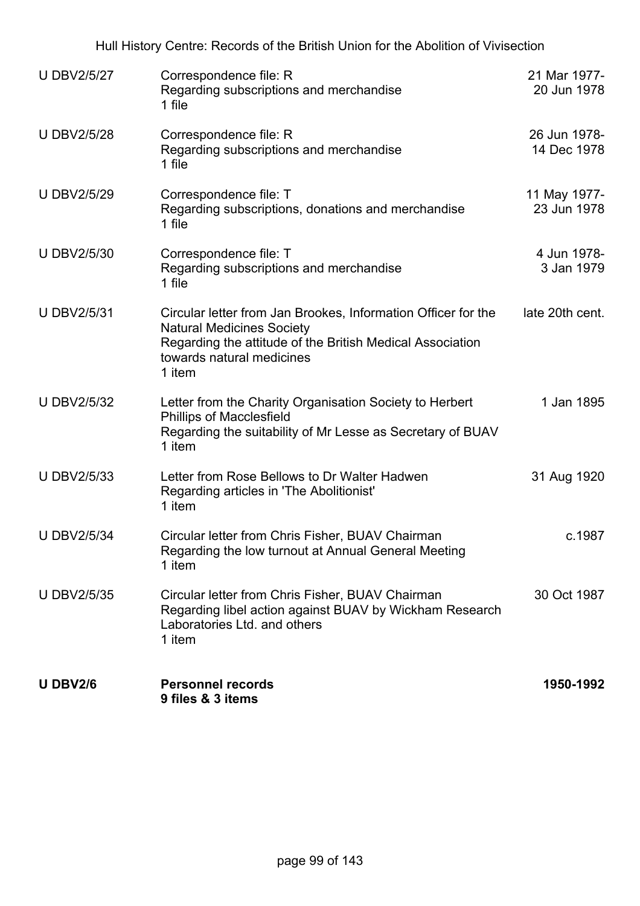| | | |
|---|---|---|
| U DBV2/5/27 | Correspondence file: R<br>Regarding subscriptions and merchandise<br>1 file | 21 Mar 1977-20 Jun 1978 |
| U DBV2/5/28 | Correspondence file: R<br>Regarding subscriptions and merchandise<br>1 file | 26 Jun 1978-14 Dec 1978 |
| U DBV2/5/29 | Correspondence file: T<br>Regarding subscriptions, donations and merchandise<br>1 file | 11 May 1977-23 Jun 1978 |
| U DBV2/5/30 | Correspondence file: T<br>Regarding subscriptions and merchandise<br>1 file | 4 Jun 1978-3 Jan 1979 |
| U DBV2/5/31 | Circular letter from Jan Brookes, Information Officer for the Natural Medicines Society<br>Regarding the attitude of the British Medical Association towards natural medicines<br>1 item | late 20th cent. |
| U DBV2/5/32 | Letter from the Charity Organisation Society to Herbert Phillips of Macclesfield<br>Regarding the suitability of Mr Lesse as Secretary of BUAV<br>1 item | 1 Jan 1895 |
| U DBV2/5/33 | Letter from Rose Bellows to Dr Walter Hadwen<br>Regarding articles in 'The Abolitionist'<br>1 item | 31 Aug 1920 |
| U DBV2/5/34 | Circular letter from Chris Fisher, BUAV Chairman<br>Regarding the low turnout at Annual General Meeting<br>1 item | c.1987 |
| U DBV2/5/35 | Circular letter from Chris Fisher, BUAV Chairman<br>Regarding libel action against BUAV by Wickham Research Laboratories Ltd. and others<br>1 item | 30 Oct 1987 |
| **U DBV2/6** | **Personnel records**<br>**9 files & 3 items** | **1950-1992** |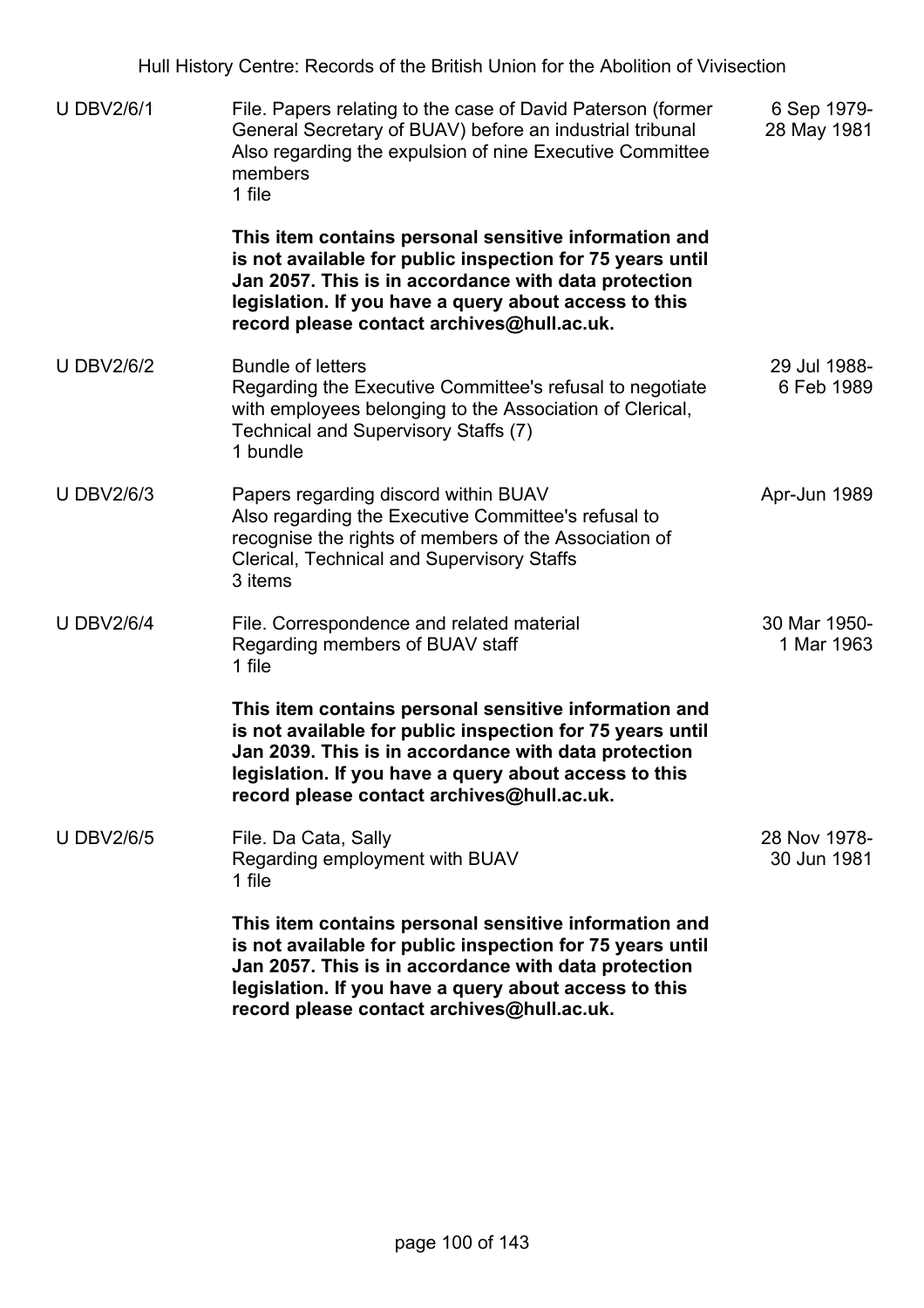| | | |
|---|---|---|
| U DBV2/6/1 | File. Papers relating to the case of David Paterson (former General Secretary of BUAV) before an industrial tribunal<br>Also regarding the expulsion of nine Executive Committee members<br>1 file<br><br>**This item contains personal sensitive information and is not available for public inspection for 75 years until Jan 2057. This is in accordance with data protection legislation. If you have a query about access to this record please contact archives@hull.ac.uk.** | 6 Sep 1979-28 May 1981 |
| U DBV2/6/2 | Bundle of letters<br>Regarding the Executive Committee's refusal to negotiate with employees belonging to the Association of Clerical, Technical and Supervisory Staffs (7)<br>1 bundle | 29 Jul 1988-6 Feb 1989 |
| U DBV2/6/3 | Papers regarding discord within BUAV<br>Also regarding the Executive Committee's refusal to recognise the rights of members of the Association of Clerical, Technical and Supervisory Staffs<br>3 items | Apr-Jun 1989 |
| U DBV2/6/4 | File. Correspondence and related material<br>Regarding members of BUAV staff<br>1 file<br><br>**This item contains personal sensitive information and is not available for public inspection for 75 years until Jan 2039. This is in accordance with data protection legislation. If you have a query about access to this record please contact archives@hull.ac.uk.** | 30 Mar 1950-1 Mar 1963 |
| U DBV2/6/5 | File. Da Cata, Sally<br>Regarding employment with BUAV<br>1 file<br><br>**This item contains personal sensitive information and is not available for public inspection for 75 years until Jan 2057. This is in accordance with data protection legislation. If you have a query about access to this record please contact archives@hull.ac.uk.** | 28 Nov 1978-30 Jun 1981 |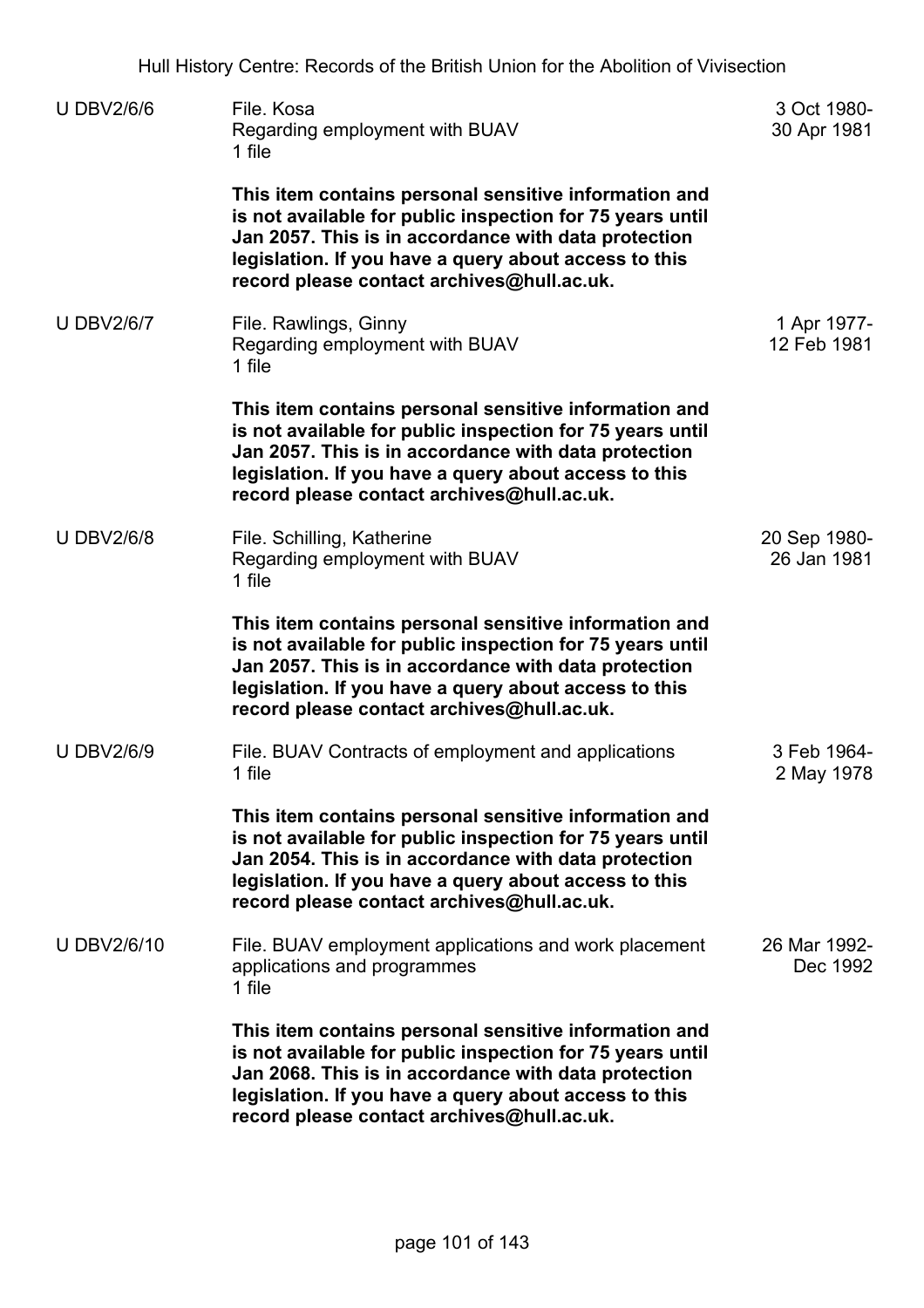| U DBV2/6/6 | File. Kosa<br>Regarding employment with BUAV<br>1 file<br><br>**This item contains personal sensitive information and is not available for public inspection for 75 years until Jan 2057. This is in accordance with data protection legislation. If you have a query about access to this record please contact archives@hull.ac.uk.** | 3 Oct 1980-<br>30 Apr 1981 |
|---|---|---|
| U DBV2/6/7 | File. Rawlings, Ginny<br>Regarding employment with BUAV<br>1 file<br><br>**This item contains personal sensitive information and is not available for public inspection for 75 years until Jan 2057. This is in accordance with data protection legislation. If you have a query about access to this record please contact archives@hull.ac.uk.** | 1 Apr 1977-<br>12 Feb 1981 |
| U DBV2/6/8 | File. Schilling, Katherine<br>Regarding employment with BUAV<br>1 file<br><br>**This item contains personal sensitive information and is not available for public inspection for 75 years until Jan 2057. This is in accordance with data protection legislation. If you have a query about access to this record please contact archives@hull.ac.uk.** | 20 Sep 1980-<br>26 Jan 1981 |
| U DBV2/6/9 | File. BUAV Contracts of employment and applications<br>1 file<br><br>**This item contains personal sensitive information and is not available for public inspection for 75 years until Jan 2054. This is in accordance with data protection legislation. If you have a query about access to this record please contact archives@hull.ac.uk.** | 3 Feb 1964-<br>2 May 1978 |
| U DBV2/6/10 | File. BUAV employment applications and work placement applications and programmes<br>1 file<br><br>**This item contains personal sensitive information and is not available for public inspection for 75 years until Jan 2068. This is in accordance with data protection legislation. If you have a query about access to this record please contact archives@hull.ac.uk.** | 26 Mar 1992-<br>Dec 1992 |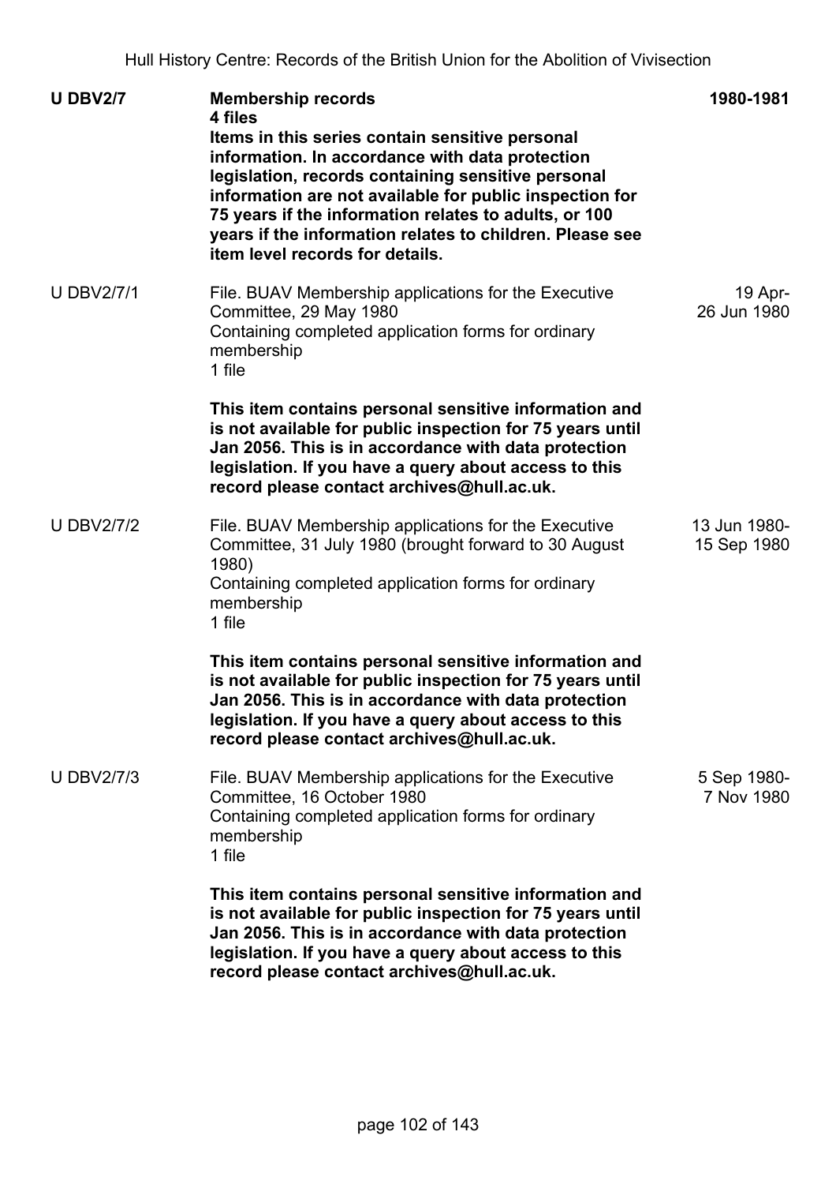| | | |
|---|---|---|
| **U DBV2/7** | **Membership records**<br>**4 files**<br>**Items in this series contain sensitive personal information. In accordance with data protection legislation, records containing sensitive personal information are not available for public inspection for 75 years if the information relates to adults, or 100 years if the information relates to children. Please see item level records for details.** | **1980-1981** |
| U DBV2/7/1 | File. BUAV Membership applications for the Executive Committee, 29 May 1980<br>Containing completed application forms for ordinary membership<br>1 file<br><br>**This item contains personal sensitive information and is not available for public inspection for 75 years until Jan 2056. This is in accordance with data protection legislation. If you have a query about access to this record please contact archives@hull.ac.uk.** | 19 Apr-26 Jun 1980 |
| U DBV2/7/2 | File. BUAV Membership applications for the Executive Committee, 31 July 1980 (brought forward to 30 August 1980)<br>Containing completed application forms for ordinary membership<br>1 file<br><br>**This item contains personal sensitive information and is not available for public inspection for 75 years until Jan 2056. This is in accordance with data protection legislation. If you have a query about access to this record please contact archives@hull.ac.uk.** | 13 Jun 1980-15 Sep 1980 |
| U DBV2/7/3 | File. BUAV Membership applications for the Executive Committee, 16 October 1980<br>Containing completed application forms for ordinary membership<br>1 file<br><br>**This item contains personal sensitive information and is not available for public inspection for 75 years until Jan 2056. This is in accordance with data protection legislation. If you have a query about access to this record please contact archives@hull.ac.uk.** | 5 Sep 1980-7 Nov 1980 |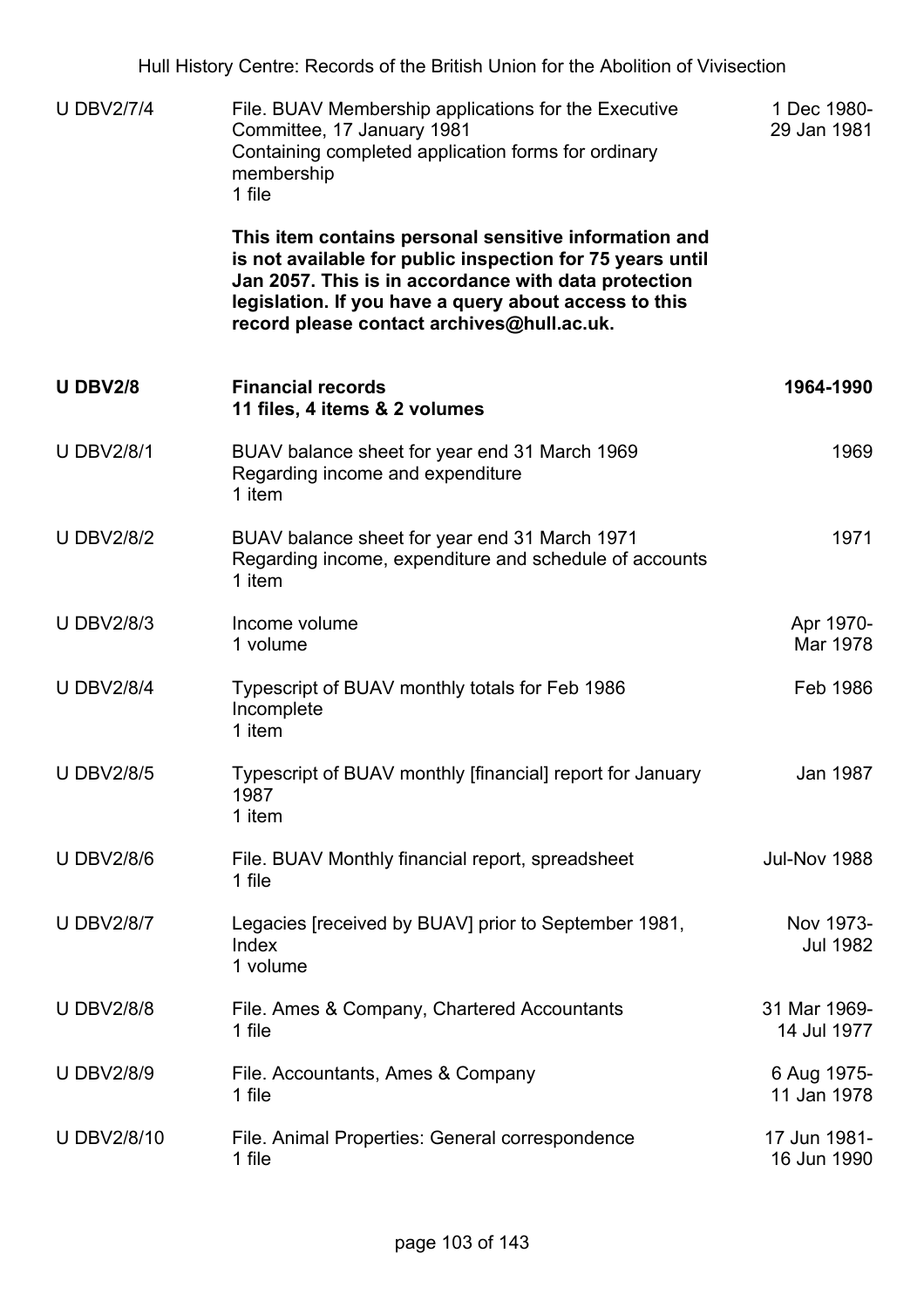| | | |
|---|---|---|
| U DBV2/7/4 | File. BUAV Membership applications for the Executive Committee, 17 January 1981<br>Containing completed application forms for ordinary membership<br>1 file<br><br>**This item contains personal sensitive information and is not available for public inspection for 75 years until Jan 2057. This is in accordance with data protection legislation. If you have a query about access to this record please contact archives@hull.ac.uk.** | 1 Dec 1980-29 Jan 1981 |
| **U DBV2/8** | **Financial records**<br>**11 files, 4 items & 2 volumes** | **1964-1990** |
| U DBV2/8/1 | BUAV balance sheet for year end 31 March 1969<br>Regarding income and expenditure<br>1 item | 1969 |
| U DBV2/8/2 | BUAV balance sheet for year end 31 March 1971<br>Regarding income, expenditure and schedule of accounts<br>1 item | 1971 |
| U DBV2/8/3 | Income volume<br>1 volume | Apr 1970-Mar 1978 |
| U DBV2/8/4 | Typescript of BUAV monthly totals for Feb 1986<br>Incomplete<br>1 item | Feb 1986 |
| U DBV2/8/5 | Typescript of BUAV monthly [financial] report for January 1987<br>1 item | Jan 1987 |
| U DBV2/8/6 | File. BUAV Monthly financial report, spreadsheet<br>1 file | Jul-Nov 1988 |
| U DBV2/8/7 | Legacies [received by BUAV] prior to September 1981, Index<br>1 volume | Nov 1973-Jul 1982 |
| U DBV2/8/8 | File. Ames & Company, Chartered Accountants<br>1 file | 31 Mar 1969-14 Jul 1977 |
| U DBV2/8/9 | File. Accountants, Ames & Company<br>1 file | 6 Aug 1975-11 Jan 1978 |
| U DBV2/8/10 | File. Animal Properties: General correspondence<br>1 file | 17 Jun 1981-16 Jun 1990 |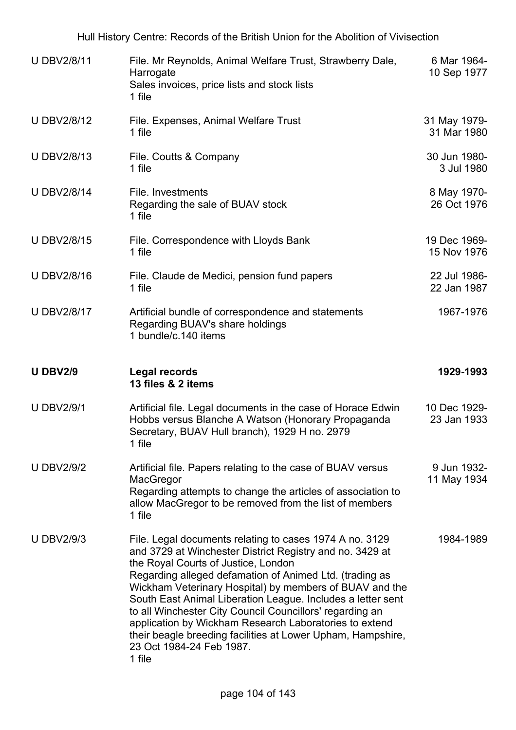| | | |
|---|---|---|
| U DBV2/8/11 | File. Mr Reynolds, Animal Welfare Trust, Strawberry Dale, Harrogate<br>Sales invoices, price lists and stock lists<br>1 file | 6 Mar 1964-10 Sep 1977 |
| U DBV2/8/12 | File. Expenses, Animal Welfare Trust<br>1 file | 31 May 1979-31 Mar 1980 |
| U DBV2/8/13 | File. Coutts & Company<br>1 file | 30 Jun 1980-3 Jul 1980 |
| U DBV2/8/14 | File. Investments<br>Regarding the sale of BUAV stock<br>1 file | 8 May 1970-26 Oct 1976 |
| U DBV2/8/15 | File. Correspondence with Lloyds Bank<br>1 file | 19 Dec 1969-15 Nov 1976 |
| U DBV2/8/16 | File. Claude de Medici, pension fund papers<br>1 file | 22 Jul 1986-22 Jan 1987 |
| U DBV2/8/17 | Artificial bundle of correspondence and statements<br>Regarding BUAV's share holdings<br>1 bundle/c.140 items | 1967-1976 |
| **U DBV2/9** | **Legal records**<br>**13 files & 2 items** | **1929-1993** |
| U DBV2/9/1 | Artificial file. Legal documents in the case of Horace Edwin Hobbs versus Blanche A Watson (Honorary Propaganda Secretary, BUAV Hull branch), 1929 H no. 2979<br>1 file | 10 Dec 1929-23 Jan 1933 |
| U DBV2/9/2 | Artificial file. Papers relating to the case of BUAV versus MacGregor<br>Regarding attempts to change the articles of association to allow MacGregor to be removed from the list of members<br>1 file | 9 Jun 1932-11 May 1934 |
| U DBV2/9/3 | File. Legal documents relating to cases 1974 A no. 3129 and 3729 at Winchester District Registry and no. 3429 at the Royal Courts of Justice, London<br>Regarding alleged defamation of Animed Ltd. (trading as Wickham Veterinary Hospital) by members of BUAV and the South East Animal Liberation League. Includes a letter sent to all Winchester City Council Councillors' regarding an application by Wickham Research Laboratories to extend their beagle breeding facilities at Lower Upham, Hampshire, 23 Oct 1984-24 Feb 1987.<br>1 file | 1984-1989 |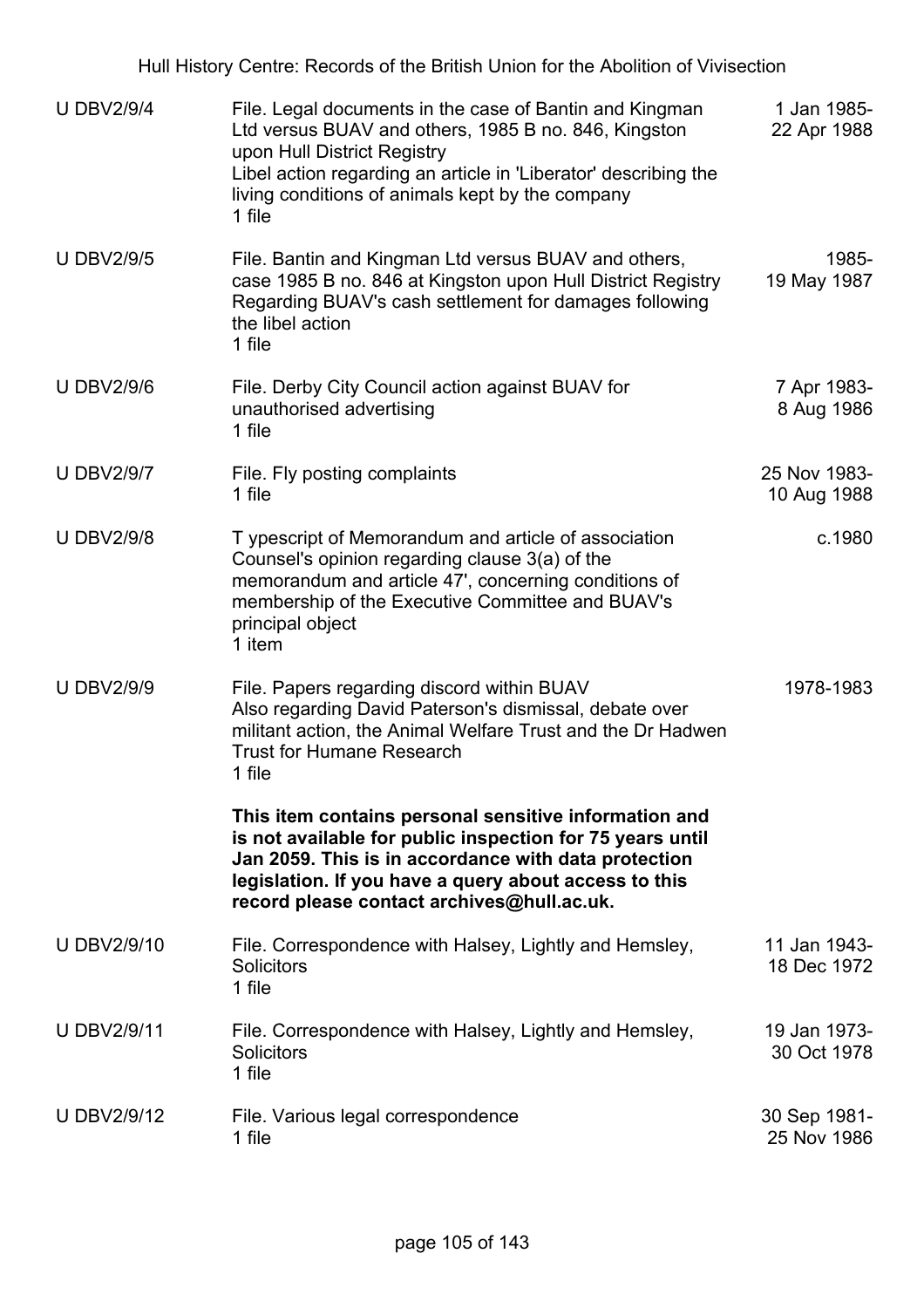| | | |
|---|---|---|
| U DBV2/9/4 | File. Legal documents in the case of Bantin and Kingman Ltd versus BUAV and others, 1985 B no. 846, Kingston upon Hull District Registry<br>Libel action regarding an article in 'Liberator' describing the living conditions of animals kept by the company<br>1 file | 1 Jan 1985-22 Apr 1988 |
| U DBV2/9/5 | File. Bantin and Kingman Ltd versus BUAV and others, case 1985 B no. 846 at Kingston upon Hull District Registry<br>Regarding BUAV's cash settlement for damages following the libel action<br>1 file | 1985-19 May 1987 |
| U DBV2/9/6 | File. Derby City Council action against BUAV for unauthorised advertising<br>1 file | 7 Apr 1983-8 Aug 1986 |
| U DBV2/9/7 | File. Fly posting complaints<br>1 file | 25 Nov 1983-10 Aug 1988 |
| U DBV2/9/8 | T ypescript of Memorandum and article of association<br>Counsel's opinion regarding clause 3(a) of the memorandum and article 47', concerning conditions of membership of the Executive Committee and BUAV's principal object<br>1 item | c.1980 |
| U DBV2/9/9 | File. Papers regarding discord within BUAV<br>Also regarding David Paterson's dismissal, debate over militant action, the Animal Welfare Trust and the Dr Hadwen Trust for Humane Research<br>1 file<br><br>**This item contains personal sensitive information and is not available for public inspection for 75 years until Jan 2059. This is in accordance with data protection legislation. If you have a query about access to this record please contact archives@hull.ac.uk.** | 1978-1983 |
| U DBV2/9/10 | File. Correspondence with Halsey, Lightly and Hemsley, Solicitors<br>1 file | 11 Jan 1943-18 Dec 1972 |
| U DBV2/9/11 | File. Correspondence with Halsey, Lightly and Hemsley, Solicitors<br>1 file | 19 Jan 1973-30 Oct 1978 |
| U DBV2/9/12 | File. Various legal correspondence<br>1 file | 30 Sep 1981-25 Nov 1986 |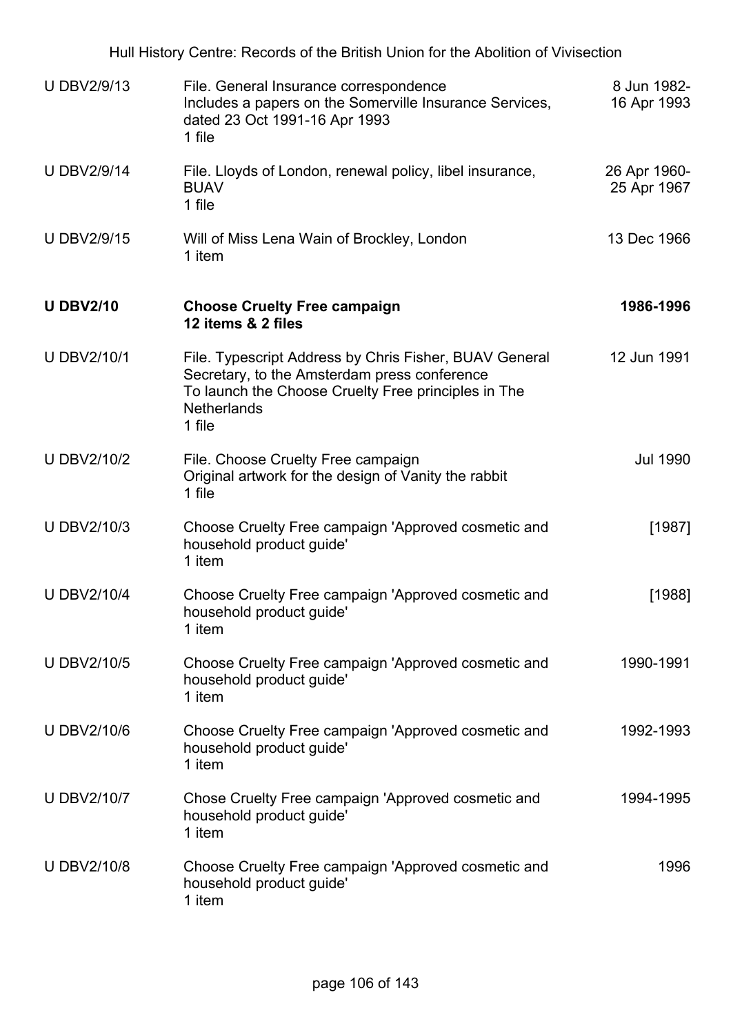| | | |
|---|---|---|
| U DBV2/9/13 | File. General Insurance correspondence<br>Includes a papers on the Somerville Insurance Services, dated 23 Oct 1991-16 Apr 1993<br>1 file | 8 Jun 1982-16 Apr 1993 |
| U DBV2/9/14 | File. Lloyds of London, renewal policy, libel insurance, BUAV<br>1 file | 26 Apr 1960-25 Apr 1967 |
| U DBV2/9/15 | Will of Miss Lena Wain of Brockley, London<br>1 item | 13 Dec 1966 |
| **U DBV2/10** | **Choose Cruelty Free campaign**<br>**12 items & 2 files** | **1986-1996** |
| U DBV2/10/1 | File. Typescript Address by Chris Fisher, BUAV General Secretary, to the Amsterdam press conference<br>To launch the Choose Cruelty Free principles in The Netherlands<br>1 file | 12 Jun 1991 |
| U DBV2/10/2 | File. Choose Cruelty Free campaign<br>Original artwork for the design of Vanity the rabbit<br>1 file | Jul 1990 |
| U DBV2/10/3 | Choose Cruelty Free campaign 'Approved cosmetic and household product guide'<br>1 item | [1987] |
| U DBV2/10/4 | Choose Cruelty Free campaign 'Approved cosmetic and household product guide'<br>1 item | [1988] |
| U DBV2/10/5 | Choose Cruelty Free campaign 'Approved cosmetic and household product guide'<br>1 item | 1990-1991 |
| U DBV2/10/6 | Choose Cruelty Free campaign 'Approved cosmetic and household product guide'<br>1 item | 1992-1993 |
| U DBV2/10/7 | Chose Cruelty Free campaign 'Approved cosmetic and household product guide'<br>1 item | 1994-1995 |
| U DBV2/10/8 | Choose Cruelty Free campaign 'Approved cosmetic and household product guide'<br>1 item | 1996 |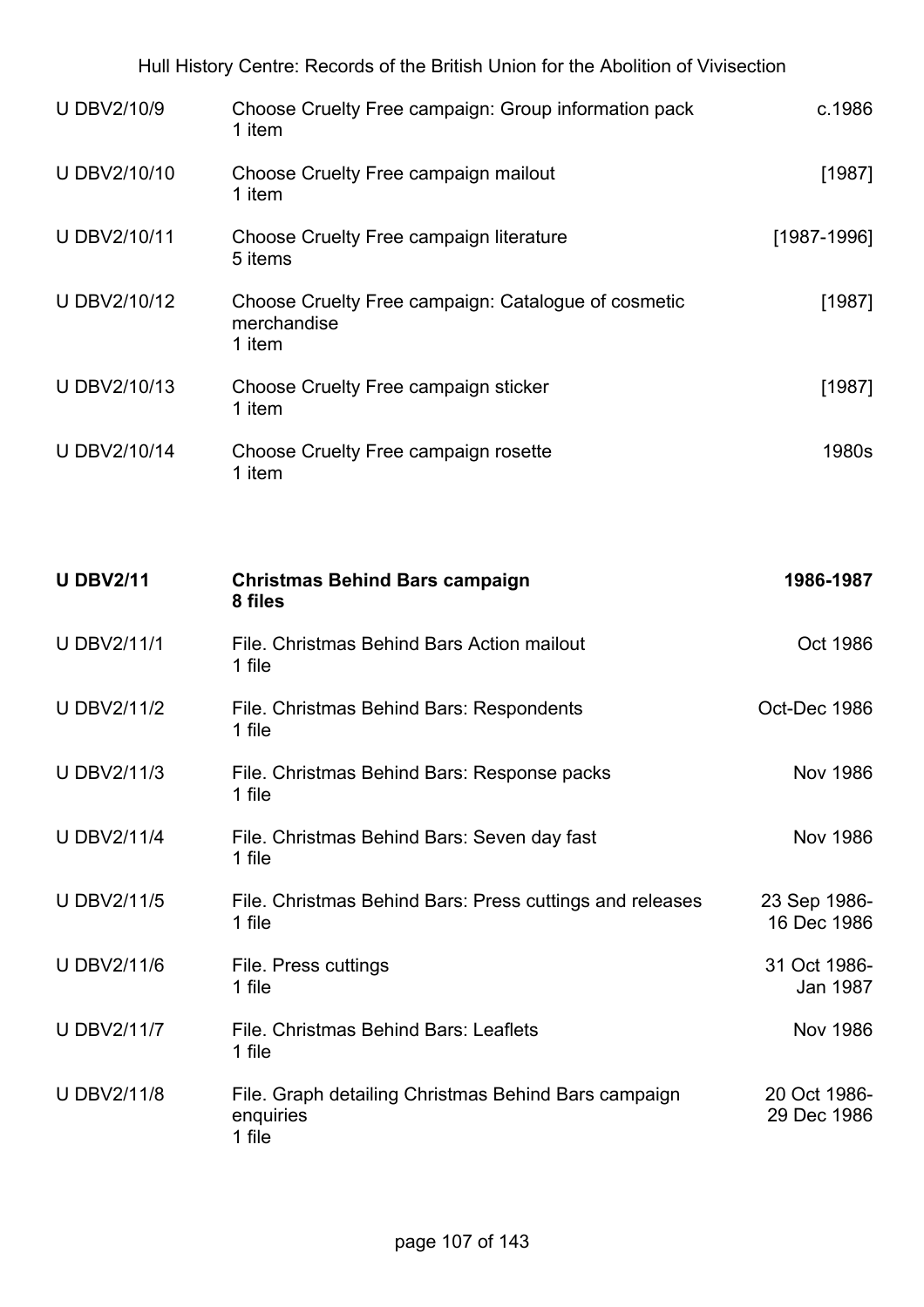| | | |
|---|---|---|
| U DBV2/10/9 | Choose Cruelty Free campaign: Group information pack<br>1 item | c.1986 |
| U DBV2/10/10 | Choose Cruelty Free campaign mailout<br>1 item | [1987] |
| U DBV2/10/11 | Choose Cruelty Free campaign literature<br>5 items | [1987-1996] |
| U DBV2/10/12 | Choose Cruelty Free campaign: Catalogue of cosmetic merchandise<br>1 item | [1987] |
| U DBV2/10/13 | Choose Cruelty Free campaign sticker<br>1 item | [1987] |
| U DBV2/10/14 | Choose Cruelty Free campaign rosette<br>1 item | 1980s |

| | | |
|---|---|---|
| **U DBV2/11** | **Christmas Behind Bars campaign**<br>**8 files** | **1986-1987** |
| U DBV2/11/1 | File. Christmas Behind Bars Action mailout<br>1 file | Oct 1986 |
| U DBV2/11/2 | File. Christmas Behind Bars: Respondents<br>1 file | Oct-Dec 1986 |
| U DBV2/11/3 | File. Christmas Behind Bars: Response packs<br>1 file | Nov 1986 |
| U DBV2/11/4 | File. Christmas Behind Bars: Seven day fast<br>1 file | Nov 1986 |
| U DBV2/11/5 | File. Christmas Behind Bars: Press cuttings and releases<br>1 file | 23 Sep 1986-16 Dec 1986 |
| U DBV2/11/6 | File. Press cuttings<br>1 file | 31 Oct 1986-Jan 1987 |
| U DBV2/11/7 | File. Christmas Behind Bars: Leaflets<br>1 file | Nov 1986 |
| U DBV2/11/8 | File. Graph detailing Christmas Behind Bars campaign enquiries<br>1 file | 20 Oct 1986-29 Dec 1986 |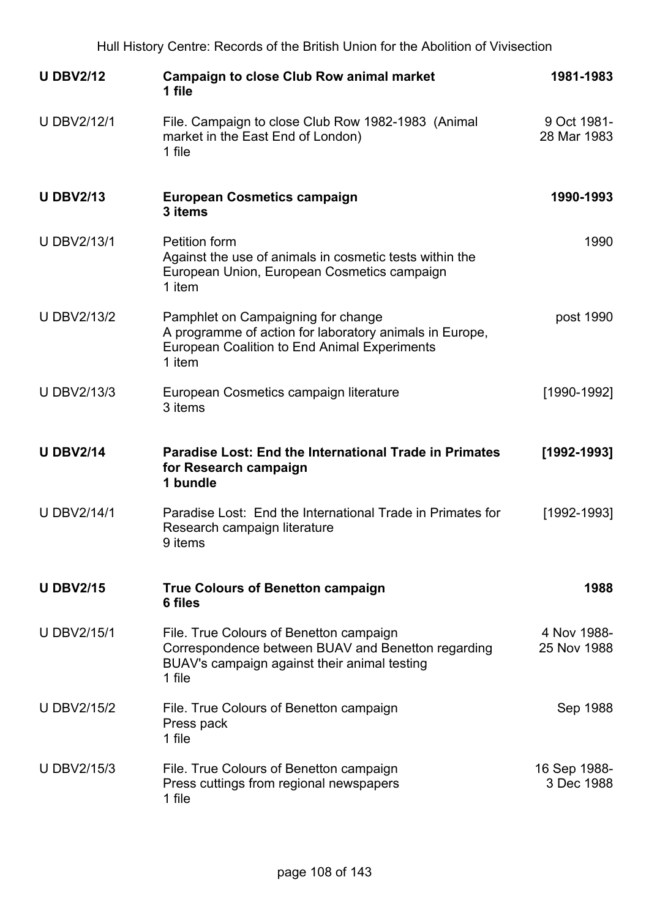| Reference | Description | Date |
| --- | --- | --- |
| **U DBV2/12** | **Campaign to close Club Row animal market**<br>**1 file** | **1981-1983** |
| U DBV2/12/1 | File. Campaign to close Club Row 1982-1983 (Animal market in the East End of London)<br>1 file | 9 Oct 1981-28 Mar 1983 |
| **U DBV2/13** | **European Cosmetics campaign**<br>**3 items** | **1990-1993** |
| U DBV2/13/1 | Petition form<br>Against the use of animals in cosmetic tests within the European Union, European Cosmetics campaign<br>1 item | 1990 |
| U DBV2/13/2 | Pamphlet on Campaigning for change<br>A programme of action for laboratory animals in Europe, European Coalition to End Animal Experiments<br>1 item | post 1990 |
| U DBV2/13/3 | European Cosmetics campaign literature<br>3 items | [1990-1992] |
| **U DBV2/14** | **Paradise Lost: End the International Trade in Primates for Research campaign**<br>**1 bundle** | **[1992-1993]** |
| U DBV2/14/1 | Paradise Lost: End the International Trade in Primates for Research campaign literature<br>9 items | [1992-1993] |
| **U DBV2/15** | **True Colours of Benetton campaign**<br>**6 files** | **1988** |
| U DBV2/15/1 | File. True Colours of Benetton campaign<br>Correspondence between BUAV and Benetton regarding BUAV's campaign against their animal testing<br>1 file | 4 Nov 1988-25 Nov 1988 |
| U DBV2/15/2 | File. True Colours of Benetton campaign<br>Press pack<br>1 file | Sep 1988 |
| U DBV2/15/3 | File. True Colours of Benetton campaign<br>Press cuttings from regional newspapers<br>1 file | 16 Sep 1988-3 Dec 1988 |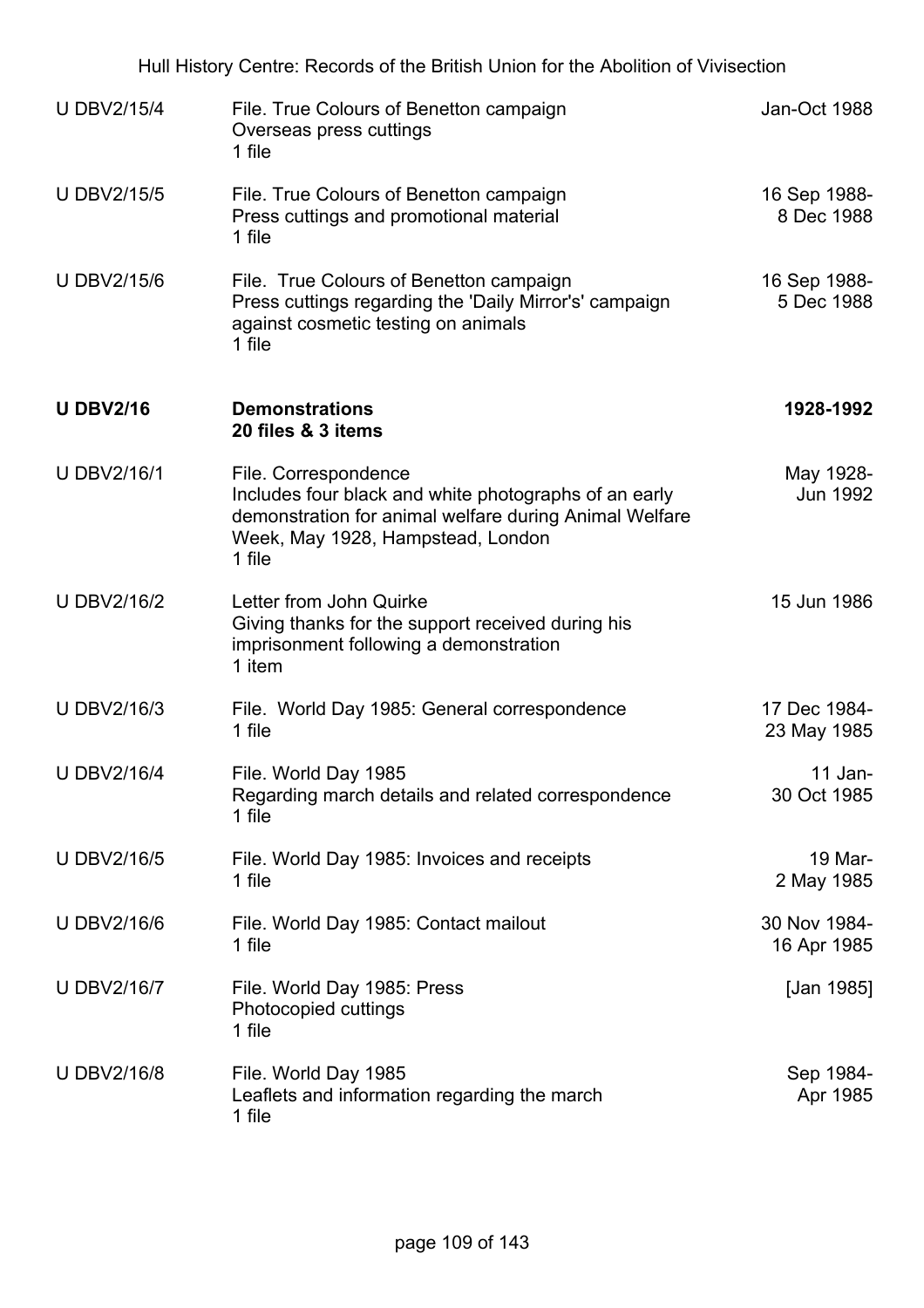| | | |
|---|---|---|
| U DBV2/15/4 | File. True Colours of Benetton campaign<br>Overseas press cuttings<br>1 file | Jan-Oct 1988 |
| U DBV2/15/5 | File. True Colours of Benetton campaign<br>Press cuttings and promotional material<br>1 file | 16 Sep 1988-<br>8 Dec 1988 |
| U DBV2/15/6 | File. True Colours of Benetton campaign<br>Press cuttings regarding the 'Daily Mirror's' campaign against cosmetic testing on animals<br>1 file | 16 Sep 1988-<br>5 Dec 1988 |
| **U DBV2/16** | **Demonstrations**<br>**20 files & 3 items** | **1928-1992** |
| U DBV2/16/1 | File. Correspondence<br>Includes four black and white photographs of an early demonstration for animal welfare during Animal Welfare Week, May 1928, Hampstead, London<br>1 file | May 1928-<br>Jun 1992 |
| U DBV2/16/2 | Letter from John Quirke<br>Giving thanks for the support received during his imprisonment following a demonstration<br>1 item | 15 Jun 1986 |
| U DBV2/16/3 | File. World Day 1985: General correspondence<br>1 file | 17 Dec 1984-<br>23 May 1985 |
| U DBV2/16/4 | File. World Day 1985<br>Regarding march details and related correspondence<br>1 file | 11 Jan-<br>30 Oct 1985 |
| U DBV2/16/5 | File. World Day 1985: Invoices and receipts<br>1 file | 19 Mar-<br>2 May 1985 |
| U DBV2/16/6 | File. World Day 1985: Contact mailout<br>1 file | 30 Nov 1984-<br>16 Apr 1985 |
| U DBV2/16/7 | File. World Day 1985: Press<br>Photocopied cuttings<br>1 file | [Jan 1985] |
| U DBV2/16/8 | File. World Day 1985<br>Leaflets and information regarding the march<br>1 file | Sep 1984-<br>Apr 1985 |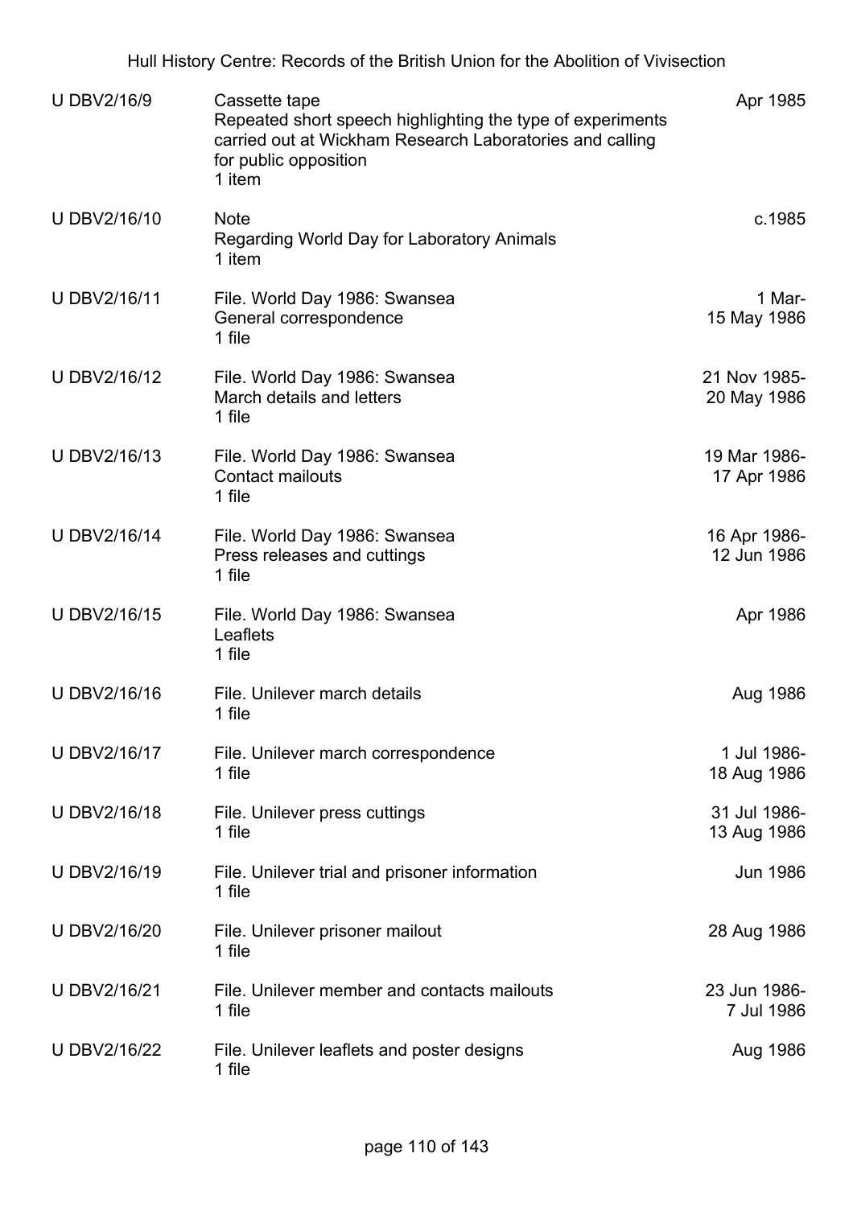| | | |
|---|---|---|
| U DBV2/16/9 | Cassette tape<br>Repeated short speech highlighting the type of experiments carried out at Wickham Research Laboratories and calling for public opposition<br>1 item | Apr 1985 |
| U DBV2/16/10 | Note<br>Regarding World Day for Laboratory Animals<br>1 item | c.1985 |
| U DBV2/16/11 | File. World Day 1986: Swansea<br>General correspondence<br>1 file | 1 Mar-15 May 1986 |
| U DBV2/16/12 | File. World Day 1986: Swansea<br>March details and letters<br>1 file | 21 Nov 1985-20 May 1986 |
| U DBV2/16/13 | File. World Day 1986: Swansea<br>Contact mailouts<br>1 file | 19 Mar 1986-17 Apr 1986 |
| U DBV2/16/14 | File. World Day 1986: Swansea<br>Press releases and cuttings<br>1 file | 16 Apr 1986-12 Jun 1986 |
| U DBV2/16/15 | File. World Day 1986: Swansea<br>Leaflets<br>1 file | Apr 1986 |
| U DBV2/16/16 | File. Unilever march details<br>1 file | Aug 1986 |
| U DBV2/16/17 | File. Unilever march correspondence<br>1 file | 1 Jul 1986-18 Aug 1986 |
| U DBV2/16/18 | File. Unilever press cuttings<br>1 file | 31 Jul 1986-13 Aug 1986 |
| U DBV2/16/19 | File. Unilever trial and prisoner information<br>1 file | Jun 1986 |
| U DBV2/16/20 | File. Unilever prisoner mailout<br>1 file | 28 Aug 1986 |
| U DBV2/16/21 | File. Unilever member and contacts mailouts<br>1 file | 23 Jun 1986-7 Jul 1986 |
| U DBV2/16/22 | File. Unilever leaflets and poster designs<br>1 file | Aug 1986 |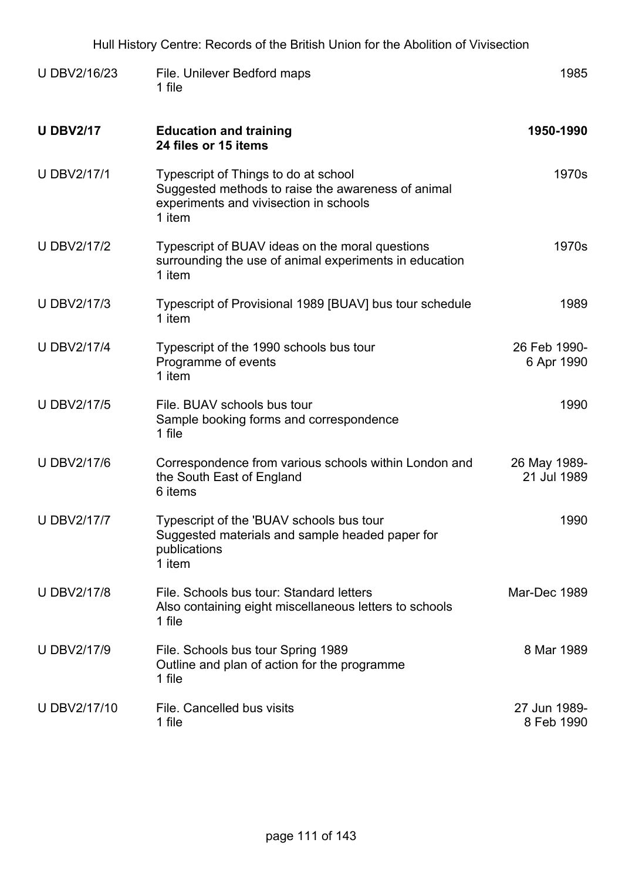| | | |
|---|---|---|
| U DBV2/16/23 | File. Unilever Bedford maps<br>1 file | 1985 |
| **U DBV2/17** | **Education and training**<br>**24 files or 15 items** | **1950-1990** |
| U DBV2/17/1 | Typescript of Things to do at school<br>Suggested methods to raise the awareness of animal experiments and vivisection in schools<br>1 item | 1970s |
| U DBV2/17/2 | Typescript of BUAV ideas on the moral questions surrounding the use of animal experiments in education<br>1 item | 1970s |
| U DBV2/17/3 | Typescript of Provisional 1989 [BUAV] bus tour schedule<br>1 item | 1989 |
| U DBV2/17/4 | Typescript of the 1990 schools bus tour<br>Programme of events<br>1 item | 26 Feb 1990-<br>6 Apr 1990 |
| U DBV2/17/5 | File. BUAV schools bus tour<br>Sample booking forms and correspondence<br>1 file | 1990 |
| U DBV2/17/6 | Correspondence from various schools within London and the South East of England<br>6 items | 26 May 1989-<br>21 Jul 1989 |
| U DBV2/17/7 | Typescript of the 'BUAV schools bus tour<br>Suggested materials and sample headed paper for publications<br>1 item | 1990 |
| U DBV2/17/8 | File. Schools bus tour: Standard letters<br>Also containing eight miscellaneous letters to schools<br>1 file | Mar-Dec 1989 |
| U DBV2/17/9 | File. Schools bus tour Spring 1989<br>Outline and plan of action for the programme<br>1 file | 8 Mar 1989 |
| U DBV2/17/10 | File. Cancelled bus visits<br>1 file | 27 Jun 1989-<br>8 Feb 1990 |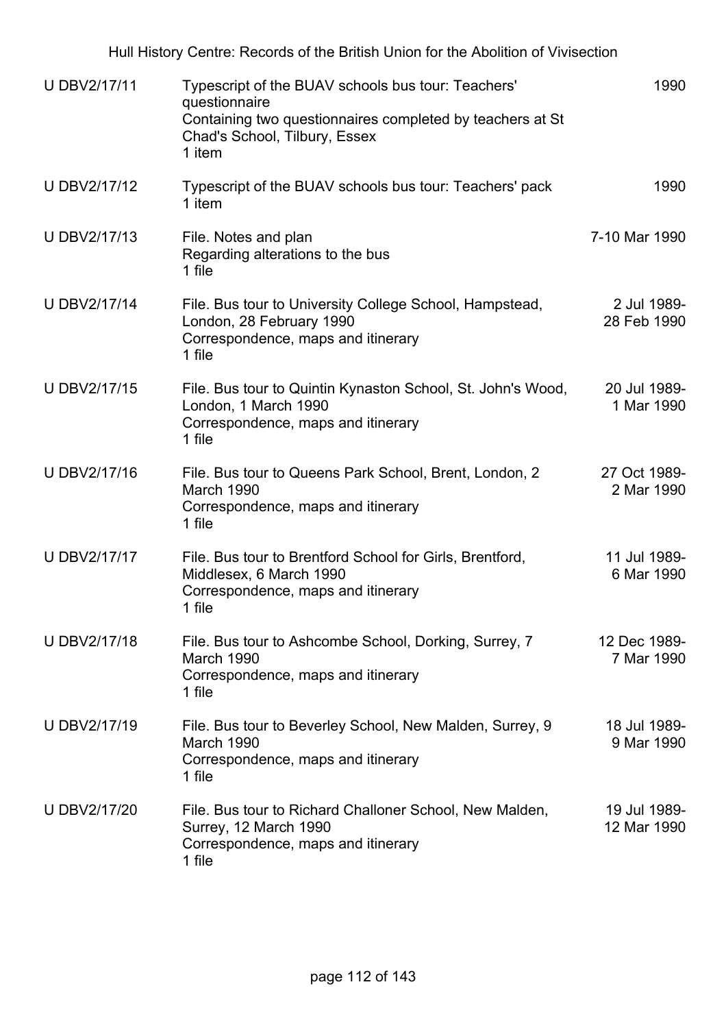| | | |
|---|---|---|
| U DBV2/17/11 | Typescript of the BUAV schools bus tour: Teachers' questionnaire<br>Containing two questionnaires completed by teachers at St Chad's School, Tilbury, Essex<br>1 item | 1990 |
| U DBV2/17/12 | Typescript of the BUAV schools bus tour: Teachers' pack<br>1 item | 1990 |
| U DBV2/17/13 | File. Notes and plan<br>Regarding alterations to the bus<br>1 file | 7-10 Mar 1990 |
| U DBV2/17/14 | File. Bus tour to University College School, Hampstead, London, 28 February 1990<br>Correspondence, maps and itinerary<br>1 file | 2 Jul 1989-28 Feb 1990 |
| U DBV2/17/15 | File. Bus tour to Quintin Kynaston School, St. John's Wood, London, 1 March 1990<br>Correspondence, maps and itinerary<br>1 file | 20 Jul 1989-1 Mar 1990 |
| U DBV2/17/16 | File. Bus tour to Queens Park School, Brent, London, 2 March 1990<br>Correspondence, maps and itinerary<br>1 file | 27 Oct 1989-2 Mar 1990 |
| U DBV2/17/17 | File. Bus tour to Brentford School for Girls, Brentford, Middlesex, 6 March 1990<br>Correspondence, maps and itinerary<br>1 file | 11 Jul 1989-6 Mar 1990 |
| U DBV2/17/18 | File. Bus tour to Ashcombe School, Dorking, Surrey, 7 March 1990<br>Correspondence, maps and itinerary<br>1 file | 12 Dec 1989-7 Mar 1990 |
| U DBV2/17/19 | File. Bus tour to Beverley School, New Malden, Surrey, 9 March 1990<br>Correspondence, maps and itinerary<br>1 file | 18 Jul 1989-9 Mar 1990 |
| U DBV2/17/20 | File. Bus tour to Richard Challoner School, New Malden, Surrey, 12 March 1990<br>Correspondence, maps and itinerary<br>1 file | 19 Jul 1989-12 Mar 1990 |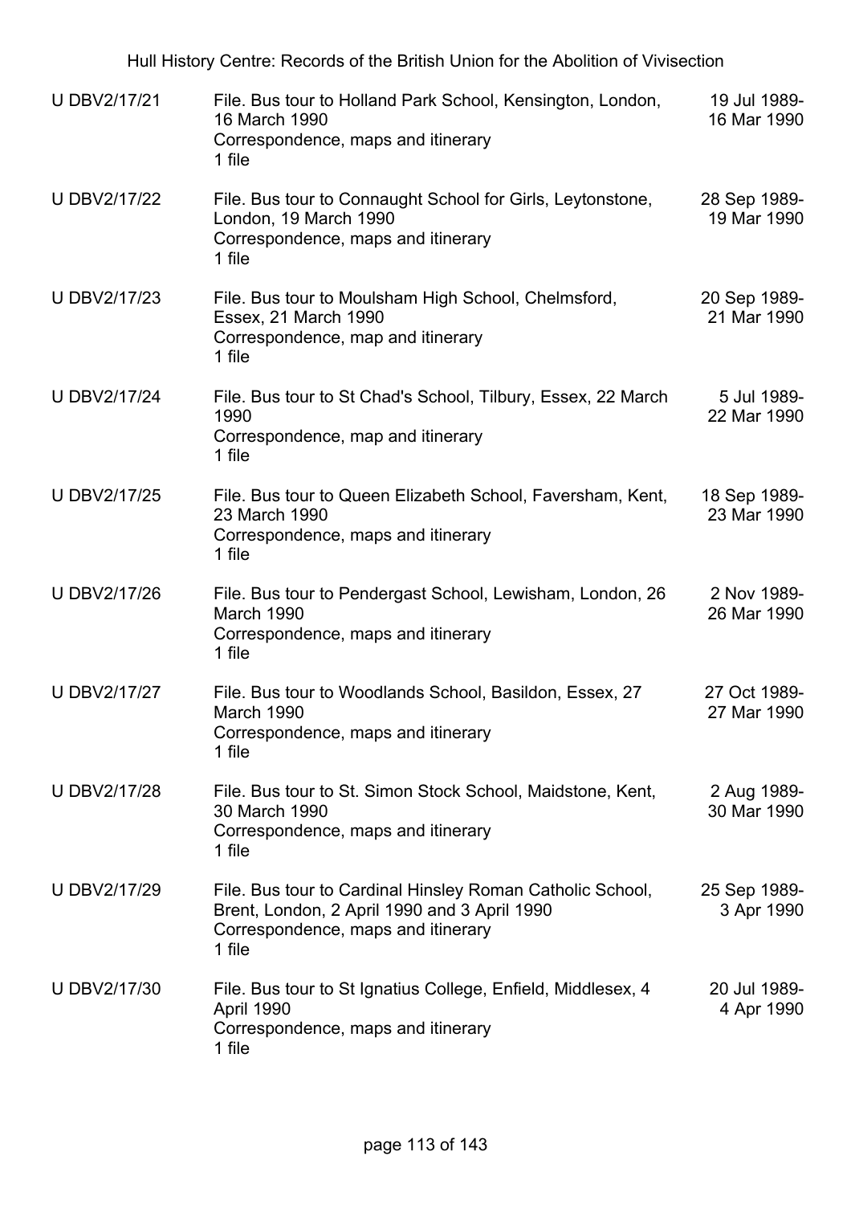| | | |
|---|---|---|
| U DBV2/17/21 | File. Bus tour to Holland Park School, Kensington, London, 16 March 1990<br>Correspondence, maps and itinerary<br>1 file | 19 Jul 1989-16 Mar 1990 |
| U DBV2/17/22 | File. Bus tour to Connaught School for Girls, Leytonstone, London, 19 March 1990<br>Correspondence, maps and itinerary<br>1 file | 28 Sep 1989-19 Mar 1990 |
| U DBV2/17/23 | File. Bus tour to Moulsham High School, Chelmsford, Essex, 21 March 1990<br>Correspondence, map and itinerary<br>1 file | 20 Sep 1989-21 Mar 1990 |
| U DBV2/17/24 | File. Bus tour to St Chad's School, Tilbury, Essex, 22 March 1990<br>Correspondence, map and itinerary<br>1 file | 5 Jul 1989-22 Mar 1990 |
| U DBV2/17/25 | File. Bus tour to Queen Elizabeth School, Faversham, Kent, 23 March 1990<br>Correspondence, maps and itinerary<br>1 file | 18 Sep 1989-23 Mar 1990 |
| U DBV2/17/26 | File. Bus tour to Pendergast School, Lewisham, London, 26 March 1990<br>Correspondence, maps and itinerary<br>1 file | 2 Nov 1989-26 Mar 1990 |
| U DBV2/17/27 | File. Bus tour to Woodlands School, Basildon, Essex, 27 March 1990<br>Correspondence, maps and itinerary<br>1 file | 27 Oct 1989-27 Mar 1990 |
| U DBV2/17/28 | File. Bus tour to St. Simon Stock School, Maidstone, Kent, 30 March 1990<br>Correspondence, maps and itinerary<br>1 file | 2 Aug 1989-30 Mar 1990 |
| U DBV2/17/29 | File. Bus tour to Cardinal Hinsley Roman Catholic School, Brent, London, 2 April 1990 and 3 April 1990<br>Correspondence, maps and itinerary<br>1 file | 25 Sep 1989-3 Apr 1990 |
| U DBV2/17/30 | File. Bus tour to St Ignatius College, Enfield, Middlesex, 4 April 1990<br>Correspondence, maps and itinerary<br>1 file | 20 Jul 1989-4 Apr 1990 |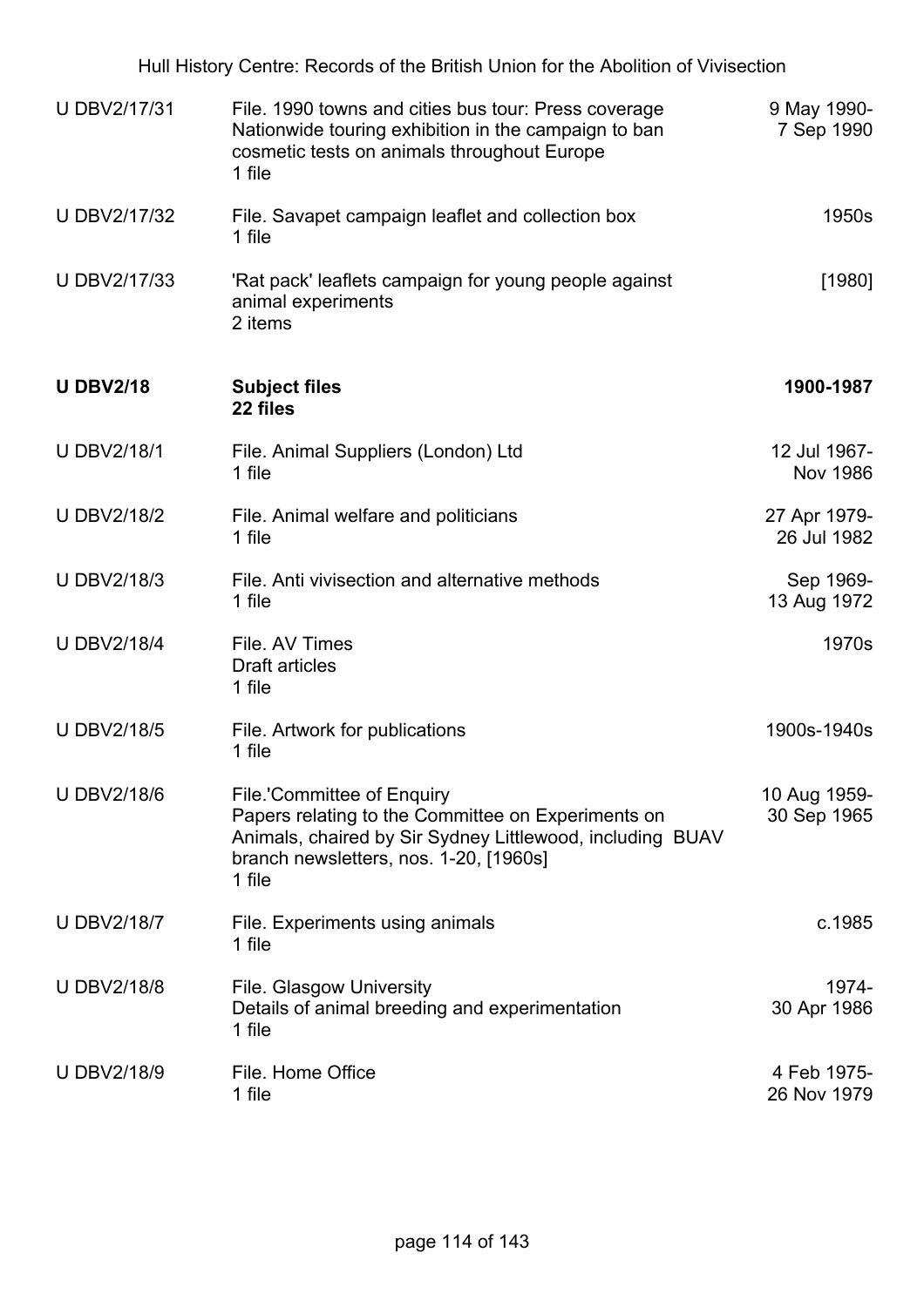| | | |
|---|---|---|
| U DBV2/17/31 | File. 1990 towns and cities bus tour: Press coverage<br>Nationwide touring exhibition in the campaign to ban cosmetic tests on animals throughout Europe<br>1 file | 9 May 1990-7 Sep 1990 |
| U DBV2/17/32 | File. Savapet campaign leaflet and collection box<br>1 file | 1950s |
| U DBV2/17/33 | 'Rat pack' leaflets campaign for young people against animal experiments<br>2 items | [1980] |
| **U DBV2/18** | **Subject files**<br>**22 files** | **1900-1987** |
| U DBV2/18/1 | File. Animal Suppliers (London) Ltd<br>1 file | 12 Jul 1967-Nov 1986 |
| U DBV2/18/2 | File. Animal welfare and politicians<br>1 file | 27 Apr 1979-26 Jul 1982 |
| U DBV2/18/3 | File. Anti vivisection and alternative methods<br>1 file | Sep 1969-13 Aug 1972 |
| U DBV2/18/4 | File. AV Times<br>Draft articles<br>1 file | 1970s |
| U DBV2/18/5 | File. Artwork for publications<br>1 file | 1900s-1940s |
| U DBV2/18/6 | File.'Committee of Enquiry<br>Papers relating to the Committee on Experiments on Animals, chaired by Sir Sydney Littlewood, including BUAV branch newsletters, nos. 1-20, [1960s]<br>1 file | 10 Aug 1959-30 Sep 1965 |
| U DBV2/18/7 | File. Experiments using animals<br>1 file | c.1985 |
| U DBV2/18/8 | File. Glasgow University<br>Details of animal breeding and experimentation<br>1 file | 1974-30 Apr 1986 |
| U DBV2/18/9 | File. Home Office<br>1 file | 4 Feb 1975-26 Nov 1979 |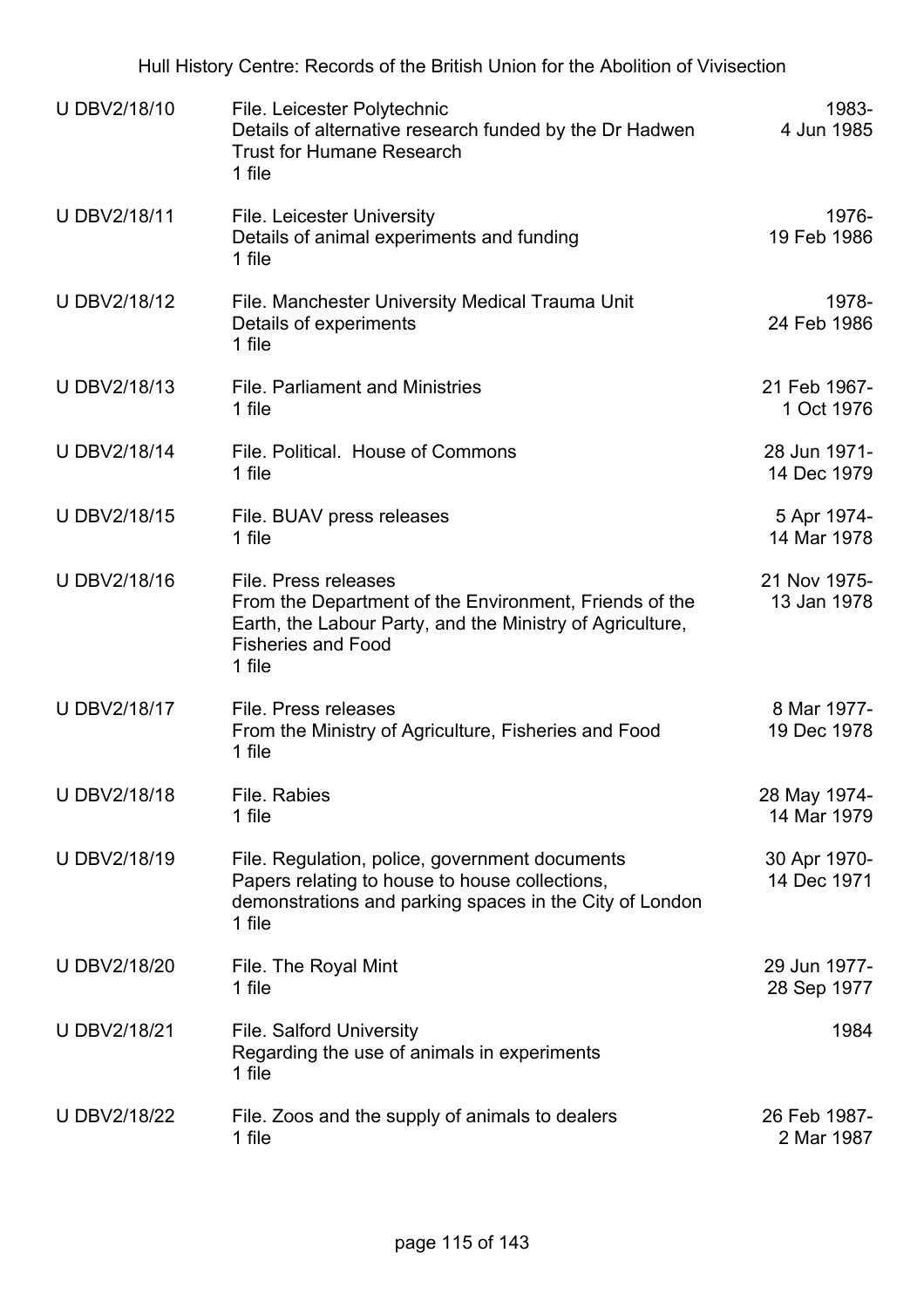| Reference | Description | Dates |
|---|---|---|
| U DBV2/18/10 | File. Leicester Polytechnic<br>Details of alternative research funded by the Dr Hadwen Trust for Humane Research<br>1 file | 1983-<br>4 Jun 1985 |
| U DBV2/18/11 | File. Leicester University<br>Details of animal experiments and funding<br>1 file | 1976-<br>19 Feb 1986 |
| U DBV2/18/12 | File. Manchester University Medical Trauma Unit<br>Details of experiments<br>1 file | 1978-<br>24 Feb 1986 |
| U DBV2/18/13 | File. Parliament and Ministries<br>1 file | 21 Feb 1967-<br>1 Oct 1976 |
| U DBV2/18/14 | File. Political. House of Commons<br>1 file | 28 Jun 1971-<br>14 Dec 1979 |
| U DBV2/18/15 | File. BUAV press releases<br>1 file | 5 Apr 1974-<br>14 Mar 1978 |
| U DBV2/18/16 | File. Press releases<br>From the Department of the Environment, Friends of the Earth, the Labour Party, and the Ministry of Agriculture, Fisheries and Food<br>1 file | 21 Nov 1975-<br>13 Jan 1978 |
| U DBV2/18/17 | File. Press releases<br>From the Ministry of Agriculture, Fisheries and Food<br>1 file | 8 Mar 1977-<br>19 Dec 1978 |
| U DBV2/18/18 | File. Rabies<br>1 file | 28 May 1974-<br>14 Mar 1979 |
| U DBV2/18/19 | File. Regulation, police, government documents<br>Papers relating to house to house collections, demonstrations and parking spaces in the City of London<br>1 file | 30 Apr 1970-<br>14 Dec 1971 |
| U DBV2/18/20 | File. The Royal Mint<br>1 file | 29 Jun 1977-<br>28 Sep 1977 |
| U DBV2/18/21 | File. Salford University<br>Regarding the use of animals in experiments<br>1 file | 1984 |
| U DBV2/18/22 | File. Zoos and the supply of animals to dealers<br>1 file | 26 Feb 1987-<br>2 Mar 1987 |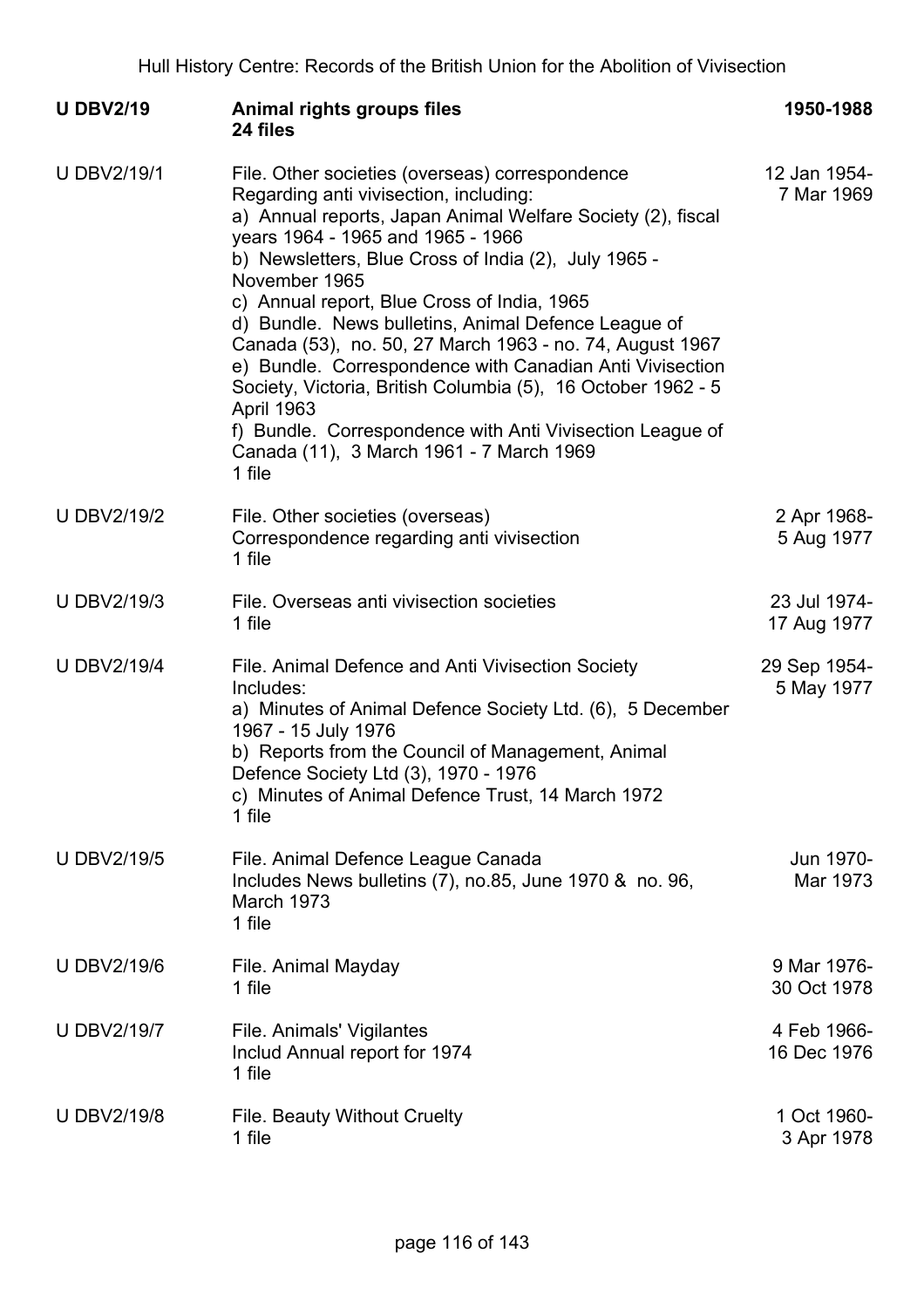| | | |
|---|---|---|
| **U DBV2/19** | **Animal rights groups files**<br>**24 files** | **1950-1988** |
| U DBV2/19/1 | File. Other societies (overseas) correspondence<br>Regarding anti vivisection, including:<br>a) Annual reports, Japan Animal Welfare Society (2), fiscal years 1964 - 1965 and 1965 - 1966<br>b) Newsletters, Blue Cross of India (2), July 1965 - November 1965<br>c) Annual report, Blue Cross of India, 1965<br>d) Bundle. News bulletins, Animal Defence League of Canada (53), no. 50, 27 March 1963 - no. 74, August 1967<br>e) Bundle. Correspondence with Canadian Anti Vivisection Society, Victoria, British Columbia (5), 16 October 1962 - 5 April 1963<br>f) Bundle. Correspondence with Anti Vivisection League of Canada (11), 3 March 1961 - 7 March 1969<br>1 file | 12 Jan 1954-<br>7 Mar 1969 |
| U DBV2/19/2 | File. Other societies (overseas)<br>Correspondence regarding anti vivisection<br>1 file | 2 Apr 1968-<br>5 Aug 1977 |
| U DBV2/19/3 | File. Overseas anti vivisection societies<br>1 file | 23 Jul 1974-<br>17 Aug 1977 |
| U DBV2/19/4 | File. Animal Defence and Anti Vivisection Society<br>Includes:<br>a) Minutes of Animal Defence Society Ltd. (6), 5 December 1967 - 15 July 1976<br>b) Reports from the Council of Management, Animal Defence Society Ltd (3), 1970 - 1976<br>c) Minutes of Animal Defence Trust, 14 March 1972<br>1 file | 29 Sep 1954-<br>5 May 1977 |
| U DBV2/19/5 | File. Animal Defence League Canada<br>Includes News bulletins (7), no.85, June 1970 & no. 96, March 1973<br>1 file | Jun 1970-<br>Mar 1973 |
| U DBV2/19/6 | File. Animal Mayday<br>1 file | 9 Mar 1976-<br>30 Oct 1978 |
| U DBV2/19/7 | File. Animals' Vigilantes<br>Includ Annual report for 1974<br>1 file | 4 Feb 1966-<br>16 Dec 1976 |
| U DBV2/19/8 | File. Beauty Without Cruelty<br>1 file | 1 Oct 1960-<br>3 Apr 1978 |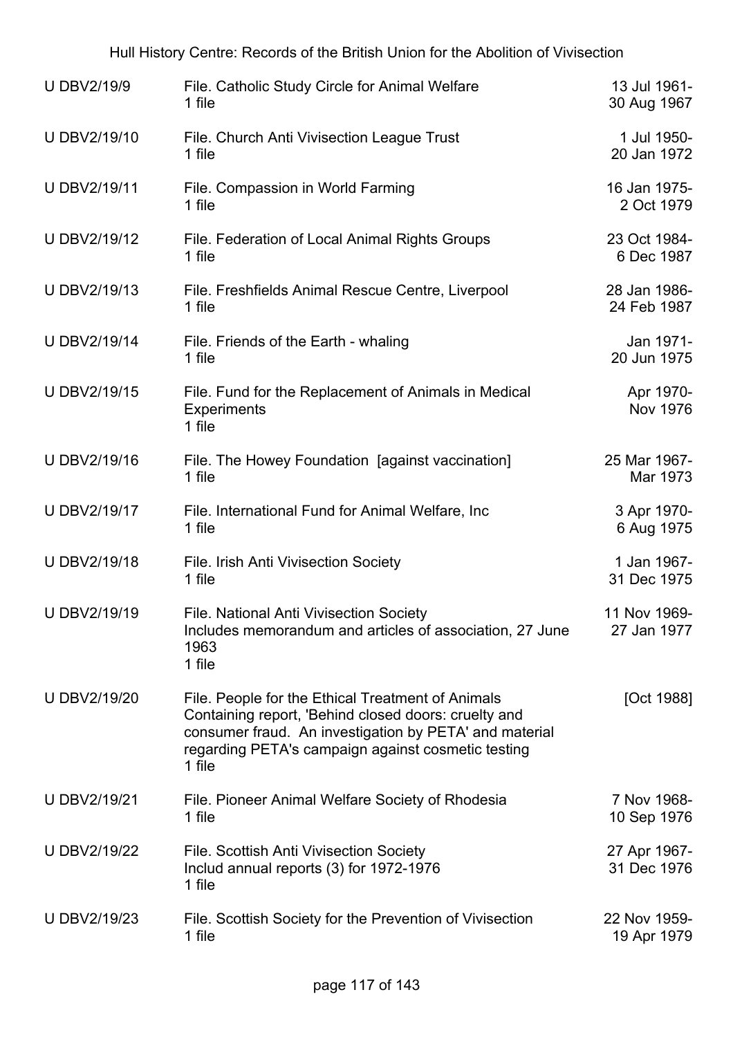| | | |
|---|---|---|
| U DBV2/19/9 | File. Catholic Study Circle for Animal Welfare<br>1 file | 13 Jul 1961-<br>30 Aug 1967 |
| U DBV2/19/10 | File. Church Anti Vivisection League Trust<br>1 file | 1 Jul 1950-<br>20 Jan 1972 |
| U DBV2/19/11 | File. Compassion in World Farming<br>1 file | 16 Jan 1975-<br>2 Oct 1979 |
| U DBV2/19/12 | File. Federation of Local Animal Rights Groups<br>1 file | 23 Oct 1984-<br>6 Dec 1987 |
| U DBV2/19/13 | File. Freshfields Animal Rescue Centre, Liverpool<br>1 file | 28 Jan 1986-<br>24 Feb 1987 |
| U DBV2/19/14 | File. Friends of the Earth - whaling<br>1 file | Jan 1971-<br>20 Jun 1975 |
| U DBV2/19/15 | File. Fund for the Replacement of Animals in Medical Experiments<br>1 file | Apr 1970-<br>Nov 1976 |
| U DBV2/19/16 | File. The Howey Foundation [against vaccination]<br>1 file | 25 Mar 1967-<br>Mar 1973 |
| U DBV2/19/17 | File. International Fund for Animal Welfare, Inc<br>1 file | 3 Apr 1970-<br>6 Aug 1975 |
| U DBV2/19/18 | File. Irish Anti Vivisection Society<br>1 file | 1 Jan 1967-<br>31 Dec 1975 |
| U DBV2/19/19 | File. National Anti Vivisection Society<br>Includes memorandum and articles of association, 27 June 1963<br>1 file | 11 Nov 1969-<br>27 Jan 1977 |
| U DBV2/19/20 | File. People for the Ethical Treatment of Animals<br>Containing report, 'Behind closed doors: cruelty and consumer fraud. An investigation by PETA' and material regarding PETA's campaign against cosmetic testing<br>1 file | [Oct 1988] |
| U DBV2/19/21 | File. Pioneer Animal Welfare Society of Rhodesia<br>1 file | 7 Nov 1968-<br>10 Sep 1976 |
| U DBV2/19/22 | File. Scottish Anti Vivisection Society<br>Includ annual reports (3) for 1972-1976<br>1 file | 27 Apr 1967-<br>31 Dec 1976 |
| U DBV2/19/23 | File. Scottish Society for the Prevention of Vivisection<br>1 file | 22 Nov 1959-<br>19 Apr 1979 |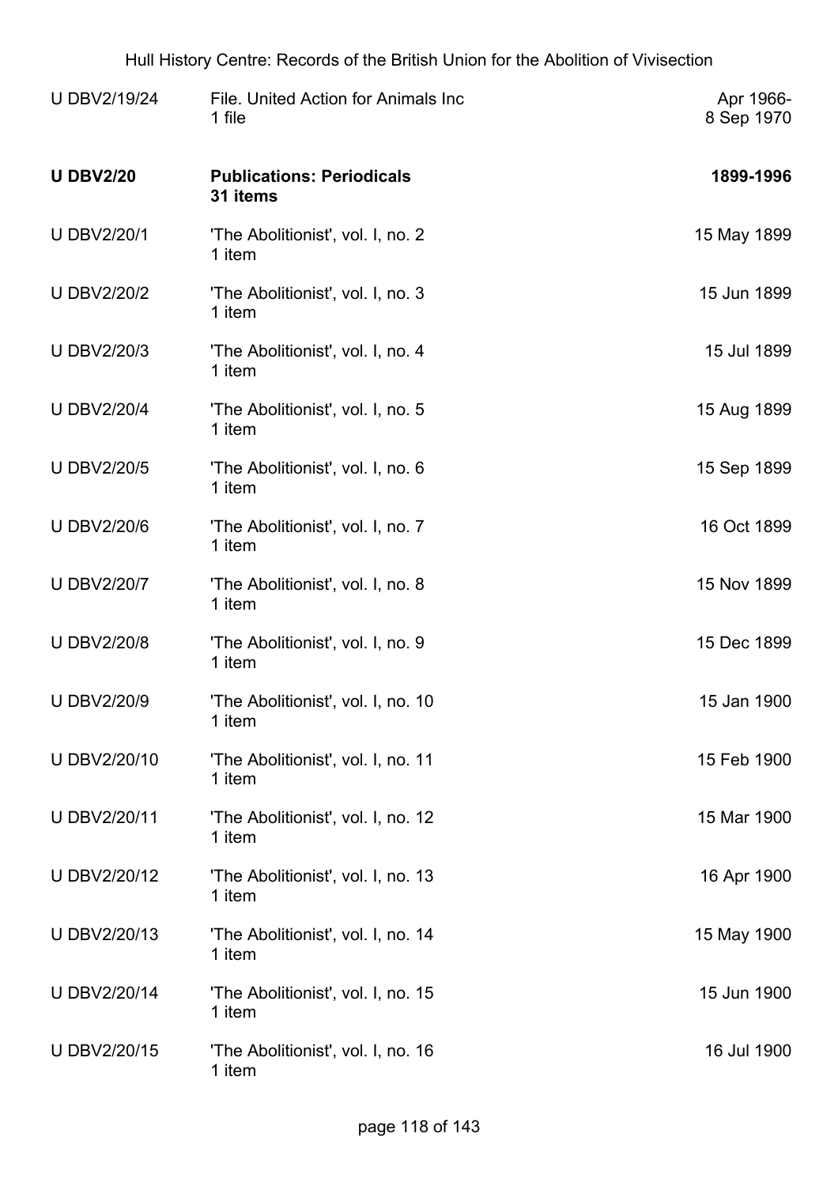| | | |
|---|---|---|
| U DBV2/19/24 | File. United Action for Animals Inc<br>1 file | Apr 1966-<br>8 Sep 1970 |
| **U DBV2/20** | **Publications: Periodicals**<br>**31 items** | **1899-1996** |
| U DBV2/20/1 | 'The Abolitionist', vol. I, no. 2<br>1 item | 15 May 1899 |
| U DBV2/20/2 | 'The Abolitionist', vol. I, no. 3<br>1 item | 15 Jun 1899 |
| U DBV2/20/3 | 'The Abolitionist', vol. I, no. 4<br>1 item | 15 Jul 1899 |
| U DBV2/20/4 | 'The Abolitionist', vol. I, no. 5<br>1 item | 15 Aug 1899 |
| U DBV2/20/5 | 'The Abolitionist', vol. I, no. 6<br>1 item | 15 Sep 1899 |
| U DBV2/20/6 | 'The Abolitionist', vol. I, no. 7<br>1 item | 16 Oct 1899 |
| U DBV2/20/7 | 'The Abolitionist', vol. I, no. 8<br>1 item | 15 Nov 1899 |
| U DBV2/20/8 | 'The Abolitionist', vol. I, no. 9<br>1 item | 15 Dec 1899 |
| U DBV2/20/9 | 'The Abolitionist', vol. I, no. 10<br>1 item | 15 Jan 1900 |
| U DBV2/20/10 | 'The Abolitionist', vol. I, no. 11<br>1 item | 15 Feb 1900 |
| U DBV2/20/11 | 'The Abolitionist', vol. I, no. 12<br>1 item | 15 Mar 1900 |
| U DBV2/20/12 | 'The Abolitionist', vol. I, no. 13<br>1 item | 16 Apr 1900 |
| U DBV2/20/13 | 'The Abolitionist', vol. I, no. 14<br>1 item | 15 May 1900 |
| U DBV2/20/14 | 'The Abolitionist', vol. I, no. 15<br>1 item | 15 Jun 1900 |
| U DBV2/20/15 | 'The Abolitionist', vol. I, no. 16<br>1 item | 16 Jul 1900 |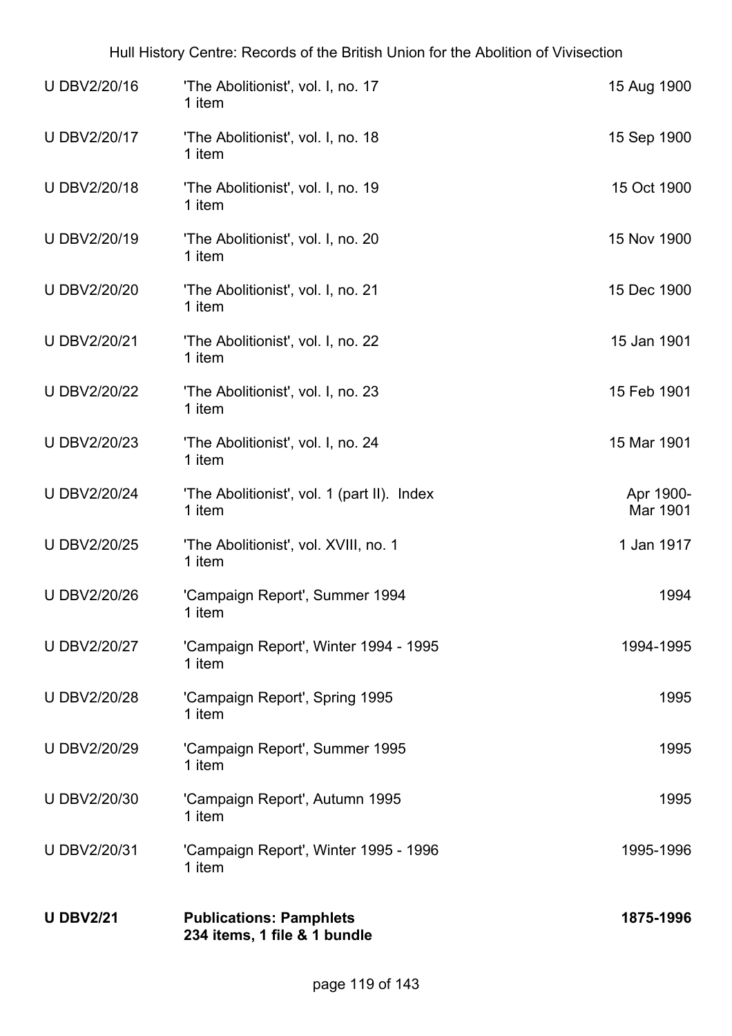| | | |
|---|---|---|
| U DBV2/20/16 | 'The Abolitionist', vol. I, no. 17<br>1 item | 15 Aug 1900 |
| U DBV2/20/17 | 'The Abolitionist', vol. I, no. 18<br>1 item | 15 Sep 1900 |
| U DBV2/20/18 | 'The Abolitionist', vol. I, no. 19<br>1 item | 15 Oct 1900 |
| U DBV2/20/19 | 'The Abolitionist', vol. I, no. 20<br>1 item | 15 Nov 1900 |
| U DBV2/20/20 | 'The Abolitionist', vol. I, no. 21<br>1 item | 15 Dec 1900 |
| U DBV2/20/21 | 'The Abolitionist', vol. I, no. 22<br>1 item | 15 Jan 1901 |
| U DBV2/20/22 | 'The Abolitionist', vol. I, no. 23<br>1 item | 15 Feb 1901 |
| U DBV2/20/23 | 'The Abolitionist', vol. I, no. 24<br>1 item | 15 Mar 1901 |
| U DBV2/20/24 | 'The Abolitionist', vol. 1 (part II). Index<br>1 item | Apr 1900-Mar 1901 |
| U DBV2/20/25 | 'The Abolitionist', vol. XVIII, no. 1<br>1 item | 1 Jan 1917 |
| U DBV2/20/26 | 'Campaign Report', Summer 1994<br>1 item | 1994 |
| U DBV2/20/27 | 'Campaign Report', Winter 1994 - 1995<br>1 item | 1994-1995 |
| U DBV2/20/28 | 'Campaign Report', Spring 1995<br>1 item | 1995 |
| U DBV2/20/29 | 'Campaign Report', Summer 1995<br>1 item | 1995 |
| U DBV2/20/30 | 'Campaign Report', Autumn 1995<br>1 item | 1995 |
| U DBV2/20/31 | 'Campaign Report', Winter 1995 - 1996<br>1 item | 1995-1996 |
| **U DBV2/21** | **Publications: Pamphlets**<br>**234 items, 1 file & 1 bundle** | **1875-1996** |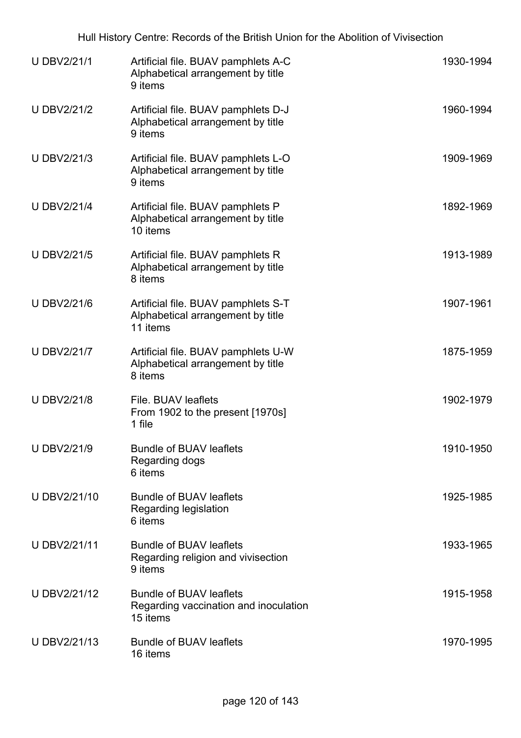| Reference | Description | Dates |
|---|---|---|
| U DBV2/21/1 | Artificial file. BUAV pamphlets A-C<br>Alphabetical arrangement by title<br>9 items | 1930-1994 |
| U DBV2/21/2 | Artificial file. BUAV pamphlets D-J<br>Alphabetical arrangement by title<br>9 items | 1960-1994 |
| U DBV2/21/3 | Artificial file. BUAV pamphlets L-O<br>Alphabetical arrangement by title<br>9 items | 1909-1969 |
| U DBV2/21/4 | Artificial file. BUAV pamphlets P<br>Alphabetical arrangement by title<br>10 items | 1892-1969 |
| U DBV2/21/5 | Artificial file. BUAV pamphlets R<br>Alphabetical arrangement by title<br>8 items | 1913-1989 |
| U DBV2/21/6 | Artificial file. BUAV pamphlets S-T<br>Alphabetical arrangement by title<br>11 items | 1907-1961 |
| U DBV2/21/7 | Artificial file. BUAV pamphlets U-W<br>Alphabetical arrangement by title<br>8 items | 1875-1959 |
| U DBV2/21/8 | File. BUAV leaflets<br>From 1902 to the present [1970s]<br>1 file | 1902-1979 |
| U DBV2/21/9 | Bundle of BUAV leaflets<br>Regarding dogs<br>6 items | 1910-1950 |
| U DBV2/21/10 | Bundle of BUAV leaflets<br>Regarding legislation<br>6 items | 1925-1985 |
| U DBV2/21/11 | Bundle of BUAV leaflets<br>Regarding religion and vivisection<br>9 items | 1933-1965 |
| U DBV2/21/12 | Bundle of BUAV leaflets<br>Regarding vaccination and inoculation<br>15 items | 1915-1958 |
| U DBV2/21/13 | Bundle of BUAV leaflets<br>16 items | 1970-1995 |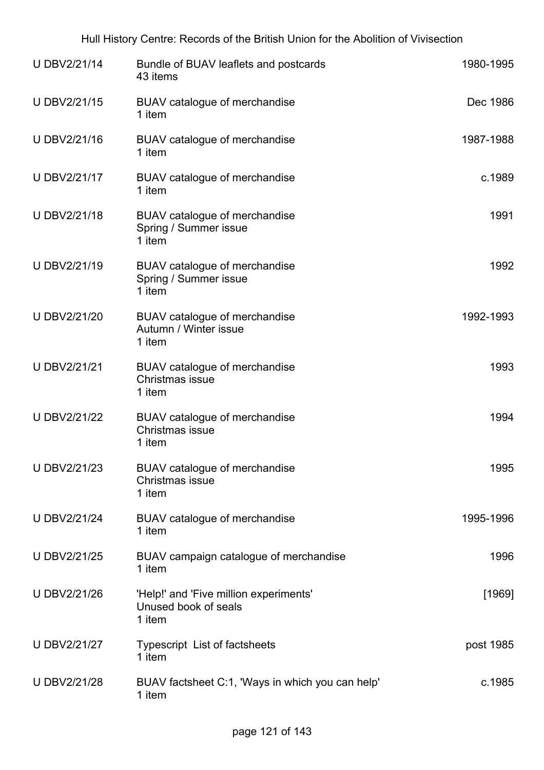| Reference | Description | Date |
|---|---|---|
| U DBV2/21/14 | Bundle of BUAV leaflets and postcards<br>43 items | 1980-1995 |
| U DBV2/21/15 | BUAV catalogue of merchandise<br>1 item | Dec 1986 |
| U DBV2/21/16 | BUAV catalogue of merchandise<br>1 item | 1987-1988 |
| U DBV2/21/17 | BUAV catalogue of merchandise<br>1 item | c.1989 |
| U DBV2/21/18 | BUAV catalogue of merchandise<br>Spring / Summer issue<br>1 item | 1991 |
| U DBV2/21/19 | BUAV catalogue of merchandise<br>Spring / Summer issue<br>1 item | 1992 |
| U DBV2/21/20 | BUAV catalogue of merchandise<br>Autumn / Winter issue<br>1 item | 1992-1993 |
| U DBV2/21/21 | BUAV catalogue of merchandise<br>Christmas issue<br>1 item | 1993 |
| U DBV2/21/22 | BUAV catalogue of merchandise<br>Christmas issue<br>1 item | 1994 |
| U DBV2/21/23 | BUAV catalogue of merchandise<br>Christmas issue<br>1 item | 1995 |
| U DBV2/21/24 | BUAV catalogue of merchandise<br>1 item | 1995-1996 |
| U DBV2/21/25 | BUAV campaign catalogue of merchandise<br>1 item | 1996 |
| U DBV2/21/26 | 'Help!' and 'Five million experiments'<br>Unused book of seals<br>1 item | [1969] |
| U DBV2/21/27 | Typescript List of factsheets<br>1 item | post 1985 |
| U DBV2/21/28 | BUAV factsheet C:1, 'Ways in which you can help'<br>1 item | c.1985 |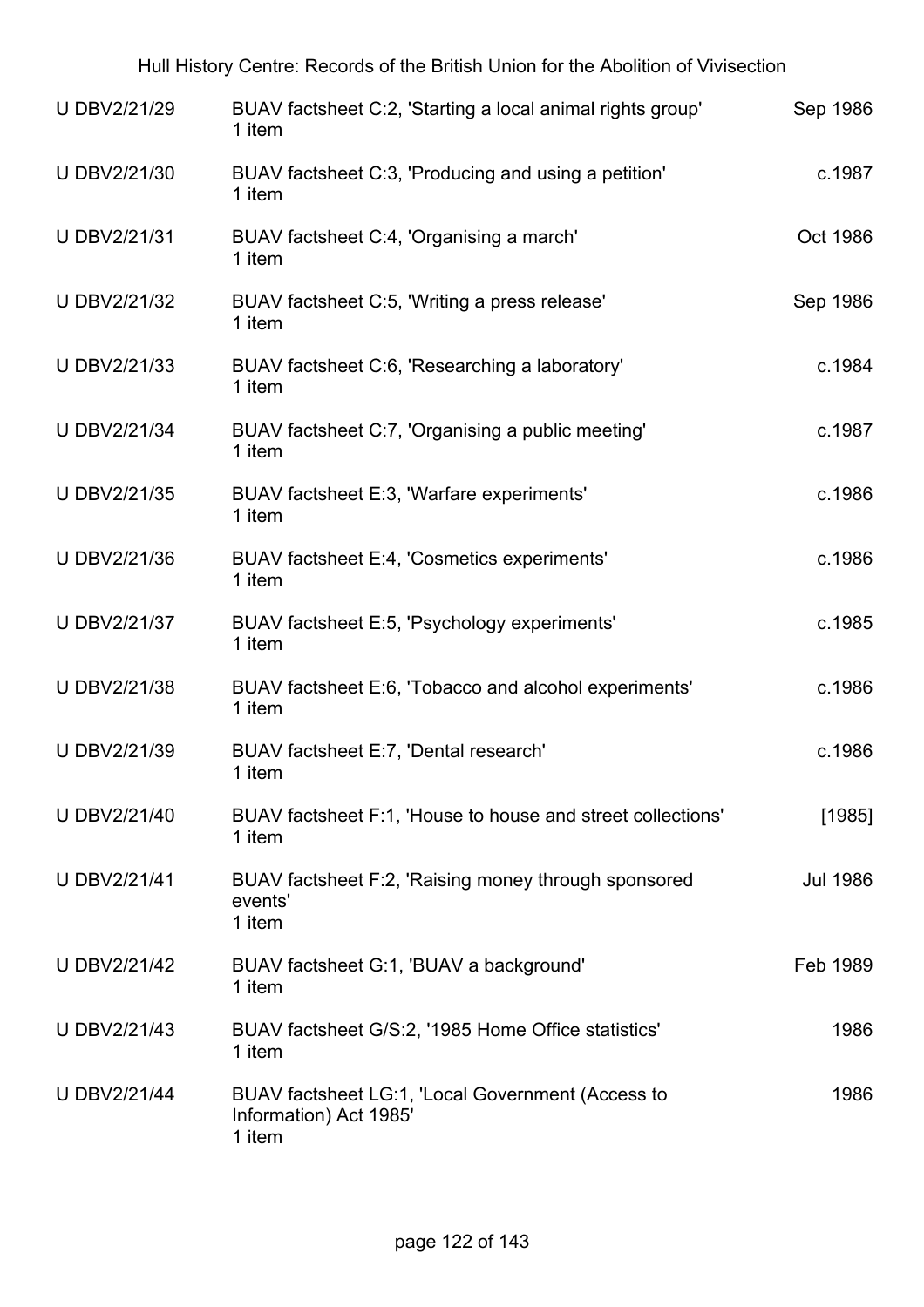| | | |
|---|---|---|
| U DBV2/21/29 | BUAV factsheet C:2, 'Starting a local animal rights group'<br>1 item | Sep 1986 |
| U DBV2/21/30 | BUAV factsheet C:3, 'Producing and using a petition'<br>1 item | c.1987 |
| U DBV2/21/31 | BUAV factsheet C:4, 'Organising a march'<br>1 item | Oct 1986 |
| U DBV2/21/32 | BUAV factsheet C:5, 'Writing a press release'<br>1 item | Sep 1986 |
| U DBV2/21/33 | BUAV factsheet C:6, 'Researching a laboratory'<br>1 item | c.1984 |
| U DBV2/21/34 | BUAV factsheet C:7, 'Organising a public meeting'<br>1 item | c.1987 |
| U DBV2/21/35 | BUAV factsheet E:3, 'Warfare experiments'<br>1 item | c.1986 |
| U DBV2/21/36 | BUAV factsheet E:4, 'Cosmetics experiments'<br>1 item | c.1986 |
| U DBV2/21/37 | BUAV factsheet E:5, 'Psychology experiments'<br>1 item | c.1985 |
| U DBV2/21/38 | BUAV factsheet E:6, 'Tobacco and alcohol experiments'<br>1 item | c.1986 |
| U DBV2/21/39 | BUAV factsheet E:7, 'Dental research'<br>1 item | c.1986 |
| U DBV2/21/40 | BUAV factsheet F:1, 'House to house and street collections'<br>1 item | [1985] |
| U DBV2/21/41 | BUAV factsheet F:2, 'Raising money through sponsored events'<br>1 item | Jul 1986 |
| U DBV2/21/42 | BUAV factsheet G:1, 'BUAV a background'<br>1 item | Feb 1989 |
| U DBV2/21/43 | BUAV factsheet G/S:2, '1985 Home Office statistics'<br>1 item | 1986 |
| U DBV2/21/44 | BUAV factsheet LG:1, 'Local Government (Access to Information) Act 1985'<br>1 item | 1986 |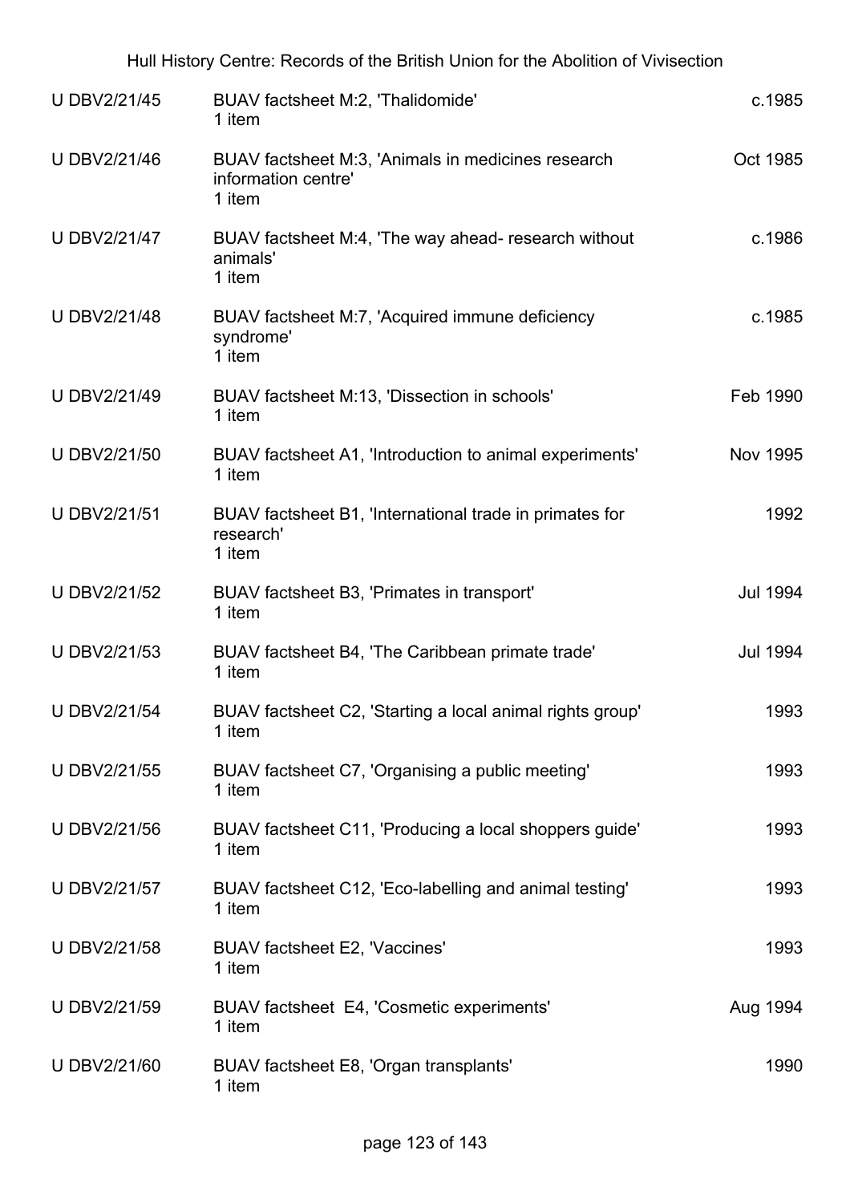| | | |
|---|---|---|
| U DBV2/21/45 | BUAV factsheet M:2, 'Thalidomide'<br>1 item | c.1985 |
| U DBV2/21/46 | BUAV factsheet M:3, 'Animals in medicines research information centre'<br>1 item | Oct 1985 |
| U DBV2/21/47 | BUAV factsheet M:4, 'The way ahead- research without animals'<br>1 item | c.1986 |
| U DBV2/21/48 | BUAV factsheet M:7, 'Acquired immune deficiency syndrome'<br>1 item | c.1985 |
| U DBV2/21/49 | BUAV factsheet M:13, 'Dissection in schools'<br>1 item | Feb 1990 |
| U DBV2/21/50 | BUAV factsheet A1, 'Introduction to animal experiments'<br>1 item | Nov 1995 |
| U DBV2/21/51 | BUAV factsheet B1, 'International trade in primates for research'<br>1 item | 1992 |
| U DBV2/21/52 | BUAV factsheet B3, 'Primates in transport'<br>1 item | Jul 1994 |
| U DBV2/21/53 | BUAV factsheet B4, 'The Caribbean primate trade'<br>1 item | Jul 1994 |
| U DBV2/21/54 | BUAV factsheet C2, 'Starting a local animal rights group'<br>1 item | 1993 |
| U DBV2/21/55 | BUAV factsheet C7, 'Organising a public meeting'<br>1 item | 1993 |
| U DBV2/21/56 | BUAV factsheet C11, 'Producing a local shoppers guide'<br>1 item | 1993 |
| U DBV2/21/57 | BUAV factsheet C12, 'Eco-labelling and animal testing'<br>1 item | 1993 |
| U DBV2/21/58 | BUAV factsheet E2, 'Vaccines'<br>1 item | 1993 |
| U DBV2/21/59 | BUAV factsheet E4, 'Cosmetic experiments'<br>1 item | Aug 1994 |
| U DBV2/21/60 | BUAV factsheet E8, 'Organ transplants'<br>1 item | 1990 |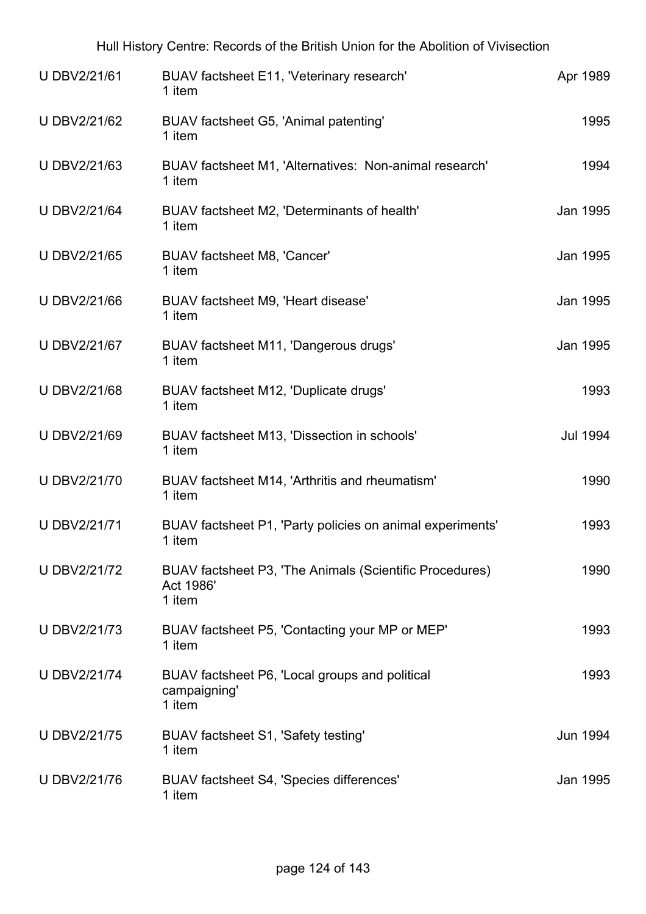| | | |
|---|---|---|
| U DBV2/21/61 | BUAV factsheet E11, 'Veterinary research'<br>1 item | Apr 1989 |
| U DBV2/21/62 | BUAV factsheet G5, 'Animal patenting'<br>1 item | 1995 |
| U DBV2/21/63 | BUAV factsheet M1, 'Alternatives: Non-animal research'<br>1 item | 1994 |
| U DBV2/21/64 | BUAV factsheet M2, 'Determinants of health'<br>1 item | Jan 1995 |
| U DBV2/21/65 | BUAV factsheet M8, 'Cancer'<br>1 item | Jan 1995 |
| U DBV2/21/66 | BUAV factsheet M9, 'Heart disease'<br>1 item | Jan 1995 |
| U DBV2/21/67 | BUAV factsheet M11, 'Dangerous drugs'<br>1 item | Jan 1995 |
| U DBV2/21/68 | BUAV factsheet M12, 'Duplicate drugs'<br>1 item | 1993 |
| U DBV2/21/69 | BUAV factsheet M13, 'Dissection in schools'<br>1 item | Jul 1994 |
| U DBV2/21/70 | BUAV factsheet M14, 'Arthritis and rheumatism'<br>1 item | 1990 |
| U DBV2/21/71 | BUAV factsheet P1, 'Party policies on animal experiments'<br>1 item | 1993 |
| U DBV2/21/72 | BUAV factsheet P3, 'The Animals (Scientific Procedures) Act 1986'<br>1 item | 1990 |
| U DBV2/21/73 | BUAV factsheet P5, 'Contacting your MP or MEP'<br>1 item | 1993 |
| U DBV2/21/74 | BUAV factsheet P6, 'Local groups and political campaigning'<br>1 item | 1993 |
| U DBV2/21/75 | BUAV factsheet S1, 'Safety testing'<br>1 item | Jun 1994 |
| U DBV2/21/76 | BUAV factsheet S4, 'Species differences'<br>1 item | Jan 1995 |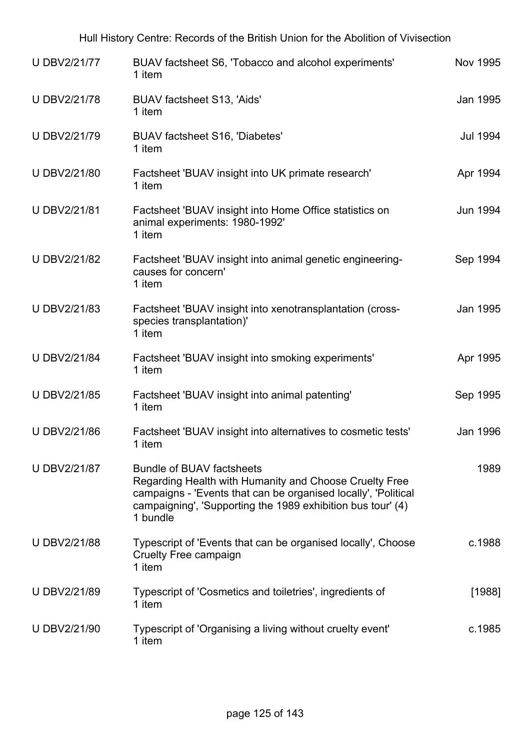| | | |
|---|---|---|
| U DBV2/21/77 | BUAV factsheet S6, 'Tobacco and alcohol experiments'<br>1 item | Nov 1995 |
| U DBV2/21/78 | BUAV factsheet S13, 'Aids'<br>1 item | Jan 1995 |
| U DBV2/21/79 | BUAV factsheet S16, 'Diabetes'<br>1 item | Jul 1994 |
| U DBV2/21/80 | Factsheet 'BUAV insight into UK primate research'<br>1 item | Apr 1994 |
| U DBV2/21/81 | Factsheet 'BUAV insight into Home Office statistics on animal experiments: 1980-1992'<br>1 item | Jun 1994 |
| U DBV2/21/82 | Factsheet 'BUAV insight into animal genetic engineering-causes for concern'<br>1 item | Sep 1994 |
| U DBV2/21/83 | Factsheet 'BUAV insight into xenotransplantation (cross-species transplantation)'<br>1 item | Jan 1995 |
| U DBV2/21/84 | Factsheet 'BUAV insight into smoking experiments'<br>1 item | Apr 1995 |
| U DBV2/21/85 | Factsheet 'BUAV insight into animal patenting'<br>1 item | Sep 1995 |
| U DBV2/21/86 | Factsheet 'BUAV insight into alternatives to cosmetic tests'<br>1 item | Jan 1996 |
| U DBV2/21/87 | Bundle of BUAV factsheets<br>Regarding Health with Humanity and Choose Cruelty Free campaigns - 'Events that can be organised locally', 'Political campaigning', 'Supporting the 1989 exhibition bus tour' (4)<br>1 bundle | 1989 |
| U DBV2/21/88 | Typescript of 'Events that can be organised locally', Choose Cruelty Free campaign<br>1 item | c.1988 |
| U DBV2/21/89 | Typescript of 'Cosmetics and toiletries', ingredients of<br>1 item | [1988] |
| U DBV2/21/90 | Typescript of 'Organising a living without cruelty event'<br>1 item | c.1985 |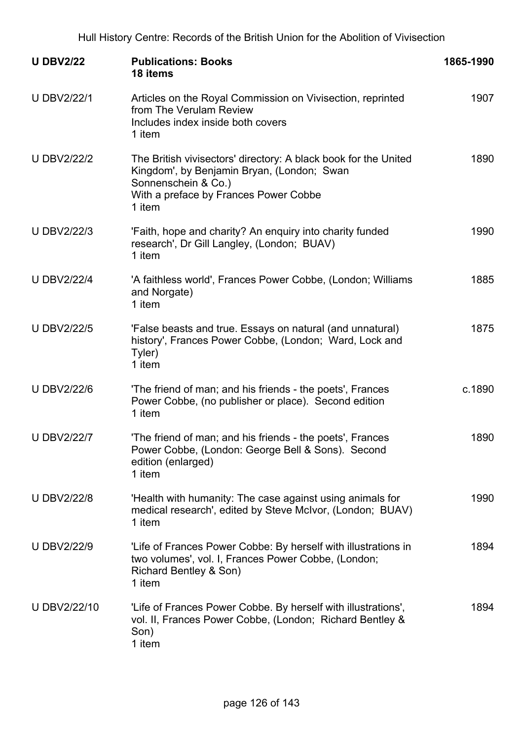| U DBV2/22 | **Publications: Books**<br>**18 items** | **1865-1990** |
|---|---|---|
| U DBV2/22/1 | Articles on the Royal Commission on Vivisection, reprinted from The Verulam Review<br>Includes index inside both covers<br>1 item | 1907 |
| U DBV2/22/2 | The British vivisectors' directory: A black book for the United Kingdom', by Benjamin Bryan, (London; Swan Sonnenschein & Co.)<br>With a preface by Frances Power Cobbe<br>1 item | 1890 |
| U DBV2/22/3 | 'Faith, hope and charity? An enquiry into charity funded research', Dr Gill Langley, (London; BUAV)<br>1 item | 1990 |
| U DBV2/22/4 | 'A faithless world', Frances Power Cobbe, (London; Williams and Norgate)<br>1 item | 1885 |
| U DBV2/22/5 | 'False beasts and true. Essays on natural (and unnatural) history', Frances Power Cobbe, (London; Ward, Lock and Tyler)<br>1 item | 1875 |
| U DBV2/22/6 | 'The friend of man; and his friends - the poets', Frances Power Cobbe, (no publisher or place). Second edition<br>1 item | c.1890 |
| U DBV2/22/7 | 'The friend of man; and his friends - the poets', Frances Power Cobbe, (London: George Bell & Sons). Second edition (enlarged)<br>1 item | 1890 |
| U DBV2/22/8 | 'Health with humanity: The case against using animals for medical research', edited by Steve McIvor, (London; BUAV)<br>1 item | 1990 |
| U DBV2/22/9 | 'Life of Frances Power Cobbe: By herself with illustrations in two volumes', vol. I, Frances Power Cobbe, (London; Richard Bentley & Son)<br>1 item | 1894 |
| U DBV2/22/10 | 'Life of Frances Power Cobbe. By herself with illustrations', vol. II, Frances Power Cobbe, (London; Richard Bentley & Son)<br>1 item | 1894 |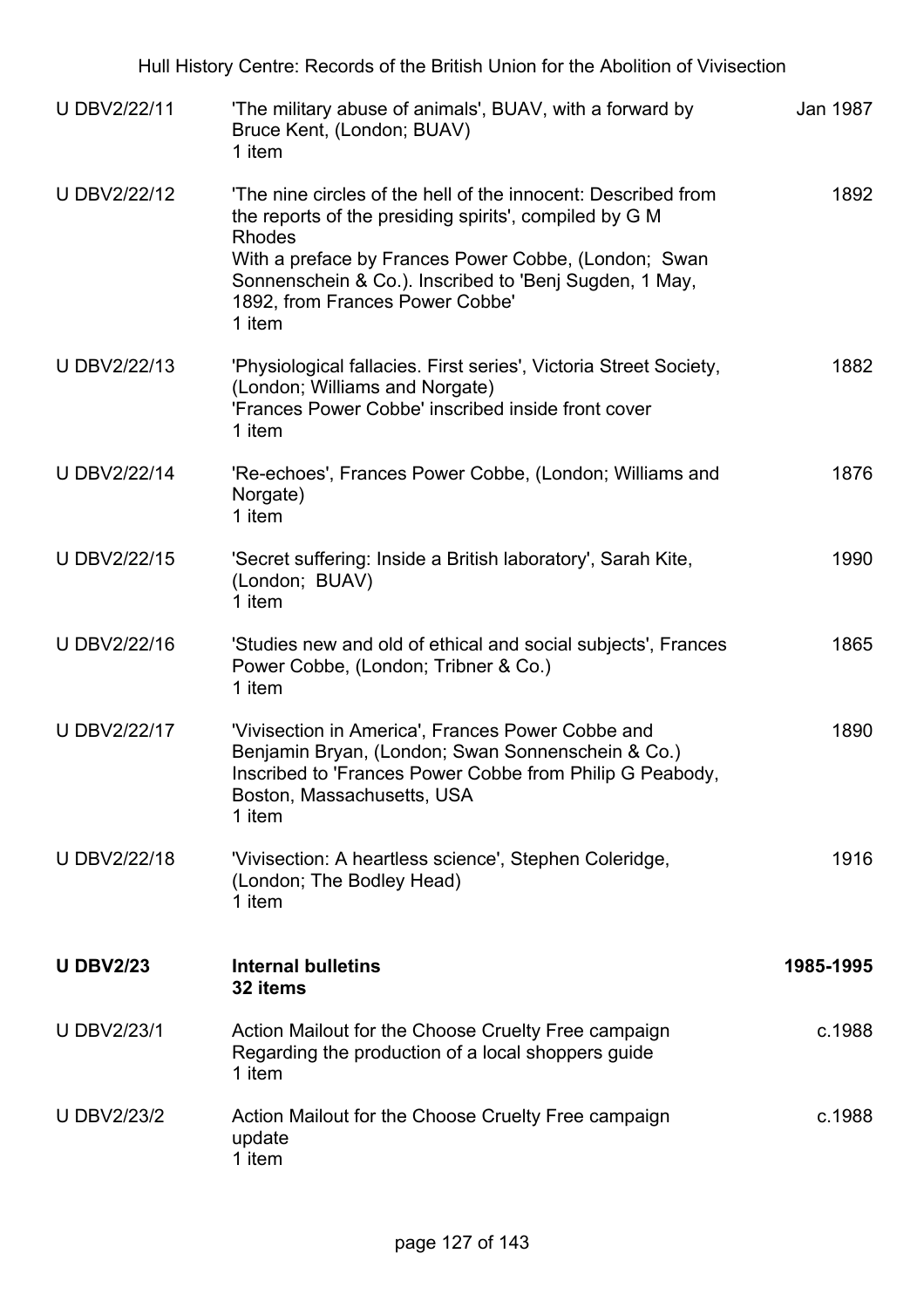| | | |
|---|---|---|
| U DBV2/22/11 | 'The military abuse of animals', BUAV, with a forward by Bruce Kent, (London; BUAV)<br>1 item | Jan 1987 |
| U DBV2/22/12 | 'The nine circles of the hell of the innocent: Described from the reports of the presiding spirits', compiled by G M Rhodes<br>With a preface by Frances Power Cobbe, (London; Swan Sonnenschein & Co.). Inscribed to 'Benj Sugden, 1 May, 1892, from Frances Power Cobbe'<br>1 item | 1892 |
| U DBV2/22/13 | 'Physiological fallacies. First series', Victoria Street Society, (London; Williams and Norgate)<br>'Frances Power Cobbe' inscribed inside front cover<br>1 item | 1882 |
| U DBV2/22/14 | 'Re-echoes', Frances Power Cobbe, (London; Williams and Norgate)<br>1 item | 1876 |
| U DBV2/22/15 | 'Secret suffering: Inside a British laboratory', Sarah Kite, (London; BUAV)<br>1 item | 1990 |
| U DBV2/22/16 | 'Studies new and old of ethical and social subjects', Frances Power Cobbe, (London; Tribner & Co.)<br>1 item | 1865 |
| U DBV2/22/17 | 'Vivisection in America', Frances Power Cobbe and Benjamin Bryan, (London; Swan Sonnenschein & Co.)<br>Inscribed to 'Frances Power Cobbe from Philip G Peabody, Boston, Massachusetts, USA<br>1 item | 1890 |
| U DBV2/22/18 | 'Vivisection: A heartless science', Stephen Coleridge, (London; The Bodley Head)<br>1 item | 1916 |
| **U DBV2/23** | **Internal bulletins**<br>**32 items** | **1985-1995** |
| U DBV2/23/1 | Action Mailout for the Choose Cruelty Free campaign<br>Regarding the production of a local shoppers guide<br>1 item | c.1988 |
| U DBV2/23/2 | Action Mailout for the Choose Cruelty Free campaign update<br>1 item | c.1988 |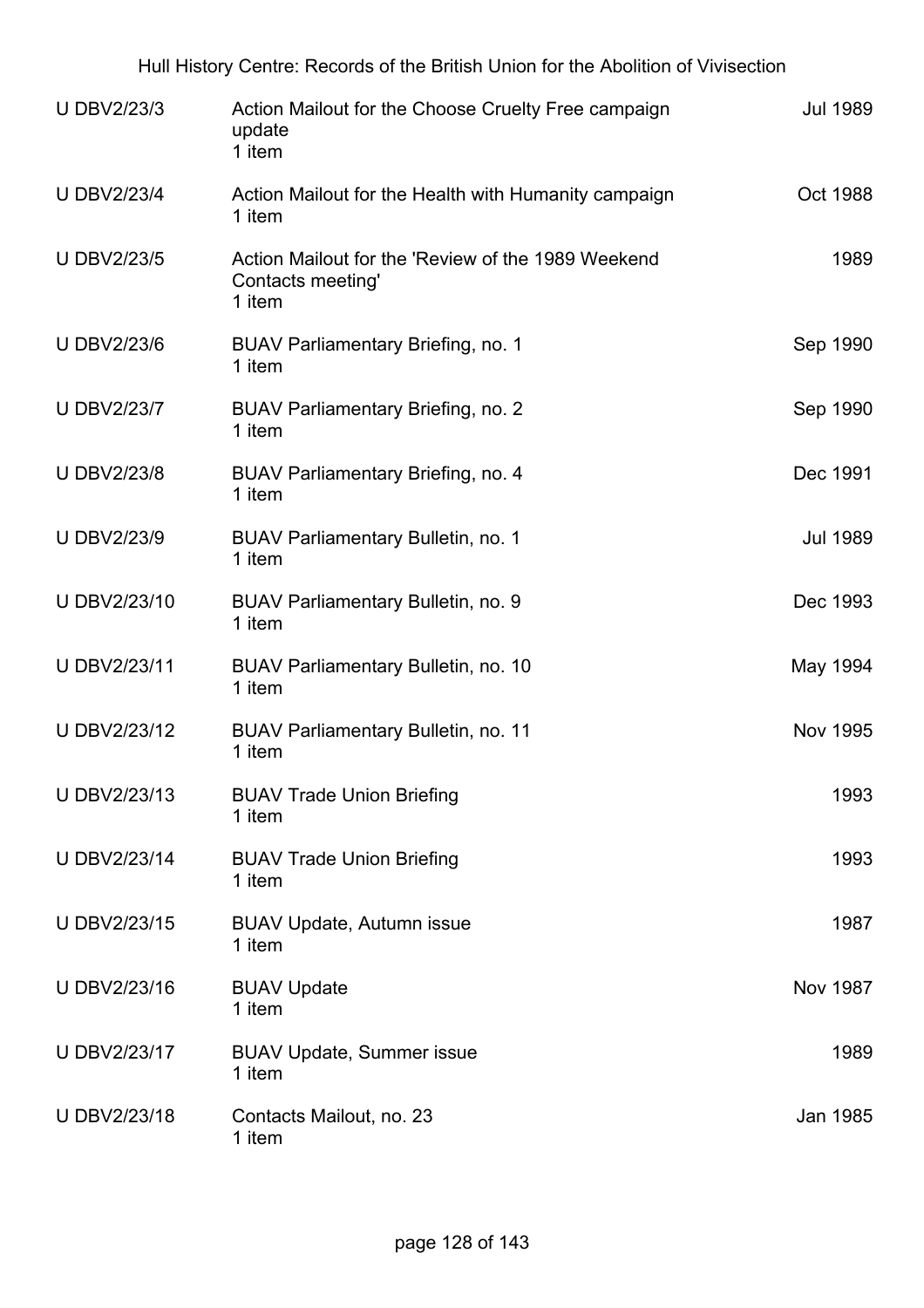| Reference | Description | Date |
|---|---|---|
| U DBV2/23/3 | Action Mailout for the Choose Cruelty Free campaign update<br>1 item | Jul 1989 |
| U DBV2/23/4 | Action Mailout for the Health with Humanity campaign<br>1 item | Oct 1988 |
| U DBV2/23/5 | Action Mailout for the 'Review of the 1989 Weekend Contacts meeting'<br>1 item | 1989 |
| U DBV2/23/6 | BUAV Parliamentary Briefing, no. 1<br>1 item | Sep 1990 |
| U DBV2/23/7 | BUAV Parliamentary Briefing, no. 2<br>1 item | Sep 1990 |
| U DBV2/23/8 | BUAV Parliamentary Briefing, no. 4<br>1 item | Dec 1991 |
| U DBV2/23/9 | BUAV Parliamentary Bulletin, no. 1<br>1 item | Jul 1989 |
| U DBV2/23/10 | BUAV Parliamentary Bulletin, no. 9<br>1 item | Dec 1993 |
| U DBV2/23/11 | BUAV Parliamentary Bulletin, no. 10<br>1 item | May 1994 |
| U DBV2/23/12 | BUAV Parliamentary Bulletin, no. 11<br>1 item | Nov 1995 |
| U DBV2/23/13 | BUAV Trade Union Briefing<br>1 item | 1993 |
| U DBV2/23/14 | BUAV Trade Union Briefing<br>1 item | 1993 |
| U DBV2/23/15 | BUAV Update, Autumn issue<br>1 item | 1987 |
| U DBV2/23/16 | BUAV Update<br>1 item | Nov 1987 |
| U DBV2/23/17 | BUAV Update, Summer issue<br>1 item | 1989 |
| U DBV2/23/18 | Contacts Mailout, no. 23<br>1 item | Jan 1985 |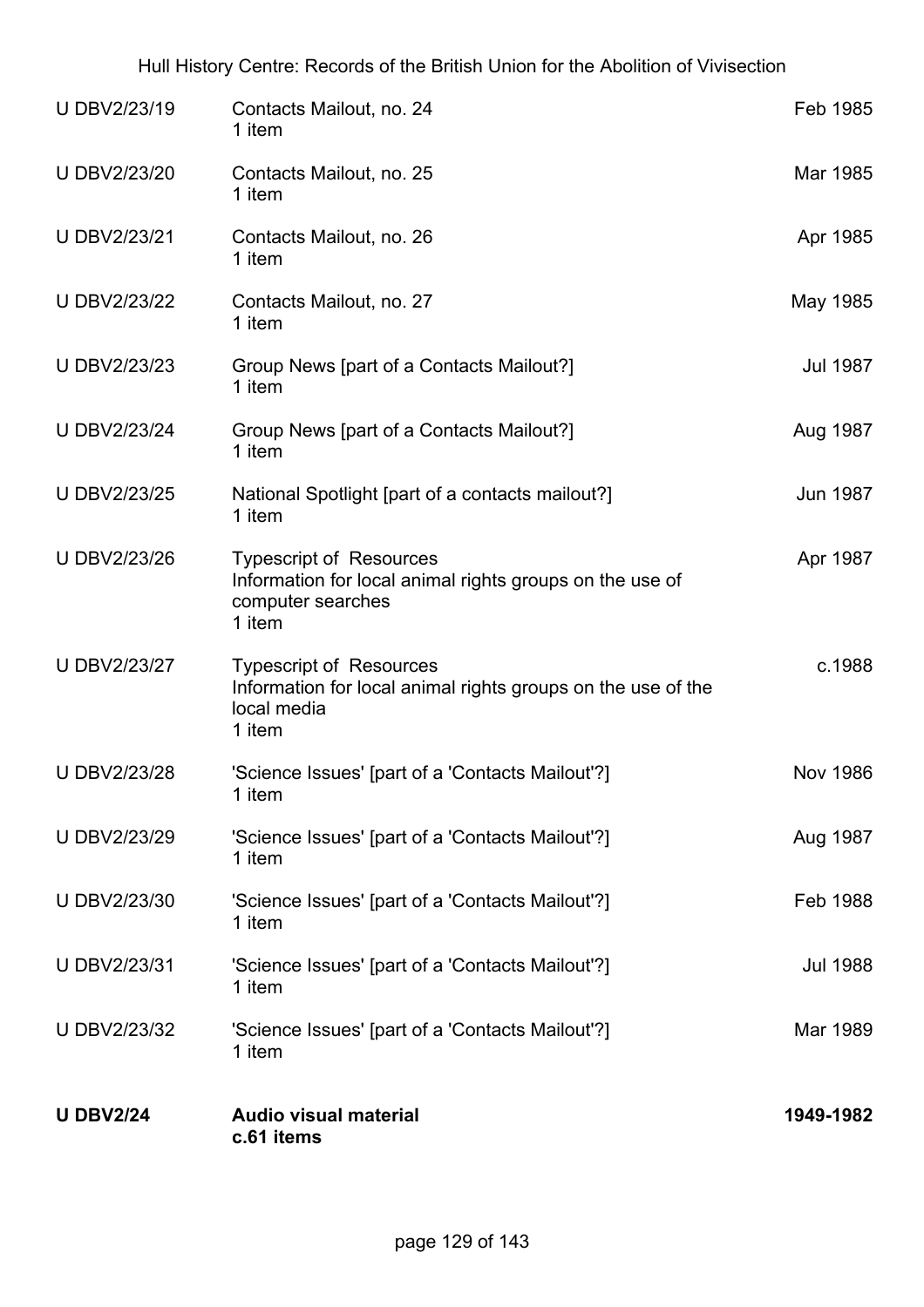| | | |
|---|---|---|
| U DBV2/23/19 | Contacts Mailout, no. 24<br>1 item | Feb 1985 |
| U DBV2/23/20 | Contacts Mailout, no. 25<br>1 item | Mar 1985 |
| U DBV2/23/21 | Contacts Mailout, no. 26<br>1 item | Apr 1985 |
| U DBV2/23/22 | Contacts Mailout, no. 27<br>1 item | May 1985 |
| U DBV2/23/23 | Group News [part of a Contacts Mailout?]<br>1 item | Jul 1987 |
| U DBV2/23/24 | Group News [part of a Contacts Mailout?]<br>1 item | Aug 1987 |
| U DBV2/23/25 | National Spotlight [part of a contacts mailout?]<br>1 item | Jun 1987 |
| U DBV2/23/26 | Typescript of Resources<br>Information for local animal rights groups on the use of computer searches<br>1 item | Apr 1987 |
| U DBV2/23/27 | Typescript of Resources<br>Information for local animal rights groups on the use of the local media<br>1 item | c.1988 |
| U DBV2/23/28 | 'Science Issues' [part of a 'Contacts Mailout'?]<br>1 item | Nov 1986 |
| U DBV2/23/29 | 'Science Issues' [part of a 'Contacts Mailout'?]<br>1 item | Aug 1987 |
| U DBV2/23/30 | 'Science Issues' [part of a 'Contacts Mailout'?]<br>1 item | Feb 1988 |
| U DBV2/23/31 | 'Science Issues' [part of a 'Contacts Mailout'?]<br>1 item | Jul 1988 |
| U DBV2/23/32 | 'Science Issues' [part of a 'Contacts Mailout'?]<br>1 item | Mar 1989 |
| **U DBV2/24** | **Audio visual material**<br>**c.61 items** | **1949-1982** |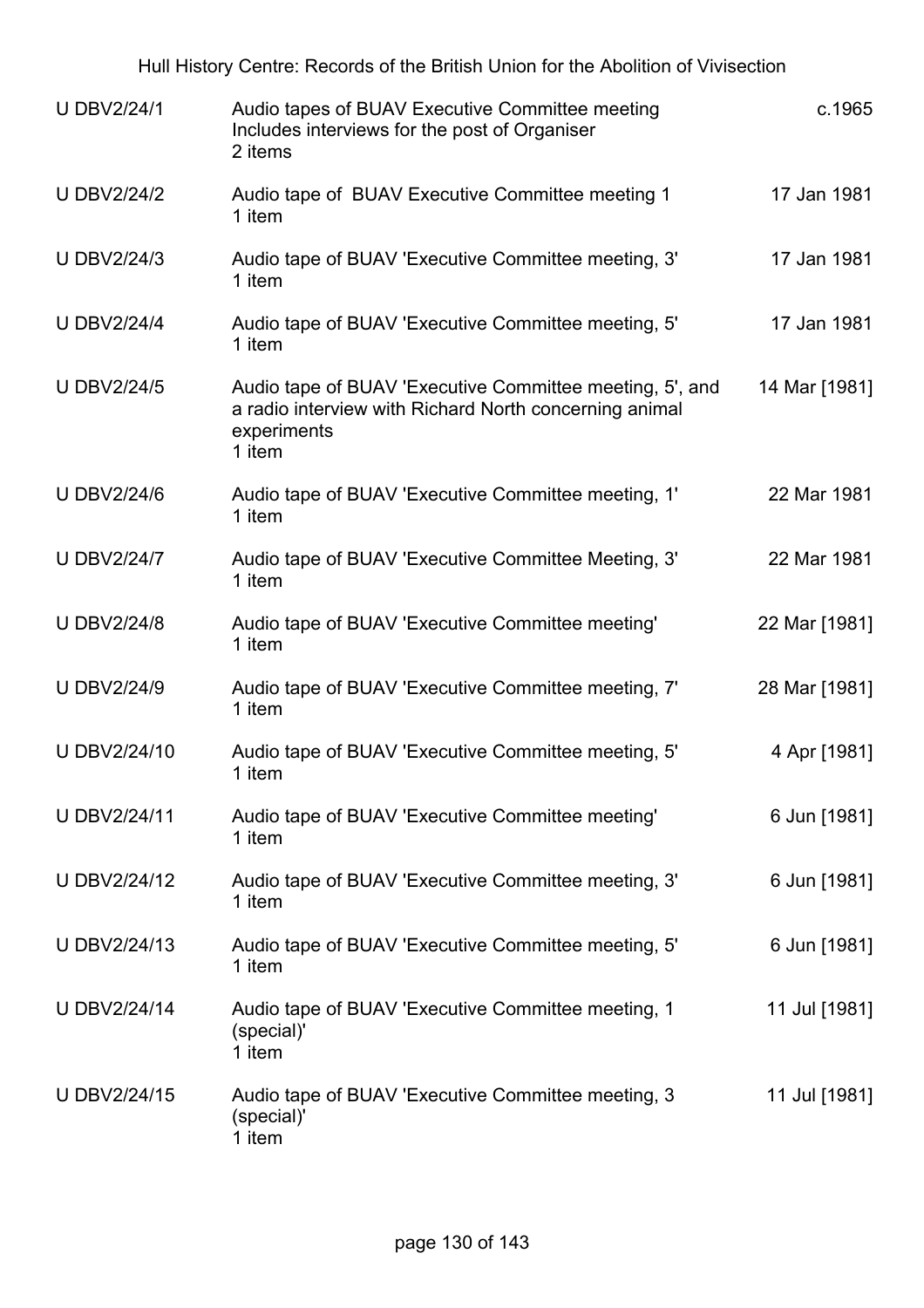| | | |
|---|---|---|
| U DBV2/24/1 | Audio tapes of BUAV Executive Committee meeting<br>Includes interviews for the post of Organiser<br>2 items | c.1965 |
| U DBV2/24/2 | Audio tape of BUAV Executive Committee meeting 1<br>1 item | 17 Jan 1981 |
| U DBV2/24/3 | Audio tape of BUAV 'Executive Committee meeting, 3'<br>1 item | 17 Jan 1981 |
| U DBV2/24/4 | Audio tape of BUAV 'Executive Committee meeting, 5'<br>1 item | 17 Jan 1981 |
| U DBV2/24/5 | Audio tape of BUAV 'Executive Committee meeting, 5', and a radio interview with Richard North concerning animal experiments<br>1 item | 14 Mar [1981] |
| U DBV2/24/6 | Audio tape of BUAV 'Executive Committee meeting, 1'<br>1 item | 22 Mar 1981 |
| U DBV2/24/7 | Audio tape of BUAV 'Executive Committee Meeting, 3'<br>1 item | 22 Mar 1981 |
| U DBV2/24/8 | Audio tape of BUAV 'Executive Committee meeting'<br>1 item | 22 Mar [1981] |
| U DBV2/24/9 | Audio tape of BUAV 'Executive Committee meeting, 7'<br>1 item | 28 Mar [1981] |
| U DBV2/24/10 | Audio tape of BUAV 'Executive Committee meeting, 5'<br>1 item | 4 Apr [1981] |
| U DBV2/24/11 | Audio tape of BUAV 'Executive Committee meeting'<br>1 item | 6 Jun [1981] |
| U DBV2/24/12 | Audio tape of BUAV 'Executive Committee meeting, 3'<br>1 item | 6 Jun [1981] |
| U DBV2/24/13 | Audio tape of BUAV 'Executive Committee meeting, 5'<br>1 item | 6 Jun [1981] |
| U DBV2/24/14 | Audio tape of BUAV 'Executive Committee meeting, 1 (special)'<br>1 item | 11 Jul [1981] |
| U DBV2/24/15 | Audio tape of BUAV 'Executive Committee meeting, 3 (special)'<br>1 item | 11 Jul [1981] |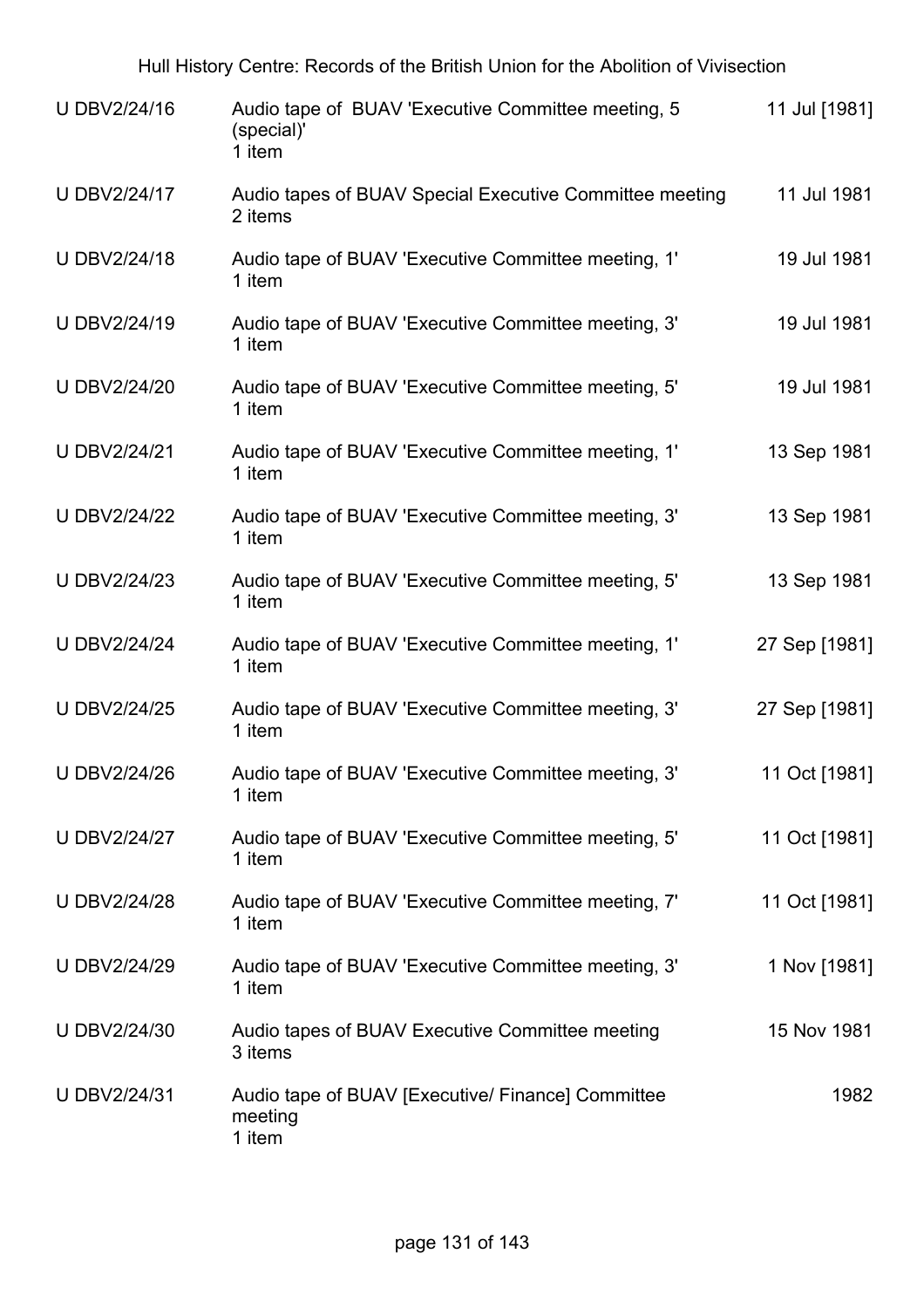| | | |
|---|---|---|
| U DBV2/24/16 | Audio tape of BUAV 'Executive Committee meeting, 5 (special)'<br>1 item | 11 Jul [1981] |
| U DBV2/24/17 | Audio tapes of BUAV Special Executive Committee meeting<br>2 items | 11 Jul 1981 |
| U DBV2/24/18 | Audio tape of BUAV 'Executive Committee meeting, 1'<br>1 item | 19 Jul 1981 |
| U DBV2/24/19 | Audio tape of BUAV 'Executive Committee meeting, 3'<br>1 item | 19 Jul 1981 |
| U DBV2/24/20 | Audio tape of BUAV 'Executive Committee meeting, 5'<br>1 item | 19 Jul 1981 |
| U DBV2/24/21 | Audio tape of BUAV 'Executive Committee meeting, 1'<br>1 item | 13 Sep 1981 |
| U DBV2/24/22 | Audio tape of BUAV 'Executive Committee meeting, 3'<br>1 item | 13 Sep 1981 |
| U DBV2/24/23 | Audio tape of BUAV 'Executive Committee meeting, 5'<br>1 item | 13 Sep 1981 |
| U DBV2/24/24 | Audio tape of BUAV 'Executive Committee meeting, 1'<br>1 item | 27 Sep [1981] |
| U DBV2/24/25 | Audio tape of BUAV 'Executive Committee meeting, 3'<br>1 item | 27 Sep [1981] |
| U DBV2/24/26 | Audio tape of BUAV 'Executive Committee meeting, 3'<br>1 item | 11 Oct [1981] |
| U DBV2/24/27 | Audio tape of BUAV 'Executive Committee meeting, 5'<br>1 item | 11 Oct [1981] |
| U DBV2/24/28 | Audio tape of BUAV 'Executive Committee meeting, 7'<br>1 item | 11 Oct [1981] |
| U DBV2/24/29 | Audio tape of BUAV 'Executive Committee meeting, 3'<br>1 item | 1 Nov [1981] |
| U DBV2/24/30 | Audio tapes of BUAV Executive Committee meeting<br>3 items | 15 Nov 1981 |
| U DBV2/24/31 | Audio tape of BUAV [Executive/ Finance] Committee meeting<br>1 item | 1982 |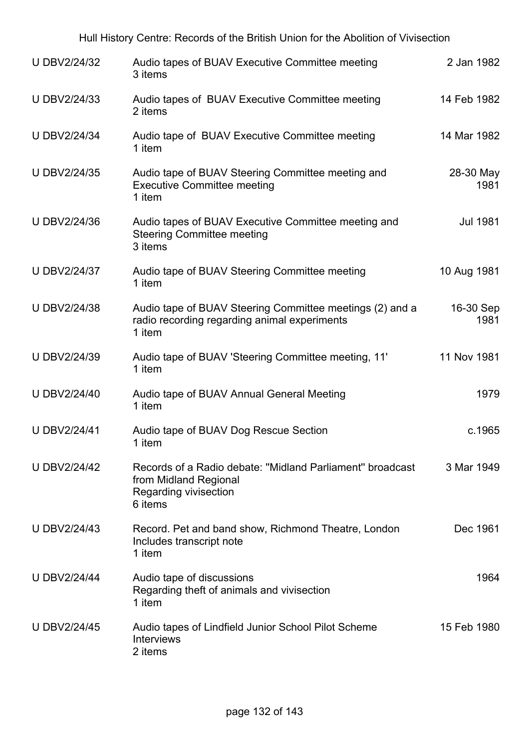| | | |
|---|---|---|
| U DBV2/24/32 | Audio tapes of BUAV Executive Committee meeting<br>3 items | 2 Jan 1982 |
| U DBV2/24/33 | Audio tapes of BUAV Executive Committee meeting<br>2 items | 14 Feb 1982 |
| U DBV2/24/34 | Audio tape of BUAV Executive Committee meeting<br>1 item | 14 Mar 1982 |
| U DBV2/24/35 | Audio tape of BUAV Steering Committee meeting and Executive Committee meeting<br>1 item | 28-30 May 1981 |
| U DBV2/24/36 | Audio tapes of BUAV Executive Committee meeting and Steering Committee meeting<br>3 items | Jul 1981 |
| U DBV2/24/37 | Audio tape of BUAV Steering Committee meeting<br>1 item | 10 Aug 1981 |
| U DBV2/24/38 | Audio tape of BUAV Steering Committee meetings (2) and a radio recording regarding animal experiments<br>1 item | 16-30 Sep 1981 |
| U DBV2/24/39 | Audio tape of BUAV 'Steering Committee meeting, 11'<br>1 item | 11 Nov 1981 |
| U DBV2/24/40 | Audio tape of BUAV Annual General Meeting<br>1 item | 1979 |
| U DBV2/24/41 | Audio tape of BUAV Dog Rescue Section<br>1 item | c.1965 |
| U DBV2/24/42 | Records of a Radio debate: "Midland Parliament" broadcast from Midland Regional<br>Regarding vivisection<br>6 items | 3 Mar 1949 |
| U DBV2/24/43 | Record. Pet and band show, Richmond Theatre, London<br>Includes transcript note<br>1 item | Dec 1961 |
| U DBV2/24/44 | Audio tape of discussions<br>Regarding theft of animals and vivisection<br>1 item | 1964 |
| U DBV2/24/45 | Audio tapes of Lindfield Junior School Pilot Scheme Interviews<br>2 items | 15 Feb 1980 |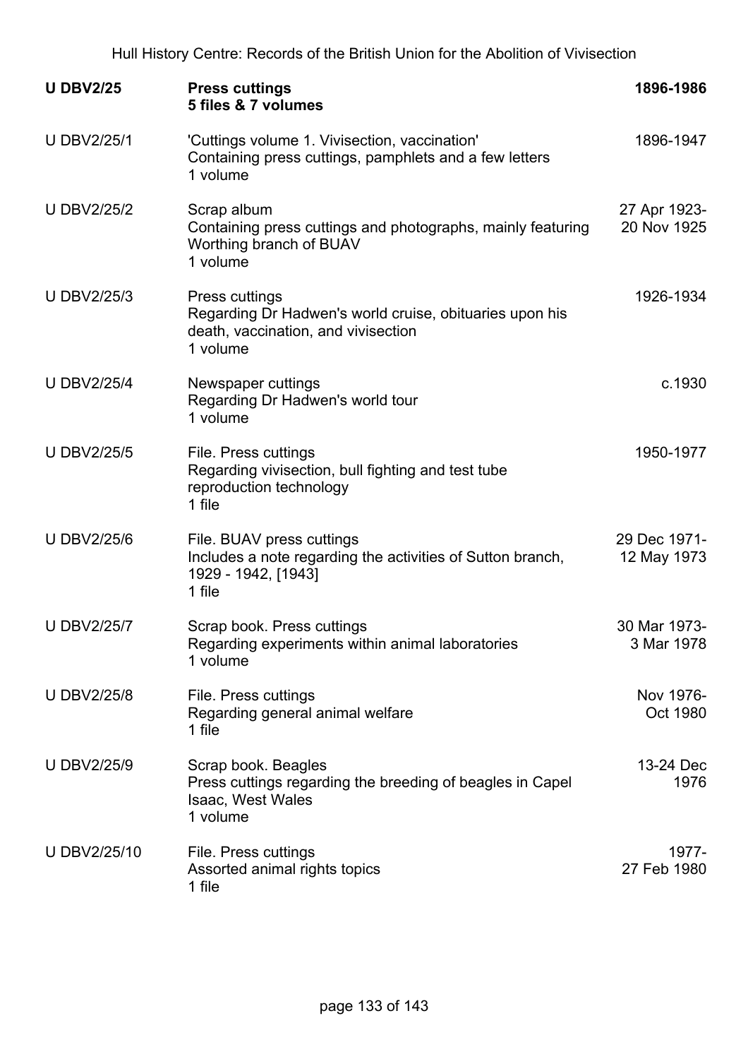| | | |
|---|---|---|
| **U DBV2/25** | **Press cuttings**<br>**5 files & 7 volumes** | **1896-1986** |
| U DBV2/25/1 | 'Cuttings volume 1. Vivisection, vaccination'<br>Containing press cuttings, pamphlets and a few letters<br>1 volume | 1896-1947 |
| U DBV2/25/2 | Scrap album<br>Containing press cuttings and photographs, mainly featuring Worthing branch of BUAV<br>1 volume | 27 Apr 1923-20 Nov 1925 |
| U DBV2/25/3 | Press cuttings<br>Regarding Dr Hadwen's world cruise, obituaries upon his death, vaccination, and vivisection<br>1 volume | 1926-1934 |
| U DBV2/25/4 | Newspaper cuttings<br>Regarding Dr Hadwen's world tour<br>1 volume | c.1930 |
| U DBV2/25/5 | File. Press cuttings<br>Regarding vivisection, bull fighting and test tube reproduction technology<br>1 file | 1950-1977 |
| U DBV2/25/6 | File. BUAV press cuttings<br>Includes a note regarding the activities of Sutton branch, 1929 - 1942, [1943]<br>1 file | 29 Dec 1971-12 May 1973 |
| U DBV2/25/7 | Scrap book. Press cuttings<br>Regarding experiments within animal laboratories<br>1 volume | 30 Mar 1973-3 Mar 1978 |
| U DBV2/25/8 | File. Press cuttings<br>Regarding general animal welfare<br>1 file | Nov 1976-Oct 1980 |
| U DBV2/25/9 | Scrap book. Beagles<br>Press cuttings regarding the breeding of beagles in Capel Isaac, West Wales<br>1 volume | 13-24 Dec 1976 |
| U DBV2/25/10 | File. Press cuttings<br>Assorted animal rights topics<br>1 file | 1977-27 Feb 1980 |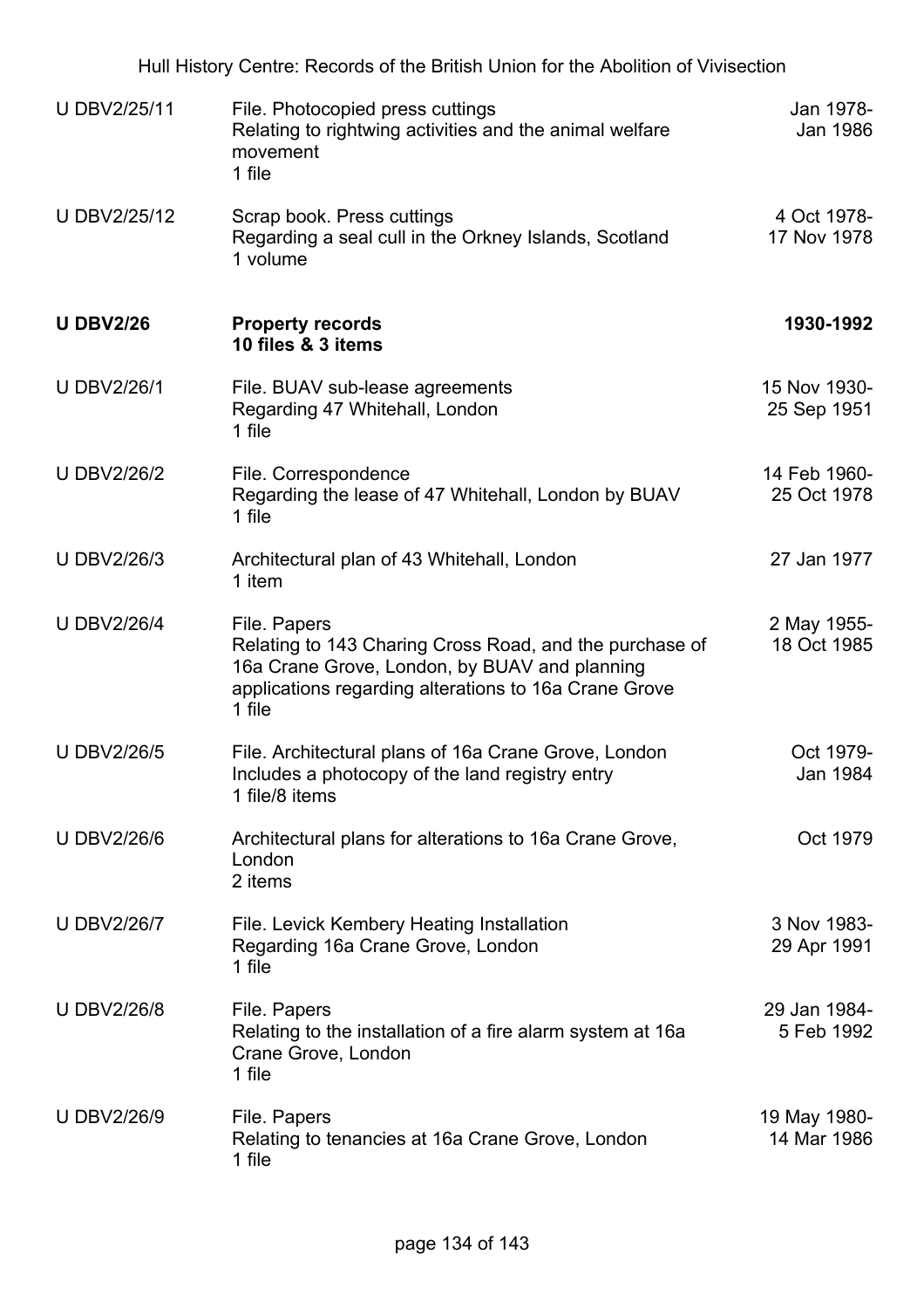| | | |
|---|---|---|
| U DBV2/25/11 | File. Photocopied press cuttings<br>Relating to rightwing activities and the animal welfare movement<br>1 file | Jan 1978-Jan 1986 |
| U DBV2/25/12 | Scrap book. Press cuttings<br>Regarding a seal cull in the Orkney Islands, Scotland<br>1 volume | 4 Oct 1978-17 Nov 1978 |
| **U DBV2/26** | **Property records**<br>**10 files & 3 items** | **1930-1992** |
| U DBV2/26/1 | File. BUAV sub-lease agreements<br>Regarding 47 Whitehall, London<br>1 file | 15 Nov 1930-25 Sep 1951 |
| U DBV2/26/2 | File. Correspondence<br>Regarding the lease of 47 Whitehall, London by BUAV<br>1 file | 14 Feb 1960-25 Oct 1978 |
| U DBV2/26/3 | Architectural plan of 43 Whitehall, London<br>1 item | 27 Jan 1977 |
| U DBV2/26/4 | File. Papers<br>Relating to 143 Charing Cross Road, and the purchase of 16a Crane Grove, London, by BUAV and planning applications regarding alterations to 16a Crane Grove<br>1 file | 2 May 1955-18 Oct 1985 |
| U DBV2/26/5 | File. Architectural plans of 16a Crane Grove, London<br>Includes a photocopy of the land registry entry<br>1 file/8 items | Oct 1979-Jan 1984 |
| U DBV2/26/6 | Architectural plans for alterations to 16a Crane Grove, London<br>2 items | Oct 1979 |
| U DBV2/26/7 | File. Levick Kembery Heating Installation<br>Regarding 16a Crane Grove, London<br>1 file | 3 Nov 1983-29 Apr 1991 |
| U DBV2/26/8 | File. Papers<br>Relating to the installation of a fire alarm system at 16a Crane Grove, London<br>1 file | 29 Jan 1984-5 Feb 1992 |
| U DBV2/26/9 | File. Papers<br>Relating to tenancies at 16a Crane Grove, London<br>1 file | 19 May 1980-14 Mar 1986 |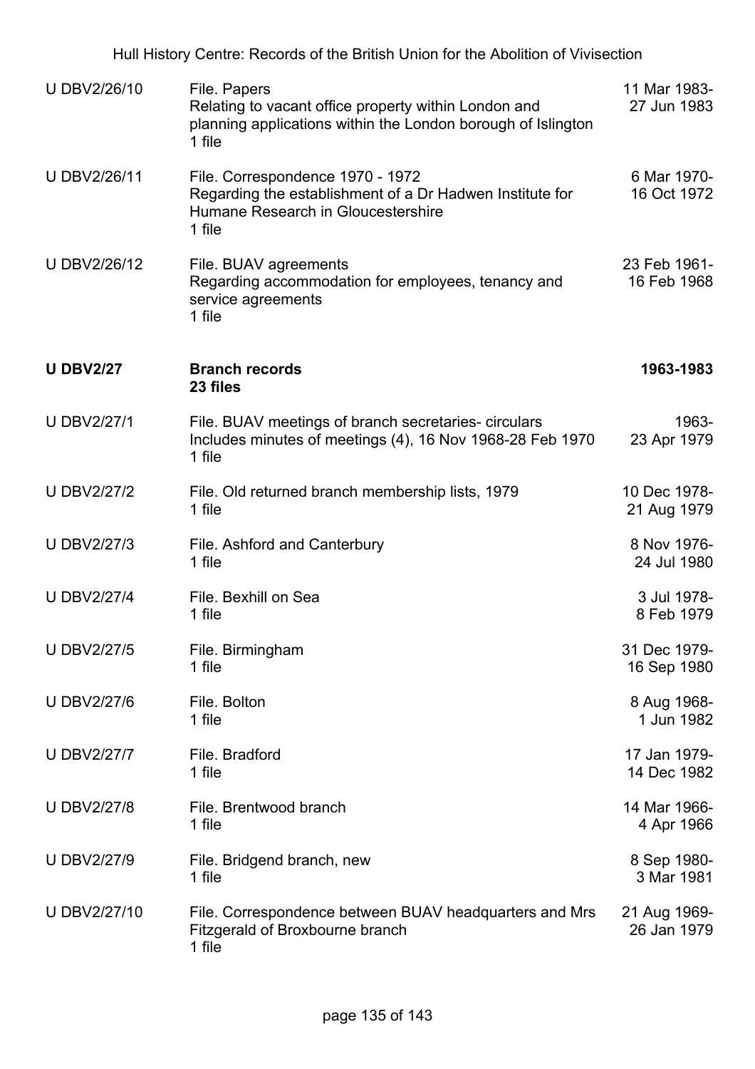| Reference | Description | Dates |
|---|---|---|
| U DBV2/26/10 | File. Papers<br>Relating to vacant office property within London and planning applications within the London borough of Islington<br>1 file | 11 Mar 1983-27 Jun 1983 |
| U DBV2/26/11 | File. Correspondence 1970 - 1972<br>Regarding the establishment of a Dr Hadwen Institute for Humane Research in Gloucestershire<br>1 file | 6 Mar 1970-16 Oct 1972 |
| U DBV2/26/12 | File. BUAV agreements<br>Regarding accommodation for employees, tenancy and service agreements<br>1 file | 23 Feb 1961-16 Feb 1968 |
| **U DBV2/27** | **Branch records**<br>**23 files** | **1963-1983** |
| U DBV2/27/1 | File. BUAV meetings of branch secretaries- circulars<br>Includes minutes of meetings (4), 16 Nov 1968-28 Feb 1970<br>1 file | 1963-23 Apr 1979 |
| U DBV2/27/2 | File. Old returned branch membership lists, 1979<br>1 file | 10 Dec 1978-21 Aug 1979 |
| U DBV2/27/3 | File. Ashford and Canterbury<br>1 file | 8 Nov 1976-24 Jul 1980 |
| U DBV2/27/4 | File. Bexhill on Sea<br>1 file | 3 Jul 1978-8 Feb 1979 |
| U DBV2/27/5 | File. Birmingham<br>1 file | 31 Dec 1979-16 Sep 1980 |
| U DBV2/27/6 | File. Bolton<br>1 file | 8 Aug 1968-1 Jun 1982 |
| U DBV2/27/7 | File. Bradford<br>1 file | 17 Jan 1979-14 Dec 1982 |
| U DBV2/27/8 | File. Brentwood branch<br>1 file | 14 Mar 1966-4 Apr 1966 |
| U DBV2/27/9 | File. Bridgend branch, new<br>1 file | 8 Sep 1980-3 Mar 1981 |
| U DBV2/27/10 | File. Correspondence between BUAV headquarters and Mrs Fitzgerald of Broxbourne branch<br>1 file | 21 Aug 1969-26 Jan 1979 |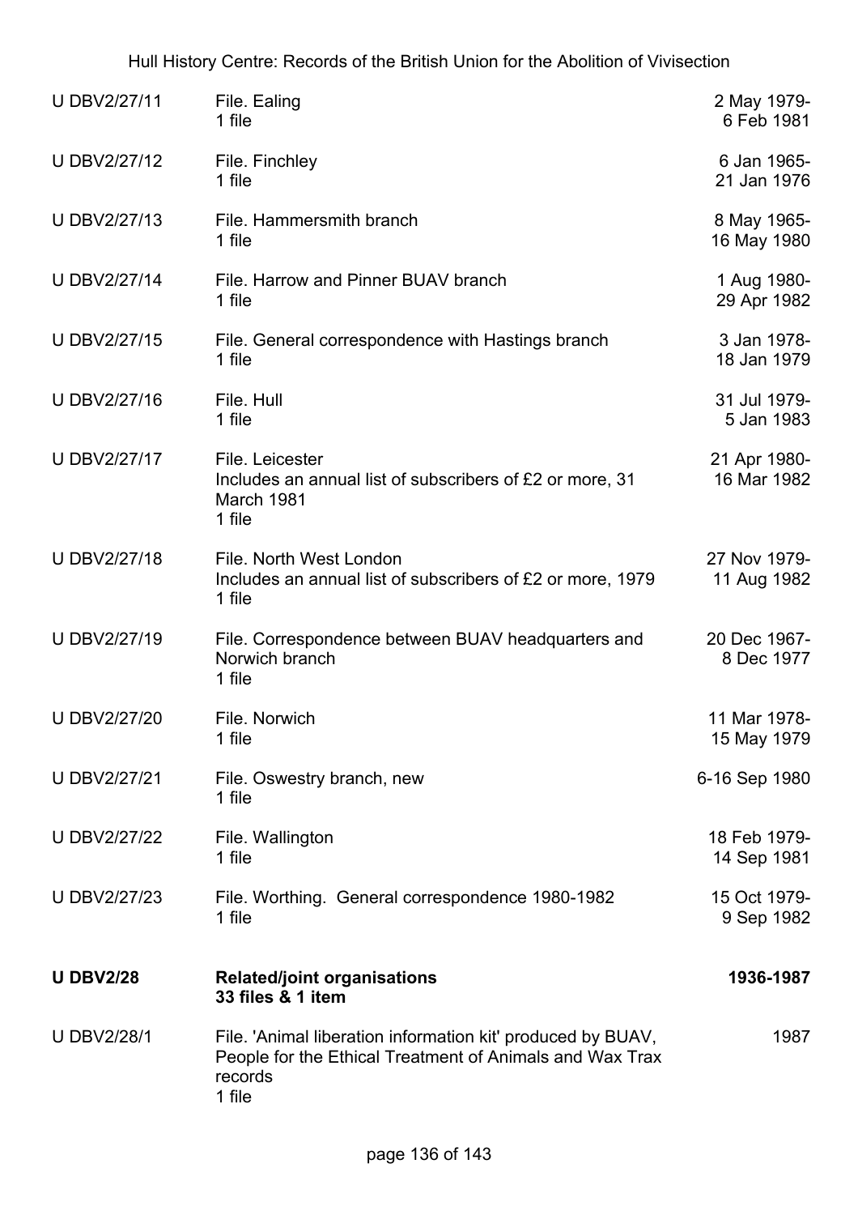| | | |
|---|---|---|
| U DBV2/27/11 | File. Ealing<br>1 file | 2 May 1979-<br>6 Feb 1981 |
| U DBV2/27/12 | File. Finchley<br>1 file | 6 Jan 1965-<br>21 Jan 1976 |
| U DBV2/27/13 | File. Hammersmith branch<br>1 file | 8 May 1965-<br>16 May 1980 |
| U DBV2/27/14 | File. Harrow and Pinner BUAV branch<br>1 file | 1 Aug 1980-<br>29 Apr 1982 |
| U DBV2/27/15 | File. General correspondence with Hastings branch<br>1 file | 3 Jan 1978-<br>18 Jan 1979 |
| U DBV2/27/16 | File. Hull<br>1 file | 31 Jul 1979-<br>5 Jan 1983 |
| U DBV2/27/17 | File. Leicester<br>Includes an annual list of subscribers of £2 or more, 31 March 1981<br>1 file | 21 Apr 1980-<br>16 Mar 1982 |
| U DBV2/27/18 | File. North West London<br>Includes an annual list of subscribers of £2 or more, 1979<br>1 file | 27 Nov 1979-<br>11 Aug 1982 |
| U DBV2/27/19 | File. Correspondence between BUAV headquarters and Norwich branch<br>1 file | 20 Dec 1967-<br>8 Dec 1977 |
| U DBV2/27/20 | File. Norwich<br>1 file | 11 Mar 1978-<br>15 May 1979 |
| U DBV2/27/21 | File. Oswestry branch, new<br>1 file | 6-16 Sep 1980 |
| U DBV2/27/22 | File. Wallington<br>1 file | 18 Feb 1979-<br>14 Sep 1981 |
| U DBV2/27/23 | File. Worthing. General correspondence 1980-1982<br>1 file | 15 Oct 1979-<br>9 Sep 1982 |
| **U DBV2/28** | **Related/joint organisations**<br>**33 files & 1 item** | **1936-1987** |
| U DBV2/28/1 | File. 'Animal liberation information kit' produced by BUAV, People for the Ethical Treatment of Animals and Wax Trax records<br>1 file | 1987 |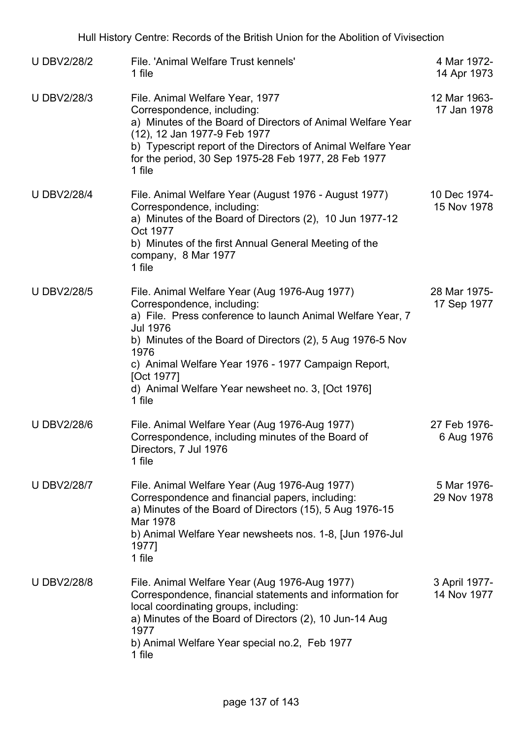| | | |
|---|---|---|
| U DBV2/28/2 | File. 'Animal Welfare Trust kennels'<br>1 file | 4 Mar 1972-<br>14 Apr 1973 |
| U DBV2/28/3 | File. Animal Welfare Year, 1977<br>Correspondence, including:<br>a) Minutes of the Board of Directors of Animal Welfare Year (12), 12 Jan 1977-9 Feb 1977<br>b) Typescript report of the Directors of Animal Welfare Year for the period, 30 Sep 1975-28 Feb 1977, 28 Feb 1977<br>1 file | 12 Mar 1963-<br>17 Jan 1978 |
| U DBV2/28/4 | File. Animal Welfare Year (August 1976 - August 1977)<br>Correspondence, including:<br>a) Minutes of the Board of Directors (2), 10 Jun 1977-12 Oct 1977<br>b) Minutes of the first Annual General Meeting of the company, 8 Mar 1977<br>1 file | 10 Dec 1974-<br>15 Nov 1978 |
| U DBV2/28/5 | File. Animal Welfare Year (Aug 1976-Aug 1977)<br>Correspondence, including:<br>a) File. Press conference to launch Animal Welfare Year, 7 Jul 1976<br>b) Minutes of the Board of Directors (2), 5 Aug 1976-5 Nov 1976<br>c) Animal Welfare Year 1976 - 1977 Campaign Report, [Oct 1977]<br>d) Animal Welfare Year newsheet no. 3, [Oct 1976]<br>1 file | 28 Mar 1975-<br>17 Sep 1977 |
| U DBV2/28/6 | File. Animal Welfare Year (Aug 1976-Aug 1977)<br>Correspondence, including minutes of the Board of Directors, 7 Jul 1976<br>1 file | 27 Feb 1976-<br>6 Aug 1976 |
| U DBV2/28/7 | File. Animal Welfare Year (Aug 1976-Aug 1977)<br>Correspondence and financial papers, including:<br>a) Minutes of the Board of Directors (15), 5 Aug 1976-15 Mar 1978<br>b) Animal Welfare Year newsheets nos. 1-8, [Jun 1976-Jul 1977]<br>1 file | 5 Mar 1976-<br>29 Nov 1978 |
| U DBV2/28/8 | File. Animal Welfare Year (Aug 1976-Aug 1977)<br>Correspondence, financial statements and information for local coordinating groups, including:<br>a) Minutes of the Board of Directors (2), 10 Jun-14 Aug 1977<br>b) Animal Welfare Year special no.2, Feb 1977<br>1 file | 3 April 1977-<br>14 Nov 1977 |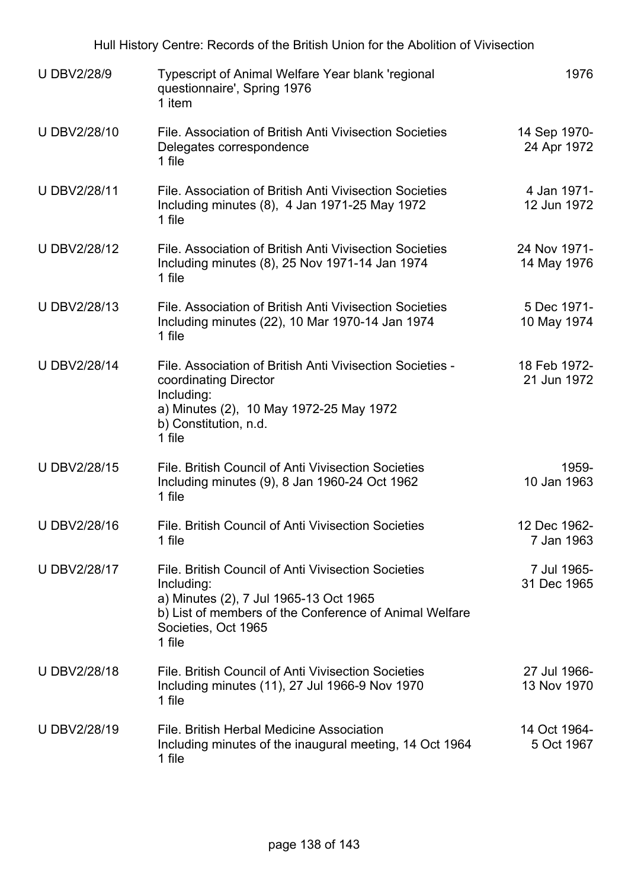| | | |
|---|---|---|
| U DBV2/28/9 | Typescript of Animal Welfare Year blank 'regional questionnaire', Spring 1976<br>1 item | 1976 |
| U DBV2/28/10 | File. Association of British Anti Vivisection Societies Delegates correspondence<br>1 file | 14 Sep 1970-<br>24 Apr 1972 |
| U DBV2/28/11 | File. Association of British Anti Vivisection Societies Including minutes (8), 4 Jan 1971-25 May 1972<br>1 file | 4 Jan 1971-<br>12 Jun 1972 |
| U DBV2/28/12 | File. Association of British Anti Vivisection Societies Including minutes (8), 25 Nov 1971-14 Jan 1974<br>1 file | 24 Nov 1971-<br>14 May 1976 |
| U DBV2/28/13 | File. Association of British Anti Vivisection Societies Including minutes (22), 10 Mar 1970-14 Jan 1974<br>1 file | 5 Dec 1971-<br>10 May 1974 |
| U DBV2/28/14 | File. Association of British Anti Vivisection Societies - coordinating Director<br>Including:<br>a) Minutes (2), 10 May 1972-25 May 1972<br>b) Constitution, n.d.<br>1 file | 18 Feb 1972-<br>21 Jun 1972 |
| U DBV2/28/15 | File. British Council of Anti Vivisection Societies Including minutes (9), 8 Jan 1960-24 Oct 1962<br>1 file | 1959-<br>10 Jan 1963 |
| U DBV2/28/16 | File. British Council of Anti Vivisection Societies<br>1 file | 12 Dec 1962-<br>7 Jan 1963 |
| U DBV2/28/17 | File. British Council of Anti Vivisection Societies<br>Including:<br>a) Minutes (2), 7 Jul 1965-13 Oct 1965<br>b) List of members of the Conference of Animal Welfare Societies, Oct 1965<br>1 file | 7 Jul 1965-<br>31 Dec 1965 |
| U DBV2/28/18 | File. British Council of Anti Vivisection Societies Including minutes (11), 27 Jul 1966-9 Nov 1970<br>1 file | 27 Jul 1966-<br>13 Nov 1970 |
| U DBV2/28/19 | File. British Herbal Medicine Association<br>Including minutes of the inaugural meeting, 14 Oct 1964<br>1 file | 14 Oct 1964-<br>5 Oct 1967 |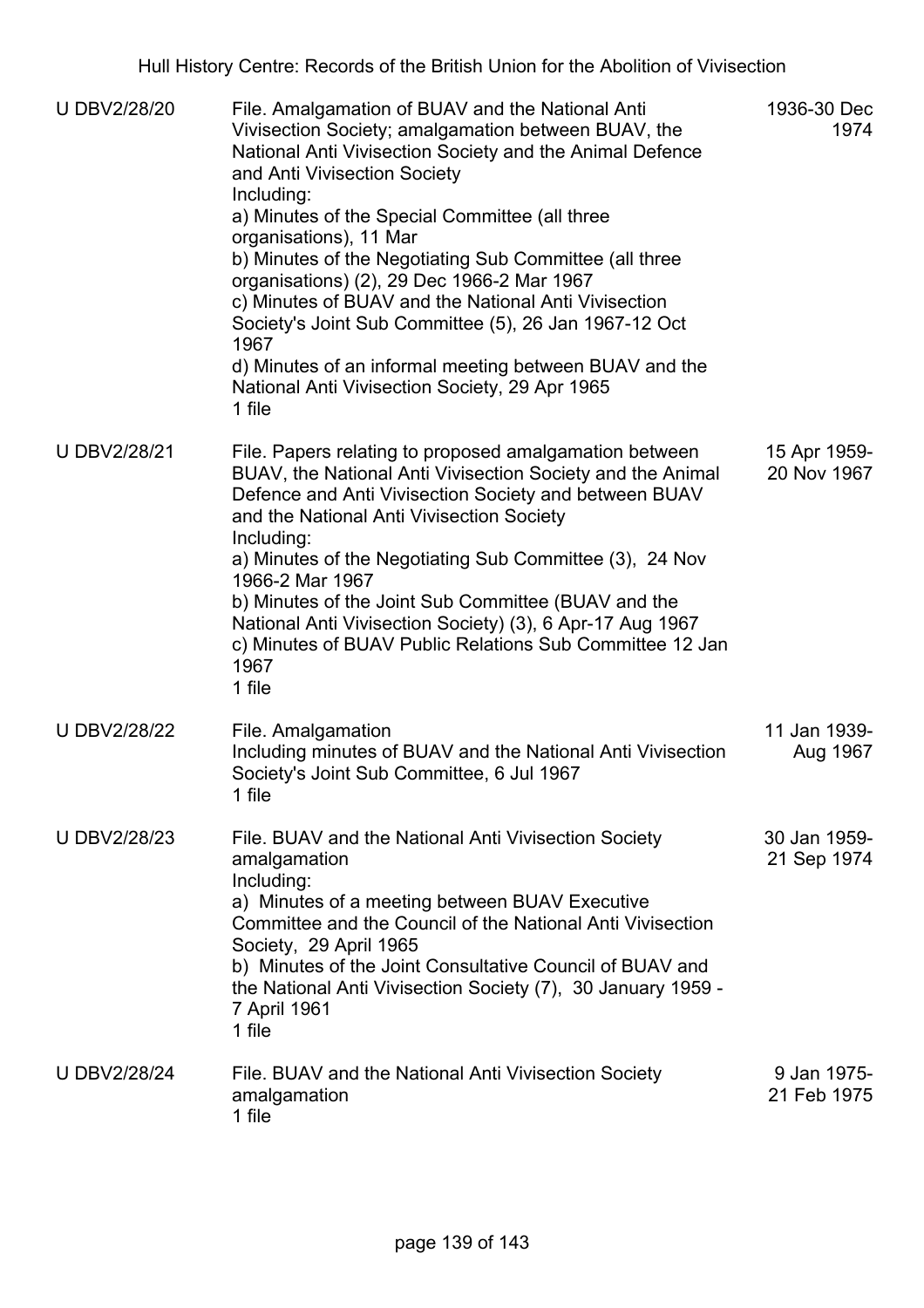| | | |
|---|---|---|
| U DBV2/28/20 | File. Amalgamation of BUAV and the National Anti Vivisection Society; amalgamation between BUAV, the National Anti Vivisection Society and the Animal Defence and Anti Vivisection Society<br>Including:<br>a) Minutes of the Special Committee (all three organisations), 11 Mar<br>b) Minutes of the Negotiating Sub Committee (all three organisations) (2), 29 Dec 1966-2 Mar 1967<br>c) Minutes of BUAV and the National Anti Vivisection Society's Joint Sub Committee (5), 26 Jan 1967-12 Oct 1967<br>d) Minutes of an informal meeting between BUAV and the National Anti Vivisection Society, 29 Apr 1965<br>1 file | 1936-30 Dec 1974 |
| U DBV2/28/21 | File. Papers relating to proposed amalgamation between BUAV, the National Anti Vivisection Society and the Animal Defence and Anti Vivisection Society and between BUAV and the National Anti Vivisection Society<br>Including:<br>a) Minutes of the Negotiating Sub Committee (3), 24 Nov 1966-2 Mar 1967<br>b) Minutes of the Joint Sub Committee (BUAV and the National Anti Vivisection Society) (3), 6 Apr-17 Aug 1967<br>c) Minutes of BUAV Public Relations Sub Committee 12 Jan 1967<br>1 file | 15 Apr 1959-20 Nov 1967 |
| U DBV2/28/22 | File. Amalgamation<br>Including minutes of BUAV and the National Anti Vivisection Society's Joint Sub Committee, 6 Jul 1967<br>1 file | 11 Jan 1939-Aug 1967 |
| U DBV2/28/23 | File. BUAV and the National Anti Vivisection Society amalgamation<br>Including:<br>a) Minutes of a meeting between BUAV Executive Committee and the Council of the National Anti Vivisection Society, 29 April 1965<br>b) Minutes of the Joint Consultative Council of BUAV and the National Anti Vivisection Society (7), 30 January 1959 - 7 April 1961<br>1 file | 30 Jan 1959-21 Sep 1974 |
| U DBV2/28/24 | File. BUAV and the National Anti Vivisection Society amalgamation<br>1 file | 9 Jan 1975-21 Feb 1975 |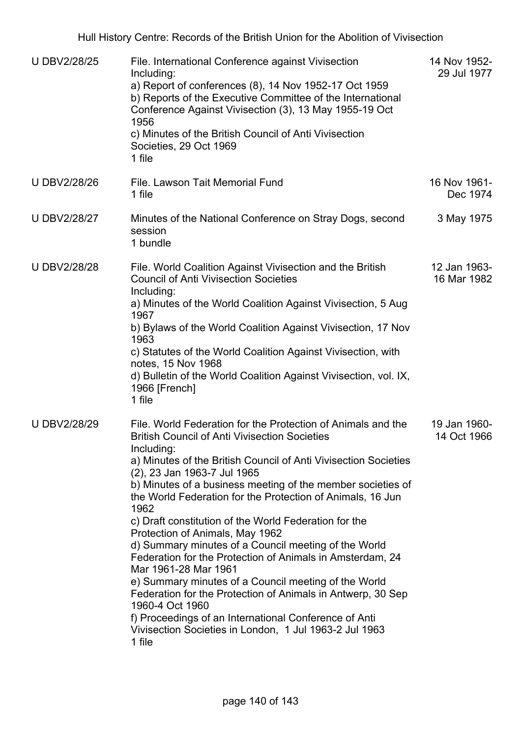| | | |
|---|---|---|
| U DBV2/28/25 | File. International Conference against Vivisection<br>Including:<br>a) Report of conferences (8), 14 Nov 1952-17 Oct 1959<br>b) Reports of the Executive Committee of the International Conference Against Vivisection (3), 13 May 1955-19 Oct 1956<br>c) Minutes of the British Council of Anti Vivisection Societies, 29 Oct 1969<br>1 file | 14 Nov 1952-29 Jul 1977 |
| U DBV2/28/26 | File. Lawson Tait Memorial Fund<br>1 file | 16 Nov 1961-Dec 1974 |
| U DBV2/28/27 | Minutes of the National Conference on Stray Dogs, second session<br>1 bundle | 3 May 1975 |
| U DBV2/28/28 | File. World Coalition Against Vivisection and the British Council of Anti Vivisection Societies<br>Including:<br>a) Minutes of the World Coalition Against Vivisection, 5 Aug 1967<br>b) Bylaws of the World Coalition Against Vivisection, 17 Nov 1963<br>c) Statutes of the World Coalition Against Vivisection, with notes, 15 Nov 1968<br>d) Bulletin of the World Coalition Against Vivisection, vol. IX, 1966 [French]<br>1 file | 12 Jan 1963-16 Mar 1982 |
| U DBV2/28/29 | File. World Federation for the Protection of Animals and the British Council of Anti Vivisection Societies<br>Including:<br>a) Minutes of the British Council of Anti Vivisection Societies (2), 23 Jan 1963-7 Jul 1965<br>b) Minutes of a business meeting of the member societies of the World Federation for the Protection of Animals, 16 Jun 1962<br>c) Draft constitution of the World Federation for the Protection of Animals, May 1962<br>d) Summary minutes of a Council meeting of the World Federation for the Protection of Animals in Amsterdam, 24 Mar 1961-28 Mar 1961<br>e) Summary minutes of a Council meeting of the World Federation for the Protection of Animals in Antwerp, 30 Sep 1960-4 Oct 1960<br>f) Proceedings of an International Conference of Anti Vivisection Societies in London, 1 Jul 1963-2 Jul 1963<br>1 file | 19 Jan 1960-14 Oct 1966 |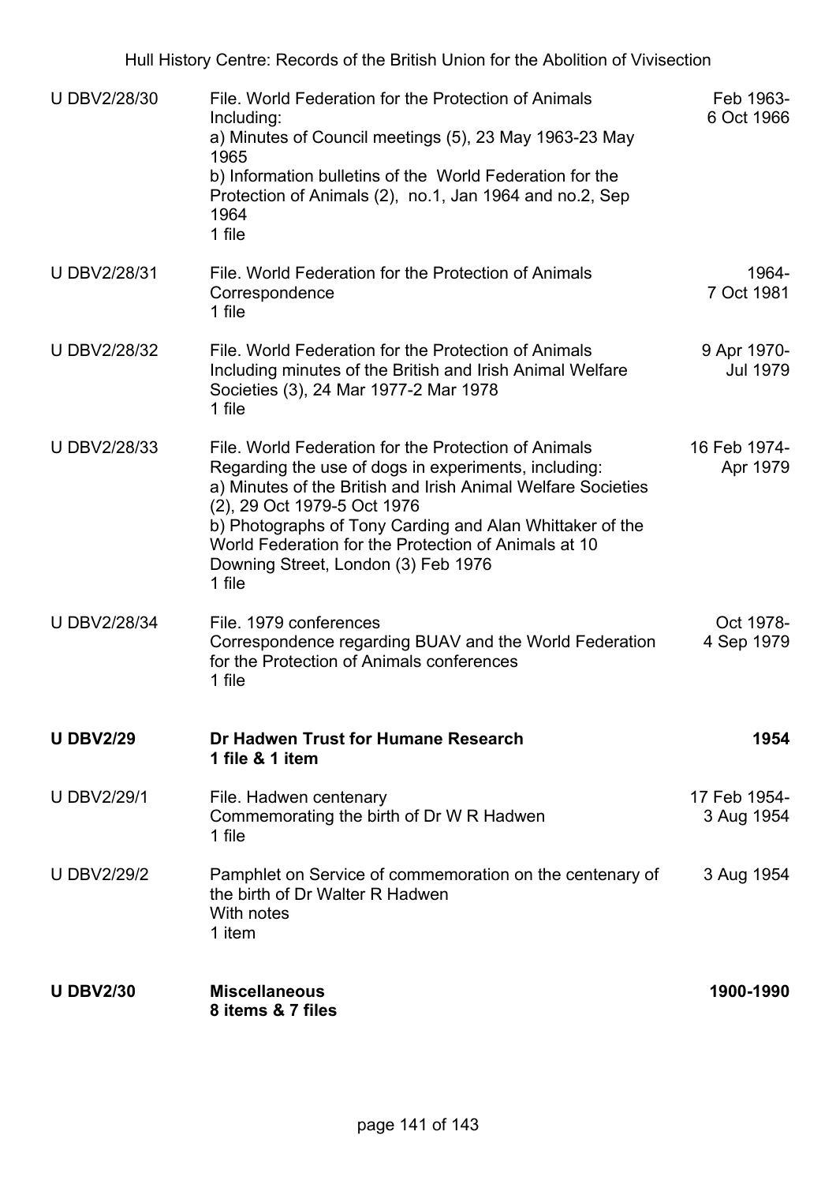| | | |
|---|---|---|
| U DBV2/28/30 | File. World Federation for the Protection of Animals<br>Including:<br>a) Minutes of Council meetings (5), 23 May 1963-23 May 1965<br>b) Information bulletins of the World Federation for the Protection of Animals (2), no.1, Jan 1964 and no.2, Sep 1964<br>1 file | Feb 1963-<br>6 Oct 1966 |
| U DBV2/28/31 | File. World Federation for the Protection of Animals<br>Correspondence<br>1 file | 1964-<br>7 Oct 1981 |
| U DBV2/28/32 | File. World Federation for the Protection of Animals<br>Including minutes of the British and Irish Animal Welfare Societies (3), 24 Mar 1977-2 Mar 1978<br>1 file | 9 Apr 1970-<br>Jul 1979 |
| U DBV2/28/33 | File. World Federation for the Protection of Animals<br>Regarding the use of dogs in experiments, including:<br>a) Minutes of the British and Irish Animal Welfare Societies (2), 29 Oct 1979-5 Oct 1976<br>b) Photographs of Tony Carding and Alan Whittaker of the World Federation for the Protection of Animals at 10 Downing Street, London (3) Feb 1976<br>1 file | 16 Feb 1974-<br>Apr 1979 |
| U DBV2/28/34 | File. 1979 conferences<br>Correspondence regarding BUAV and the World Federation for the Protection of Animals conferences<br>1 file | Oct 1978-<br>4 Sep 1979 |
| **U DBV2/29** | **Dr Hadwen Trust for Humane Research**<br>**1 file & 1 item** | **1954** |
| U DBV2/29/1 | File. Hadwen centenary<br>Commemorating the birth of Dr W R Hadwen<br>1 file | 17 Feb 1954-<br>3 Aug 1954 |
| U DBV2/29/2 | Pamphlet on Service of commemoration on the centenary of the birth of Dr Walter R Hadwen<br>With notes<br>1 item | 3 Aug 1954 |
| **U DBV2/30** | **Miscellaneous**<br>**8 items & 7 files** | **1900-1990** |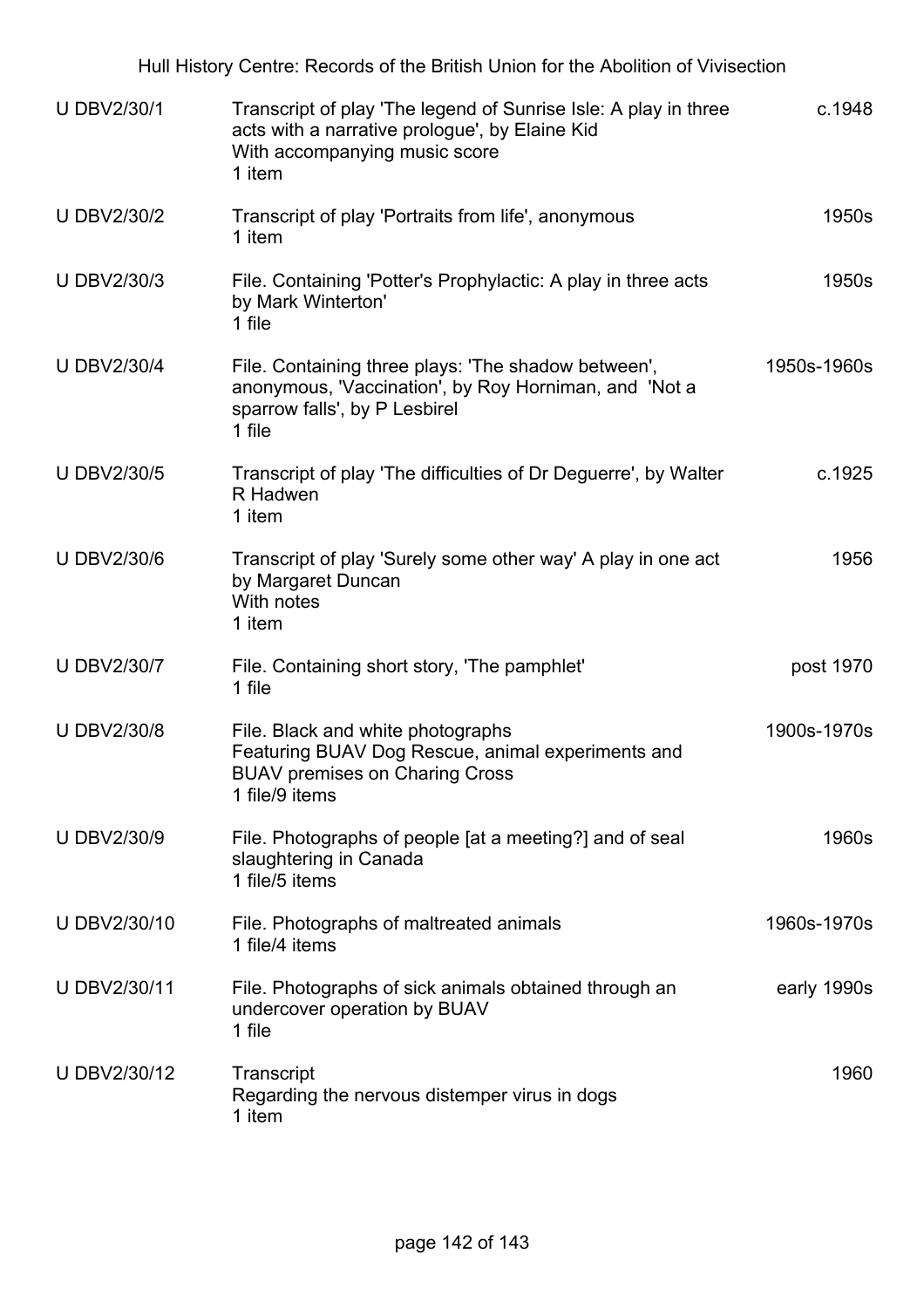| Reference | Description | Date |
| --- | --- | --- |
| U DBV2/30/1 | Transcript of play 'The legend of Sunrise Isle: A play in three acts with a narrative prologue', by Elaine Kid<br>With accompanying music score<br>1 item | c.1948 |
| U DBV2/30/2 | Transcript of play 'Portraits from life', anonymous<br>1 item | 1950s |
| U DBV2/30/3 | File. Containing 'Potter's Prophylactic: A play in three acts by Mark Winterton'<br>1 file | 1950s |
| U DBV2/30/4 | File. Containing three plays: 'The shadow between', anonymous, 'Vaccination', by Roy Horniman, and 'Not a sparrow falls', by P Lesbirel<br>1 file | 1950s-1960s |
| U DBV2/30/5 | Transcript of play 'The difficulties of Dr Deguerre', by Walter R Hadwen<br>1 item | c.1925 |
| U DBV2/30/6 | Transcript of play 'Surely some other way' A play in one act by Margaret Duncan<br>With notes<br>1 item | 1956 |
| U DBV2/30/7 | File. Containing short story, 'The pamphlet'<br>1 file | post 1970 |
| U DBV2/30/8 | File. Black and white photographs<br>Featuring BUAV Dog Rescue, animal experiments and BUAV premises on Charing Cross<br>1 file/9 items | 1900s-1970s |
| U DBV2/30/9 | File. Photographs of people [at a meeting?] and of seal slaughtering in Canada<br>1 file/5 items | 1960s |
| U DBV2/30/10 | File. Photographs of maltreated animals<br>1 file/4 items | 1960s-1970s |
| U DBV2/30/11 | File. Photographs of sick animals obtained through an undercover operation by BUAV<br>1 file | early 1990s |
| U DBV2/30/12 | Transcript<br>Regarding the nervous distemper virus in dogs<br>1 item | 1960 |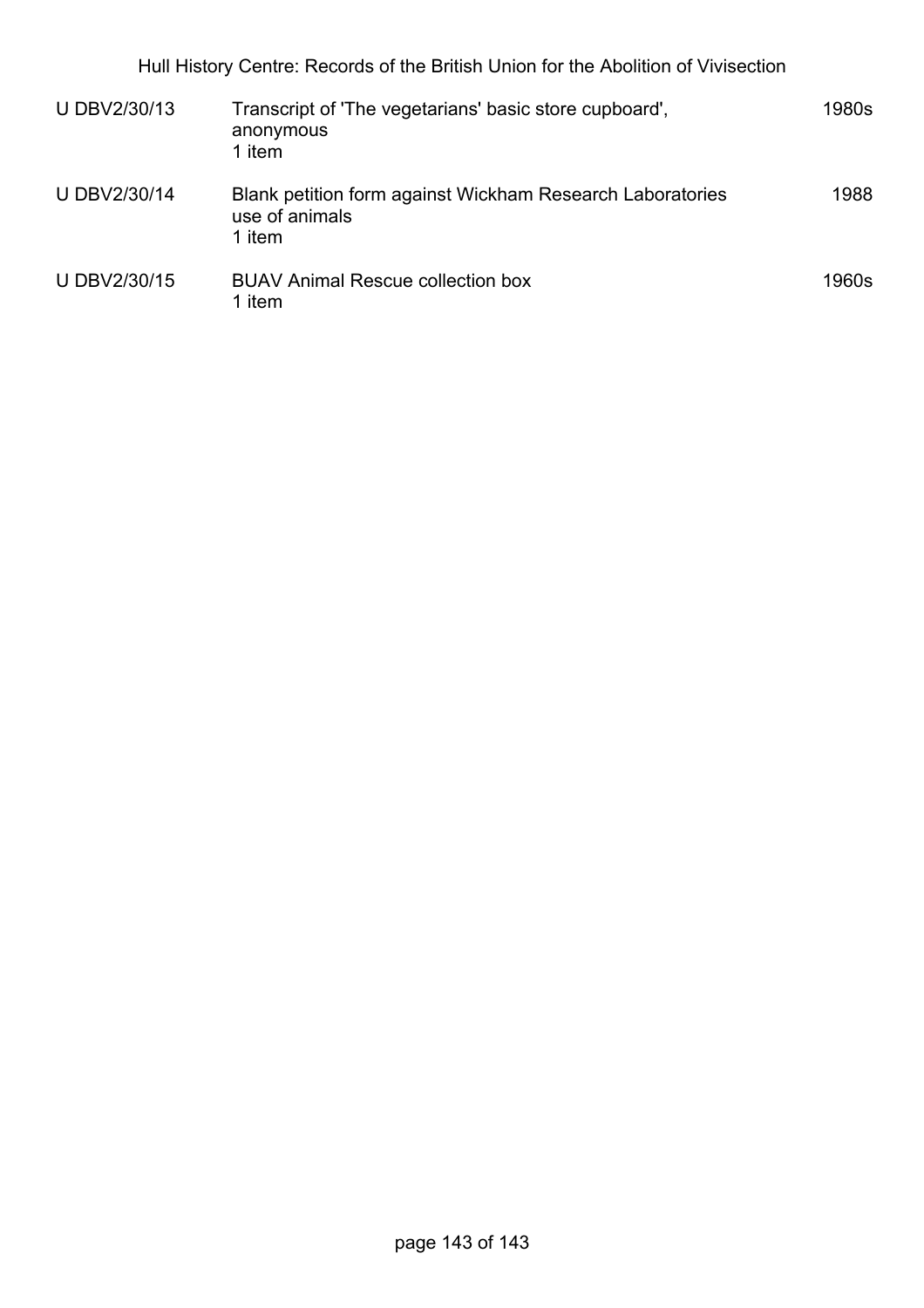| | | |
|---|---|---|
| U DBV2/30/13 | Transcript of 'The vegetarians' basic store cupboard', anonymous<br>1 item | 1980s |
| U DBV2/30/14 | Blank petition form against Wickham Research Laboratories use of animals<br>1 item | 1988 |
| U DBV2/30/15 | BUAV Animal Rescue collection box<br>1 item | 1960s |